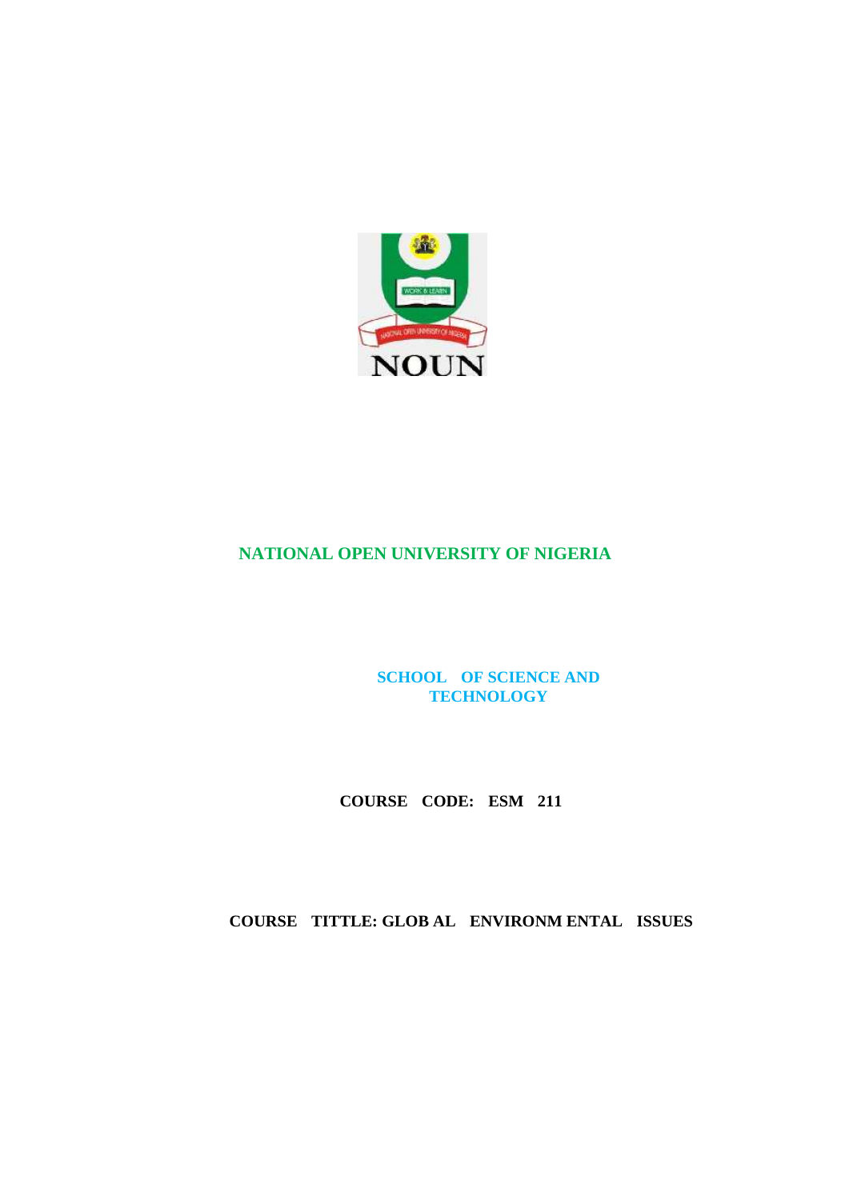NOUN

# NATIONAL OPEN UNIVERSITY OF NIGERIA

## SCHOOL OF SCIENCE AND TECHNOLOGY

**COURSE CODE: ESM 211**

**COURSE TITTLE: GLOB AL ENVIRONM ENTAL ISSUES**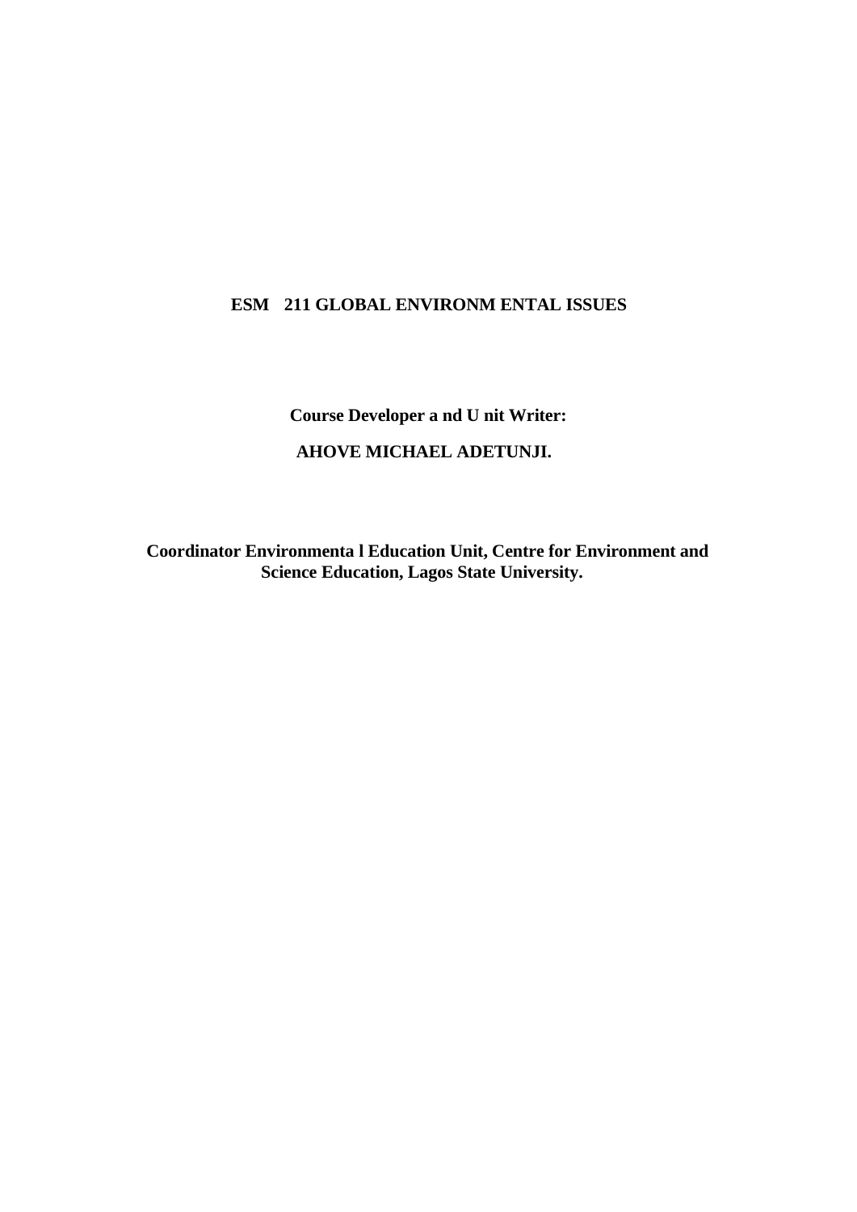**ESM 211 GLOBAL ENVIRONMENTAL ISSUES**

**Course Developer and Unit Writer:**

**AHOVE MICHAEL ADETUNJI.**

**Coordinator Environmental Education Unit, Centre for Environment and Science Education, Lagos State University.**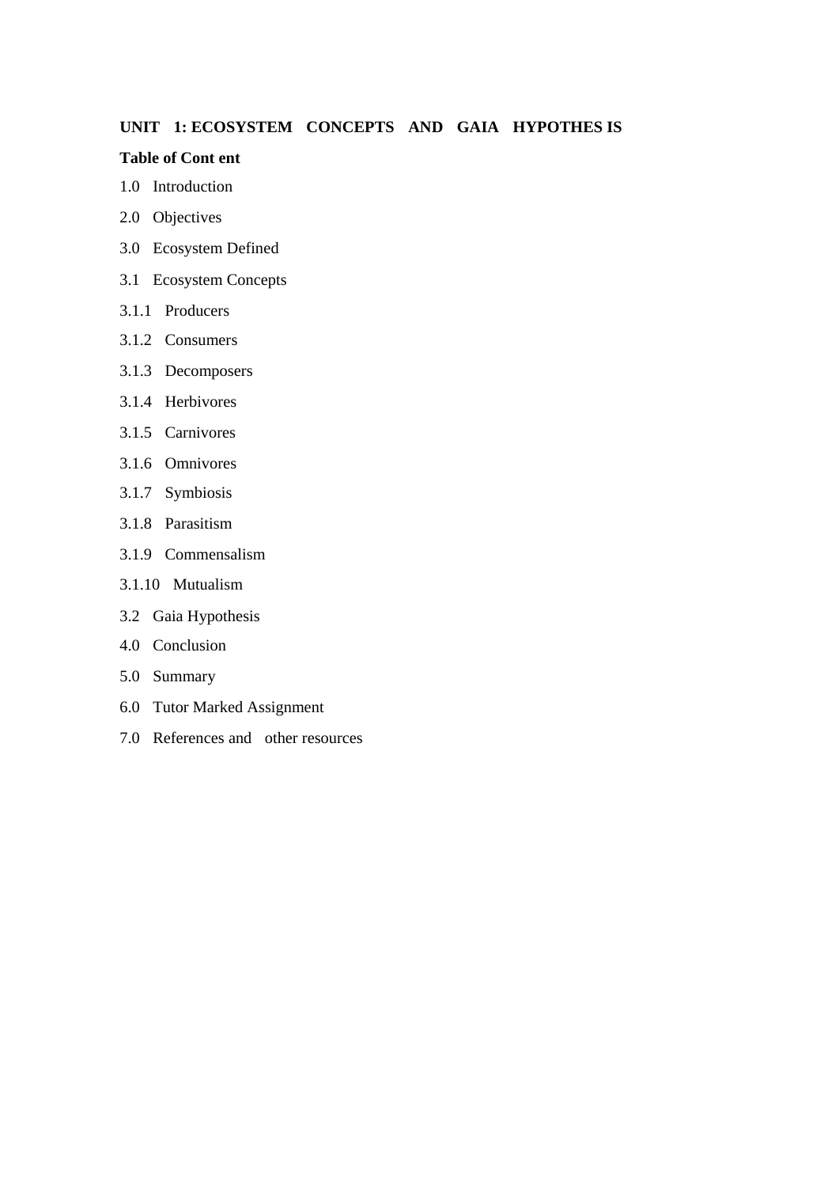**UNIT 1: ECOSYSTEM CONCEPTS AND GAIA HYPOTHES IS**

**Table of Cont ent**

1.0 Introduction

2.0 Objectives

3.0 Ecosystem Defined

3.1 Ecosystem Concepts

3.1.1 Producers

3.1.2 Consumers

3.1.3 Decomposers

3.1.4 Herbivores

3.1.5 Carnivores

3.1.6 Omnivores

3.1.7 Symbiosis

3.1.8 Parasitism

3.1.9 Commensalism

3.1.10 Mutualism

3.2 Gaia Hypothesis

4.0 Conclusion

5.0 Summary

6.0 Tutor Marked Assignment

7.0 References and other resources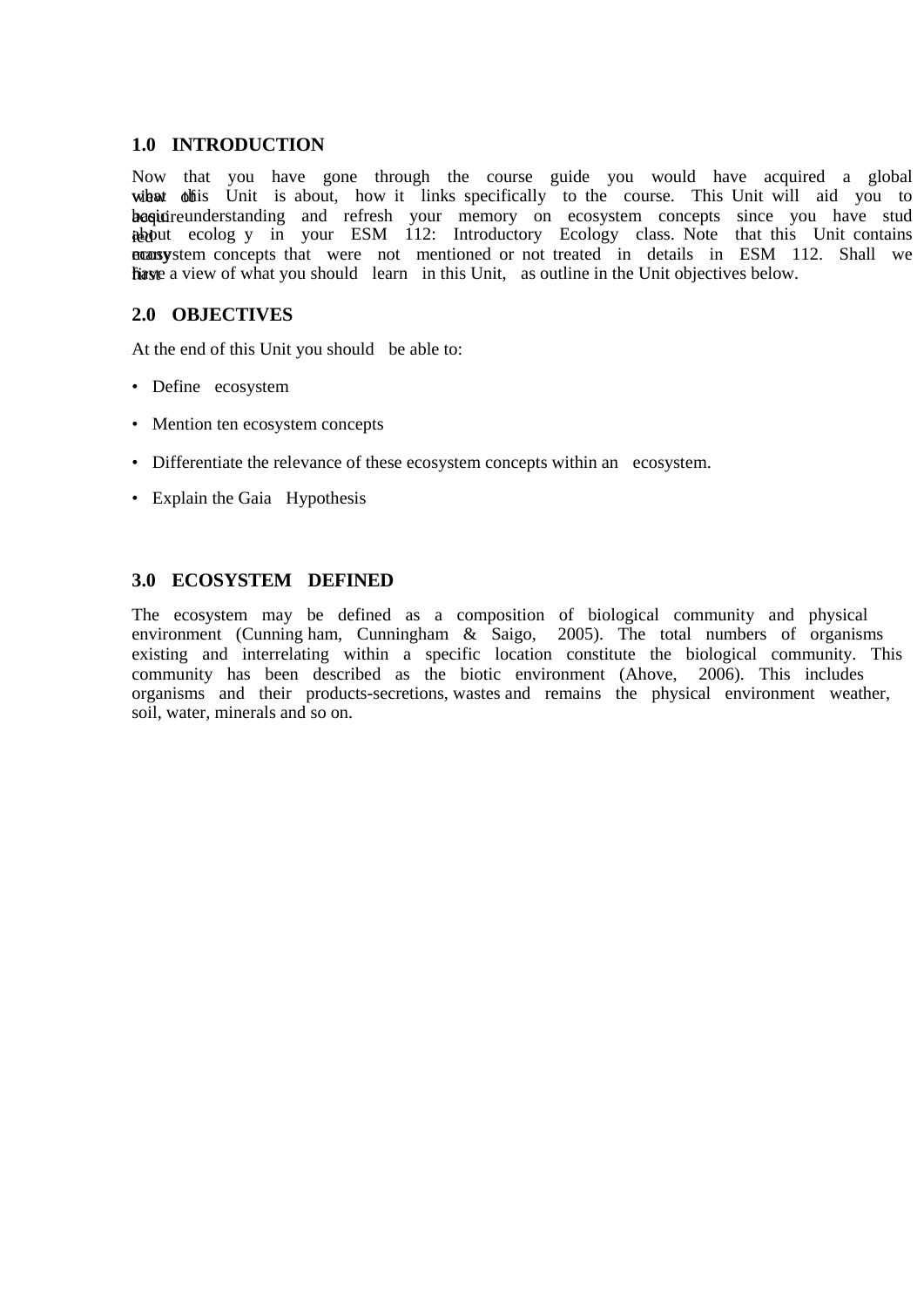## 1.0 INTRODUCTION

Now that you have gone through the course guide you would have acquired a global view of what this Unit is about, how it links specifically to the course. This Unit will aid you to acquire basic understanding and refresh your memory on ecosystem concepts since you have studied about ecology in your ESM 112: Introductory Ecology class. Note that this Unit contains many ecosystem concepts that were not mentioned or not treated in details in ESM 112. Shall we first have a view of what you should learn in this Unit, as outline in the Unit objectives below.

## 2.0 OBJECTIVES

At the end of this Unit you should be able to:

- Define ecosystem
- Mention ten ecosystem concepts
- Differentiate the relevance of these ecosystem concepts within an ecosystem.
- Explain the Gaia Hypothesis

## 3.0 ECOSYSTEM DEFINED

The ecosystem may be defined as a composition of biological community and physical environment (Cunning ham, Cunningham & Saigo, 2005). The total numbers of organisms existing and interrelating within a specific location constitute the biological community. This community has been described as the biotic environment (Ahove, 2006). This includes organisms and their products-secretions, wastes and remains the physical environment weather, soil, water, minerals and so on.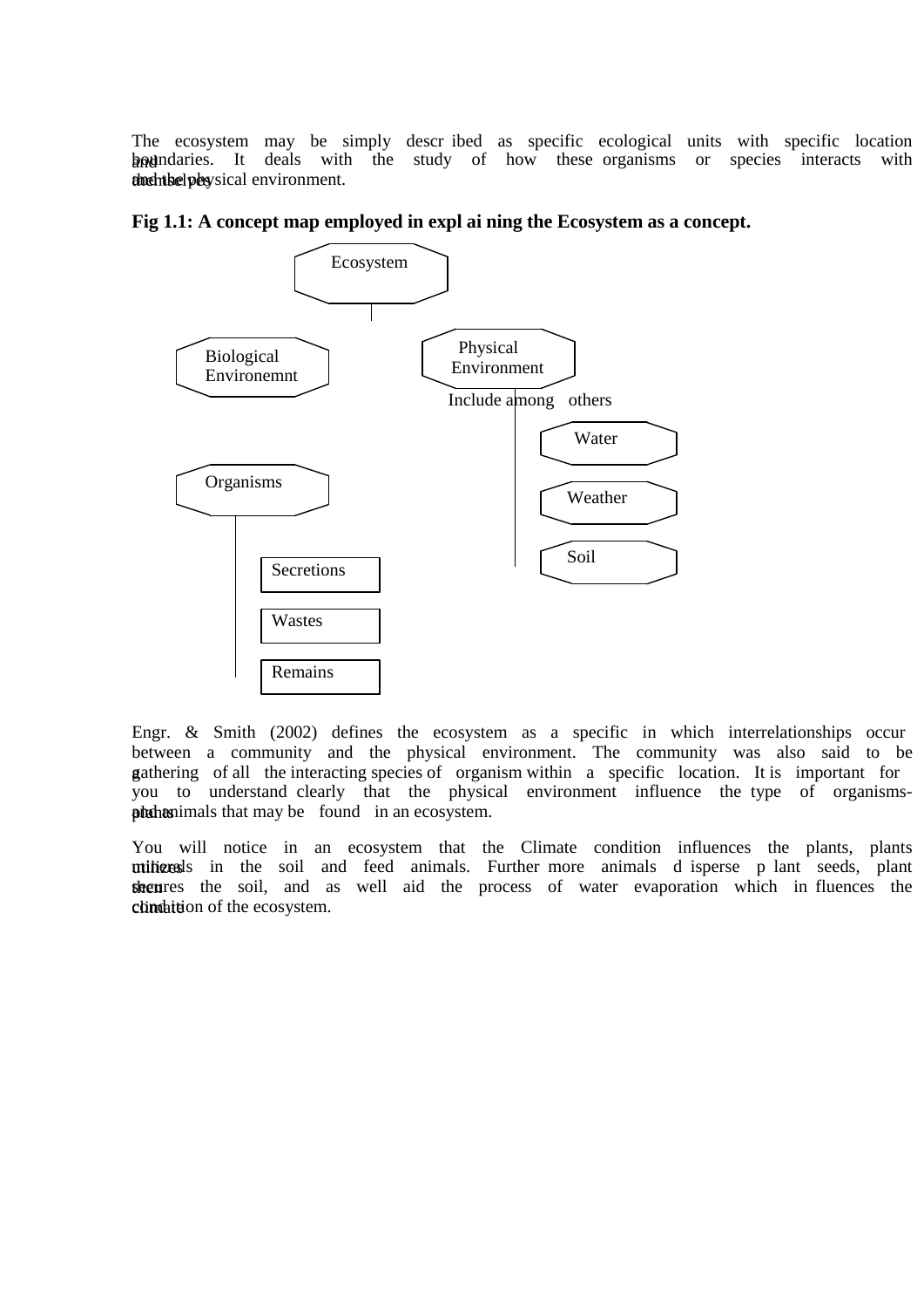The ecosystem may be simply described as specific ecological units with specific location and boundaries. It deals with the study of how these organisms or species interacts with themselves and the physical environment.

**Fig 1.1: A concept map employed in explaining the Ecosystem as a concept.**

Ecosystem

Biological Environemnt

Physical Environment

Include among others

Water

Weather

Soil

Organisms

Secretions

Wastes

Remains

Engr. & Smith (2002) defines the ecosystem as a specific in which interrelationships occur between a community and the physical environment. The community was also said to be a gathering of all the interacting species of organism within a specific location. It is important for you to understand clearly that the physical environment influence the type of organisms-plants and animals that may be found in an ecosystem.

You will notice in an ecosystem that the Climate condition influences the plants, plants utilizes minerals in the soil and feed animals. Further more animals disperse plant seeds, plant stem secures the soil, and as well aid the process of water evaporation which in fluences the climate condition of the ecosystem.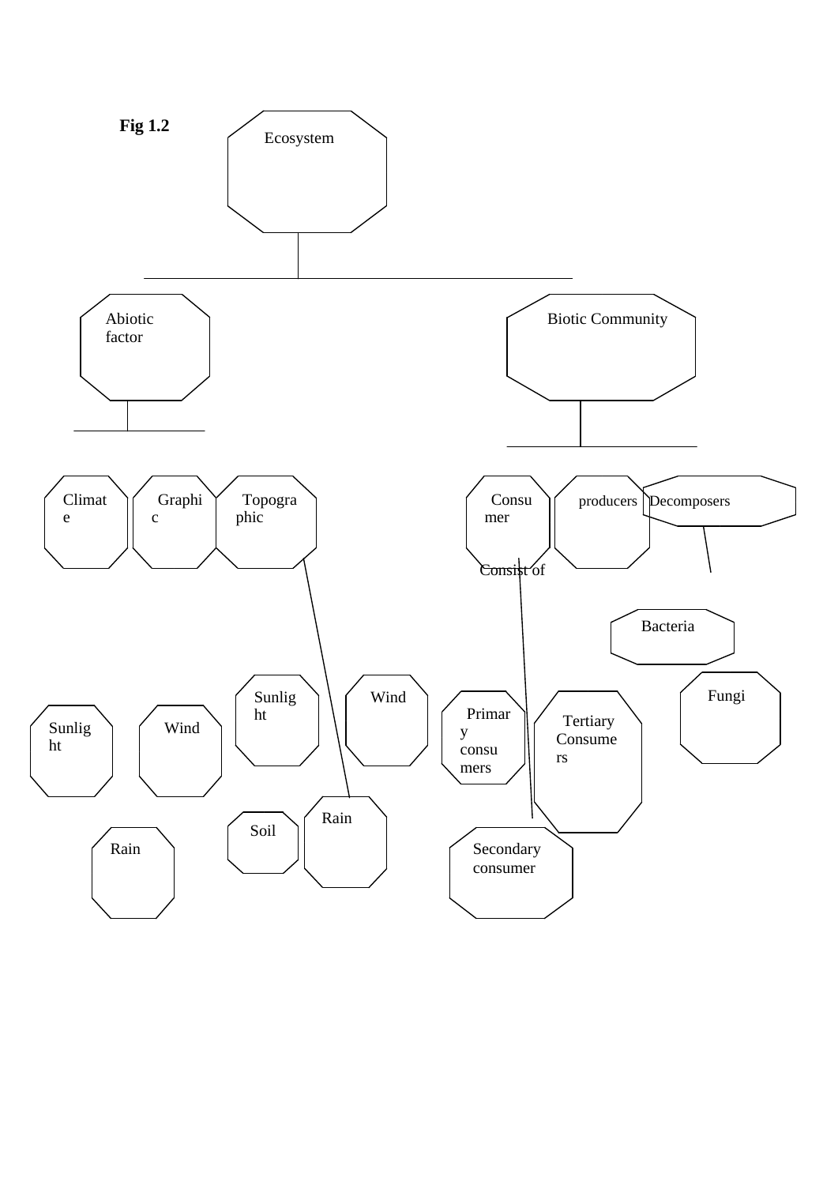**Fig 1.2**

Ecosystem

Abiotic factor

Biotic Community

Climate

Graphic

Topographic

Consumer

producers

Decomposers

Consist of

Bacteria

Sunlight

Wind

Fungi

Primary consumers

Tertiary Consumers

Sunlight

Wind

Rain

Soil

Rain

Secondary consumer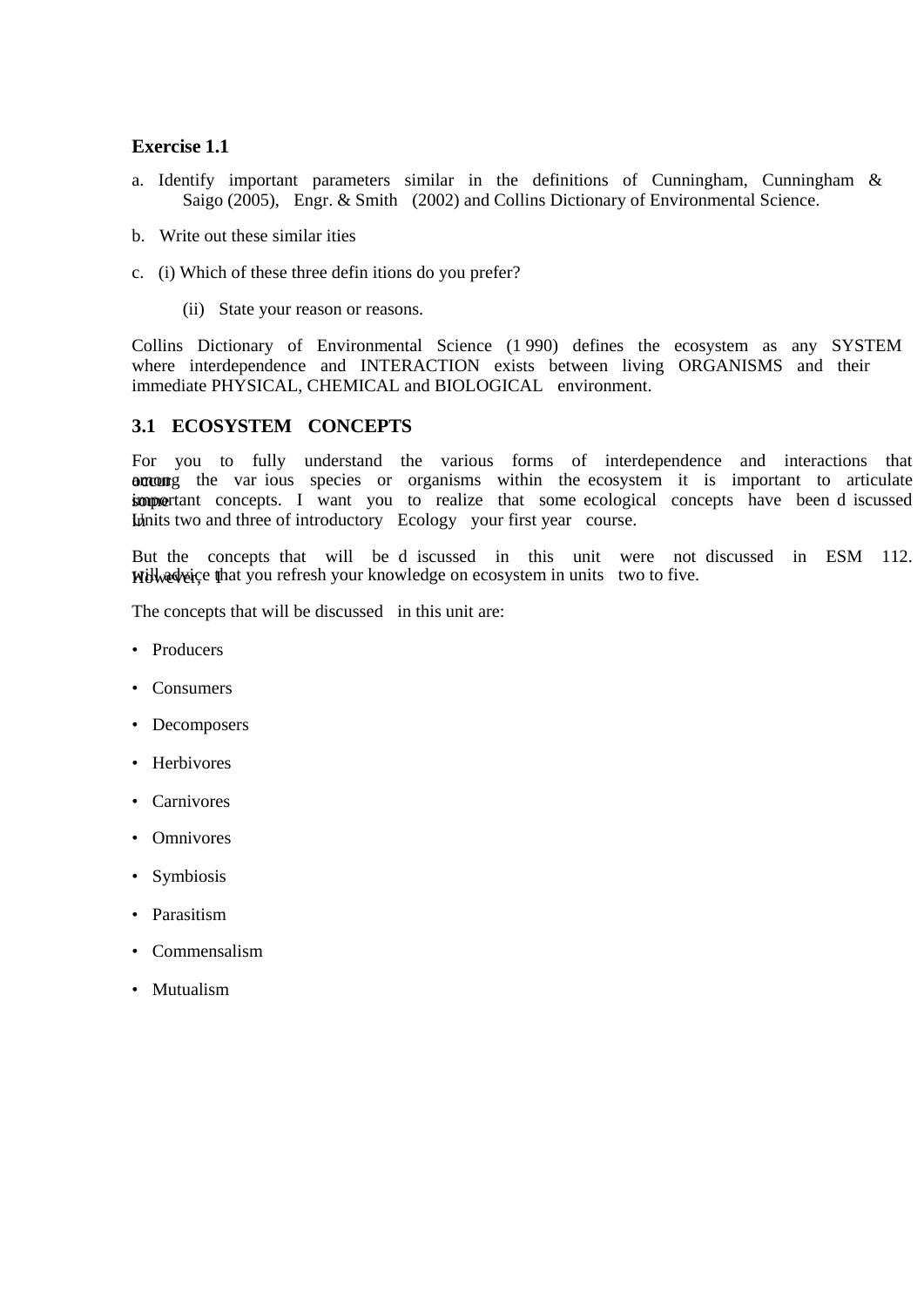**Exercise 1.1**

a. Identify important parameters similar in the definitions of Cunningham, Cunningham & Saigo (2005), Engr. & Smith (2002) and Collins Dictionary of Environmental Science.

b. Write out these similarities

c. (i) Which of these three definitions do you prefer?

   (ii) State your reason or reasons.

Collins Dictionary of Environmental Science (1990) defines the ecosystem as any SYSTEM where interdependence and INTERACTION exists between living ORGANISMS and their immediate PHYSICAL, CHEMICAL and BIOLOGICAL environment.

### 3.1 ECOSYSTEM CONCEPTS

For you to fully understand the various forms of interdependence and interactions that occur among the various species or organisms within the ecosystem it is important to articulate some important concepts. I want you to realize that some ecological concepts have been discussed in Units two and three of introductory Ecology your first year course.

But the concepts that will be discussed in this unit were not discussed in ESM 112. However, I will advice that you refresh your knowledge on ecosystem in units two to five.

The concepts that will be discussed in this unit are:

- Producers
- Consumers
- Decomposers
- Herbivores
- Carnivores
- Omnivores
- Symbiosis
- Parasitism
- Commensalism
- Mutualism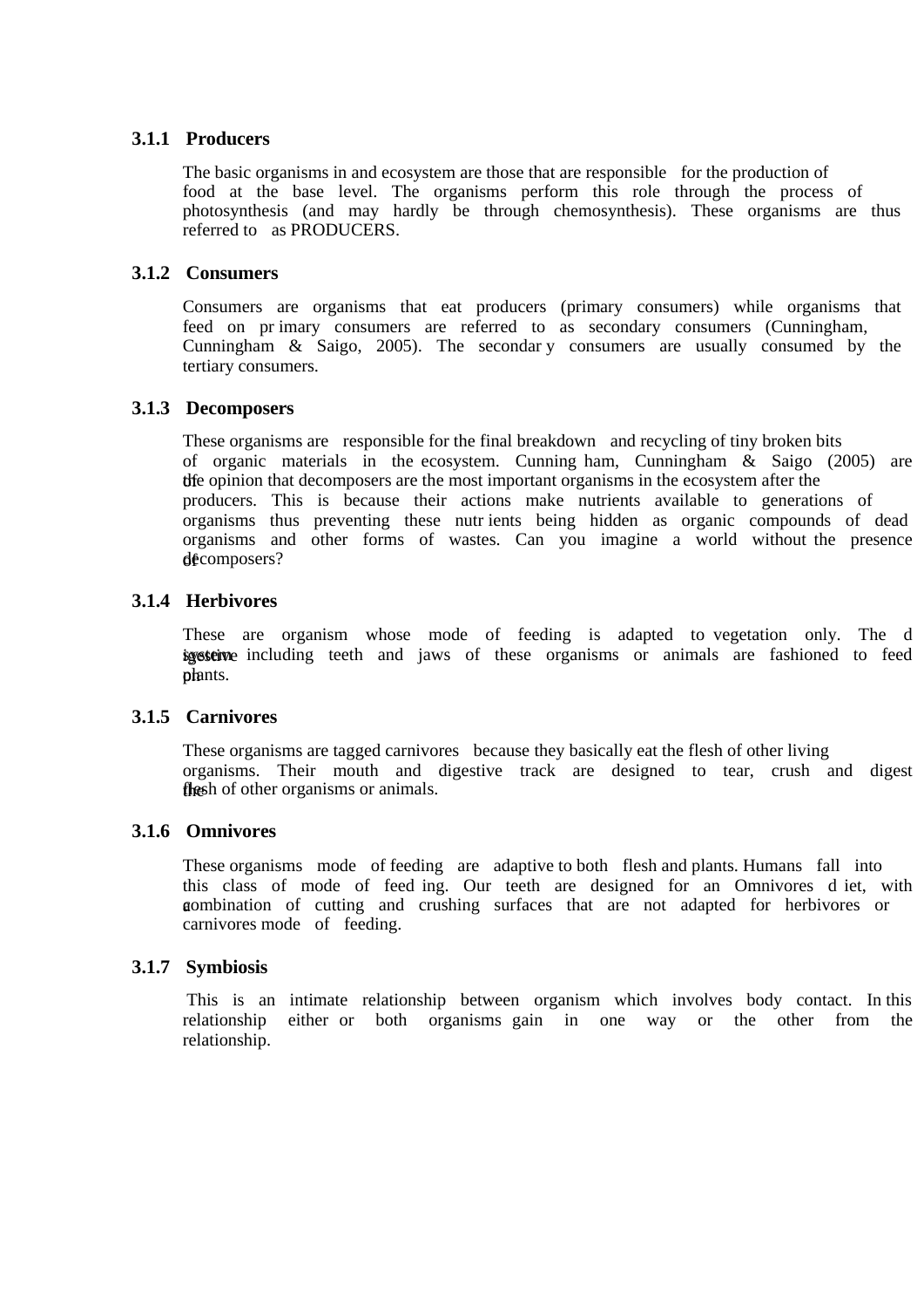### 3.1.1 Producers

The basic organisms in and ecosystem are those that are responsible for the production of food at the base level. The organisms perform this role through the process of photosynthesis (and may hardly be through chemosynthesis). These organisms are thus referred to as PRODUCERS.

### 3.1.2 Consumers

Consumers are organisms that eat producers (primary consumers) while organisms that feed on primary consumers are referred to as secondary consumers (Cunningham, Cunningham & Saigo, 2005). The secondary consumers are usually consumed by the tertiary consumers.

### 3.1.3 Decomposers

These organisms are responsible for the final breakdown and recycling of tiny broken bits of organic materials in the ecosystem. Cunningham, Cunningham & Saigo (2005) are of the opinion that decomposers are the most important organisms in the ecosystem after the producers. This is because their actions make nutrients available to generations of organisms thus preventing these nutrients being hidden as organic compounds of dead organisms and other forms of wastes. Can you imagine a world without the presence of decomposers?

### 3.1.4 Herbivores

These are organism whose mode of feeding is adapted to vegetation only. The digestive system including teeth and jaws of these organisms or animals are fashioned to feed on plants.

### 3.1.5 Carnivores

These organisms are tagged carnivores because they basically eat the flesh of other living organisms. Their mouth and digestive track are designed to tear, crush and digest the flesh of other organisms or animals.

### 3.1.6 Omnivores

These organisms mode of feeding are adaptive to both flesh and plants. Humans fall into this class of mode of feeding. Our teeth are designed for an Omnivores diet, with a combination of cutting and crushing surfaces that are not adapted for herbivores or carnivores mode of feeding.

### 3.1.7 Symbiosis

This is an intimate relationship between organism which involves body contact. In this relationship either or both organisms gain in one way or the other from the relationship.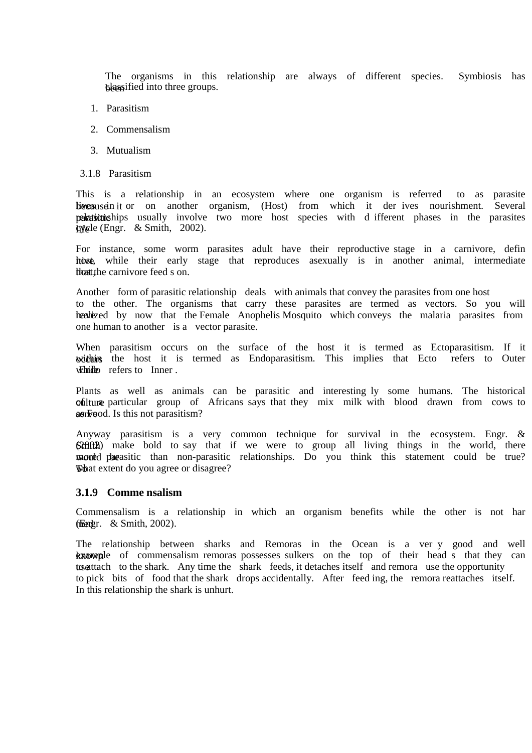The organisms in this relationship are always of different species. Symbiosis has been classified into three groups.

1. Parasitism
2. Commensalism
3. Mutualism

3.1.8 Parasitism

This is a relationship in an ecosystem where one organism is referred to as parasite because it lives in or on another organism, (Host) from which it derives nourishment. Several parasitic relationships usually involve two more host species with different phases in the parasites life cycle (Engr. & Smith, 2002).

For instance, some worm parasites adult have their reproductive stage in a carnivore, define host, while their early stage that reproduces asexually is in another animal, intermediate host, that the carnivore feeds on.

Another form of parasitic relationship deals with animals that convey the parasites from one host to the other. The organisms that carry these parasites are termed as vectors. So you will have realized by now that the Female Anophelis Mosquito which conveys the malaria parasites from one human to another is a vector parasite.

When parasitism occurs on the surface of the host it is termed as Ectoparasitism. If it occurs within the host it is termed as Endoparasitism. This implies that Ecto refers to Outer while Endo refers to Inner.

Plants as well as animals can be parasitic and interestingly some humans. The historical culture of a particular group of Africans says that they mix milk with blood drawn from cows to serve as Food. Is this not parasitism?

Anyway parasitism is a very common technique for survival in the ecosystem. Engr. & Smith (2002) make bold to say that if we were to group all living things in the world, there would be more parasitic than non-parasitic relationships. Do you think this statement could be true? To what extent do you agree or disagree?

### 3.1.9 Commensalism

Commensalism is a relationship in which an organism benefits while the other is not harmed (Engr. & Smith, 2002).

The relationship between sharks and Remoras in the Ocean is a very good and well known example of commensalism remoras possesses sulkers on the top of their heads that they can use to attach to the shark. Any time the shark feeds, it detaches itself and remora use the opportunity to pick bits of food that the shark drops accidentally. After feeding, the remora reattaches itself. In this relationship the shark is unhurt.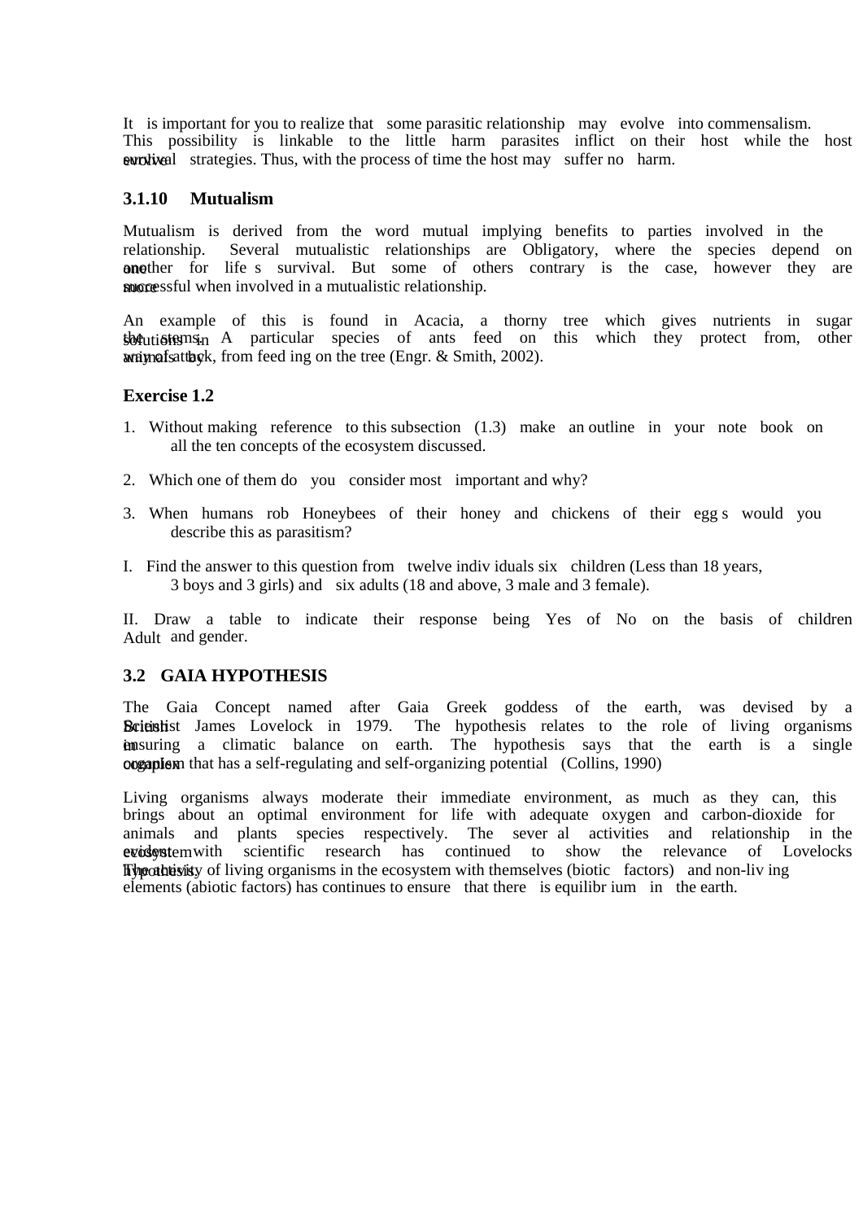It is important for you to realize that some parasitic relationship may evolve into commensalism. This possibility is linkable to the little harm parasites inflict on their host while the host evolve survival strategies. Thus, with the process of time the host may suffer no harm.

### 3.1.10 Mutualism

Mutualism is derived from the word mutual implying benefits to parties involved in the relationship. Several mutualistic relationships are Obligatory, where the species depend on one another for life s survival. But some of others contrary is the case, however they are more successful when involved in a mutualistic relationship.

An example of this is found in Acacia, a thorny tree which gives nutrients in sugar solutions in the stems. A particular species of ants feed on this which they protect from, other animals by way of attack, from feed ing on the tree (Engr. & Smith, 2002).

### Exercise 1.2

1. Without making reference to this subsection (1.3) make an outline in your note book on all the ten concepts of the ecosystem discussed.
2. Which one of them do you consider most important and why?
3. When humans rob Honeybees of their honey and chickens of their egg s would you describe this as parasitism?

I. Find the answer to this question from twelve indiv iduals six children (Less than 18 years, 3 boys and 3 girls) and six adults (18 and above, 3 male and 3 female).

II. Draw a table to indicate their response being Yes of No on the basis of children Adult and gender.

## 3.2 GAIA HYPOTHESIS

The Gaia Concept named after Gaia Greek goddess of the earth, was devised by a British Scientist James Lovelock in 1979. The hypothesis relates to the role of living organisms in ensuring a climatic balance on earth. The hypothesis says that the earth is a single complex organism that has a self-regulating and self-organizing potential (Collins, 1990)

Living organisms always moderate their immediate environment, as much as they can, this brings about an optimal environment for life with adequate oxygen and carbon-dioxide for animals and plants species respectively. The sever al activities and relationship in the ecosystem evident with scientific research has continued to show the relevance of Lovelocks hypothesis. The activity of living organisms in the ecosystem with themselves (biotic factors) and non-liv ing elements (abiotic factors) has continues to ensure that there is equilibr ium in the earth.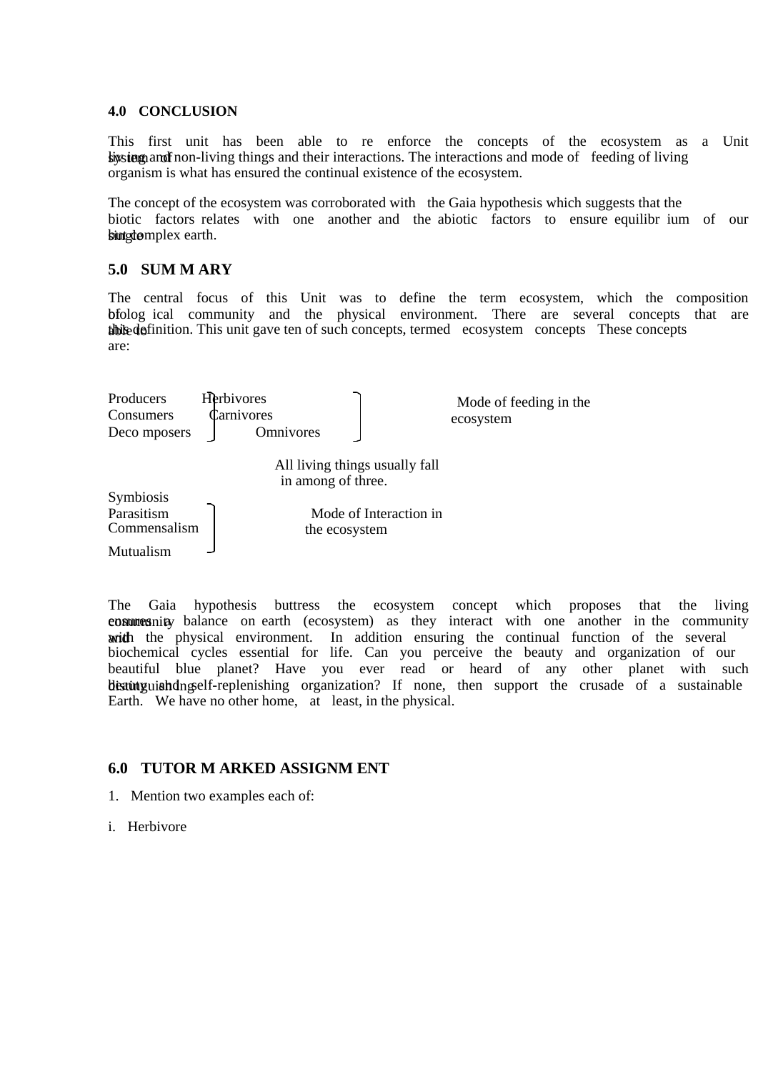## 4.0 CONCLUSION

This first unit has been able to re enforce the concepts of the ecosystem as a Unit system of living and non-living things and their interactions. The interactions and mode of feeding of living organism is what has ensured the continual existence of the ecosystem.

The concept of the ecosystem was corroborated with the Gaia hypothesis which suggests that the biotic factors relates with one another and the abiotic factors to ensure equilibrium of our single but complex earth.

## 5.0 SUMMARY

The central focus of this Unit was to define the term ecosystem, which the composition of biological community and the physical environment. There are several concepts that are able to this definition. This unit gave ten of such concepts, termed ecosystem concepts These concepts are:

Producers — Herbivores
Consumers — Carnivores
Decomposers — Omnivores

Mode of feeding in the ecosystem

All living things usually fall in among of three.

Symbiosis
Parasitism
Commensalism
Mutualism

Mode of Interaction in the ecosystem

The Gaia hypothesis buttress the ecosystem concept which proposes that the living community ensures balance on earth (ecosystem) as they interact with one another in the community and with the physical environment. In addition ensuring the continual function of the several biochemical cycles essential for life. Can you perceive the beauty and organization of our beautiful blue planet? Have you ever read or heard of any other planet with such distinguishing beauty and self-replenishing organization? If none, then support the crusade of a sustainable Earth. We have no other home, at least, in the physical.

## 6.0 TUTOR MARKED ASSIGNMENT

1. Mention two examples each of:

i. Herbivore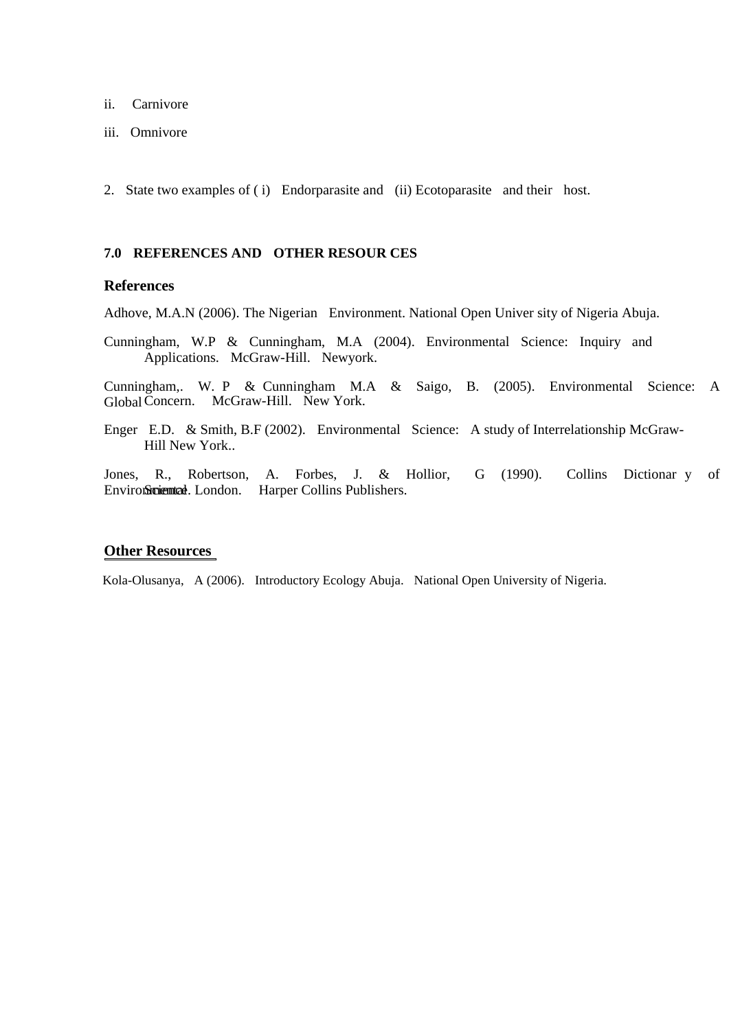ii. Carnivore

iii. Omnivore

2. State two examples of ( i) Endorparasite and (ii) Ecotoparasite and their host.

**7.0 REFERENCES AND OTHER RESOUR CES**

**References**

Adhove, M.A.N (2006). The Nigerian Environment. National Open Univer sity of Nigeria Abuja.

Cunningham, W.P & Cunningham, M.A (2004). Environmental Science: Inquiry and Applications. McGraw-Hill. Newyork.

Cunningham,. W. P & Cunningham M.A & Saigo, B. (2005). Environmental Science: A Global Concern. McGraw-Hill. New York.

Enger E.D. & Smith, B.F (2002). Environmental Science: A study of Interrelationship McGraw-Hill New York..

Jones, R., Robertson, A. Forbes, J. & Hollior, G (1990). Collins Dictionar y of Environmental Science. London. Harper Collins Publishers.

**Other Resources**

Kola-Olusanya, A (2006). Introductory Ecology Abuja. National Open University of Nigeria.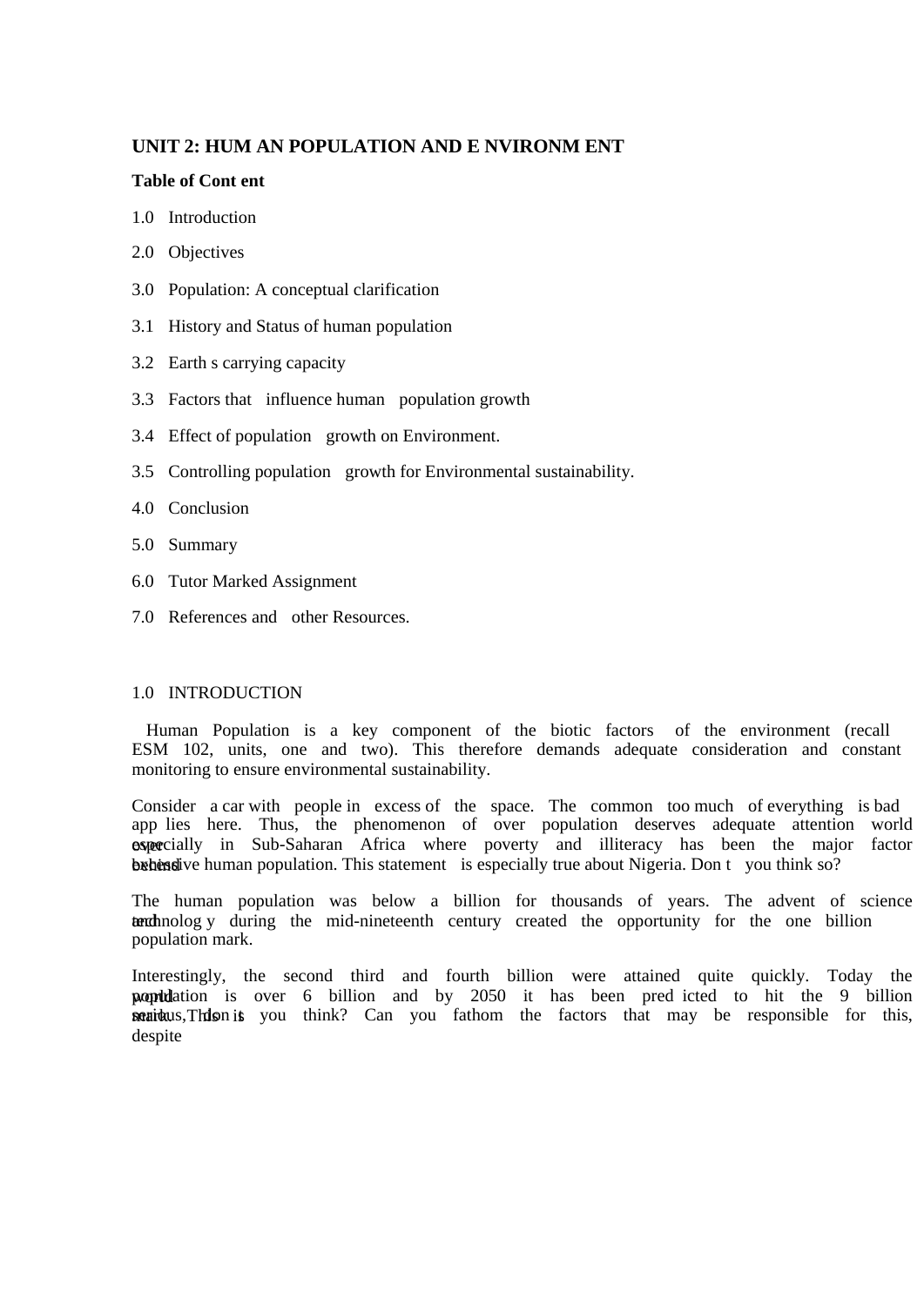**UNIT 2: HUM AN POPULATION AND E NVIRONM ENT**

**Table of Cont ent**

1.0 Introduction

2.0 Objectives

3.0 Population: A conceptual clarification

3.1 History and Status of human population

3.2 Earth s carrying capacity

3.3 Factors that influence human population growth

3.4 Effect of population growth on Environment.

3.5 Controlling population growth for Environmental sustainability.

4.0 Conclusion

5.0 Summary

6.0 Tutor Marked Assignment

7.0 References and other Resources.

## 1.0 INTRODUCTION

Human Population is a key component of the biotic factors of the environment (recall ESM 102, units, one and two). This therefore demands adequate consideration and constant monitoring to ensure environmental sustainability.

Consider a car with people in excess of the space. The common too much of everything is bad app lies here. Thus, the phenomenon of over population deserves adequate attention world over especially in Sub-Saharan Africa where poverty and illiteracy has been the major factor behind extensive human population. This statement is especially true about Nigeria. Don t you think so?

The human population was below a billion for thousands of years. The advent of science and technolog y during the mid-nineteenth century created the opportunity for the one billion population mark.

Interestingly, the second third and fourth billion were attained quite quickly. Today the world population is over 6 billion and by 2050 it has been pred icted to hit the 9 billion mark. This is serious, don t you think? Can you fathom the factors that may be responsible for this, despite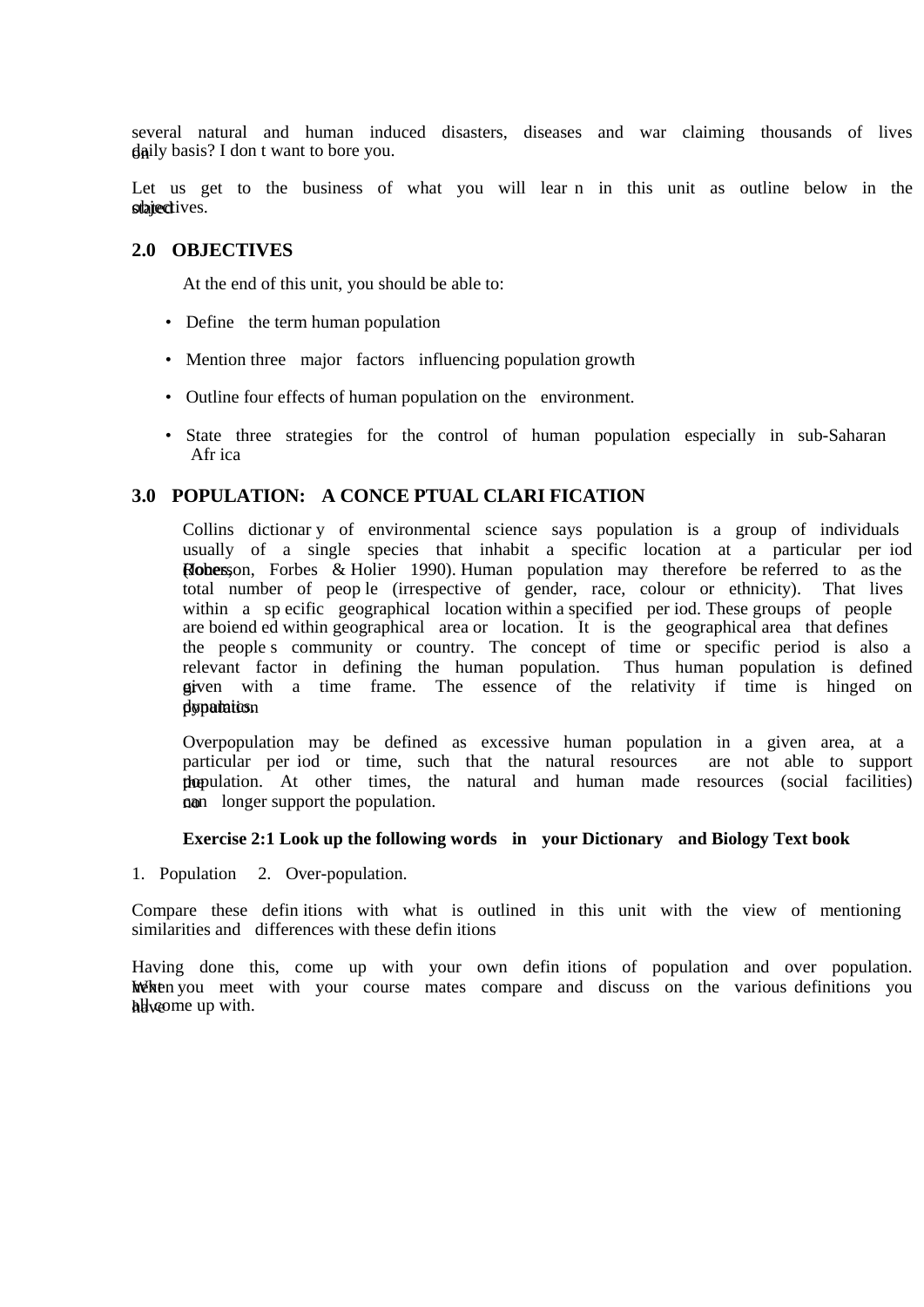several natural and human induced disasters, diseases and war claiming thousands of lives on daily basis? I don t want to bore you.

Let us get to the business of what you will lear n in this unit as outline below in the stated objectives.

## 2.0 OBJECTIVES

At the end of this unit, you should be able to:

- Define the term human population
- Mention three major factors influencing population growth
- Outline four effects of human population on the environment.
- State three strategies for the control of human population especially in sub-Saharan Afr ica

## 3.0 POPULATION: A CONCE PTUAL CLARI FICATION

Collins dictionar y of environmental science says population is a group of individuals usually of a single species that inhabit a specific location at a particular per iod (Robertson, Forbes & Holier 1990). Human population may therefore be referred to as the total number of peop le (irrespective of gender, race, colour or ethnicity). That lives within a sp ecific geographical location within a specified per iod. These groups of people are boiend ed within geographical area or location. It is the geographical area that defines the people s community or country. The concept of time or specific period is also a relevant factor in defining the human population. Thus human population is defined given with a time frame. The essence of the relativity if time is hinged on population dynamics.

Overpopulation may be defined as excessive human population in a given area, at a particular per iod or time, such that the natural resources are not able to support the population. At other times, the natural and human made resources (social facilities) can no longer support the population.

**Exercise 2:1 Look up the following words in your Dictionary and Biology Text book**

1. Population 2. Over-population.

Compare these defin itions with what is outlined in this unit with the view of mentioning similarities and differences with these defin itions

Having done this, come up with your own defin itions of population and over population. When you meet with your course mates compare and discuss on the various definitions you all have come up with.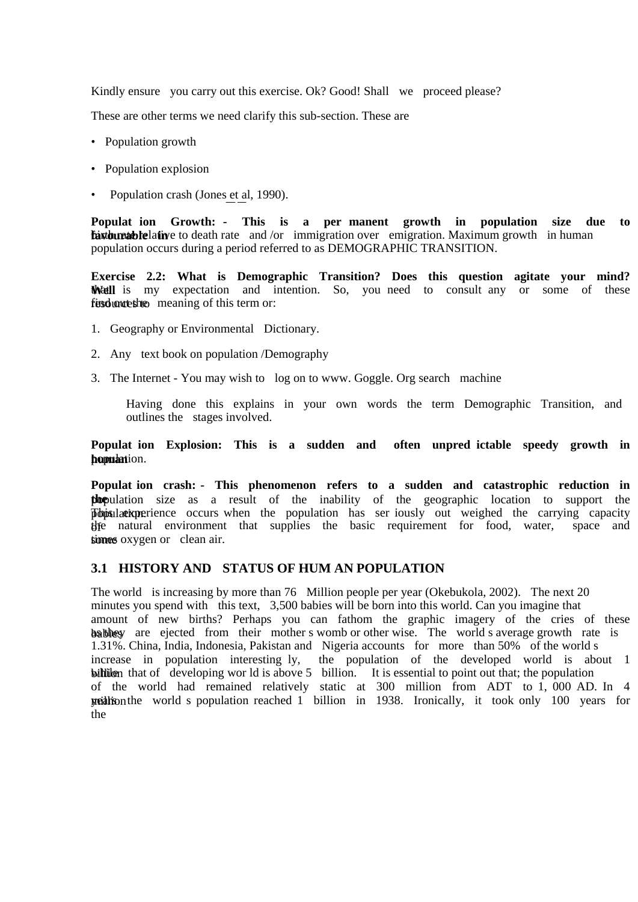Kindly ensure you carry out this exercise. Ok? Good! Shall we proceed please?

These are other terms we need clarify this sub-section. These are

- Population growth
- Population explosion
- Population crash (Jones et al, 1990).

**Population Growth: -** This is a permanent growth in population size due to **favourable** birth rate relative to death rate and /or immigration over emigration. Maximum growth in human population occurs during a period referred to as DEMOGRAPHIC TRANSITION.

**Exercise 2.2: What is Demographic Transition? Does this question agitate your mind? Well** that is my expectation and intention. So, you need to consult any or some of these resources to find out the meaning of this term or:

1. Geography or Environmental Dictionary.
2. Any text book on population /Demography
3. The Internet - You may wish to log on to www. Goggle. Org search machine

Having done this explains in your own words the term Demographic Transition, and outlines the stages involved.

**Population Explosion: This is a sudden and often unpredictable speedy growth in human** population.

**Population crash: - This phenomenon refers to a sudden and catastrophic reduction in the** population size as a result of the inability of the geographic location to support the population. This experience occurs when the population has seriously out weighed the carrying capacity of the natural environment that supplies the basic requirement for food, water, space and sometimes oxygen or clean air.

## 3.1 HISTORY AND STATUS OF HUMAN POPULATION

The world is increasing by more than 76 Million people per year (Okebukola, 2002). The next 20 minutes you spend with this text, 3,500 babies will be born into this world. Can you imagine that amount of new births? Perhaps you can fathom the graphic imagery of the cries of these babies as they are ejected from their mother s womb or other wise. The world s average growth rate is 1.31%. China, India, Indonesia, Pakistan and Nigeria accounts for more than 50% of the world s increase in population interesting ly, the population of the developed world is about 1 billion while that of developing wor ld is above 5 billion. It is essential to point out that; the population of the world had remained relatively static at 300 million from ADT to 1, 000 AD. In 4 million years the world s population reached 1 billion in 1938. Ironically, it took only 100 years for the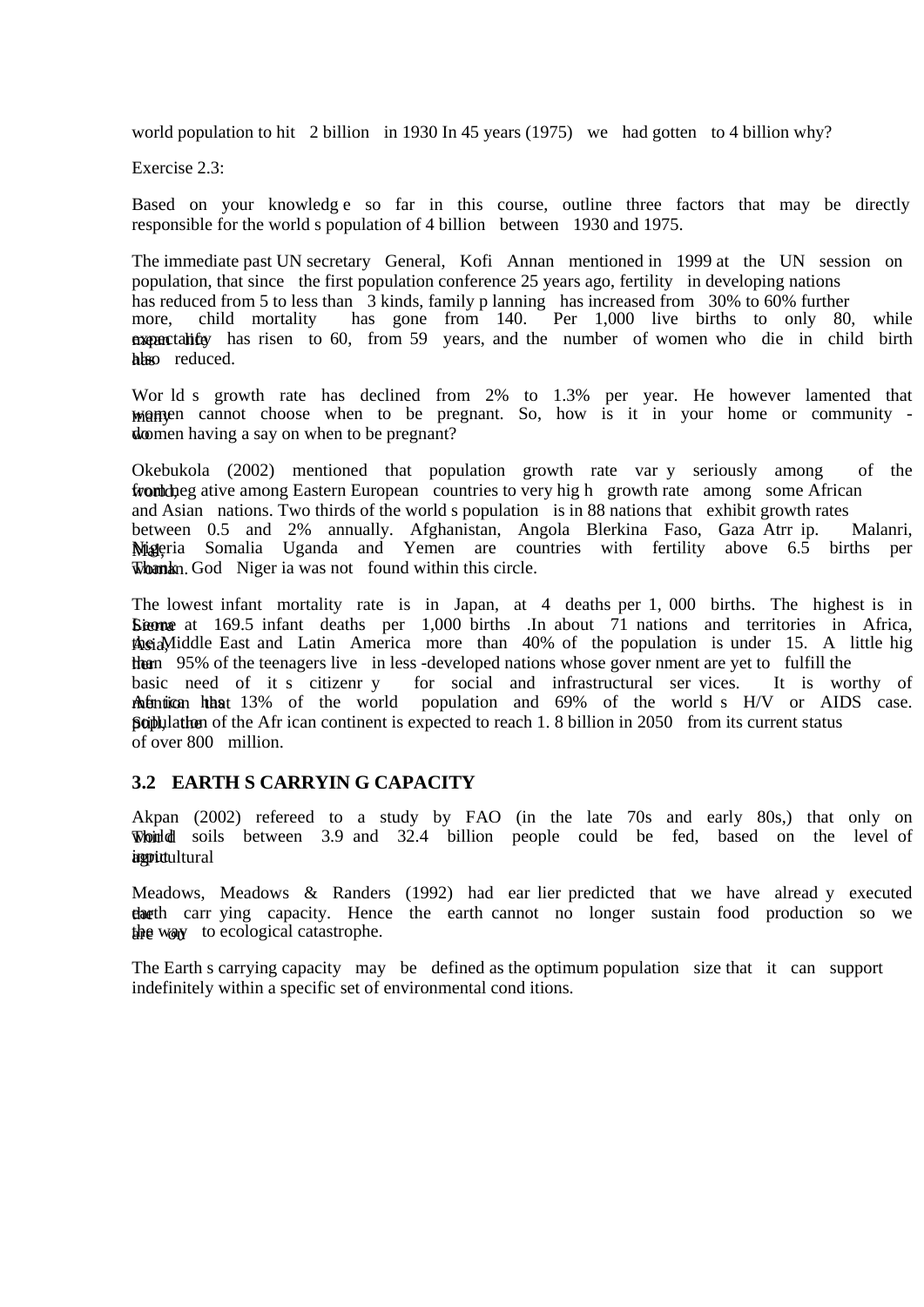world population to hit 2 billion in 1930 In 45 years (1975) we had gotten to 4 billion why?

Exercise 2.3:

Based on your knowledge so far in this course, outline three factors that may be directly responsible for the world s population of 4 billion between 1930 and 1975.

The immediate past UN secretary General, Kofi Annan mentioned in 1999 at the UN session on population, that since the first population conference 25 years ago, fertility in developing nations has reduced from 5 to less than 3 kinds, family planning has increased from 30% to 60% further more, child mortality has gone from 140. Per 1,000 live births to only 80, while expectancy life has risen to 60, from 59 years, and the number of women who die in child birth has also reduced.

World s growth rate has declined from 2% to 1.3% per year. He however lamented that many women cannot choose when to be pregnant. So, how is it in your home or community - do women having a say on when to be pregnant?

Okebukola (2002) mentioned that population growth rate vary seriously among of the world, from negative among Eastern European countries to very high growth rate among some African and Asian nations. Two thirds of the world s population is in 88 nations that exhibit growth rates between 0.5 and 2% annually. Afghanistan, Angola Blerkina Faso, Gaza Atrr ip. Malanri, Mal, Nigeria Somalia Uganda and Yemen are countries with fertility above 6.5 births per woman. Thank God Nigeria was not found within this circle.

The lowest infant mortality rate is in Japan, at 4 deaths per 1,000 births. The highest is in Sierra Leone at 169.5 infant deaths per 1,000 births .In about 71 nations and territories in Africa, Asia, the Middle East and Latin America more than 40% of the population is under 15. A little higher than 95% of the teenagers live in less-developed nations whose government are yet to fulfill the basic need of it s citizenry for social and infrastructural services. It is worthy of mention that Africa has 13% of the world population and 69% of the world s H/V or AIDS case. Still, the population of the African continent is expected to reach 1.8 billion in 2050 from its current status of over 800 million.

## 3.2 EARTH S CARRYING CAPACITY

Akpan (2002) refereed to a study by FAO (in the late 70s and early 80s,) that only on World soils between 3.9 and 32.4 billion people could be fed, based on the level of input agricultural

Meadows, Meadows & Randers (1992) had earlier predicted that we have already executed the earth carrying capacity. Hence the earth cannot no longer sustain food production so we are on the way to ecological catastrophe.

The Earth s carrying capacity may be defined as the optimum population size that it can support indefinitely within a specific set of environmental conditions.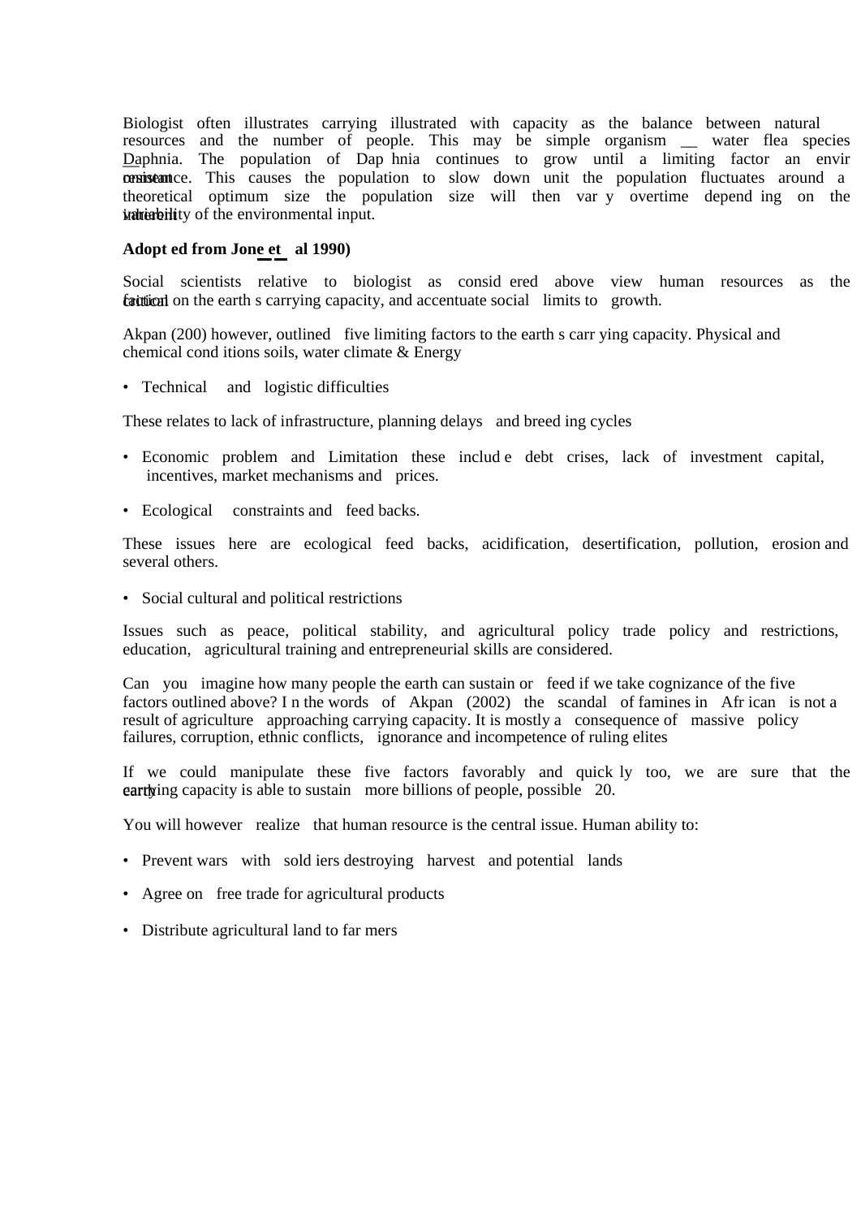Biologist often illustrates carrying illustrated with capacity as the balance between natural resources and the number of people. This may be simple organism __ water flea species Daphnia. The population of Dap hnia continues to grow until a limiting factor an envir resistance. This causes the population to slow down unit the population fluctuates around a theoretical optimum size the population size will then var y overtime depend ing on the inherent variability of the environmental input.

**Adopt ed from Jone et al 1990)**

Social scientists relative to biologist as consid ered above view human resources as the critical factor on the earth s carrying capacity, and accentuate social limits to growth.

Akpan (200) however, outlined five limiting factors to the earth s carr ying capacity. Physical and chemical cond itions soils, water climate & Energy

- Technical and logistic difficulties

These relates to lack of infrastructure, planning delays and breed ing cycles

- Economic problem and Limitation these includ e debt crises, lack of investment capital, incentives, market mechanisms and prices.
- Ecological constraints and feed backs.

These issues here are ecological feed backs, acidification, desertification, pollution, erosion and several others.

- Social cultural and political restrictions

Issues such as peace, political stability, and agricultural policy trade policy and restrictions, education, agricultural training and entrepreneurial skills are considered.

Can you imagine how many people the earth can sustain or feed if we take cognizance of the five factors outlined above? I n the words of Akpan (2002) the scandal of famines in Afr ican is not a result of agriculture approaching carrying capacity. It is mostly a consequence of massive policy failures, corruption, ethnic conflicts, ignorance and incompetence of ruling elites

If we could manipulate these five factors favorably and quick ly too, we are sure that the earth carrying capacity is able to sustain more billions of people, possible 20.

You will however realize that human resource is the central issue. Human ability to:

- Prevent wars with sold iers destroying harvest and potential lands
- Agree on free trade for agricultural products
- Distribute agricultural land to far mers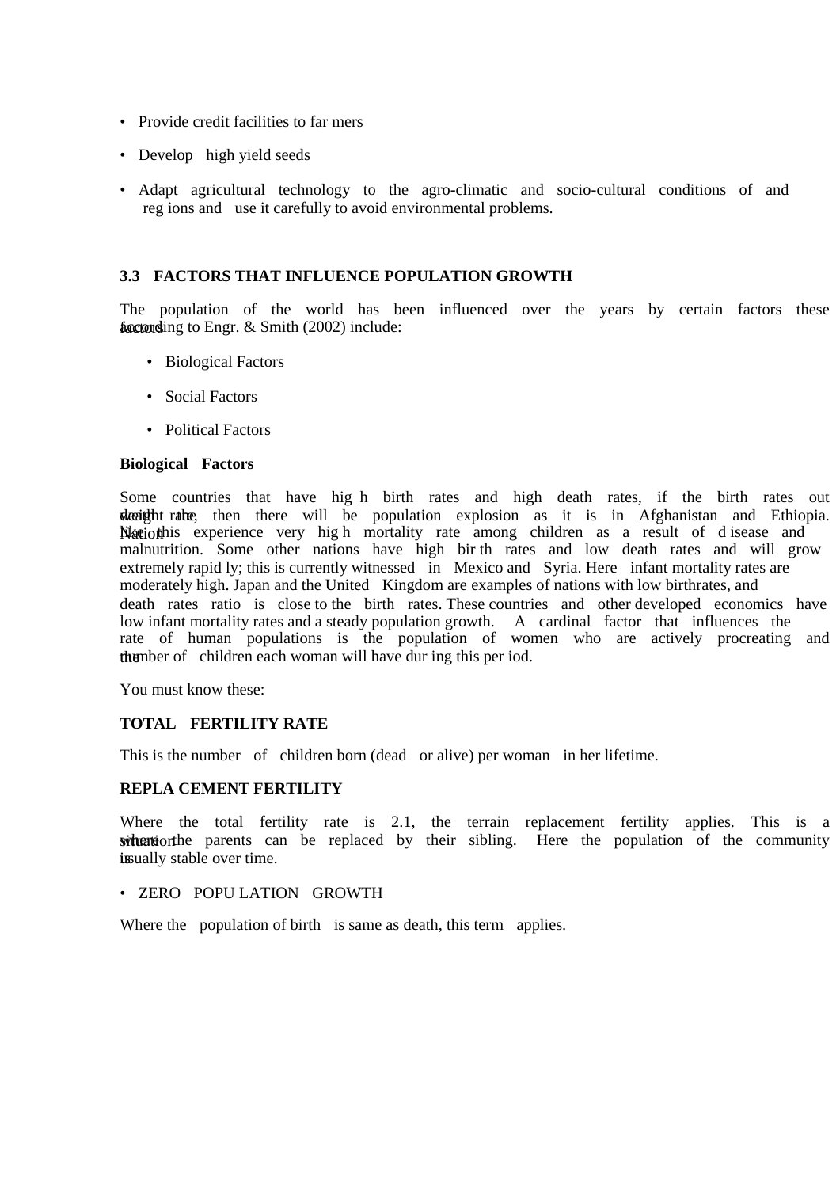- Provide credit facilities to farmers
- Develop high yield seeds
- Adapt agricultural technology to the agro-climatic and socio-cultural conditions of and regions and use it carefully to avoid environmental problems.

### 3.3 FACTORS THAT INFLUENCE POPULATION GROWTH

The population of the world has been influenced over the years by certain factors these factors according to Engr. & Smith (2002) include:

- Biological Factors
- Social Factors
- Political Factors

**Biological Factors**

Some countries that have high birth rates and high death rates, if the birth rates out weight the death rate, then there will be population explosion as it is in Afghanistan and Ethiopia. Nation like this experience very high mortality rate among children as a result of disease and malnutrition. Some other nations have high birth rates and low death rates and will grow extremely rapidly; this is currently witnessed in Mexico and Syria. Here infant mortality rates are moderately high. Japan and the United Kingdom are examples of nations with low birthrates, and death rates ratio is close to the birth rates. These countries and other developed economics have low infant mortality rates and a steady population growth. A cardinal factor that influences the rate of human populations is the population of women who are actively procreating and the number of children each woman will have during this period.

You must know these:

**TOTAL FERTILITY RATE**

This is the number of children born (dead or alive) per woman in her lifetime.

**REPLACEMENT FERTILITY**

Where the total fertility rate is 2.1, the terrain replacement fertility applies. This is a situation where the parents can be replaced by their sibling. Here the population of the community is usually stable over time.

- ZERO POPULATION GROWTH

Where the population of birth is same as death, this term applies.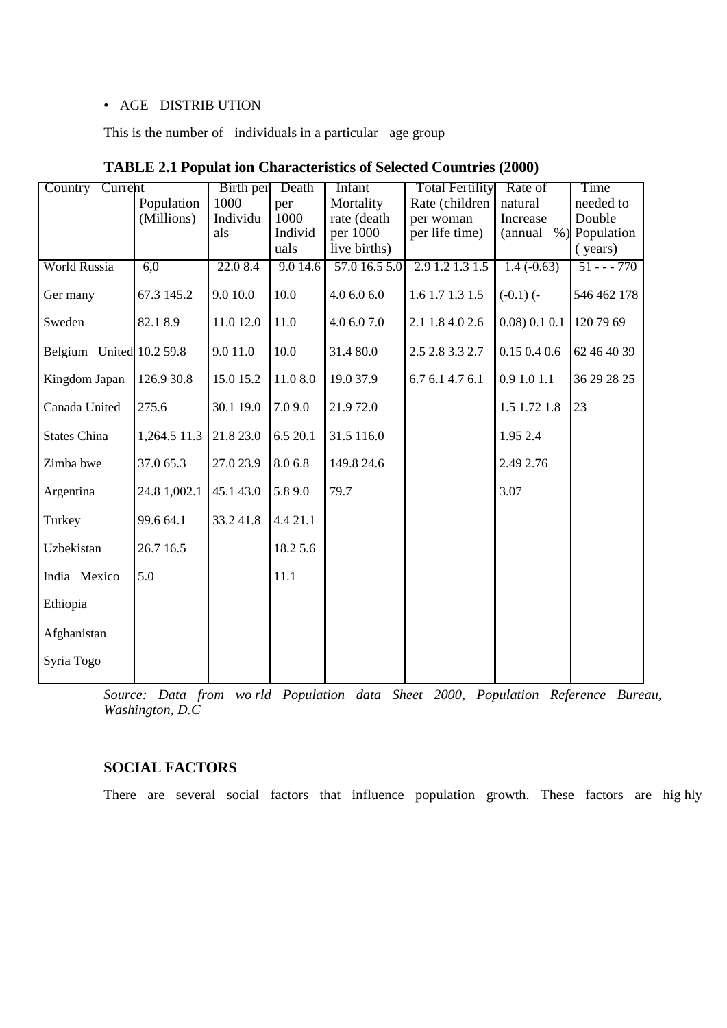• AGE DISTRIB UTION

This is the number of individuals in a particular age group

**TABLE 2.1 Populat ion Characteristics of Selected Countries (2000)**

| Country Current | Population (Millions) | Birth per 1000 Individuals | Death per 1000 Individuals | Infant Mortality rate (death per 1000 live births) | Total Fertility Rate (children per woman per life time) | Rate of natural Increase (annual %) | Time needed to Double Population ( years) |
|---|---|---|---|---|---|---|---|
| World Russia | 6,0 | 22.0 8.4 | 9.0 14.6 | 57.0 16.5 5.0 | 2.9 1.2 1.3 1.5 | 1.4 (-0.63) | 51 - - - 770 |
| Ger many | 67.3 145.2 | 9.0 10.0 | 10.0 | 4.0 6.0 6.0 | 1.6 1.7 1.3 1.5 | (-0.1) (- | 546 462 178 |
| Sweden | 82.1 8.9 | 11.0 12.0 | 11.0 | 4.0 6.0 7.0 | 2.1 1.8 4.0 2.6 | 0.08) 0.1 0.1 | 120 79 69 |
| Belgium United | 10.2 59.8 | 9.0 11.0 | 10.0 | 31.4 80.0 | 2.5 2.8 3.3 2.7 | 0.15 0.4 0.6 | 62 46 40 39 |
| Kingdom Japan | 126.9 30.8 | 15.0 15.2 | 11.0 8.0 | 19.0 37.9 | 6.7 6.1 4.7 6.1 | 0.9 1.0 1.1 | 36 29 28 25 |
| Canada United | 275.6 | 30.1 19.0 | 7.0 9.0 | 21.9 72.0 | | 1.5 1.72 1.8 | 23 |
| States China | 1,264.5 11.3 | 21.8 23.0 | 6.5 20.1 | 31.5 116.0 | | 1.95 2.4 | |
| Zimba bwe | 37.0 65.3 | 27.0 23.9 | 8.0 6.8 | 149.8 24.6 | | 2.49 2.76 | |
| Argentina | 24.8 1,002.1 | 45.1 43.0 | 5.8 9.0 | 79.7 | | 3.07 | |
| Turkey | 99.6 64.1 | 33.2 41.8 | 4.4 21.1 | | | | |
| Uzbekistan | 26.7 16.5 | | 18.2 5.6 | | | | |
| India Mexico | 5.0 | | 11.1 | | | | |
| Ethiopia | | | | | | | |
| Afghanistan | | | | | | | |
| Syria Togo | | | | | | | |

*Source: Data from wo rld Population data Sheet 2000, Population Reference Bureau, Washington, D.C*

**SOCIAL FACTORS**

There are several social factors that influence population growth. These factors are hig hly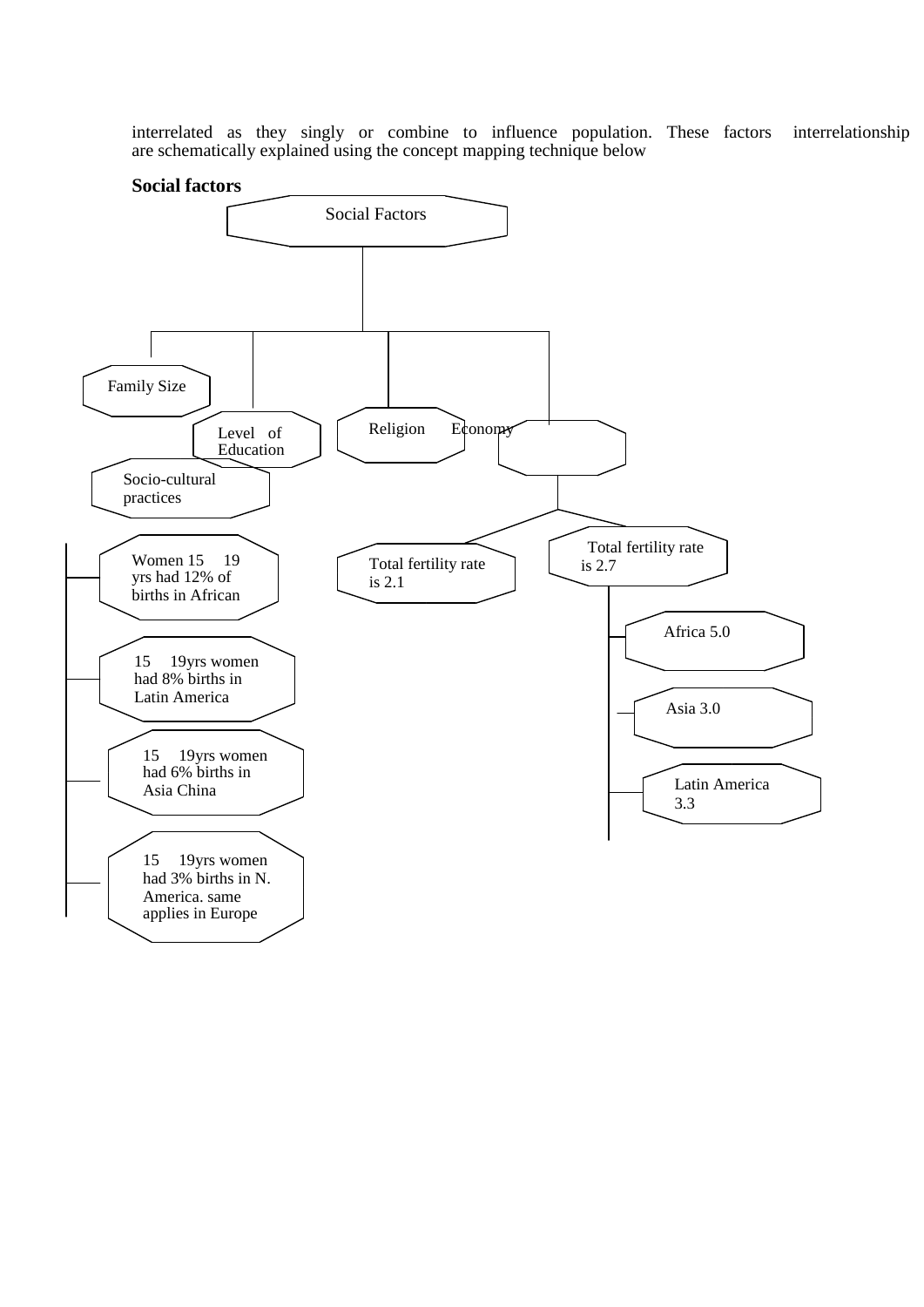interrelated as they singly or combine to influence population. These factors interrelationship are schematically explained using the concept mapping technique below

**Social factors**

Social Factors

Family Size

Level of Education

Religion

Economy

Socio-cultural practices

Women 15 19 yrs had 12% of births in African

15 19yrs women had 8% births in Latin America

15 19yrs women had 6% births in Asia China

15 19yrs women had 3% births in N. America. same applies in Europe

Total fertility rate is 2.1

Total fertility rate is 2.7

Africa 5.0

Asia 3.0

Latin America 3.3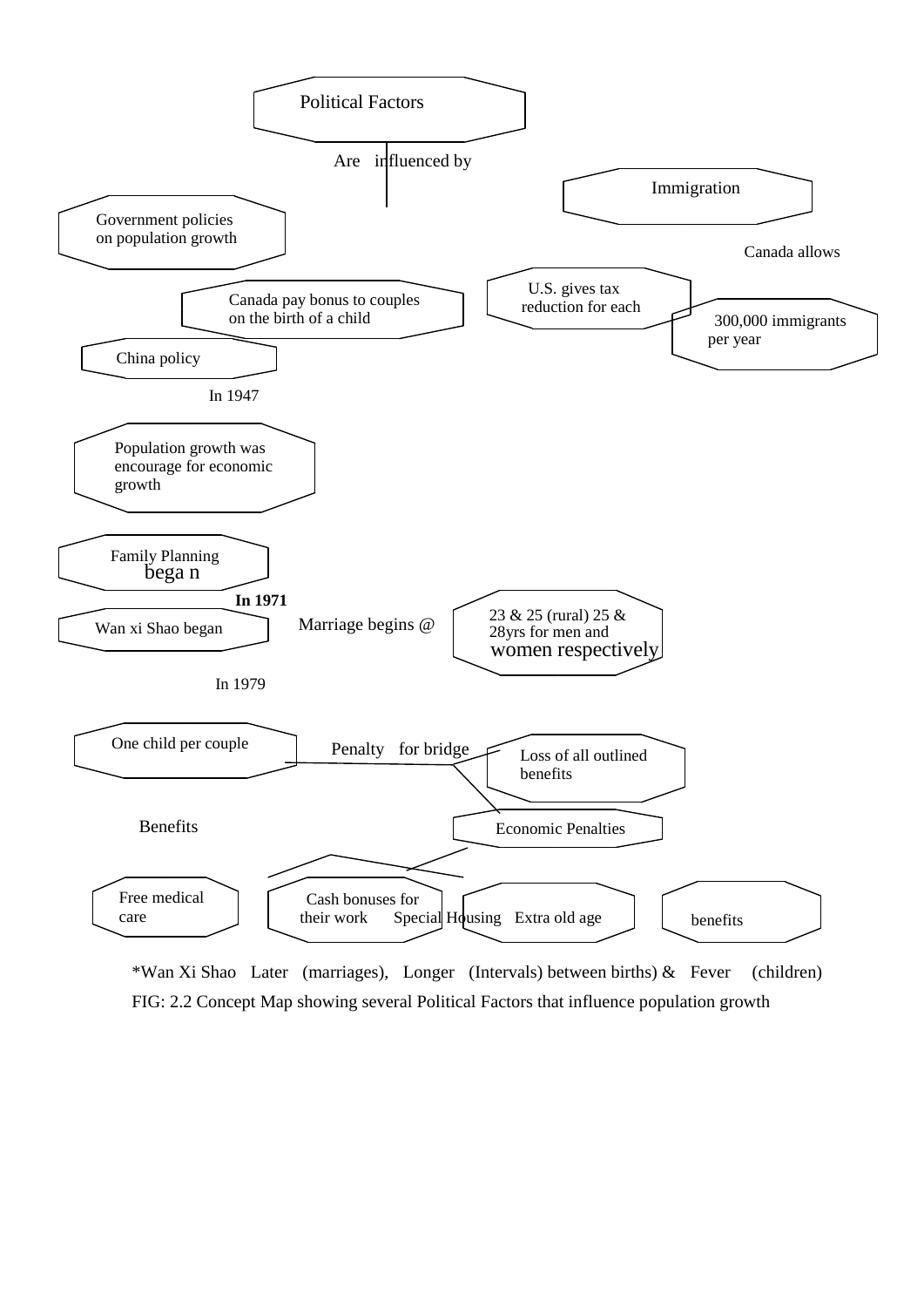Political Factors

Are influenced by

Immigration

Government policies on population growth

Canada allows

U.S. gives tax reduction for each

Canada pay bonus to couples on the birth of a child

300,000 immigrants per year

China policy

In 1947

Population growth was encourage for economic growth

Family Planning bega n

**In 1971**

Wan xi Shao began

Marriage begins @

23 & 25 (rural) 25 & 28yrs for men and women respectively

In 1979

One child per couple

Penalty for bridge

Loss of all outlined benefits

Benefits

Economic Penalties

Free medical care

Cash bonuses for their work

Special Housing

Extra old age

benefits

*Wan Xi Shao Later (marriages), Longer (Intervals) between births) & Fever (children)

FIG: 2.2 Concept Map showing several Political Factors that influence population growth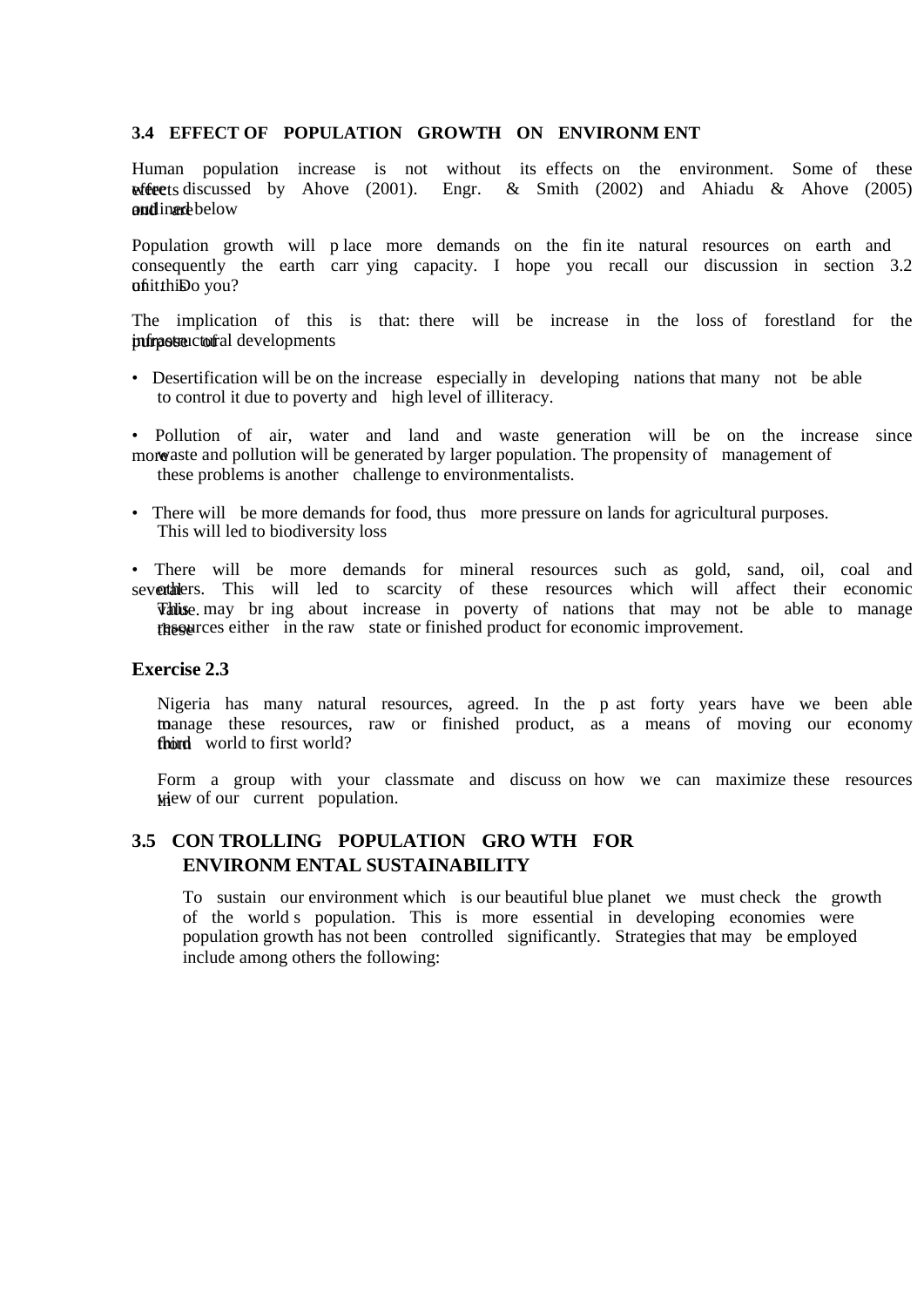### 3.4 EFFECT OF POPULATION GROWTH ON ENVIRONMENT

Human population increase is not without its effects on the environment. Some of these effects discussed by Ahove (2001). Engr. & Smith (2002) and Ahiadu & Ahove (2005) are outlined below

Population growth will place more demands on the finite natural resources on earth and consequently the earth carrying capacity. I hope you recall our discussion in section 3.2 of this unit. Do you?

The implication of this is that: there will be increase in the loss of forestland for the purpose of infrastructural developments

- Desertification will be on the increase especially in developing nations that many not be able to control it due to poverty and high level of illiteracy.
- Pollution of air, water and land and waste generation will be on the increase since more waste and pollution will be generated by larger population. The propensity of management of these problems is another challenge to environmentalists.
- There will be more demands for food, thus more pressure on lands for agricultural purposes. This will led to biodiversity loss
- There will be more demands for mineral resources such as gold, sand, oil, coal and several others. This will led to scarcity of these resources which will affect their economic value. This may bring about increase in poverty of nations that may not be able to manage these resources either in the raw state or finished product for economic improvement.

**Exercise 2.3**

Nigeria has many natural resources, agreed. In the past forty years have we been able to manage these resources, raw or finished product, as a means of moving our economy from third world to first world?

Form a group with your classmate and discuss on how we can maximize these resources in view of our current population.

### 3.5 CONTROLLING POPULATION GROWTH FOR ENVIRONMENTAL SUSTAINABILITY

To sustain our environment which is our beautiful blue planet we must check the growth of the world s population. This is more essential in developing economies were population growth has not been controlled significantly. Strategies that may be employed include among others the following: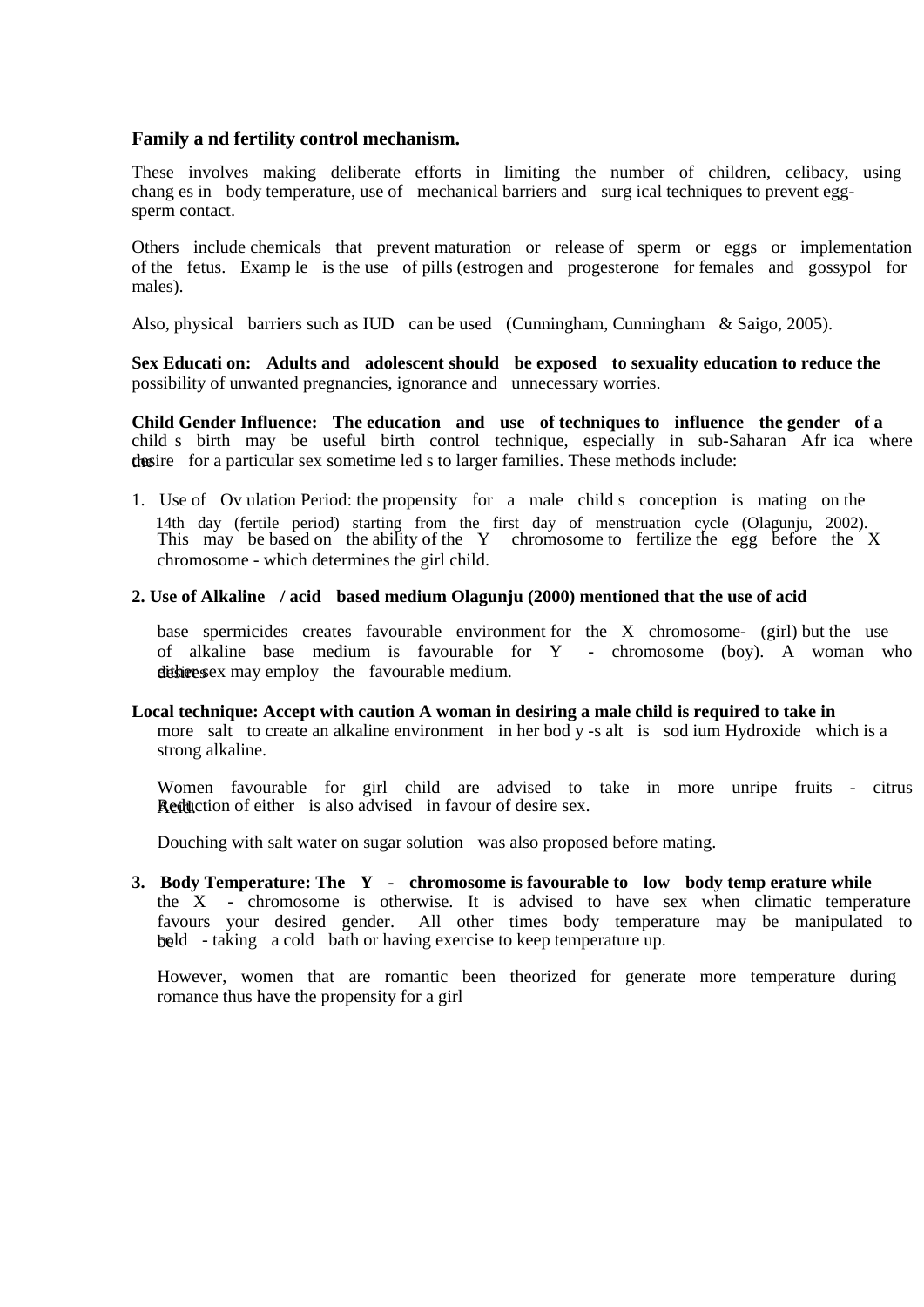**Family and fertility control mechanism.**

These involves making deliberate efforts in limiting the number of children, celibacy, using changes in body temperature, use of mechanical barriers and surgical techniques to prevent egg-sperm contact.

Others include chemicals that prevent maturation or release of sperm or eggs or implementation of the fetus. Example is the use of pills (estrogen and progesterone for females and gossypol for males).

Also, physical barriers such as IUD can be used (Cunningham, Cunningham & Saigo, 2005).

**Sex Education: Adults and adolescent should be exposed to sexuality education to reduce the** possibility of unwanted pregnancies, ignorance and unnecessary worries.

**Child Gender Influence: The education and use of techniques to influence the gender of a** child s birth may be useful birth control technique, especially in sub-Saharan Africa where the desire for a particular sex sometime leds to larger families. These methods include:

1. Use of Ovulation Period: the propensity for a male child s conception is mating on the 14th day (fertile period) starting from the first day of menstruation cycle (Olagunju, 2002). This may be based on the ability of the Y chromosome to fertilize the egg before the X chromosome - which determines the girl child.

**2. Use of Alkaline / acid based medium Olagunju (2000) mentioned that the use of acid**

base spermicides creates favourable environment for the X chromosome- (girl) but the use of alkaline base medium is favourable for Y - chromosome (boy). A woman who desires either sex may employ the favourable medium.

**Local technique: Accept with caution A woman in desiring a male child is required to take in** more salt to create an alkaline environment in her body -salt is sodium Hydroxide which is a strong alkaline.

Women favourable for girl child are advised to take in more unripe fruits - citrus Acid. Reduction of either is also advised in favour of desire sex.

Douching with salt water on sugar solution was also proposed before mating.

3. **Body Temperature: The Y - chromosome is favourable to low body temperature while** the X - chromosome is otherwise. It is advised to have sex when climatic temperature favours your desired gender. All other times body temperature may be manipulated to be cold - taking a cold bath or having exercise to keep temperature up.

However, women that are romantic been theorized for generate more temperature during romance thus have the propensity for a girl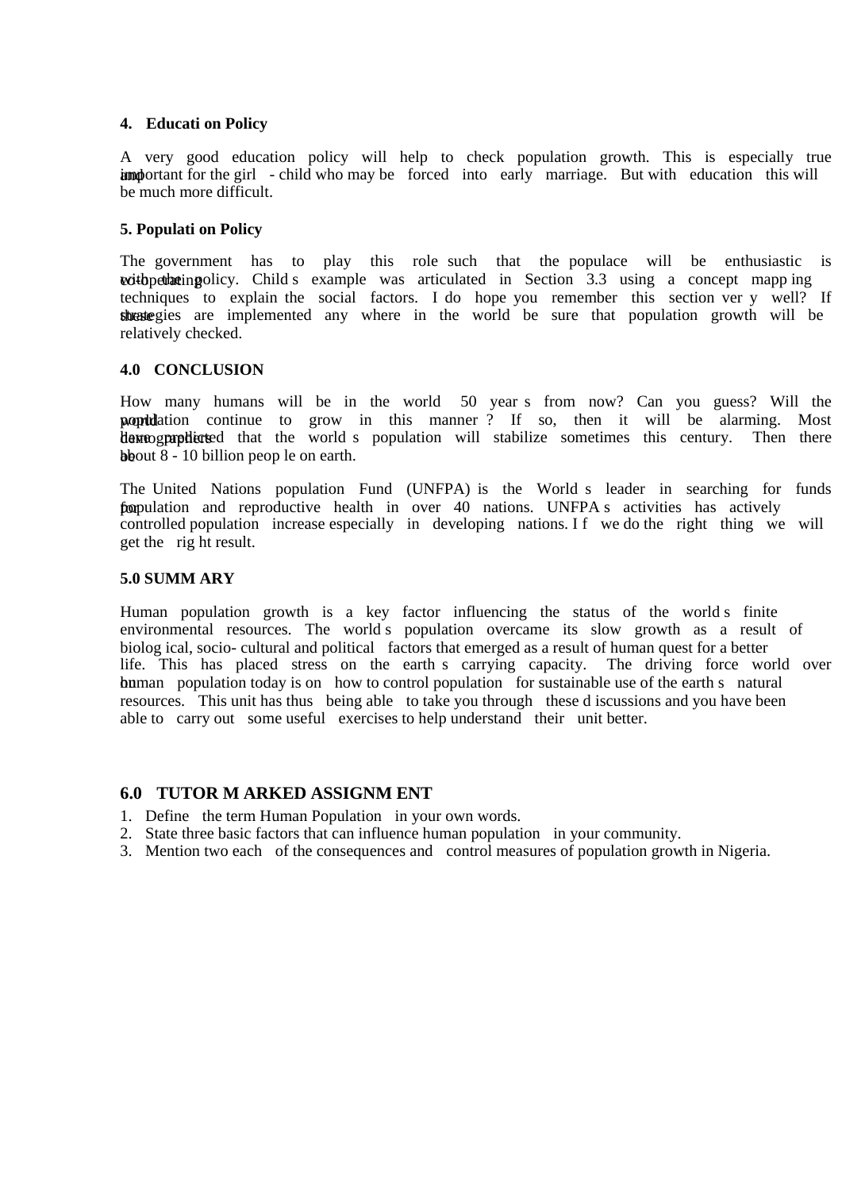**4. Education Policy**

A very good education policy will help to check population growth. This is especially true and important for the girl - child who may be forced into early marriage. But with education this will be much more difficult.

**5. Population Policy**

The government has to play this role such that the populace will be enthusiastic is co-operating with the policy. Child s example was articulated in Section 3.3 using a concept mapping techniques to explain the social factors. I do hope you remember this section very well? If these strategies are implemented any where in the world be sure that population growth will be relatively checked.

## 4.0 CONCLUSION

How many humans will be in the world 50 years from now? Can you guess? Will the world population continue to grow in this manner? If so, then it will be alarming. Most demographers have predicted that the world s population will stabilize sometimes this century. Then there will be about 8 - 10 billion people on earth.

The United Nations population Fund (UNFPA) is the World s leader in searching for funds for population and reproductive health in over 40 nations. UNFPA s activities has actively controlled population increase especially in developing nations. If we do the right thing we will get the right result.

## 5.0 SUMMARY

Human population growth is a key factor influencing the status of the world s finite environmental resources. The world s population overcame its slow growth as a result of biological, socio- cultural and political factors that emerged as a result of human quest for a better life. This has placed stress on the earth s carrying capacity. The driving force world over on human population today is on how to control population for sustainable use of the earth s natural resources. This unit has thus being able to take you through these discussions and you have been able to carry out some useful exercises to help understand their unit better.

## 6.0 TUTOR MARKED ASSIGNMENT

1. Define the term Human Population in your own words.
2. State three basic factors that can influence human population in your community.
3. Mention two each of the consequences and control measures of population growth in Nigeria.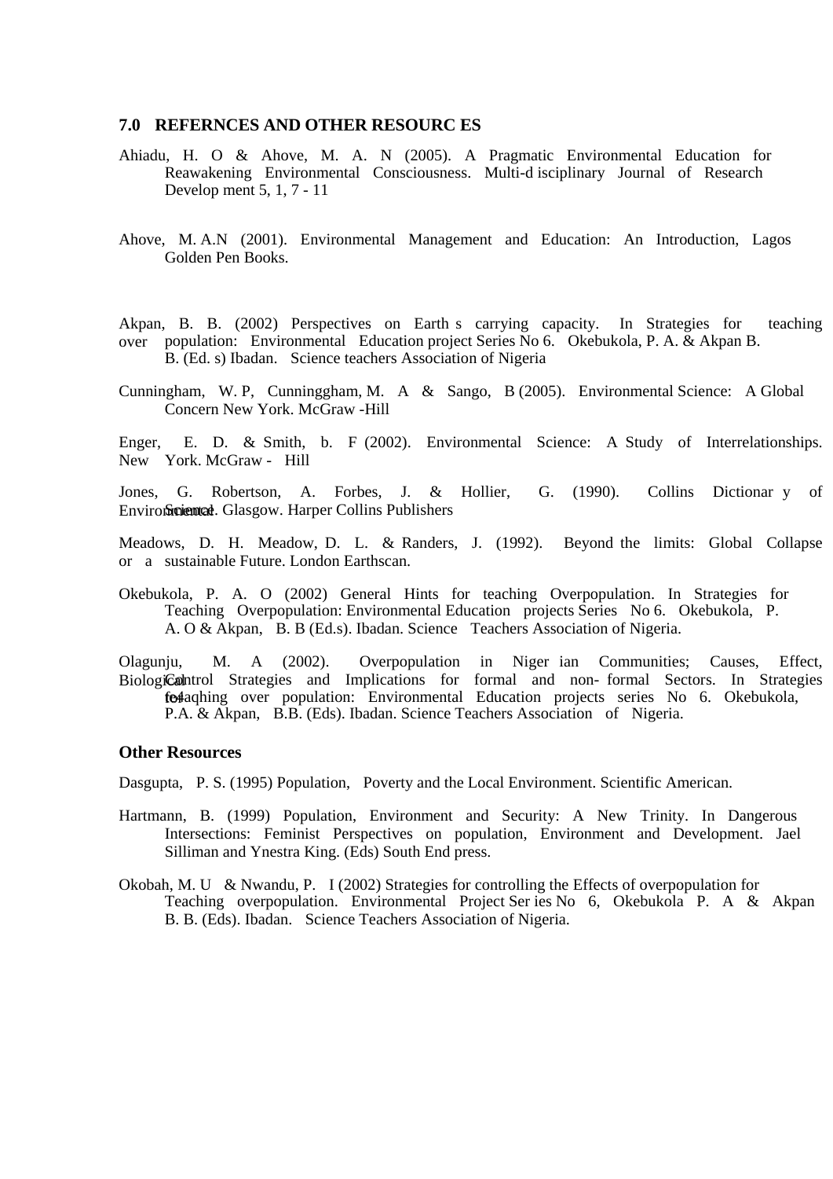## 7.0 REFERNCES AND OTHER RESOURC ES

Ahiadu, H. O & Ahove, M. A. N (2005). A Pragmatic Environmental Education for Reawakening Environmental Consciousness. Multi-d isciplinary Journal of Research Develop ment 5, 1, 7 - 11

Ahove, M. A.N (2001). Environmental Management and Education: An Introduction, Lagos Golden Pen Books.

Akpan, B. B. (2002) Perspectives on Earth s carrying capacity. In Strategies for teaching over population: Environmental Education project Series No 6. Okebukola, P. A. & Akpan B. B. (Ed. s) Ibadan. Science teachers Association of Nigeria

Cunningham, W. P, Cunninggham, M. A & Sango, B (2005). Environmental Science: A Global Concern New York. McGraw -Hill

Enger, E. D. & Smith, b. F (2002). Environmental Science: A Study of Interrelationships. New York. McGraw - Hill

Jones, G. Robertson, A. Forbes, J. & Hollier, G. (1990). Collins Dictionar y of Environmental Science. Glasgow. Harper Collins Publishers

Meadows, D. H. Meadow, D. L. & Randers, J. (1992). Beyond the limits: Global Collapse or a sustainable Future. London Earthscan.

Okebukola, P. A. O (2002) General Hints for teaching Overpopulation. In Strategies for Teaching Overpopulation: Environmental Education projects Series No 6. Okebukola, P. A. O & Akpan, B. B (Ed.s). Ibadan. Science Teachers Association of Nigeria.

Olagunju, M. A (2002). Overpopulation in Niger ian Communities; Causes, Effect, Biological Control Strategies and Implications for formal and non- formal Sectors. In Strategies for teaching over population: Environmental Education projects series No 6. Okebukola, P.A. & Akpan, B.B. (Eds). Ibadan. Science Teachers Association of Nigeria.

### Other Resources

Dasgupta, P. S. (1995) Population, Poverty and the Local Environment. Scientific American.

Hartmann, B. (1999) Population, Environment and Security: A New Trinity. In Dangerous Intersections: Feminist Perspectives on population, Environment and Development. Jael Silliman and Ynestra King. (Eds) South End press.

Okobah, M. U & Nwandu, P. I (2002) Strategies for controlling the Effects of overpopulation for Teaching overpopulation. Environmental Project Ser ies No 6, Okebukola P. A & Akpan B. B. (Eds). Ibadan. Science Teachers Association of Nigeria.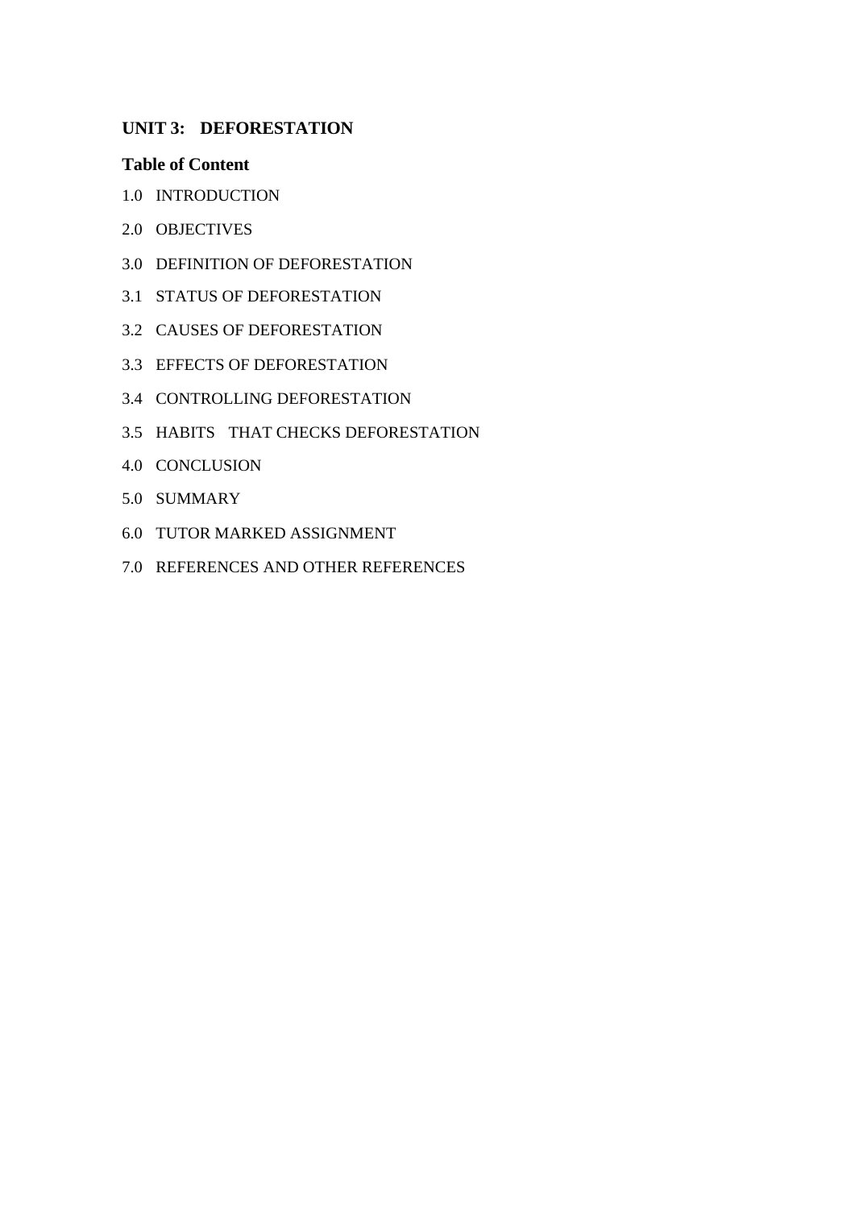## UNIT 3: DEFORESTATION

### Table of Content

1.0 INTRODUCTION

2.0 OBJECTIVES

3.0 DEFINITION OF DEFORESTATION

3.1 STATUS OF DEFORESTATION

3.2 CAUSES OF DEFORESTATION

3.3 EFFECTS OF DEFORESTATION

3.4 CONTROLLING DEFORESTATION

3.5 HABITS THAT CHECKS DEFORESTATION

4.0 CONCLUSION

5.0 SUMMARY

6.0 TUTOR MARKED ASSIGNMENT

7.0 REFERENCES AND OTHER REFERENCES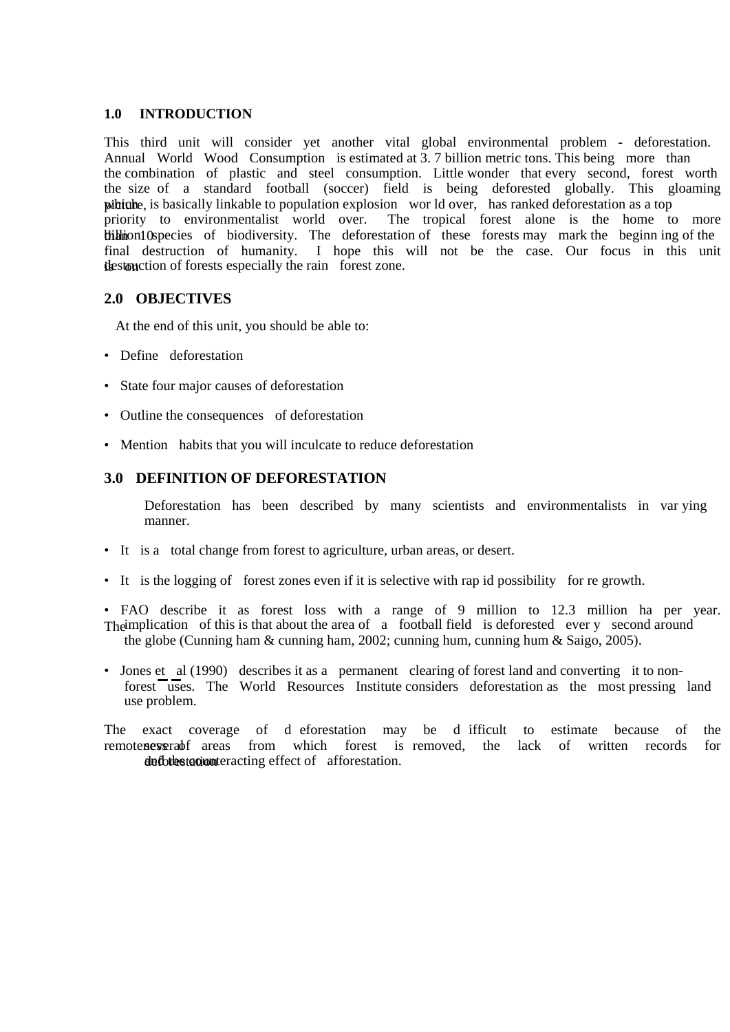## 1.0 INTRODUCTION

This third unit will consider yet another vital global environmental problem - deforestation. Annual World Wood Consumption is estimated at 3. 7 billion metric tons. This being more than the combination of plastic and steel consumption. Little wonder that every second, forest worth the size of a standard football (soccer) field is being deforested globally. This gloaming picture, which, is basically linkable to population explosion wor ld over, has ranked deforestation as a top priority to environmentalist world over. The tropical forest alone is the home to more than 10 billion species of biodiversity. The deforestation of these forests may mark the beginn ing of the final destruction of humanity. I hope this will not be the case. Our focus in this unit is on destruction of forests especially the rain forest zone.

## 2.0 OBJECTIVES

At the end of this unit, you should be able to:

- Define deforestation
- State four major causes of deforestation
- Outline the consequences of deforestation
- Mention habits that you will inculcate to reduce deforestation

## 3.0 DEFINITION OF DEFORESTATION

Deforestation has been described by many scientists and environmentalists in var ying manner.

- It is a total change from forest to agriculture, urban areas, or desert.
- It is the logging of forest zones even if it is selective with rap id possibility for re growth.
- FAO describe it as forest loss with a range of 9 million to 12.3 million ha per year. The implication of this is that about the area of a football field is deforested ever y second around the globe (Cunning ham & cunning ham, 2002; cunning hum, cunning hum & Saigo, 2005).
- Jones et al (1990) describes it as a permanent clearing of forest land and converting it to non-forest uses. The World Resources Institute considers deforestation as the most pressing land use problem.

The exact coverage of d eforestation may be d ifficult to estimate because of the remoteness of several areas from which forest is removed, the lack of written records for deforestation and the counteracting effect of afforestation.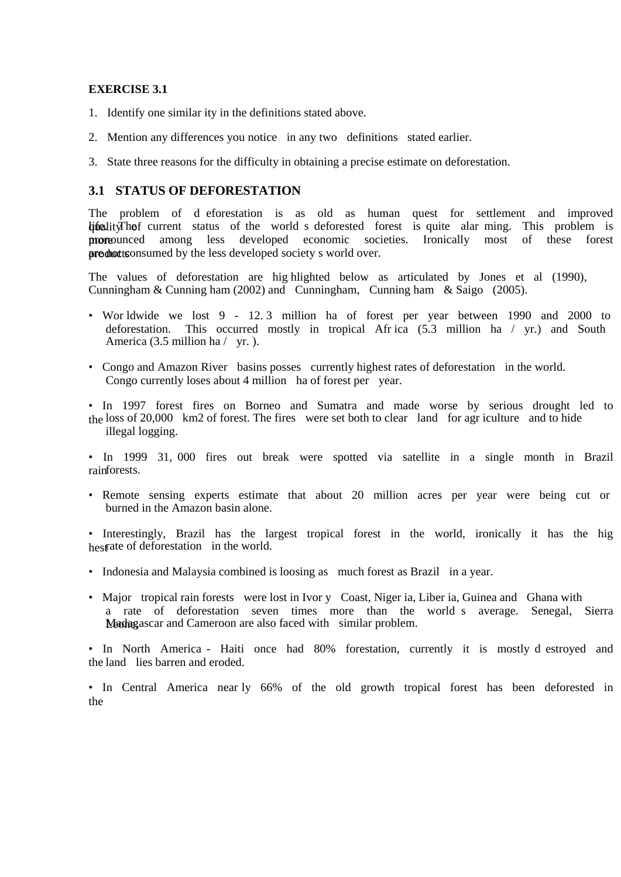**EXERCISE 3.1**

1. Identify one similarity in the definitions stated above.
2. Mention any differences you notice in any two definitions stated earlier.
3. State three reasons for the difficulty in obtaining a precise estimate on deforestation.

## 3.1 STATUS OF DEFORESTATION

The problem of deforestation is as old as human quest for settlement and improved quality of life. The current status of the world's deforested forest is quite alarming. This problem is more pronounced among less developed economic societies. Ironically most of these forest products are not consumed by the less developed society's world over.

The values of deforestation are highlighted below as articulated by Jones et al (1990), Cunningham & Cunningham (2002) and Cunningham, Cunningham & Saigo (2005).

- Worldwide we lost 9 - 12.3 million ha of forest per year between 1990 and 2000 to deforestation. This occurred mostly in tropical Africa (5.3 million ha / yr.) and South America (3.5 million ha / yr. ).
- Congo and Amazon River basins posses currently highest rates of deforestation in the world. Congo currently loses about 4 million ha of forest per year.
- In 1997 forest fires on Borneo and Sumatra and made worse by serious drought led to the loss of 20,000 km2 of forest. The fires were set both to clear land for agriculture and to hide illegal logging.
- In 1999 31, 000 fires out break were spotted via satellite in a single month in Brazil rain forests.
- Remote sensing experts estimate that about 20 million acres per year were being cut or burned in the Amazon basin alone.
- Interestingly, Brazil has the largest tropical forest in the world, ironically it has the highest rate of deforestation in the world.
- Indonesia and Malaysia combined is loosing as much forest as Brazil in a year.
- Major tropical rain forests were lost in Ivory Coast, Nigeria, Liberia, Guinea and Ghana with a rate of deforestation seven times more than the world's average. Senegal, Sierra Leone, Madagascar and Cameroon are also faced with similar problem.
- In North America - Haiti once had 80% forestation, currently it is mostly destroyed and the land lies barren and eroded.
- In Central America nearly 66% of the old growth tropical forest has been deforested in the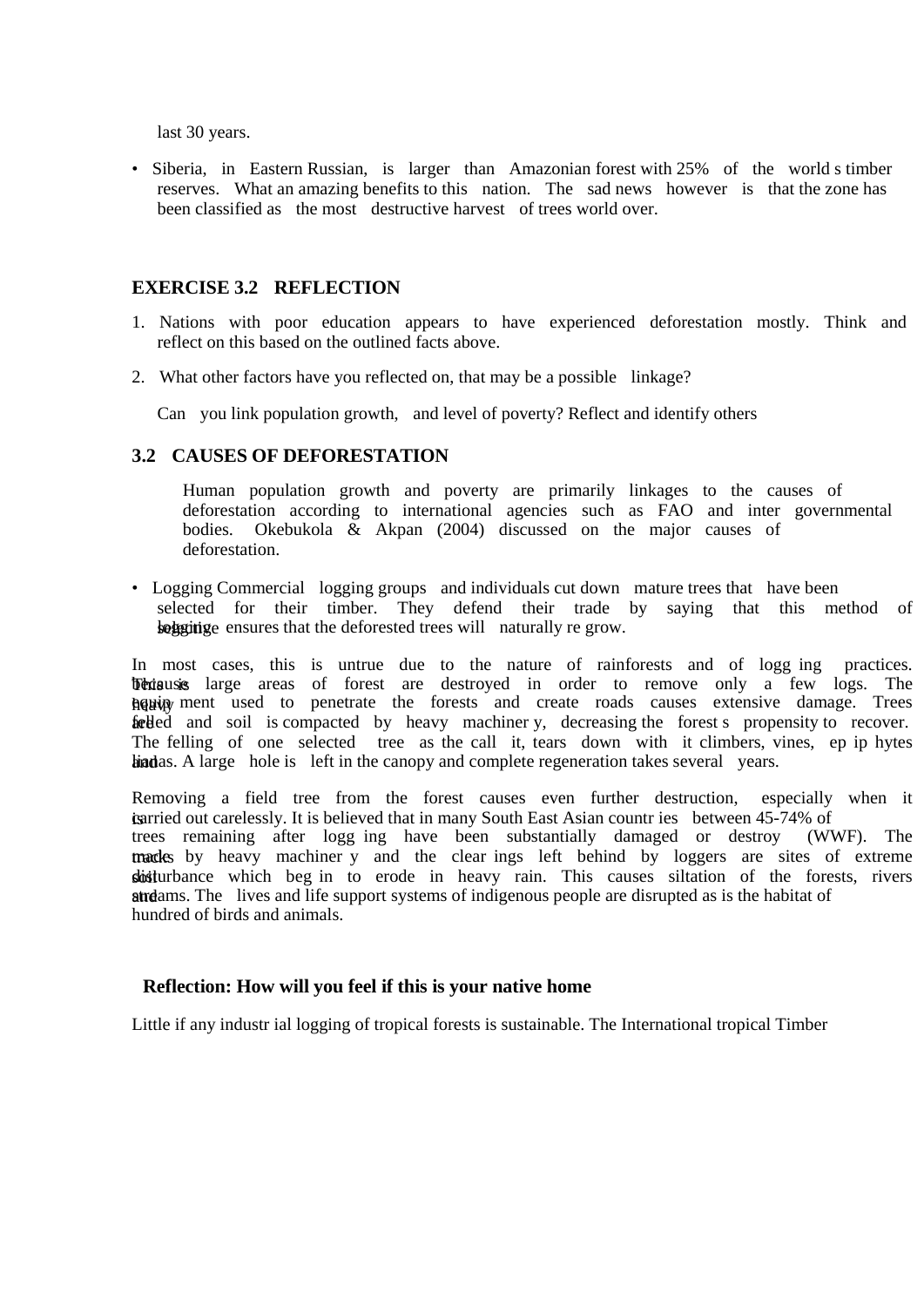last 30 years.

- Siberia, in Eastern Russian, is larger than Amazonian forest with 25% of the world s timber reserves. What an amazing benefits to this nation. The sad news however is that the zone has been classified as the most destructive harvest of trees world over.

## EXERCISE 3.2 REFLECTION

1. Nations with poor education appears to have experienced deforestation mostly. Think and reflect on this based on the outlined facts above.
2. What other factors have you reflected on, that may be a possible linkage?

   Can you link population growth, and level of poverty? Reflect and identify others

## 3.2 CAUSES OF DEFORESTATION

Human population growth and poverty are primarily linkages to the causes of deforestation according to international agencies such as FAO and inter governmental bodies. Okebukola & Akpan (2004) discussed on the major causes of deforestation.

- Logging Commercial logging groups and individuals cut down mature trees that have been selected for their timber. They defend their trade by saying that this method of logging ensures that the deforested trees will naturally re grow.

In most cases, this is untrue due to the nature of rainforests and of logg ing practices. This is because large areas of forest are destroyed in order to remove only a few logs. The heavy equip ment used to penetrate the forests and create roads causes extensive damage. Trees are felled and soil is compacted by heavy machiner y, decreasing the forest s propensity to recover. The felling of one selected tree as the call it, tears down with it climbers, vines, ep ip hytes and lianas. A large hole is left in the canopy and complete regeneration takes several years.

Removing a field tree from the forest causes even further destruction, especially when it is carried out carelessly. It is believed that in many South East Asian countr ies between 45-74% of trees remaining after logg ing have been substantially damaged or destroy (WWF). The tracks made by heavy machiner y and the clear ings left behind by loggers are sites of extreme soil disturbance which beg in to erode in heavy rain. This causes siltation of the forests, rivers and streams. The lives and life support systems of indigenous people are disrupted as is the habitat of hundred of birds and animals.

**Reflection: How will you feel if this is your native home**

Little if any industr ial logging of tropical forests is sustainable. The International tropical Timber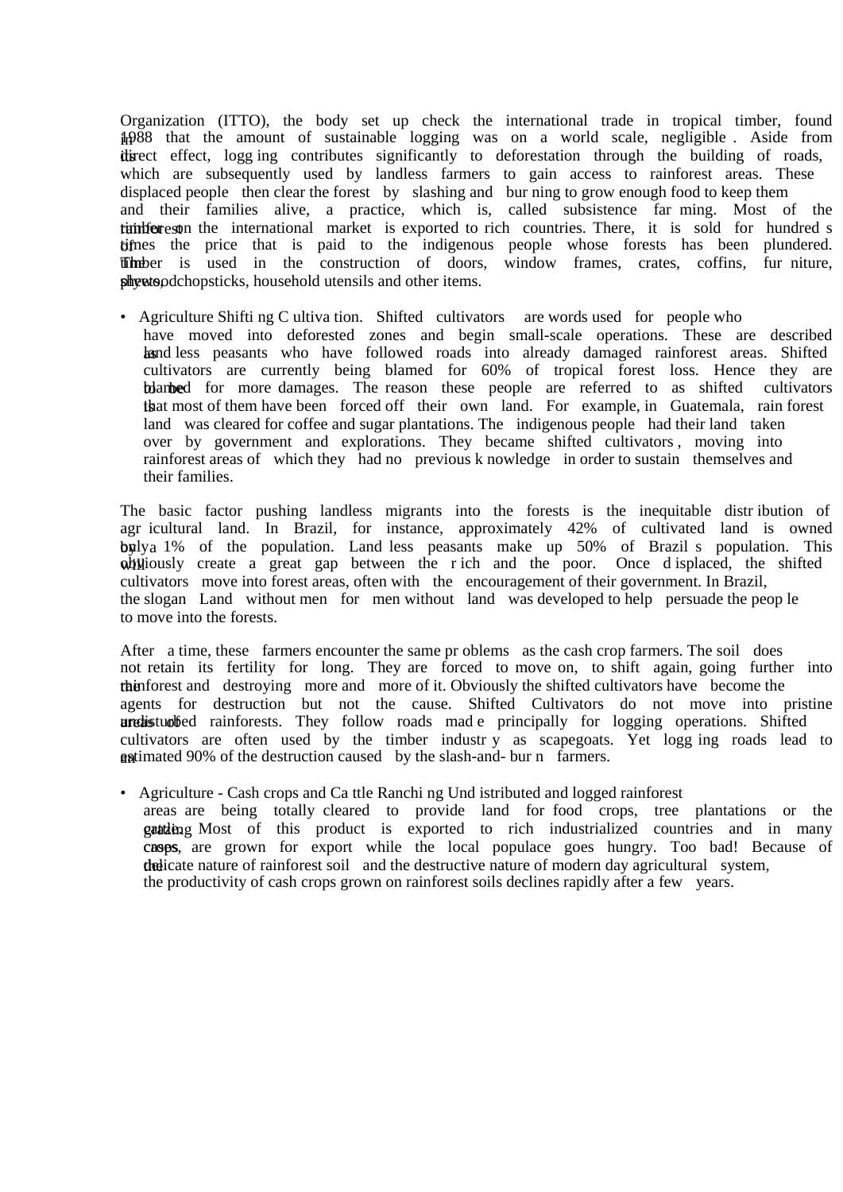Organization (ITTO), the body set up check the international trade in tropical timber, found in 1988 that the amount of sustainable logging was on a world scale, negligible . Aside from its direct effect, logg ing contributes significantly to deforestation through the building of roads, which are subsequently used by landless farmers to gain access to rainforest areas. These displaced people then clear the forest by slashing and bur ning to grow enough food to keep them and their families alive, a practice, which is, called subsistence far ming. Most of the rainforest timber on the international market is exported to rich countries. There, it is sold for hundred s of times the price that is paid to the indigenous people whose forests has been plundered. The timber is used in the construction of doors, window frames, crates, coffins, fur niture, plywood, chopsticks, household utensils and other items.

- Agriculture Shifti ng C ultiva tion. Shifted cultivators are words used for people who have moved into deforested zones and begin small-scale operations. These are described as land less peasants who have followed roads into already damaged rainforest areas. Shifted cultivators are currently being blamed for 60% of tropical forest loss. Hence they are to be blamed for more damages. The reason these people are referred to as shifted cultivators is that most of them have been forced off their own land. For example, in Guatemala, rain forest land was cleared for coffee and sugar plantations. The indigenous people had their land taken over by government and explorations. They became shifted cultivators , moving into rainforest areas of which they had no previous k nowledge in order to sustain themselves and their families.

The basic factor pushing landless migrants into the forests is the inequitable distr ibution of agr icultural land. In Brazil, for instance, approximately 42% of cultivated land is owned by only a 1% of the population. Land less peasants make up 50% of Brazil s population. This will obviously create a great gap between the r ich and the poor. Once d isplaced, the shifted cultivators move into forest areas, often with the encouragement of their government. In Brazil, the slogan Land without men for men without land was developed to help persuade the peop le to move into the forests.

After a time, these farmers encounter the same pr oblems as the cash crop farmers. The soil does not retain its fertility for long. They are forced to move on, to shift again, going further into the rainforest and destroying more and more of it. Obviously the shifted cultivators have become the agents for destruction but not the cause. Shifted Cultivators do not move into pristine areas of undisturbed rainforests. They follow roads mad e principally for logging operations. Shifted cultivators are often used by the timber industr y as scapegoats. Yet logg ing roads lead to an estimated 90% of the destruction caused by the slash-and- bur n farmers.

- Agriculture - Cash crops and Ca ttle Ranchi ng Und istributed and logged rainforest areas are being totally cleared to provide land for food crops, tree plantations or the grazing cattle. Most of this product is exported to rich industrialized countries and in many cases, crops, are grown for export while the local populace goes hungry. Too bad! Because of the delicate nature of rainforest soil and the destructive nature of modern day agricultural system, the productivity of cash crops grown on rainforest soils declines rapidly after a few years.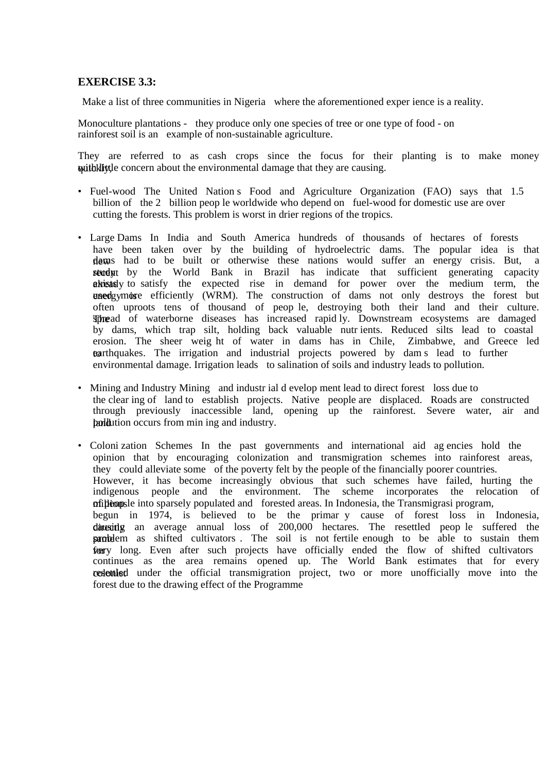**EXERCISE 3.3:**

Make a list of three communities in Nigeria where the aforementioned experience is a reality.

Monoculture plantations - they produce only one species of tree or one type of food - on rainforest soil is an example of non-sustainable agriculture.

They are referred to as cash crops since the focus for their planting is to make money quickly, with little concern about the environmental damage that they are causing.

- Fuel-wood The United Nations Food and Agriculture Organization (FAO) says that 1.5 billion of the 2 billion people worldwide who depend on fuel-wood for domestic use are over cutting the forests. This problem is worst in drier regions of the tropics.

- Large Dams In India and South America hundreds of thousands of hectares of forests have been taken over by the building of hydroelectric dams. The popular idea is that new dams had to be built or otherwise these nations would suffer an energy crisis. But, a recent study by the World Bank in Brazil has indicate that sufficient generating capacity already exists to satisfy the expected rise in demand for power over the medium term, the energy is used more efficiently (WRM). The construction of dams not only destroys the forest but often uproots tens of thousand of people, destroying both their land and their culture. The spread of waterborne diseases has increased rapidly. Downstream ecosystems are damaged by dams, which trap silt, holding back valuable nutrients. Reduced silts lead to coastal erosion. The sheer weight of water in dams has in Chile, Zimbabwe, and Greece led to earthquakes. The irrigation and industrial projects powered by dams lead to further environmental damage. Irrigation leads to salination of soils and industry leads to pollution.

- Mining and Industry Mining and industrial development lead to direct forest loss due to the clearing of land to establish projects. Native people are displaced. Roads are constructed through previously inaccessible land, opening up the rainforest. Severe water, air and land pollution occurs from mining and industry.

- Colonization Schemes In the past governments and international aid agencies hold the opinion that by encouraging colonization and transmigration schemes into rainforest areas, they could alleviate some of the poverty felt by the people of the financially poorer countries. However, it has become increasingly obvious that such schemes have failed, hurting the indigenous people and the environment. The scheme incorporates the relocation of millions of people into sparsely populated and forested areas. In Indonesia, the Transmigrasi program, begun in 1974, is believed to be the primary cause of forest loss in Indonesia, directly causing an average annual loss of 200,000 hectares. The resettled people suffered the same problem as shifted cultivators. The soil is not fertile enough to be able to sustain them for very long. Even after such projects have officially ended the flow of shifted cultivators continues as the area remains opened up. The World Bank estimates that for every colonist resettled under the official transmigration project, two or more unofficially move into the forest due to the drawing effect of the Programme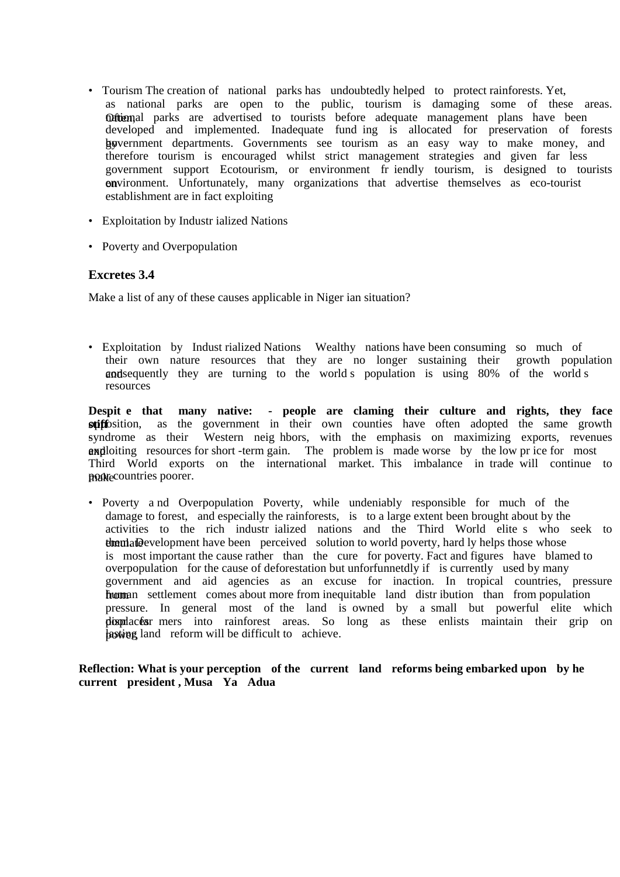- Tourism The creation of national parks has undoubtedly helped to protect rainforests. Yet, as national parks are open to the public, tourism is damaging some of these areas. Often, national parks are advertised to tourists before adequate management plans have been developed and implemented. Inadequate fund ing is allocated for preservation of forests by government departments. Governments see tourism as an easy way to make money, and therefore tourism is encouraged whilst strict management strategies and given far less government support Ecotourism, or environment fr iendly tourism, is designed to tourists on environment. Unfortunately, many organizations that advertise themselves as eco-tourist establishment are in fact exploiting

- Exploitation by Industr ialized Nations

- Poverty and Overpopulation

### Excretes 3.4

Make a list of any of these causes applicable in Niger ian situation?

- Exploitation by Indust rialized Nations Wealthy nations have been consuming so much of their own nature resources that they are no longer sustaining their growth population and consequently they are turning to the world s population is using 80% of the world s resources

**Despit e that many native: - people are claming their culture and rights, they face stiff** opposition, as the government in their own counties have often adopted the same growth syndrome as their Western neig hbors, with the emphasis on maximizing exports, revenues and exploiting resources for short -term gain. The problem is made worse by the low pr ice for most Third World exports on the international market. This imbalance in trade will continue to make poor countries poorer.

- Poverty a nd Overpopulation Poverty, while undeniably responsible for much of the damage to forest, and especially the rainforests, is to a large extent been brought about by the activities to the rich industr ialized nations and the Third World elite s who seek to emulate them. Development have been perceived solution to world poverty, hard ly helps those whose is most important the cause rather than the cure for poverty. Fact and figures have blamed to overpopulation for the cause of deforestation but unforfunnetdly if is currently used by many government and aid agencies as an excuse for inaction. In tropical countries, pressure from human settlement comes about more from inequitable land distr ibution than from population pressure. In general most of the land is owned by a small but powerful elite which displaces far mers into rainforest areas. So long as these enlists maintain their grip on power, lasting land reform will be difficult to achieve.

**Reflection: What is your perception of the current land reforms being embarked upon by he current president , Musa Ya Adua**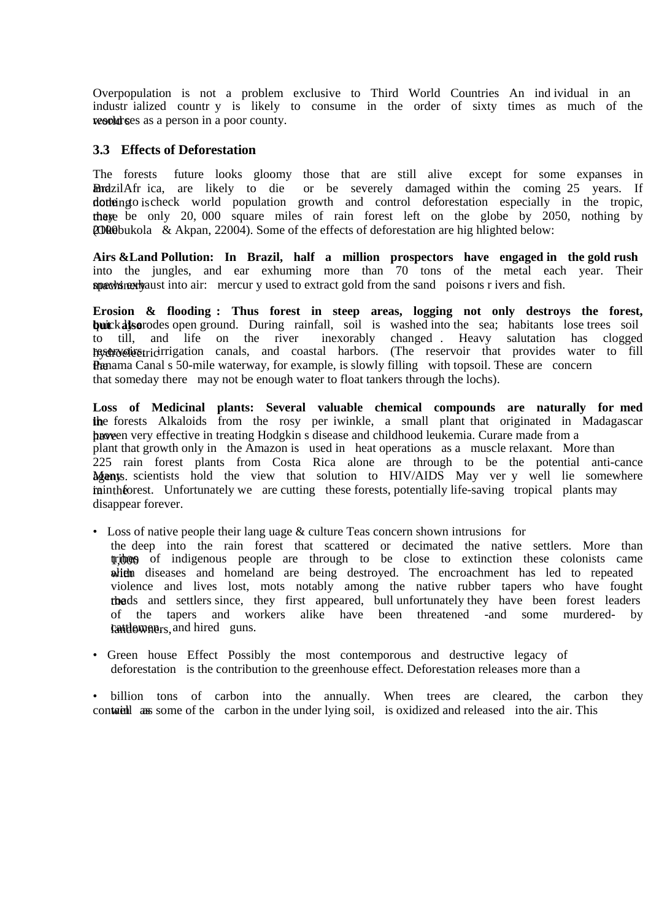Overpopulation is not a problem exclusive to Third World Countries An individual in an industrialized country is likely to consume in the order of sixty times as much of the world resources as a person in a poor county.

### 3.3 Effects of Deforestation

The forests future looks gloomy those that are still alive except for some expanses in Brazil and Africa, are likely to die or be severely damaged within the coming 25 years. If nothing is done to check world population growth and control deforestation especially in the tropic, there may be only 20, 000 square miles of rain forest left on the globe by 2050, nothing by 2000 (Olubukola & Akpan, 22004). Some of the effects of deforestation are highlighted below:

**Airs &Land Pollution: In Brazil, half a million prospectors have engaged in the gold rush** into the jungles, and ear exhuming more than 70 tons of the metal each year. Their machinery spews exhaust into air: mercury used to extract gold from the sand poisons rivers and fish.

**Erosion & flooding : Thus forest in steep areas, logging not only destroys the forest, but also** quickly erodes open ground. During rainfall, soil is washed into the sea; habitants lose trees soil to till, and life on the river inexorably changed . Heavy salutation has clogged hydroelectric reservoirs, irrigation canals, and coastal harbors. (The reservoir that provides water to fill the Panama Canal s 50-mile waterway, for example, is slowly filling with topsoil. These are concern that someday there may not be enough water to float tankers through the lochs).

**Loss of Medicinal plants: Several valuable chemical compounds are naturally for med in** the forests Alkaloids from the rosy periwinkle, a small plant that originated in Madagascar have proven very effective in treating Hodgkin s disease and childhood leukemia. Curare made from a plant that growth only in the Amazon is used in heat operations as a muscle relaxant. More than 225 rain forest plants from Costa Rica alone are through to be the potential anti-cance agents. Many scientists hold the view that solution to HIV/AIDS May very well lie somewhere in the rain forest. Unfortunately we are cutting these forests, potentially life-saving tropical plants may disappear forever.

- Loss of native people their language & culture Teas concern shown intrusions for the deep into the rain forest that scattered or decimated the native settlers. More than 1,000 tribes of indigenous people are through to be close to extinction these colonists came with alien diseases and homeland are being destroyed. The encroachment has led to repeated violence and lives lost, mots notably among the native rubber tapers who have fought the roads and settlers since, they first appeared, bull unfortunately they have been forest leaders of the tapers and workers alike have been threatened -and some murdered- by cattlemen, landowners, and hired guns.

- Green house Effect Possibly the most contemporous and destructive legacy of deforestation is the contribution to the greenhouse effect. Deforestation releases more than a

- billion tons of carbon into the annually. When trees are cleared, the carbon they contain as well as some of the carbon in the under lying soil, is oxidized and released into the air. This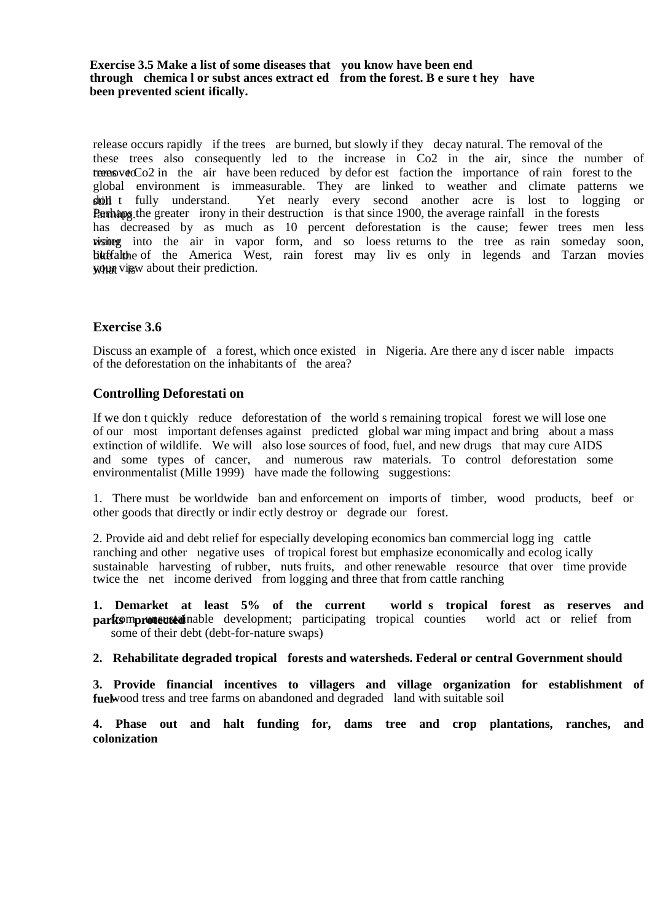**Exercise 3.5 Make a list of some diseases that you know have been end through chemical or substances extracted from the forest. Be sure they have been prevented scientifically.**

release occurs rapidly if the trees are burned, but slowly if they decay natural. The removal of the these trees also consequently led to the increase in $CO_2$ in the air, since the number of trees to remove $CO_2$ in the air have been reduced by deforest faction the importance of rain forest to the global environment is immeasurable. They are linked to weather and climate patterns we still don t fully understand. Yet nearly every second another acre is lost to logging or farming. Perhaps the greater irony in their destruction is that since 1900, the average rainfall in the forests has decreased by as much as 10 percent deforestation is the cause; fewer trees men less water rising into the air in vapor form, and so loess returns to the tree as rain someday soon, like the buffalo of the America West, rain forest may lives only in legends and Tarzan movies what is your view about their prediction.

**Exercise 3.6**

Discuss an example of a forest, which once existed in Nigeria. Are there any discernable impacts of the deforestation on the inhabitants of the area?

### Controlling Deforestation

If we don t quickly reduce deforestation of the world s remaining tropical forest we will lose one of our most important defenses against predicted global warming impact and bring about a mass extinction of wildlife. We will also lose sources of food, fuel, and new drugs that may cure AIDS and some types of cancer, and numerous raw materials. To control deforestation some environmentalist (Mille 1999) have made the following suggestions:

1. There must be worldwide ban and enforcement on imports of timber, wood products, beef or other goods that directly or indirectly destroy or degrade our forest.

2. Provide aid and debt relief for especially developing economics ban commercial logging cattle ranching and other negative uses of tropical forest but emphasize economically and ecologically sustainable harvesting of rubber, nuts fruits, and other renewable resource that over time provide twice the net income derived from logging and three that from cattle ranching

1. **Demarket at least 5% of the current world s tropical forest as reserves and parks protected** from unsustainable development; participating tropical counties world act or relief from some of their debt (debt-for-nature swaps)

2. **Rehabilitate degraded tropical forests and watersheds. Federal or central Government should**

3. **Provide financial incentives to villagers and village organization for establishment of fuel-**wood tress and tree farms on abandoned and degraded land with suitable soil

4. **Phase out and halt funding for, dams tree and crop plantations, ranches, and colonization**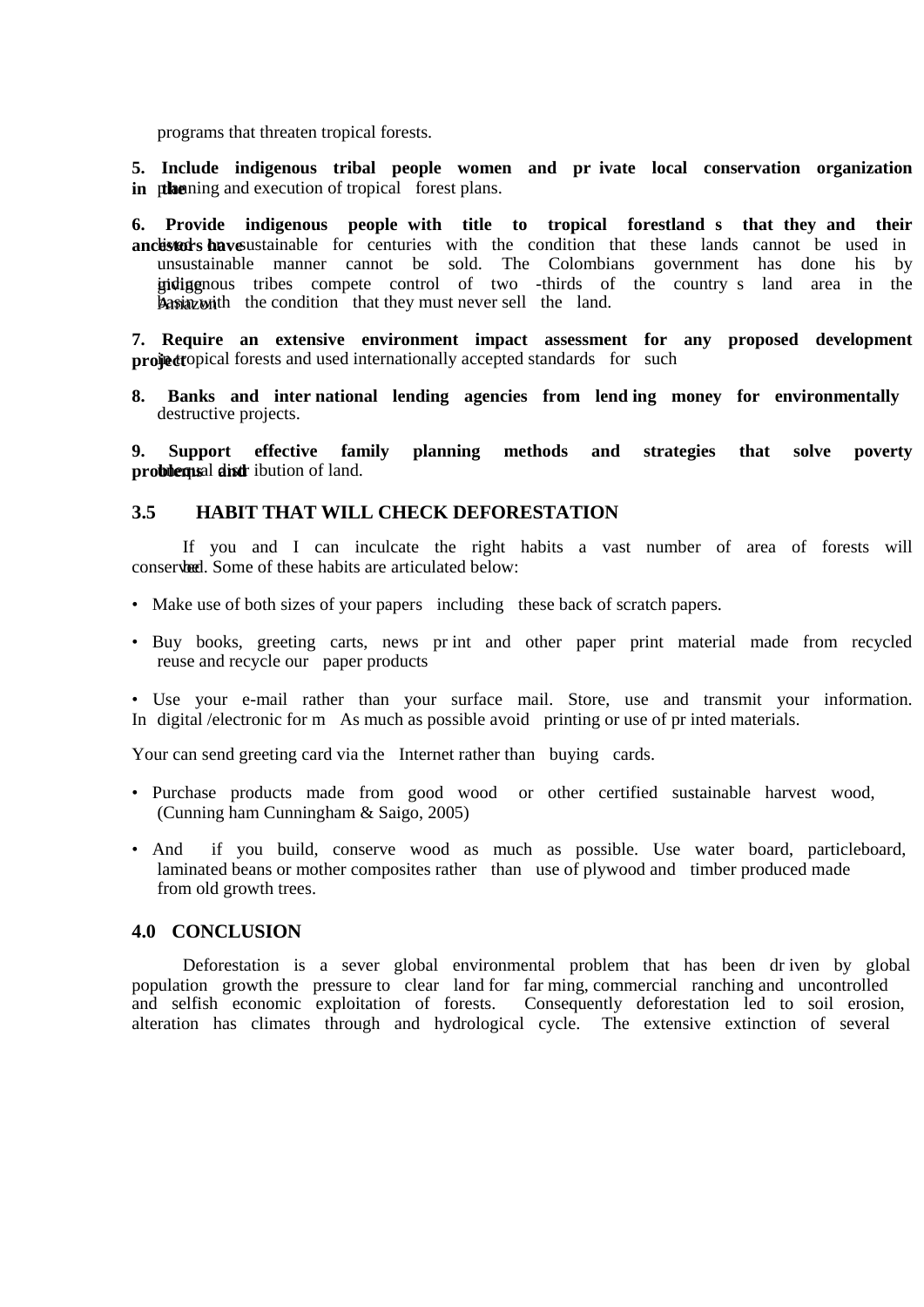programs that threaten tropical forests.

**5. Include indigenous tribal people women and private local conservation organization in the** planning and execution of tropical forest plans.

**6. Provide indigenous people with title to tropical forestland s that they and their ancestors have** lived in sustainable for centuries with the condition that these lands cannot be used in unsustainable manner cannot be sold. The Colombians government has done his by giving indigenous tribes compete control of two -thirds of the country s land area in the Amazon basin with the condition that they must never sell the land.

**7. Require an extensive environment impact assessment for any proposed development project** in tropical forests and used internationally accepted standards for such

**8. Banks and international lending agencies from lending money for environmentally** destructive projects.

**9. Support effective family planning methods and strategies that solve poverty problems and** unequal distribution of land.

## 3.5 HABIT THAT WILL CHECK DEFORESTATION

If you and I can inculcate the right habits a vast number of area of forests will be conserved. Some of these habits are articulated below:

- Make use of both sizes of your papers including these back of scratch papers.
- Buy books, greeting carts, news print and other paper print material made from recycled reuse and recycle our paper products
- Use your e-mail rather than your surface mail. Store, use and transmit your information. In digital /electronic form As much as possible avoid printing or use of printed materials.

Your can send greeting card via the Internet rather than buying cards.

- Purchase products made from good wood or other certified sustainable harvest wood, (Cunning ham Cunningham & Saigo, 2005)
- And if you build, conserve wood as much as possible. Use water board, particleboard, laminated beans or mother composites rather than use of plywood and timber produced made from old growth trees.

## 4.0 CONCLUSION

Deforestation is a sever global environmental problem that has been driven by global population growth the pressure to clear land for farming, commercial ranching and uncontrolled and selfish economic exploitation of forests. Consequently deforestation led to soil erosion, alteration has climates through and hydrological cycle. The extensive extinction of several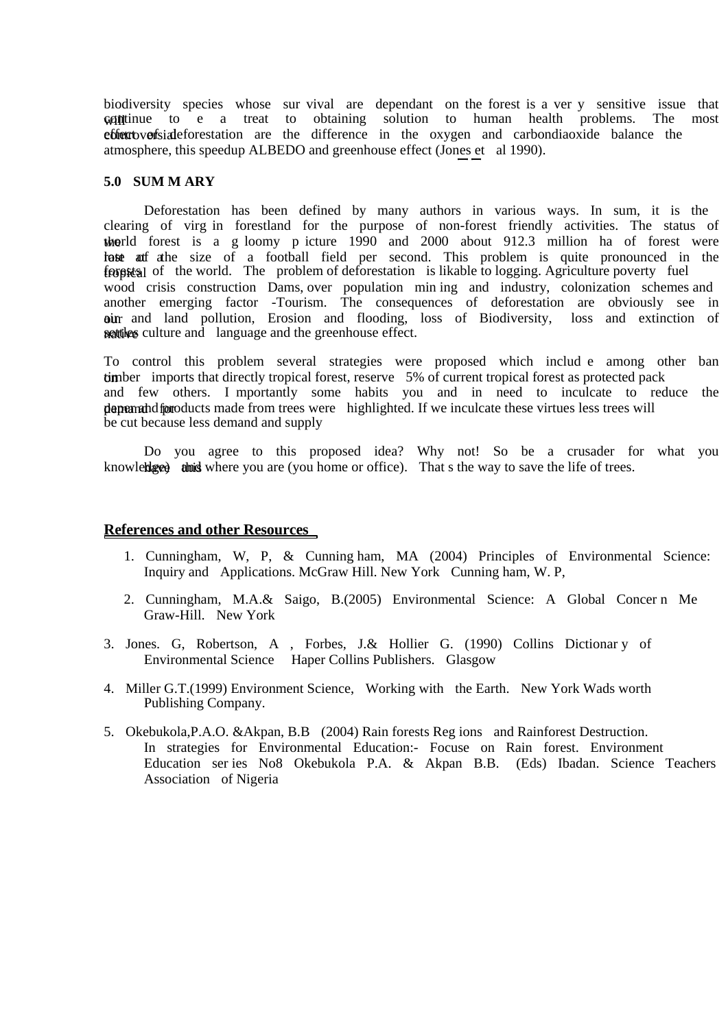biodiversity species whose survival are dependant on the forest is a very sensitive issue that will continue to e a treat to obtaining solution to human health problems. The most controversial effect of deforestation are the difference in the oxygen and carbondiaoxide balance the atmosphere, this speedup ALBEDO and greenhouse effect (Jones et al 1990).

## 5.0 SUMMARY

Deforestation has been defined by many authors in various ways. In sum, it is the clearing of virg in forestland for the purpose of non-forest friendly activities. The status of the world forest is a gloomy picture 1990 and 2000 about 912.3 million ha of forest were lost at a rate of the size of a football field per second. This problem is quite pronounced in the tropical forests of the world. The problem of deforestation is likable to logging. Agriculture poverty fuel wood crisis construction Dams, over population min ing and industry, colonization schemes and another emerging factor -Tourism. The consequences of deforestation are obviously see in our air and land pollution, Erosion and flooding, loss of Biodiversity, loss and extinction of native settles culture and language and the greenhouse effect.

To control this problem several strategies were proposed which include among other ban on timber imports that directly tropical forest, reserve 5% of current tropical forest as protected pack and few others. Importantly some habits you and in need to inculcate to reduce the demand for paper and products made from trees were highlighted. If we inculcate these virtues less trees will be cut because less demand and supply

Do you agree to this proposed idea? Why not! So be a crusader for what you knowledge have and this where you are (you home or office). That s the way to save the life of trees.

## References and other Resources

1. Cunningham, W, P, & Cunningham, MA (2004) Principles of Environmental Science: Inquiry and Applications. McGraw Hill. New York Cunningham, W. P,
2. Cunningham, M.A.& Saigo, B.(2005) Environmental Science: A Global Concern Me Graw-Hill. New York
3. Jones. G, Robertson, A , Forbes, J.& Hollier G. (1990) Collins Dictionary of Environmental Science Haper Collins Publishers. Glasgow
4. Miller G.T.(1999) Environment Science, Working with the Earth. New York Wads worth Publishing Company.
5. Okebukola,P.A.O. &Akpan, B.B (2004) Rain forests Regions and Rainforest Destruction. In strategies for Environmental Education:- Focuse on Rain forest. Environment Education series No8 Okebukola P.A. & Akpan B.B. (Eds) Ibadan. Science Teachers Association of Nigeria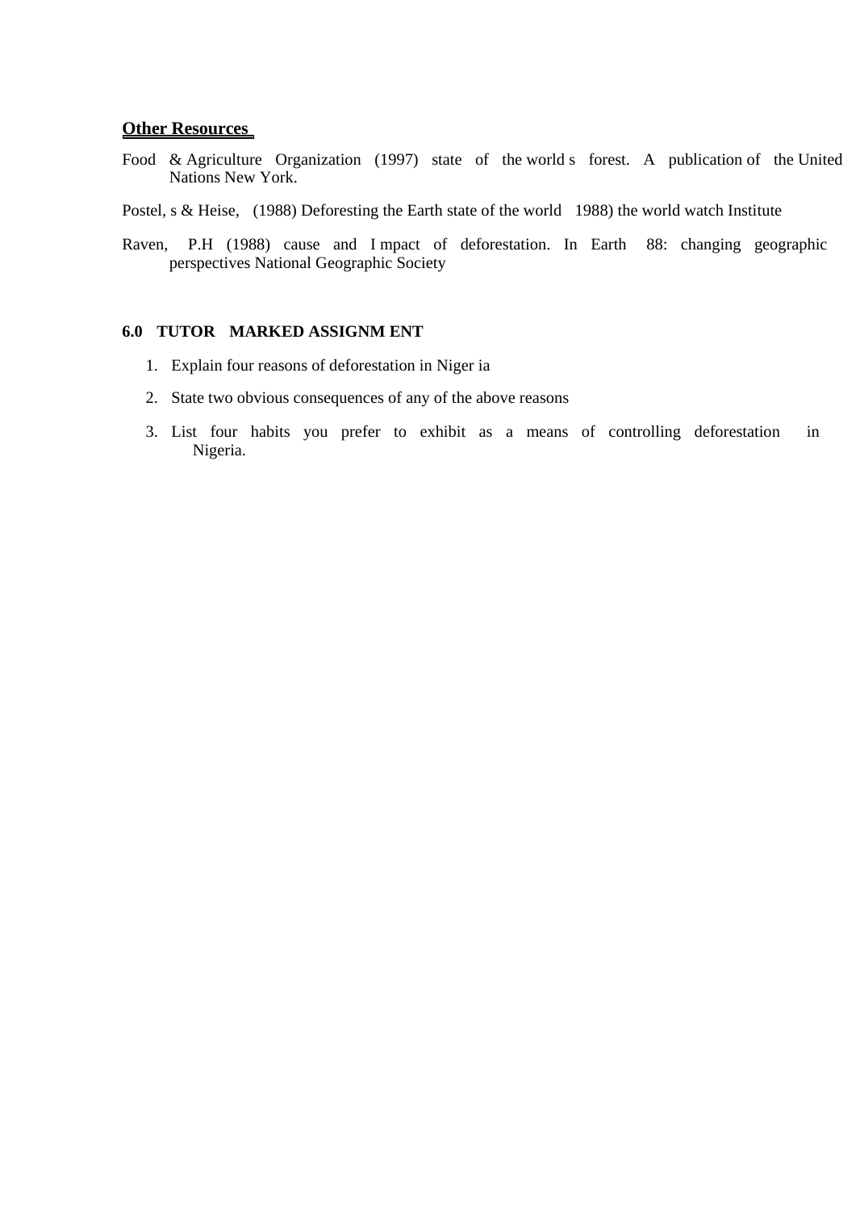**Other Resources**

Food & Agriculture Organization (1997) state of the world s forest. A publication of the United Nations New York.

Postel, s & Heise, (1988) Deforesting the Earth state of the world 1988) the world watch Institute

Raven, P.H (1988) cause and I mpact of deforestation. In Earth 88: changing geographic perspectives National Geographic Society

### 6.0 TUTOR MARKED ASSIGNM ENT

1. Explain four reasons of deforestation in Niger ia
2. State two obvious consequences of any of the above reasons
3. List four habits you prefer to exhibit as a means of controlling deforestation in Nigeria.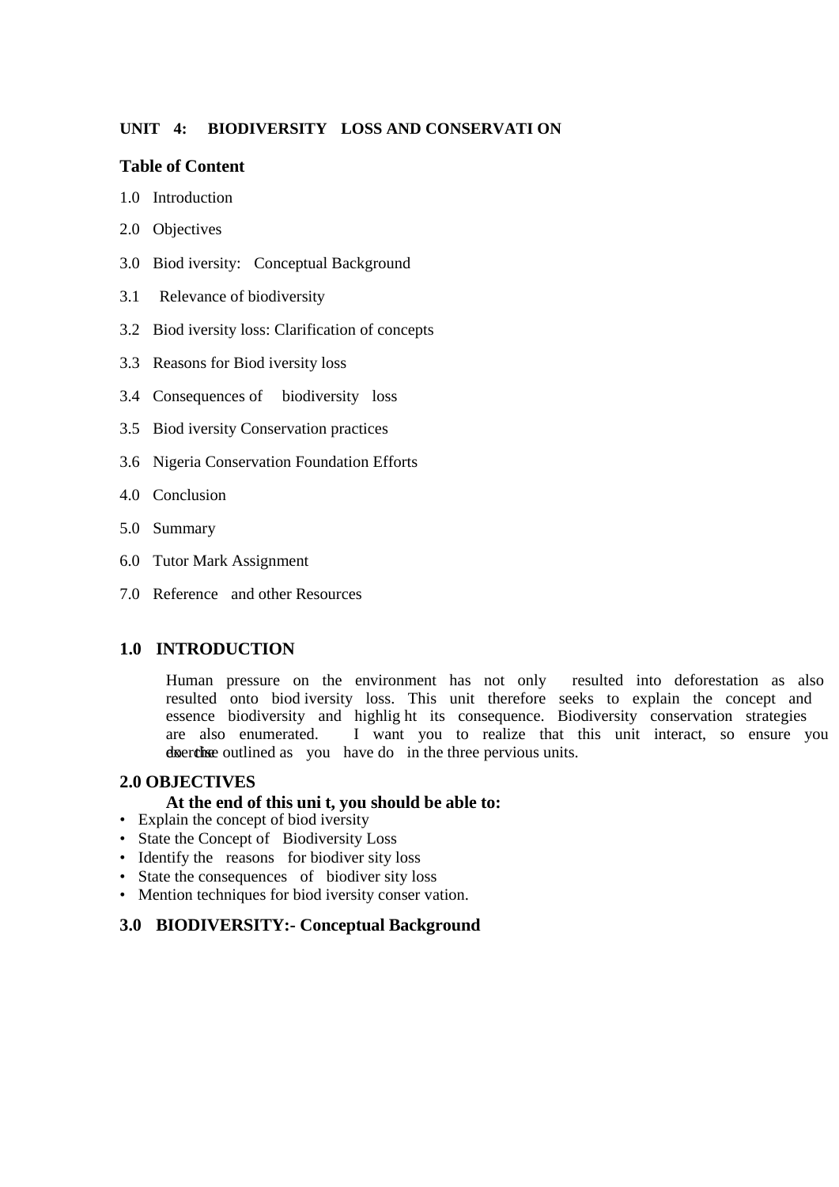## UNIT 4: BIODIVERSITY LOSS AND CONSERVATI ON

### Table of Content

1.0 Introduction

2.0 Objectives

3.0 Biod iversity: Conceptual Background

3.1 Relevance of biodiversity

3.2 Biod iversity loss: Clarification of concepts

3.3 Reasons for Biod iversity loss

3.4 Consequences of biodiversity loss

3.5 Biod iversity Conservation practices

3.6 Nigeria Conservation Foundation Efforts

4.0 Conclusion

5.0 Summary

6.0 Tutor Mark Assignment

7.0 Reference and other Resources

### 1.0 INTRODUCTION

Human pressure on the environment has not only resulted into deforestation as also resulted onto biod iversity loss. This unit therefore seeks to explain the concept and essence biodiversity and highlig ht its consequence. Biodiversity conservation strategies are also enumerated. I want you to realize that this unit interact, so ensure you do the exercise outlined as you have do in the three pervious units.

### 2.0 OBJECTIVES

**At the end of this uni t, you should be able to:**

- Explain the concept of biod iversity
- State the Concept of Biodiversity Loss
- Identify the reasons for biodiver sity loss
- State the consequences of biodiver sity loss
- Mention techniques for biod iversity conser vation.

### 3.0 BIODIVERSITY:- Conceptual Background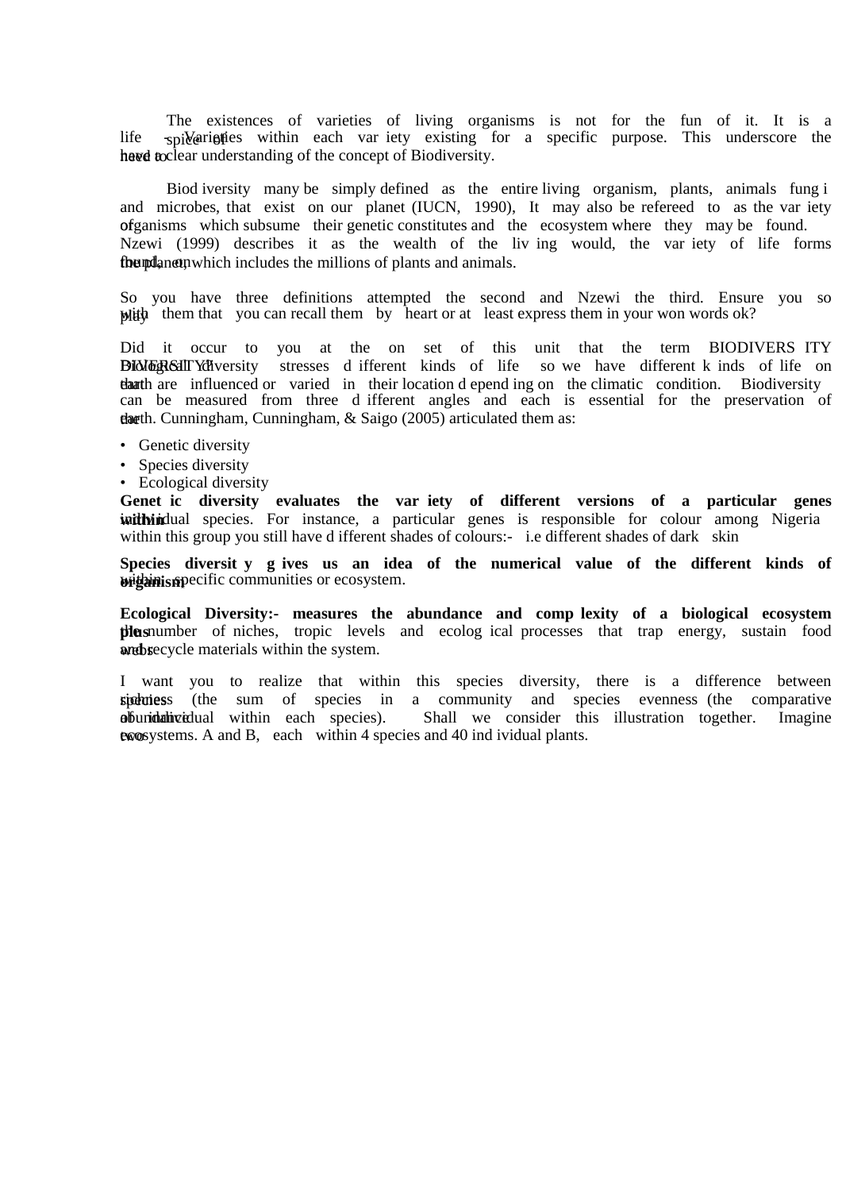The existences of varieties of living organisms is not for the fun of it. It is a life - spice of - Varieties within each variety existing for a specific purpose. This underscore the need to have a clear understanding of the concept of Biodiversity.

Biodiversity many be simply defined as the entire living organism, plants, animals fungi and microbes, that exist on our planet (IUCN, 1990), It may also be refereed to as the variety of organisms which subsume their genetic constitutes and the ecosystem where they may be found. Nzewi (1999) describes it as the wealth of the living would, the variety of life forms found on the planet, which includes the millions of plants and animals.

So you have three definitions attempted the second and Nzewi the third. Ensure you so play with them that you can recall them by heart or at least express them in your won words ok?

Did it occur to you at the on set of this unit that the term BIODIVERSITY DIVERSITY? Biological diversity stresses different kinds of life so we have different kinds of life on earth that are influenced or varied in their location depending on the climatic condition. Biodiversity can be measured from three different angles and each is essential for the preservation of the earth. Cunningham, Cunningham, & Saigo (2005) articulated them as:

- Genetic diversity
- Species diversity
- Ecological diversity

**Genetic diversity evaluates the variety of different versions of a particular genes within** individual species. For instance, a particular genes is responsible for colour among Nigeria within this group you still have different shades of colours:- i.e different shades of dark skin

**Species diversity gives us an idea of the numerical value of the different kinds of organism** within specific communities or ecosystem.

**Ecological Diversity:- measures the abundance and complexity of a biological ecosystem plus** the number of niches, tropic levels and ecological processes that trap energy, sustain food webs and recycle materials within the system.

I want you to realize that within this species diversity, there is a difference between species richness (the sum of species in a community and species evenness (the comparative abundance of individual within each species). Shall we consider this illustration together. Imagine two ecosystems. A and B, each within 4 species and 40 individual plants.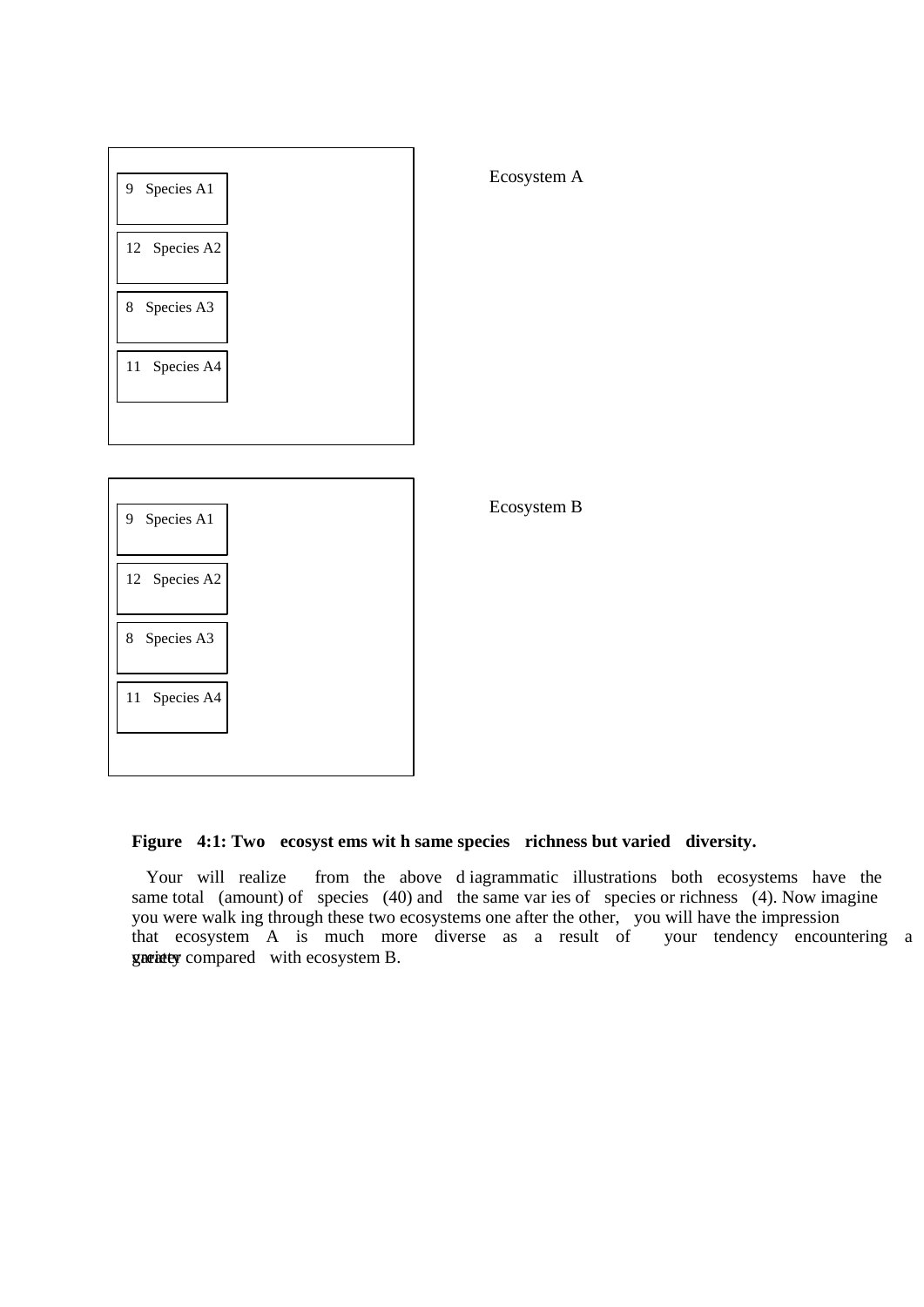Ecosystem A

| 9 Species A1 |
|---|
| 12 Species A2 |
| 8 Species A3 |
| 11 Species A4 |

Ecosystem B

| 9 Species A1 |
|---|
| 12 Species A2 |
| 8 Species A3 |
| 11 Species A4 |

**Figure 4:1: Two ecosystems with same species richness but varied diversity.**

Your will realize from the above diagrammatic illustrations both ecosystems have the same total (amount) of species (40) and the same varies of species or richness (4). Now imagine you were walking through these two ecosystems one after the other, you will have the impression that ecosystem A is much more diverse as a result of your tendency encountering a greater variety compared with ecosystem B.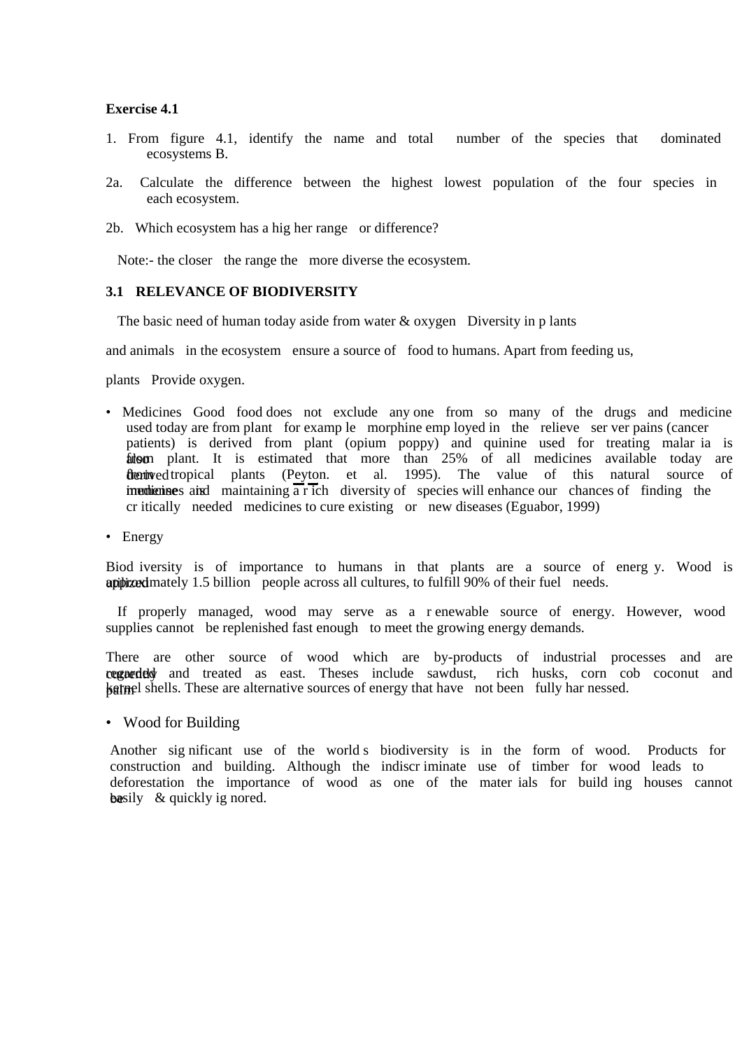**Exercise 4.1**

1. From figure 4.1, identify the name and total number of the species that dominated ecosystems B.

2a. Calculate the difference between the highest lowest population of the four species in each ecosystem.

2b. Which ecosystem has a higher range or difference?

Note:- the closer the range the more diverse the ecosystem.

## 3.1 RELEVANCE OF BIODIVERSITY

The basic need of human today aside from water & oxygen Diversity in plants and animals in the ecosystem ensure a source of food to humans. Apart from feeding us, plants Provide oxygen.

- Medicines Good food does not exclude any one from so many of the drugs and medicine used today are from plant for example morphine employed in the relieve server pains (cancer patients) is derived from plant (opium poppy) and quinine used for treating malaria is also from plant. It is estimated that more than 25% of all medicines available today are derived from tropical plants (Peyton. et al. 1995). The value of this natural source of medicine is immense and maintaining a rich diversity of species will enhance our chances of finding the critically needed medicines to cure existing or new diseases (Eguabor, 1999)

- Energy

Biodiversity is of importance to humans in that plants are a source of energy. Wood is utilized approximately 1.5 billion people across all cultures, to fulfill 90% of their fuel needs.

If properly managed, wood may serve as a renewable source of energy. However, wood supplies cannot be replenished fast enough to meet the growing energy demands.

There are other source of wood which are by-products of industrial processes and are currently regarded and treated as east. Theses include sawdust, rich husks, corn cob coconut and palm kernel shells. These are alternative sources of energy that have not been fully harnessed.

- Wood for Building

Another significant use of the worlds biodiversity is in the form of wood. Products for construction and building. Although the indiscriminate use of timber for wood leads to deforestation the importance of wood as one of the materials for building houses cannot be easily & quickly ignored.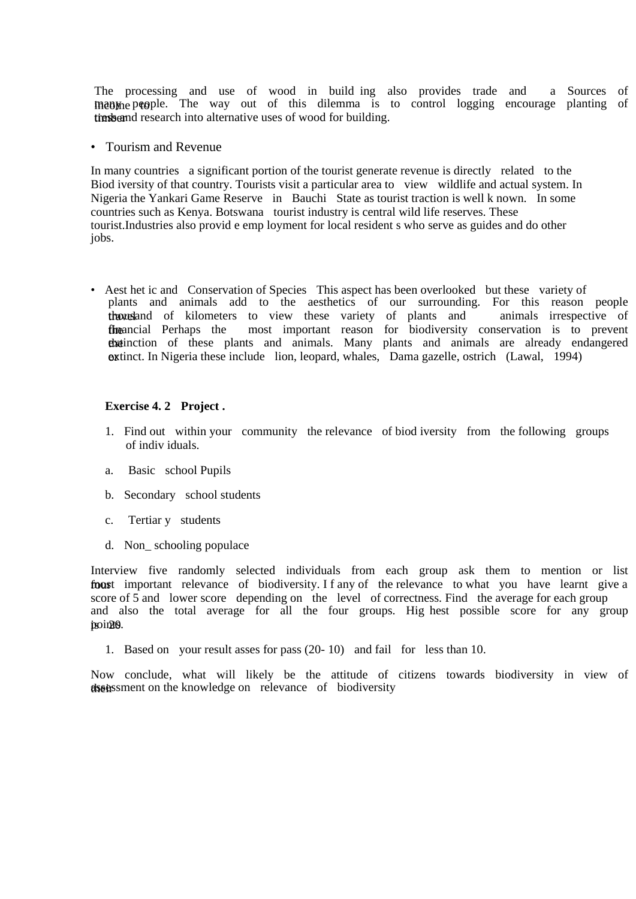The processing and use of wood in building also provides trade and a Sources of income to many people. The way out of this dilemma is to control logging encourage planting of timber trees and research into alternative uses of wood for building.

- Tourism and Revenue

In many countries a significant portion of the tourist generate revenue is directly related to the Biod iversity of that country. Tourists visit a particular area to view wildlife and actual system. In Nigeria the Yankari Game Reserve in Bauchi State as tourist traction is well k nown. In some countries such as Kenya. Botswana tourist industry is central wild life reserves. These tourist.Industries also provid e emp loyment for local resident s who serve as guides and do other jobs.

- Aest het ic and Conservation of Species This aspect has been overlooked but these variety of plants and animals add to the aesthetics of our surrounding. For this reason people travel thousand of kilometers to view these variety of plants and animals irrespective of the financial Perhaps the most important reason for biodiversity conservation is to prevent the extinction of these plants and animals. Many plants and animals are already endangered or extinct. In Nigeria these include lion, leopard, whales, Dama gazelle, ostrich (Lawal, 1994)

**Exercise 4. 2 Project .**

1. Find out within your community the relevance of biod iversity from the following groups of indiv iduals.

a. Basic school Pupils

b. Secondary school students

c. Tertiar y students

d. Non_ schooling populace

Interview five randomly selected individuals from each group ask them to mention or list four most important relevance of biodiversity. I f any of the relevance to what you have learnt give a score of 5 and lower score depending on the level of correctness. Find the average for each group and also the total average for all the four groups. Hig hest possible score for any group is 20 points.

1. Based on your result asses for pass (20- 10) and fail for less than 10.

Now conclude, what will likely be the attitude of citizens towards biodiversity in view of their assessment on the knowledge on relevance of biodiversity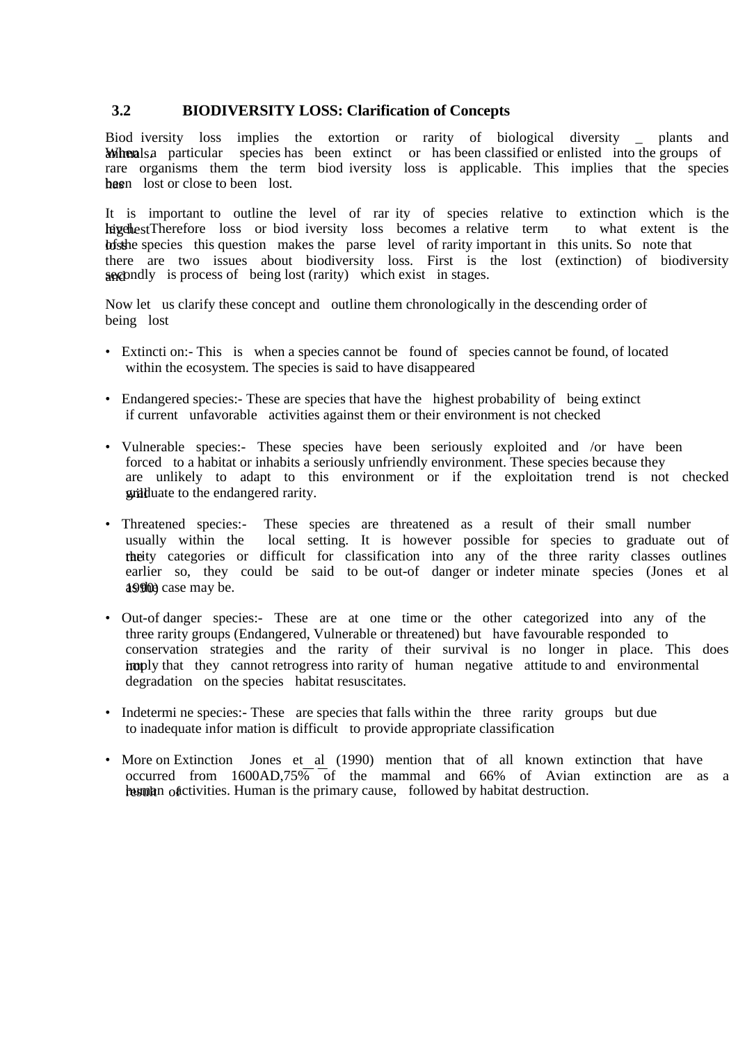### 3.2 BIODIVERSITY LOSS: Clarification of Concepts

Biod iversity loss implies the extortion or rarity of biological diversity _ plants and animals. When a particular species has been extinct or has been classified or enlisted into the groups of rare organisms them the term biod iversity loss is applicable. This implies that the species has been lost or close to been lost.

It is important to outline the level of rar ity of species relative to extinction which is the highest level. Therefore loss or biod iversity loss becomes a relative term to what extent is the loss of the species this question makes the parse level of rarity important in this units. So note that there are two issues about biodiversity loss. First is the lost (extinction) of biodiversity and secondly is process of being lost (rarity) which exist in stages.

Now let us clarify these concept and outline them chronologically in the descending order of being lost

- Extincti on:- This is when a species cannot be found of species cannot be found, of located within the ecosystem. The species is said to have disappeared

- Endangered species:- These are species that have the highest probability of being extinct if current unfavorable activities against them or their environment is not checked

- Vulnerable species:- These species have been seriously exploited and /or have been forced to a habitat or inhabits a seriously unfriendly environment. These species because they are unlikely to adapt to this environment or if the exploitation trend is not checked will graduate to the endangered rarity.

- Threatened species:- These species are threatened as a result of their small number usually within the local setting. It is however possible for species to graduate out of the rarity categories or difficult for classification into any of the three rarity classes outlines earlier so, they could be said to be out-of danger or indeter minate species (Jones et al 1990) as the case may be.

- Out-of danger species:- These are at one time or the other categorized into any of the three rarity groups (Endangered, Vulnerable or threatened) but have favourable responded to conservation strategies and the rarity of their survival is no longer in place. This does not imply that they cannot retrogress into rarity of human negative attitude to and environmental degradation on the species habitat resuscitates.

- Indetermi ne species:- These are species that falls within the three rarity groups but due to inadequate infor mation is difficult to provide appropriate classification

- More on Extinction Jones et al (1990) mention that of all known extinction that have occurred from 1600AD,75% of the mammal and 66% of Avian extinction are as a result of human activities. Human is the primary cause, followed by habitat destruction.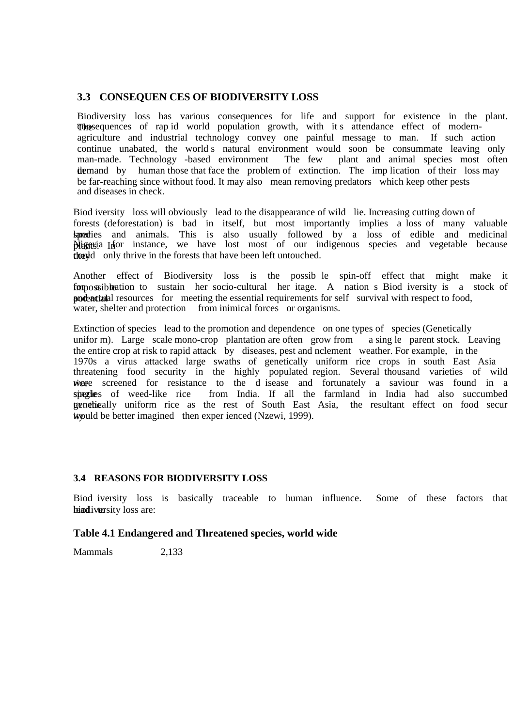### 3.3 CONSEQUENCES OF BIODIVERSITY LOSS

Biodiversity loss has various consequences for life and support for existence in the plant. The consequences of rapid world population growth, with its attendance effect of modern-agriculture and industrial technology convey one painful message to man. If such action continue unabated, the world s natural environment would soon be consummate leaving only man-made. Technology -based environment The few plant and animal species most often in demand by human those that face the problem of extinction. The implication of their loss may be far-reaching since without food. It may also mean removing predators which keep other pests and diseases in check.

Biodiversity loss will obviously lead to the disappearance of wild lie. Increasing cutting down of forests (deforestation) is bad in itself, but most importantly implies a loss of many valuable land species and animals. This is also usually followed by a loss of edible and medicinal plants. In Nigeria for instance, we have lost most of our indigenous species and vegetable because they could only thrive in the forests that have been left untouched.

Another effect of Biodiversity loss is the possible spin-off effect that might make it impossible for a nation to sustain her socio-cultural heritage. A nation s Biodiversity is a stock of actual and potential resources for meeting the essential requirements for self survival with respect to food, water, shelter and protection from inimical forces or organisms.

Extinction of species lead to the promotion and dependence on one types of species (Genetically uniform). Large scale mono-crop plantation are often grow from a single parent stock. Leaving the entire crop at risk to rapid attack by diseases, pest and nclement weather. For example, in the 1970s a virus attacked large swaths of genetically uniform rice crops in south East Asia threatening food security in the highly populated region. Several thousand varieties of wild rice were screened for resistance to the disease and fortunately a saviour was found in a single species of weed-like rice from India. If all the farmland in India had also succumbed to the genetically uniform rice as the rest of South East Asia, the resultant effect on food security would be better imagined then experienced (Nzewi, 1999).

### 3.4 REASONS FOR BIODIVERSITY LOSS

Biodiversity loss is basically traceable to human influence. Some of these factors that lead to biodiversity loss are:

**Table 4.1 Endangered and Threatened species, world wide**

| | |
|---|---|
| Mammals | 2,133 |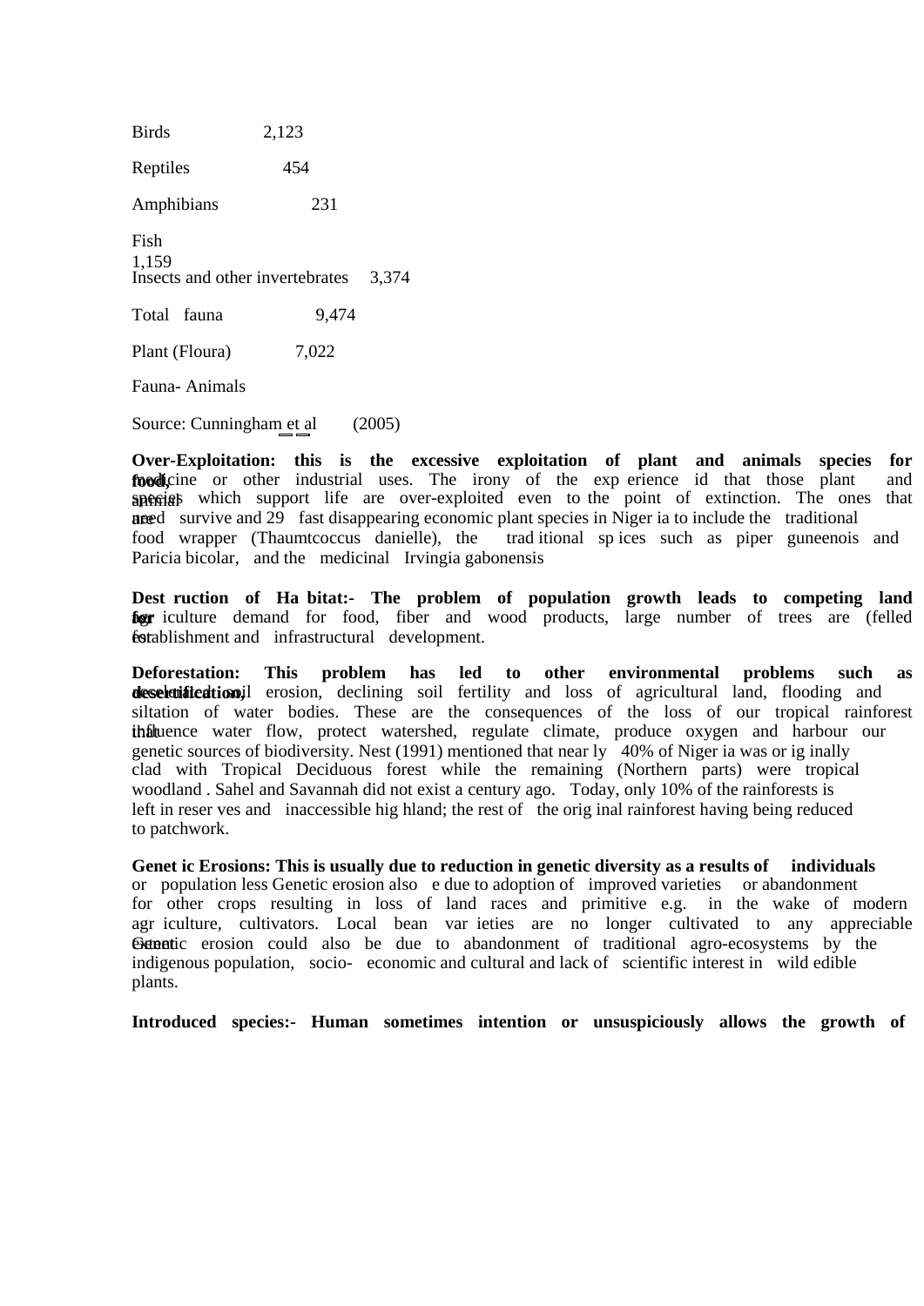| | |
|---|---|
| Birds | 2,123 |
| Reptiles | 454 |
| Amphibians | 231 |
| Fish | 1,159 |
| Insects and other invertebrates | 3,374 |
| Total fauna | 9,474 |
| Plant (Floura) | 7,022 |

Fauna- Animals

Source: Cunningham et al (2005)

**Over-Exploitation: this is the excessive exploitation of plant and animals species for food,** medicine or other industrial uses. The irony of the exp erience id that those plant and animal species which support life are over-exploited even to the point of extinction. The ones that are need survive and 29 fast disappearing economic plant species in Niger ia to include the traditional food wrapper (Thaumtcoccus danielle), the trad itional sp ices such as piper guneenois and Paricia bicolar, and the medicinal Irvingia gabonensis

**Dest ruction of Ha bitat:- The problem of population growth leads to competing land for** agr iculture demand for food, fiber and wood products, large number of trees are (felled for establishment and infrastructural development.

**Deforestation: This problem has led to other environmental problems such as desertification,** accelerated soil erosion, declining soil fertility and loss of agricultural land, flooding and siltation of water bodies. These are the consequences of the loss of our tropical rainforest that influence water flow, protect watershed, regulate climate, produce oxygen and harbour our genetic sources of biodiversity. Nest (1991) mentioned that near ly 40% of Niger ia was or ig inally clad with Tropical Deciduous forest while the remaining (Northern parts) were tropical woodland . Sahel and Savannah did not exist a century ago. Today, only 10% of the rainforests is left in reser ves and inaccessible hig hland; the rest of the orig inal rainforest having being reduced to patchwork.

**Genet ic Erosions: This is usually due to reduction in genetic diversity as a results of individuals** or population less Genetic erosion also e due to adoption of improved varieties or abandonment for other crops resulting in loss of land races and primitive e.g. in the wake of modern agr iculture, cultivators. Local bean var ieties are no longer cultivated to any appreciable extent. Genetic erosion could also be due to abandonment of traditional agro-ecosystems by the indigenous population, socio- economic and cultural and lack of scientific interest in wild edible plants.

**Introduced species:- Human sometimes intention or unsuspiciously allows the growth of**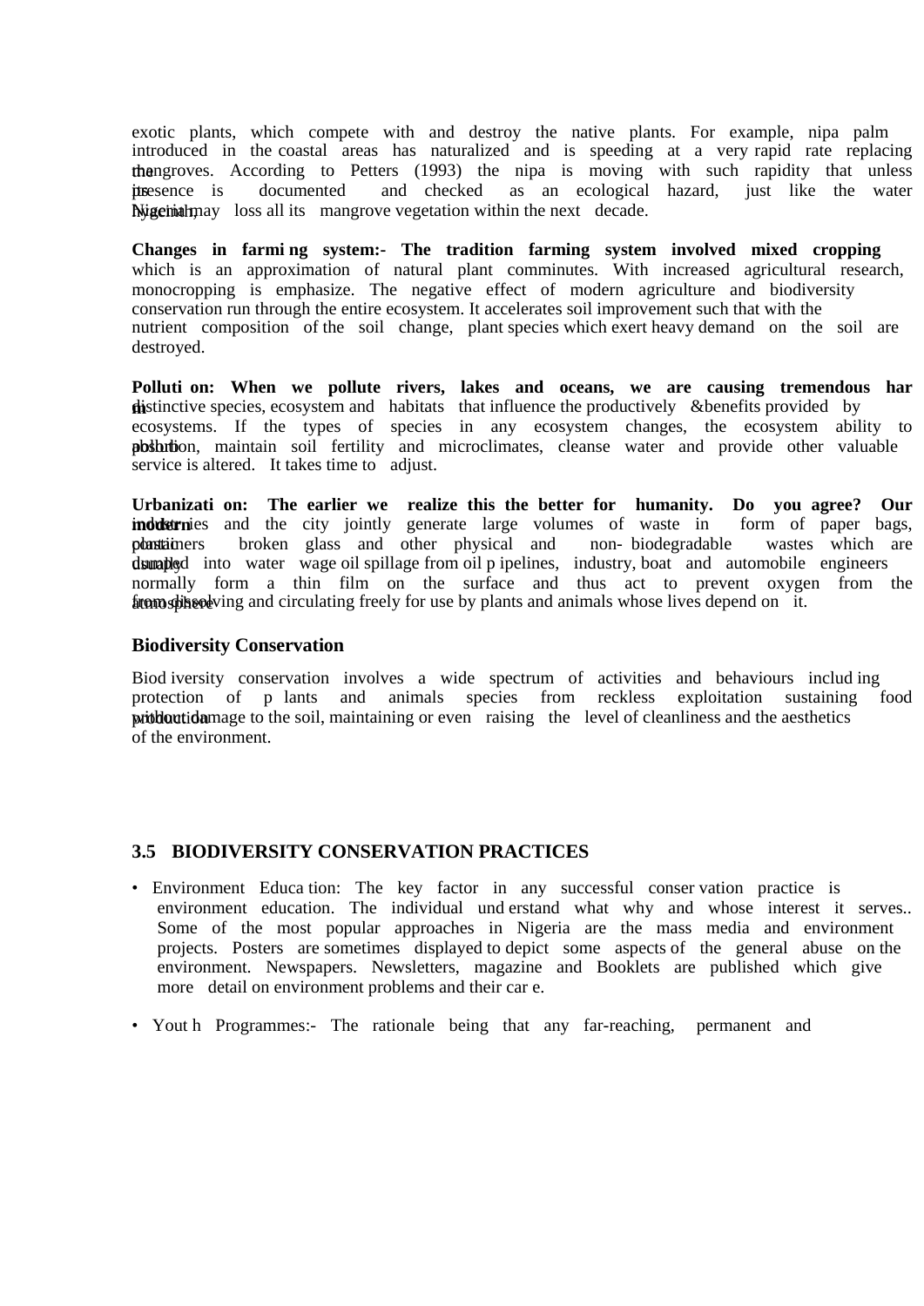exotic plants, which compete with and destroy the native plants. For example, nipa palm introduced in the coastal areas has naturalized and is speeding at a very rapid rate replacing the mangroves. According to Petters (1993) the nipa is moving with such rapidity that unless its presence is documented and checked as an ecological hazard, just like the water hyacinth, Nigeria may loss all its mangrove vegetation within the next decade.

**Changes in farming system:-** **The tradition farming system involved mixed cropping** which is an approximation of natural plant comminutes. With increased agricultural research, monocropping is emphasize. The negative effect of modern agriculture and biodiversity conservation run through the entire ecosystem. It accelerates soil improvement such that with the nutrient composition of the soil change, plant species which exert heavy demand on the soil are destroyed.

**Pollution: When we pollute rivers, lakes and oceans, we are causing tremendous harm** distinctive species, ecosystem and habitats that influence the productively &benefits provided by ecosystems. If the types of species in any ecosystem changes, the ecosystem ability to absorb pollution, maintain soil fertility and microclimates, cleanse water and provide other valuable service is altered. It takes time to adjust.

**Urbanization: The earlier we realize this the better for humanity. Do you agree? Our modern** industries and the city jointly generate large volumes of waste in form of paper bags, plastic containers broken glass and other physical and non- biodegradable wastes which are usually dumped into water wage oil spillage from oil pipelines, industry, boat and automobile engineers normally form a thin film on the surface and thus act to prevent oxygen from the atmosphere from dissolving and circulating freely for use by plants and animals whose lives depend on it.

### Biodiversity Conservation

Biodiversity conservation involves a wide spectrum of activities and behaviours including protection of plants and animals species from reckless exploitation sustaining food production without damage to the soil, maintaining or even raising the level of cleanliness and the aesthetics of the environment.

## 3.5 BIODIVERSITY CONSERVATION PRACTICES

- Environment Education: The key factor in any successful conservation practice is environment education. The individual understand what why and whose interest it serves.. Some of the most popular approaches in Nigeria are the mass media and environment projects. Posters are sometimes displayed to depict some aspects of the general abuse on the environment. Newspapers. Newsletters, magazine and Booklets are published which give more detail on environment problems and their care.

- Youth Programmes:- The rationale being that any far-reaching, permanent and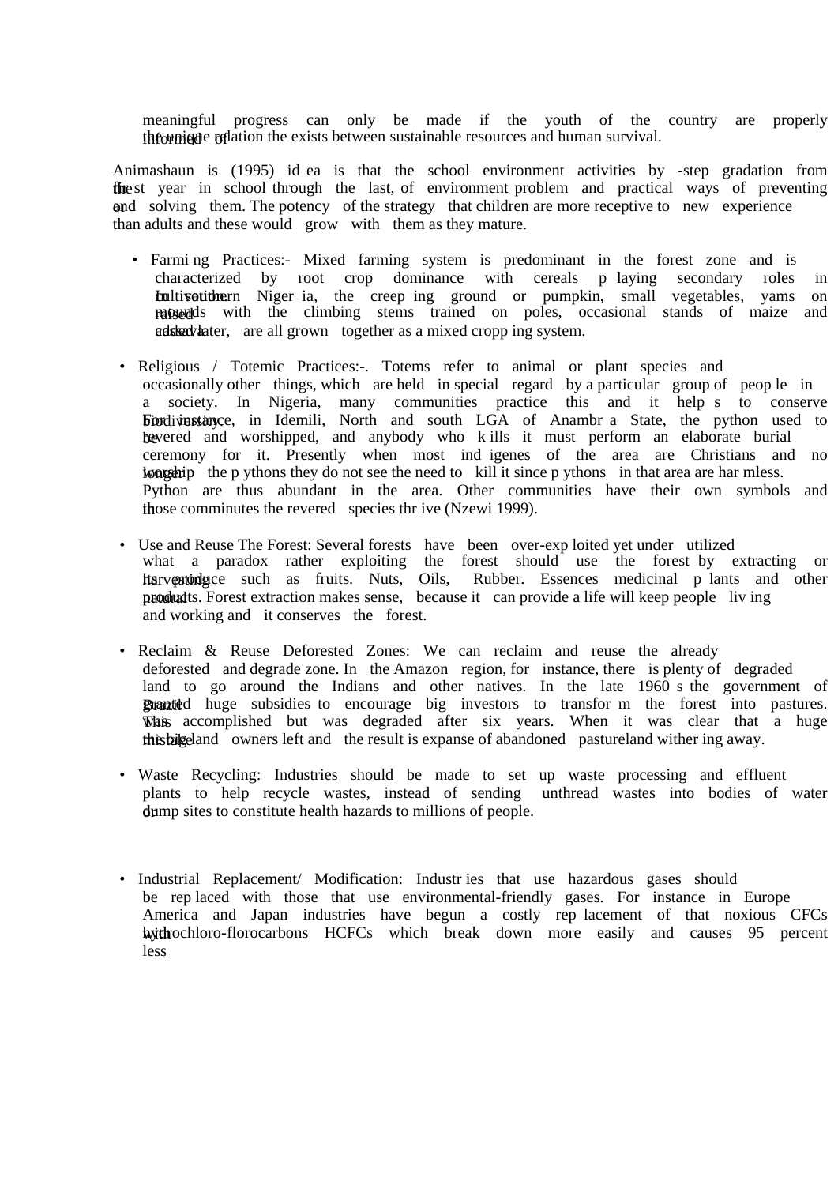meaningful progress can only be made if the youth of the country are properly informed of the unique relation the exists between sustainable resources and human survival.

Animashaun is (1995) idea is that the school environment activities by -step gradation from the first year in school through the last, of environment problem and practical ways of preventing or and solving them. The potency of the strategy that children are more receptive to new experience than adults and these would grow with them as they mature.

- Farming Practices:- Mixed farming system is predominant in the forest zone and is characterized by root crop dominance with cereals playing secondary roles in cultivation. In southern Nigeria, the creeping ground or pumpkin, small vegetables, yams on raised mounds with the climbing stems trained on poles, occasional stands of maize and cassava added later, are all grown together as a mixed cropping system.

- Religious / Totemic Practices:-. Totems refer to animal or plant species and occasionally other things, which are held in special regard by a particular group of people in a society. In Nigeria, many communities practice this and it helps to conserve biodiversity. For instance, in Idemili, North and south LGA of Anambra State, the python used to be revered and worshipped, and anybody who kills it must perform an elaborate burial ceremony for it. Presently when most indigenes of the area are Christians and no longer worship the pythons they do not see the need to kill it since pythons in that area are harmless. Python are thus abundant in the area. Other communities have their own symbols and thus those comminutes the revered species thrive (Nzewi 1999).

- Use and Reuse The Forest: Several forests have been over-exploited yet under utilized what a paradox rather exploiting the forest should use the forest by extracting or harvesting its produce such as fruits. Nuts, Oils, Rubber. Essences medicinal plants and other natural products. Forest extraction makes sense, because it can provide a life will keep people living and working and it conserves the forest.

- Reclaim & Reuse Deforested Zones: We can reclaim and reuse the already deforested and degrade zone. In the Amazon region, for instance, there is plenty of degraded land to go around the Indians and other natives. In the late 1960 s the government of Brazil granted huge subsidies to encourage big investors to transform the forest into pastures. This was accomplished but was degraded after six years. When it was clear that a huge mistake this big land owners left and the result is expanse of abandoned pastureland withering away.

- Waste Recycling: Industries should be made to set up waste processing and effluent plants to help recycle wastes, instead of sending unthread wastes into bodies of water or dump sites to constitute health hazards to millions of people.

- Industrial Replacement/ Modification: Industries that use hazardous gases should be replaced with those that use environmental-friendly gases. For instance in Europe America and Japan industries have begun a costly replacement of that noxious CFCs with hydrochloro-florocarbons HCFCs which break down more easily and causes 95 percent less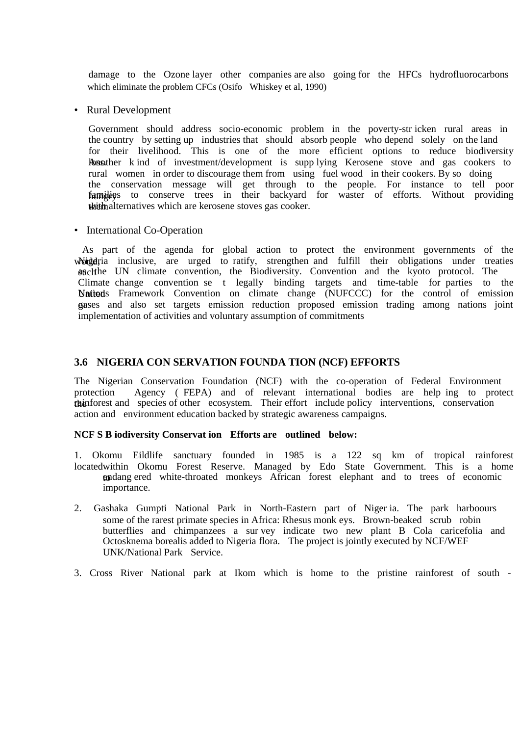damage to the Ozone layer other companies are also going for the HFCs hydrofluorocarbons which eliminate the problem CFCs (Osifo Whiskey et al, 1990)

- Rural Development

Government should address socio-economic problem in the poverty-stricken rural areas in the country by setting up industries that should absorb people who depend solely on the land for their livelihood. This is one of the more efficient options to reduce biodiversity loss. Another kind of investment/development is supplying Kerosene stove and gas cookers to rural women in order to discourage them from using fuel wood in their cookers. By so doing the conservation message will get through to the people. For instance to tell poor hungry families to conserve trees in their backyard for waster of efforts. Without providing them with alternatives which are kerosene stoves gas cooker.

- International Co-Operation

As part of the agenda for global action to protect the environment governments of the world, Nigeria inclusive, are urged to ratify, strengthen and fulfill their obligations under treaties such as the UN climate convention, the Biodiversity. Convention and the kyoto protocol. The Climate change convention set legally binding targets and time-table for parties to the United Nations Framework Convention on climate change (NUFCCC) for the control of emission gases and also set targets emission reduction proposed emission trading among nations joint implementation of activities and voluntary assumption of commitments

### 3.6 NIGERIA CONSERVATION FOUNDATION (NCF) EFFORTS

The Nigerian Conservation Foundation (NCF) with the co-operation of Federal Environment protection Agency (FEPA) and of relevant international bodies are helping to protect the rainforest and species of other ecosystem. Their effort include policy interventions, conservation action and environment education backed by strategic awareness campaigns.

**NCF S Biodiversity Conservation Efforts are outlined below:**

1. Okomu Eildlife sanctuary founded in 1985 is a 122 sq km of tropical rainforest located within Okomu Forest Reserve. Managed by Edo State Government. This is a home to endangered white-throated monkeys African forest elephant and to trees of economic importance.

2. Gashaka Gumpti National Park in North-Eastern part of Nigeria. The park harboours some of the rarest primate species in Africa: Rhesus monkeys. Brown-beaked scrub robin butterflies and chimpanzees a survey indicate two new plant B Cola caricefolia and Octosknema borealis added to Nigeria flora. The project is jointly executed by NCF/WEF UNK/National Park Service.

3. Cross River National park at Ikom which is home to the pristine rainforest of south -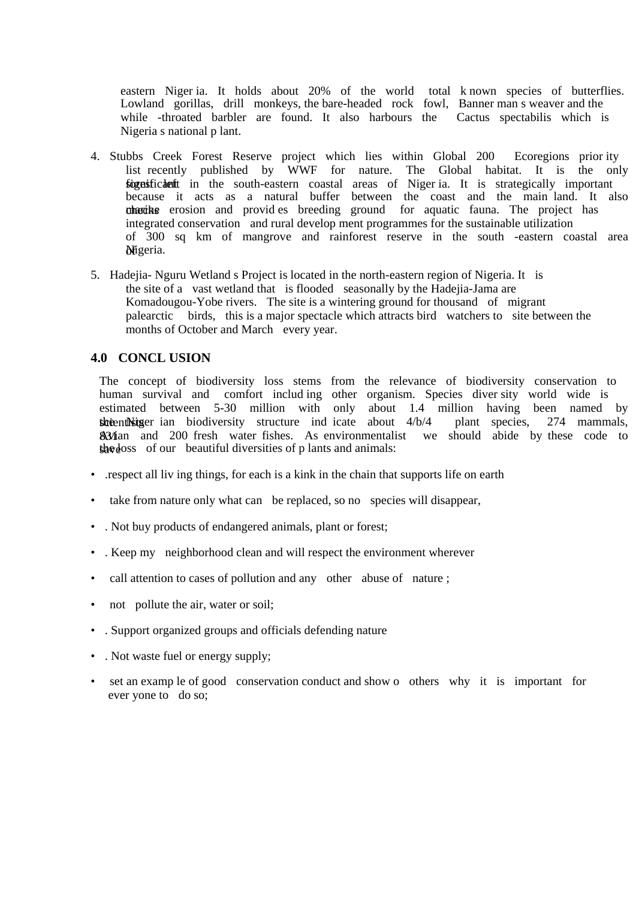eastern Nigeria. It holds about 20% of the world total known species of butterflies. Lowland gorillas, drill monkeys, the bare-headed rock fowl, Banner man s weaver and the while -throated barbler are found. It also harbours the Cactus spectabilis which is Nigeria s national plant.

4. Stubbs Creek Forest Reserve project which lies within Global 200 Ecoregions priority list recently published by WWF for nature. The Global habitat. It is the only significant forest left in the south-eastern coastal areas of Nigeria. It is strategically important because it acts as a natural buffer between the coast and the main land. It also checks marine erosion and provides breeding ground for aquatic fauna. The project has integrated conservation and rural development programmes for the sustainable utilization of 300 sq km of mangrove and rainforest reserve in the south -eastern coastal area of Nigeria.

5. Hadejia- Nguru Wetland s Project is located in the north-eastern region of Nigeria. It is the site of a vast wetland that is flooded seasonally by the Hadejia-Jama are Komadougou-Yobe rivers. The site is a wintering ground for thousand of migrant palearctic birds, this is a major spectacle which attracts bird watchers to site between the months of October and March every year.

## 4.0 CONCLUSION

The concept of biodiversity loss stems from the relevance of biodiversity conservation to human survival and comfort including other organism. Species diversity world wide is estimated between 5-30 million with only about 1.4 million having been named by scientists. the Nigerian biodiversity structure indicate about 4/b/4 plant species, 274 mammals, 831 avian and 200 fresh water fishes. As environmentalist we should abide by these code to save the loss of our beautiful diversities of plants and animals:

- .respect all living things, for each is a kink in the chain that supports life on earth
- take from nature only what can be replaced, so no species will disappear,
- . Not buy products of endangered animals, plant or forest;
- . Keep my neighborhood clean and will respect the environment wherever
- call attention to cases of pollution and any other abuse of nature ;
- not pollute the air, water or soil;
- . Support organized groups and officials defending nature
- . Not waste fuel or energy supply;
- set an example of good conservation conduct and show o others why it is important for everyone to do so;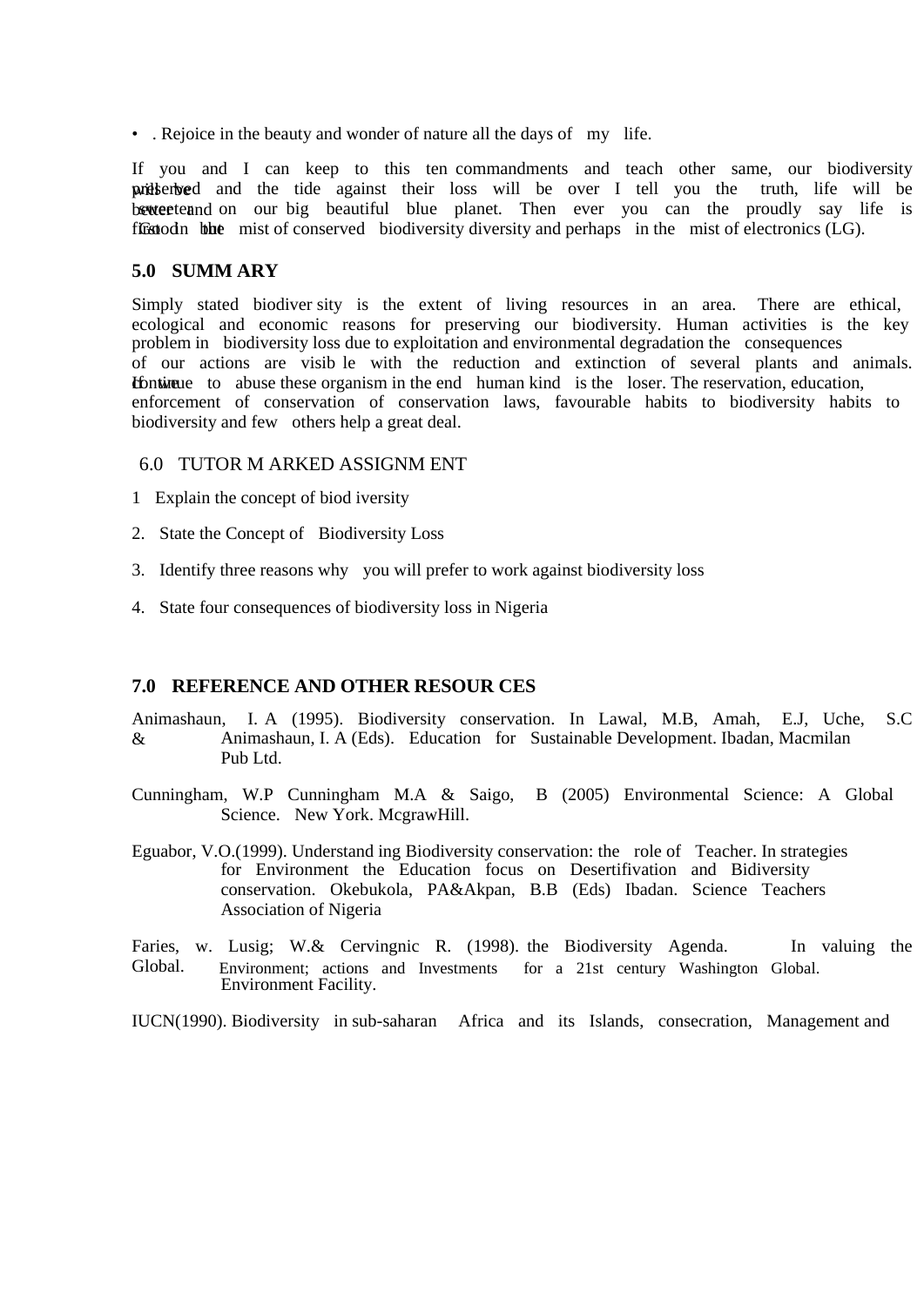- . Rejoice in the beauty and wonder of nature all the days of my life.

If you and I can keep to this ten commandments and teach other same, our biodiversity will be preserved and the tide against their loss will be over I tell you the truth, life will be better and sweeter on our big beautiful blue planet. Then ever you can the proudly say life is first Good in the mist of conserved biodiversity diversity and perhaps in the mist of electronics (LG).

## 5.0 SUMMARY

Simply stated biodiversity is the extent of living resources in an area. There are ethical, ecological and economic reasons for preserving our biodiversity. Human activities is the key problem in biodiversity loss due to exploitation and environmental degradation the consequences of our actions are visible with the reduction and extinction of several plants and animals. If we continue to abuse these organism in the end human kind is the loser. The reservation, education, enforcement of conservation of conservation laws, favourable habits to biodiversity habits to biodiversity and few others help a great deal.

## 6.0 TUTOR MARKED ASSIGNMENT

1 Explain the concept of biodiversity

2. State the Concept of Biodiversity Loss

3. Identify three reasons why you will prefer to work against biodiversity loss

4. State four consequences of biodiversity loss in Nigeria

## 7.0 REFERENCE AND OTHER RESOURCES

Animashaun, I. A (1995). Biodiversity conservation. In Lawal, M.B, Amah, E.J, Uche, S.C & Animashaun, I. A (Eds). Education for Sustainable Development. Ibadan, Macmilan Pub Ltd.

Cunningham, W.P Cunningham M.A & Saigo, B (2005) Environmental Science: A Global Science. New York. McgrawHill.

Eguabor, V.O.(1999). Understanding Biodiversity conservation: the role of Teacher. In strategies for Environment the Education focus on Desertifivation and Bidiversity conservation. Okebukola, PA&Akpan, B.B (Eds) Ibadan. Science Teachers Association of Nigeria

Faries, w. Lusig; W.& Cervingnic R. (1998). the Biodiversity Agenda. In valuing the Global. Environment; actions and Investments for a 21st century Washington Global. Environment Facility.

IUCN(1990). Biodiversity in sub-saharan Africa and its Islands, consecration, Management and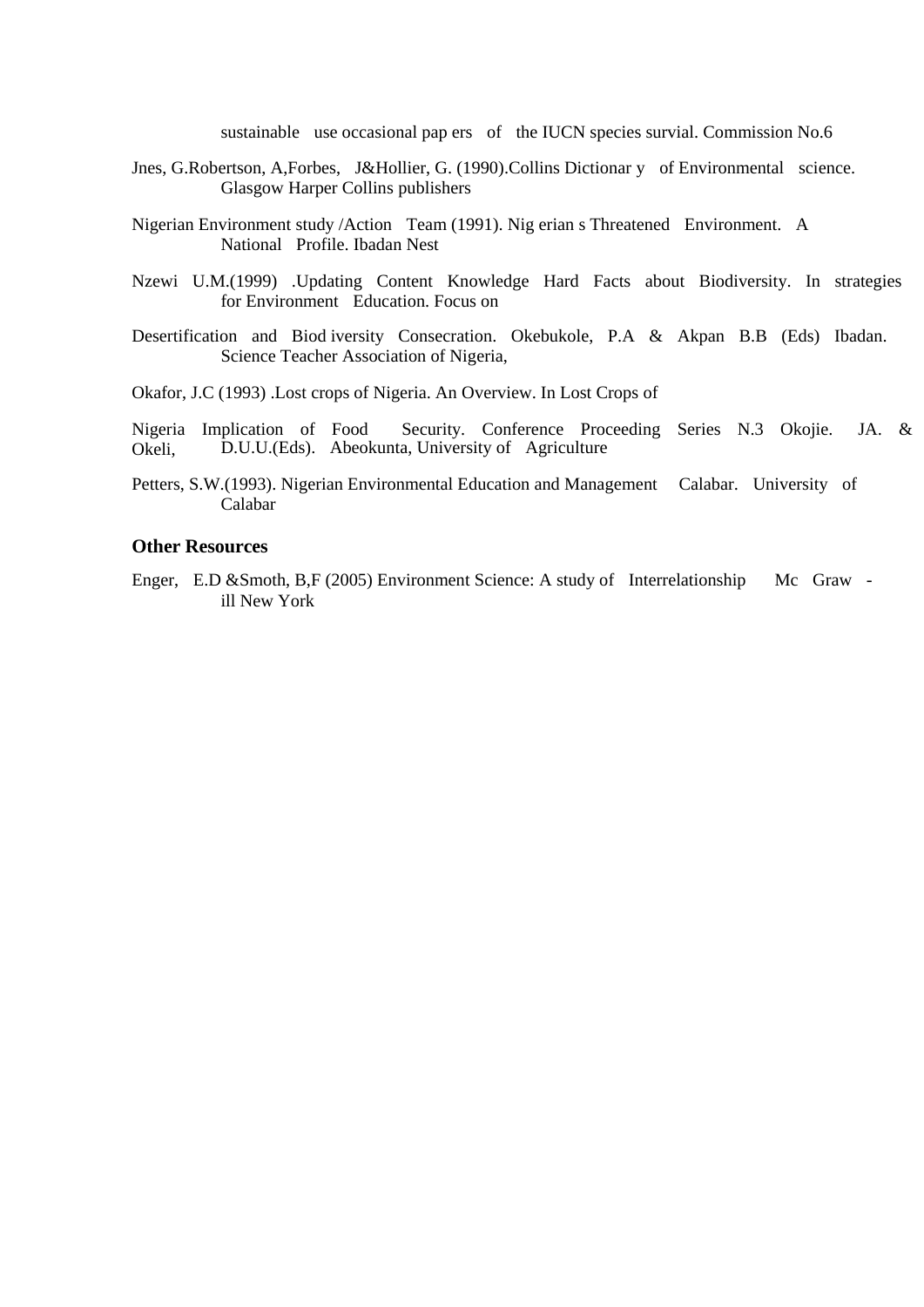sustainable use occasional pap ers of the IUCN species survial. Commission No.6

Jnes, G.Robertson, A,Forbes, J&Hollier, G. (1990).Collins Dictionar y of Environmental science. Glasgow Harper Collins publishers

Nigerian Environment study /Action Team (1991). Nig erian s Threatened Environment. A National Profile. Ibadan Nest

Nzewi U.M.(1999) .Updating Content Knowledge Hard Facts about Biodiversity. In strategies for Environment Education. Focus on

Desertification and Biod iversity Consecration. Okebukole, P.A & Akpan B.B (Eds) Ibadan. Science Teacher Association of Nigeria,

Okafor, J.C (1993) .Lost crops of Nigeria. An Overview. In Lost Crops of

Nigeria Implication of Food Security. Conference Proceeding Series N.3 Okojie. JA. & Okeli, D.U.U.(Eds). Abeokunta, University of Agriculture

Petters, S.W.(1993). Nigerian Environmental Education and Management Calabar. University of Calabar

**Other Resources**

Enger, E.D &Smoth, B,F (2005) Environment Science: A study of Interrelationship Mc Graw - ill New York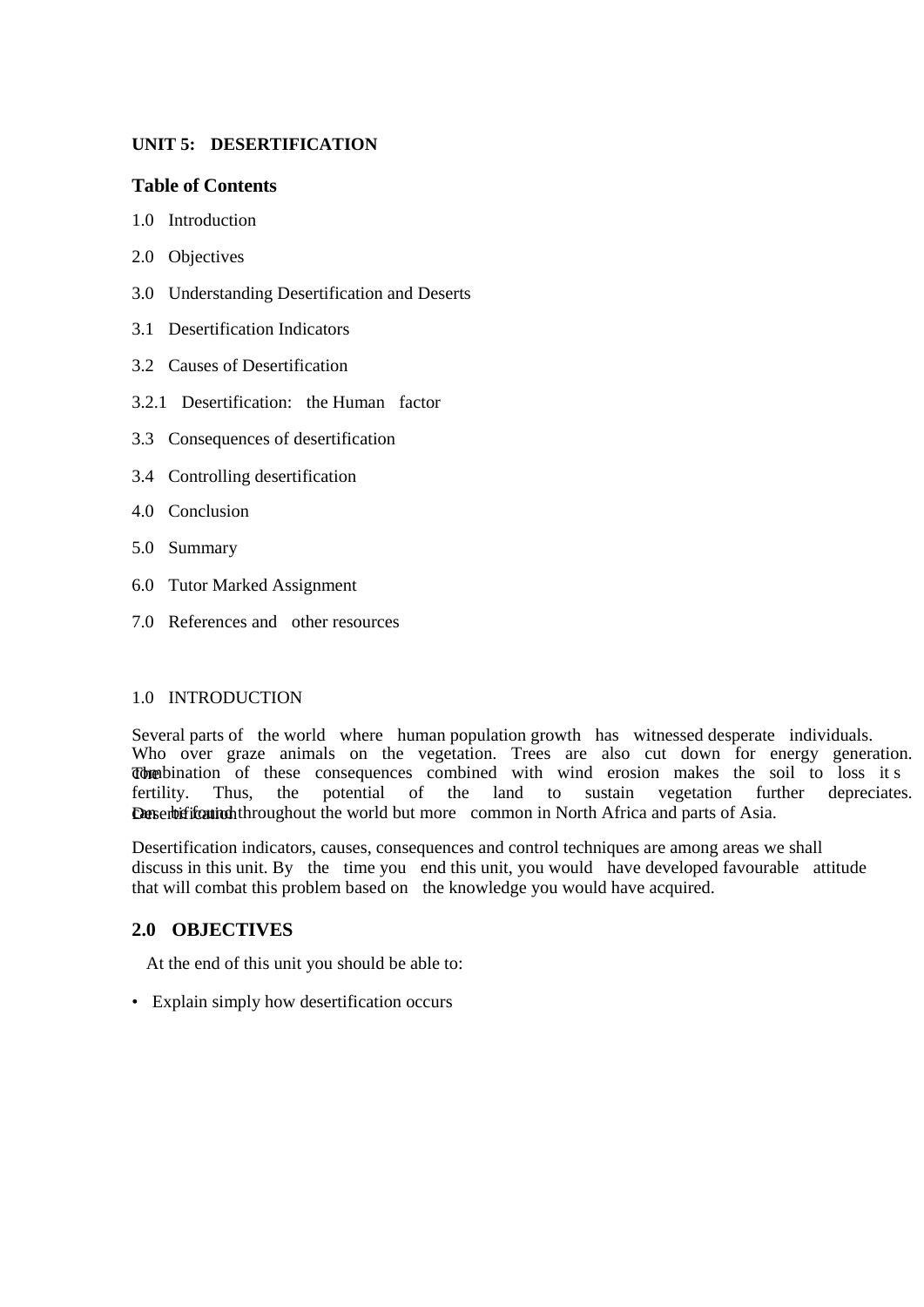**UNIT 5: DESERTIFICATION**

**Table of Contents**

1.0 Introduction

2.0 Objectives

3.0 Understanding Desertification and Deserts

3.1 Desertification Indicators

3.2 Causes of Desertification

3.2.1 Desertification: the Human factor

3.3 Consequences of desertification

3.4 Controlling desertification

4.0 Conclusion

5.0 Summary

6.0 Tutor Marked Assignment

7.0 References and other resources

1.0 INTRODUCTION

Several parts of the world where human population growth has witnessed desperate individuals. Who over graze animals on the vegetation. Trees are also cut down for energy generation. The combination of these consequences combined with wind erosion makes the soil to loss it s fertility. Thus, the potential of the land to sustain vegetation further depreciates. Desertification can be found throughout the world but more common in North Africa and parts of Asia.

Desertification indicators, causes, consequences and control techniques are among areas we shall discuss in this unit. By the time you end this unit, you would have developed favourable attitude that will combat this problem based on the knowledge you would have acquired.

**2.0 OBJECTIVES**

At the end of this unit you should be able to:

- Explain simply how desertification occurs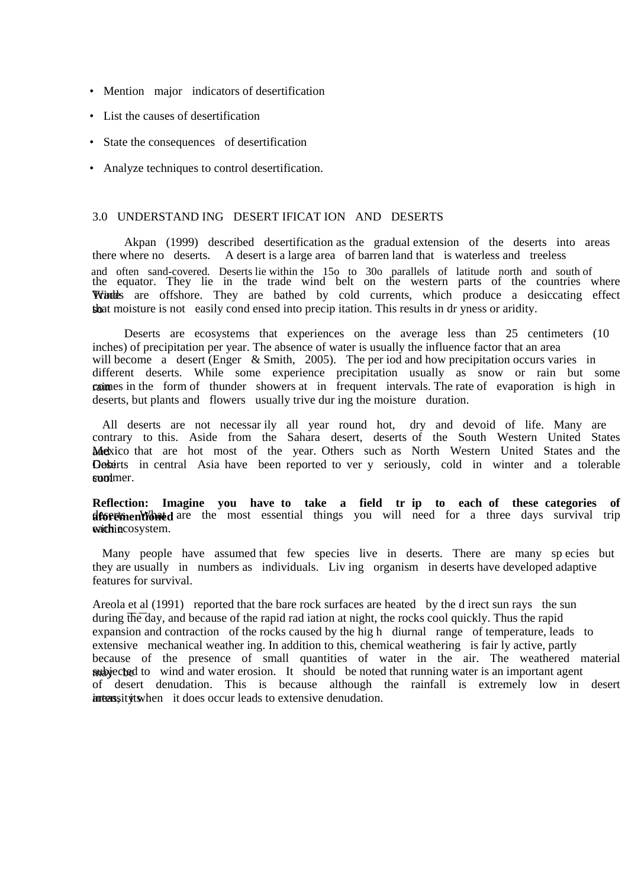- Mention major indicators of desertification
- List the causes of desertification
- State the consequences of desertification
- Analyze techniques to control desertification.

## 3.0 UNDERSTANDING DESERTIFICATION AND DESERTS

Akpan (1999) described desertification as the gradual extension of the deserts into areas where there were no deserts. A desert is a large area of barren land that is waterless and treeless and often sand-covered. Deserts lie within the 15o to 30o parallels of latitude north and south of the equator. They lie in the trade wind belt on the western parts of the countries where Trade Winds are offshore. They are bathed by cold currents, which produce a desiccating effect so that moisture is not easily condensed into precipitation. This results in dryness or aridity.

Deserts are ecosystems that experiences on the average less than 25 centimeters (10 inches) of precipitation per year. The absence of water is usually the influence factor that an area will become a desert (Enger & Smith, 2005). The period and how precipitation occurs varies in different deserts. While some experience precipitation usually as snow or rain but some rain comes in the form of thunder showers at in frequent intervals. The rate of evaporation is high in deserts, but plants and flowers usually trive during the moisture duration.

All deserts are not necessarily all year round hot, dry and devoid of life. Many are contrary to this. Aside from the Sahara desert, deserts of the South Western United States and Mexico that are hot most of the year. Others such as North Western United States and the Gobi Deserts in central Asia have been reported to very seriously, cold in winter and a tolerable cool summer.

**Reflection: Imagine you have to take a field trip to each of these categories of aforementioned** deserts. What are the most essential things you will need for a three days survival trip within each ecosystem.

Many people have assumed that few species live in deserts. There are many species but they are usually in numbers as individuals. Living organism in deserts have developed adaptive features for survival.

Areola et al (1991) reported that the bare rock surfaces are heated by the direct sun rays the sun during the day, and because of the rapid radiation at night, the rocks cool quickly. Thus the rapid expansion and contraction of the rocks caused by the high diurnal range of temperature, leads to extensive mechanical weathering. In addition to this, chemical weathering is fairly active, partly because of the presence of small quantities of water in the air. The weathered material may be subjected to wind and water erosion. It should be noted that running water is an important agent of desert denudation. This is because although the rainfall is extremely low in desert areas, its intensity when it does occur leads to extensive denudation.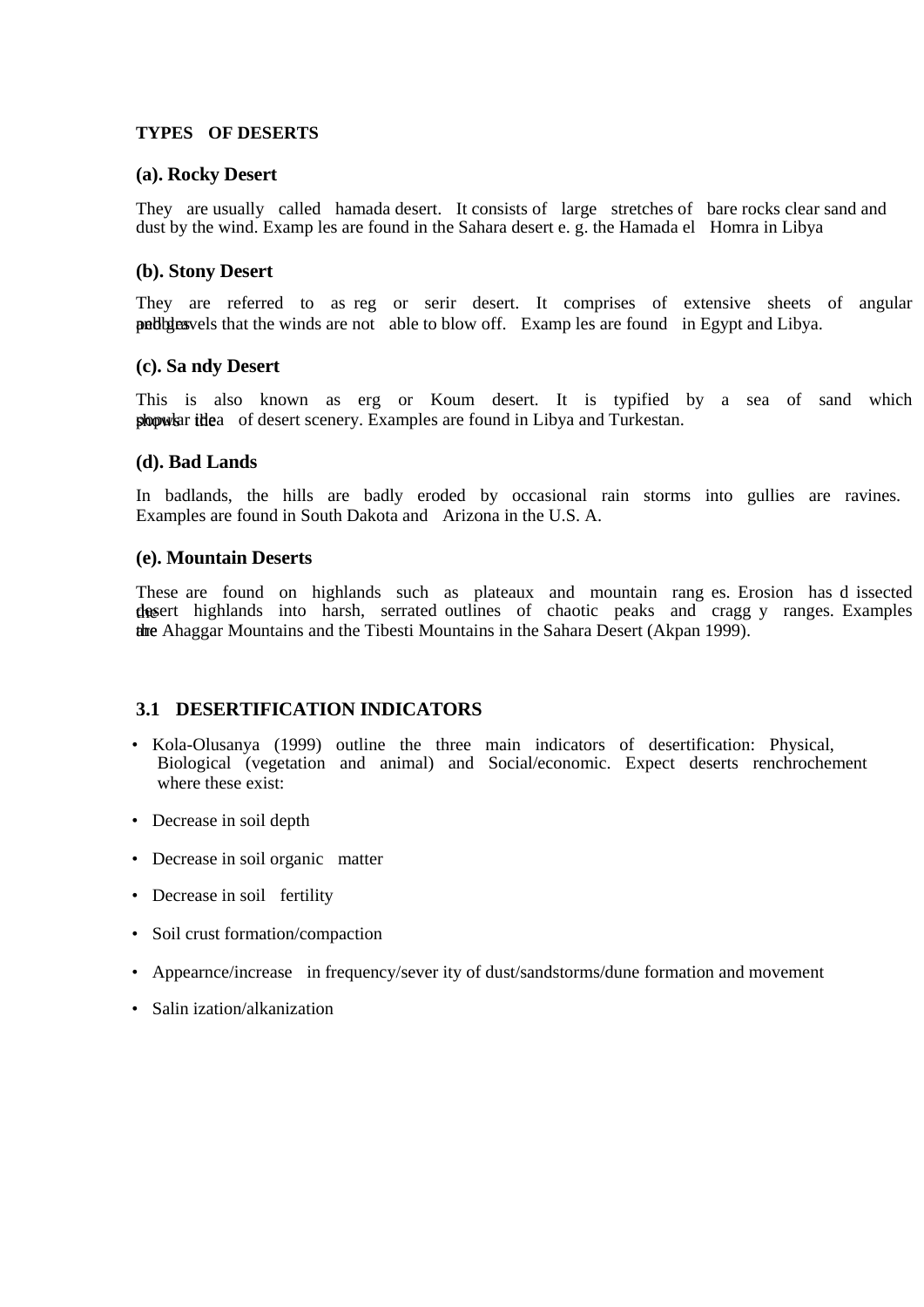**TYPES OF DESERTS**

**(a). Rocky Desert**

They are usually called hamada desert. It consists of large stretches of bare rocks clear sand and dust by the wind. Examp les are found in the Sahara desert e. g. the Hamada el Homra in Libya

**(b). Stony Desert**

They are referred to as reg or serir desert. It comprises of extensive sheets of angular pebbles and gravels that the winds are not able to blow off. Examp les are found in Egypt and Libya.

**(c). Sa ndy Desert**

This is also known as erg or Koum desert. It is typified by a sea of sand which shows the popular idea of desert scenery. Examples are found in Libya and Turkestan.

**(d). Bad Lands**

In badlands, the hills are badly eroded by occasional rain storms into gullies are ravines. Examples are found in South Dakota and Arizona in the U.S. A.

**(e). Mountain Deserts**

These are found on highlands such as plateaux and mountain rang es. Erosion has d issected the desert highlands into harsh, serrated outlines of chaotic peaks and cragg y ranges. Examples are the Ahaggar Mountains and the Tibesti Mountains in the Sahara Desert (Akpan 1999).

## 3.1 DESERTIFICATION INDICATORS

- Kola-Olusanya (1999) outline the three main indicators of desertification: Physical, Biological (vegetation and animal) and Social/economic. Expect deserts renchrochement where these exist:
- Decrease in soil depth
- Decrease in soil organic matter
- Decrease in soil fertility
- Soil crust formation/compaction
- Appearnce/increase in frequency/sever ity of dust/sandstorms/dune formation and movement
- Salin ization/alkanization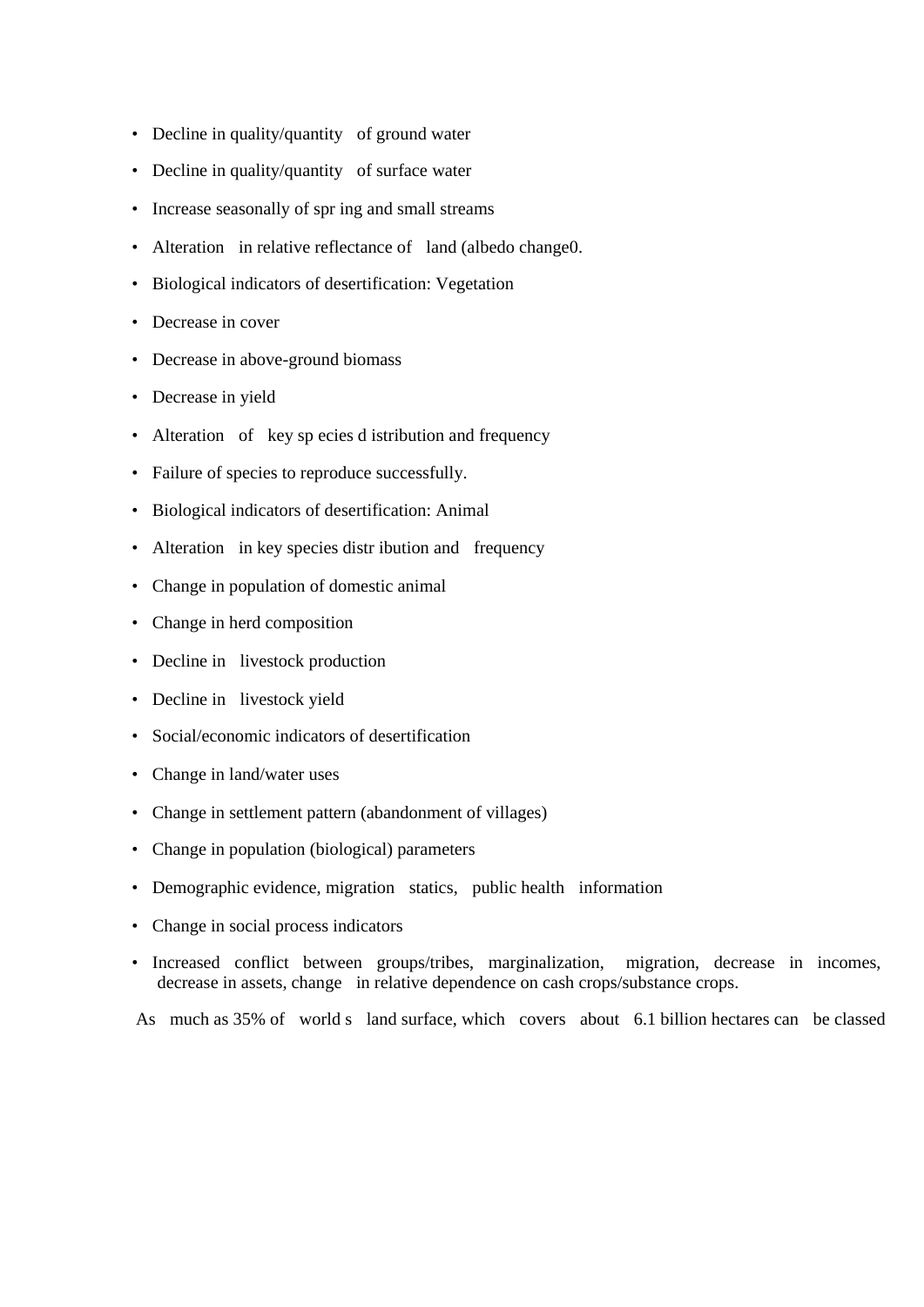- Decline in quality/quantity of ground water
- Decline in quality/quantity of surface water
- Increase seasonally of spr ing and small streams
- Alteration in relative reflectance of land (albedo change0.
- Biological indicators of desertification: Vegetation
- Decrease in cover
- Decrease in above-ground biomass
- Decrease in yield
- Alteration of key sp ecies d istribution and frequency
- Failure of species to reproduce successfully.
- Biological indicators of desertification: Animal
- Alteration in key species distr ibution and frequency
- Change in population of domestic animal
- Change in herd composition
- Decline in livestock production
- Decline in livestock yield
- Social/economic indicators of desertification
- Change in land/water uses
- Change in settlement pattern (abandonment of villages)
- Change in population (biological) parameters
- Demographic evidence, migration statics, public health information
- Change in social process indicators
- Increased conflict between groups/tribes, marginalization, migration, decrease in incomes, decrease in assets, change in relative dependence on cash crops/substance crops.

As much as 35% of world s land surface, which covers about 6.1 billion hectares can be classed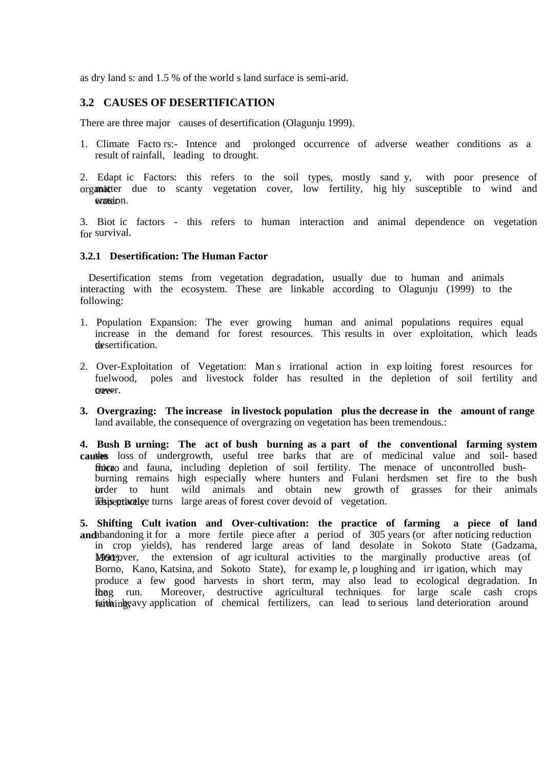as dry land s: and 1.5 % of the world s land surface is semi-arid.

## 3.2 CAUSES OF DESERTIFICATION

There are three major causes of desertification (Olagunju 1999).

1. Climate Facto rs:- Intence and prolonged occurrence of adverse weather conditions as a result of rainfall, leading to drought.

2. Edapt ic Factors: this refers to the soil types, mostly sand y, with poor presence of organic matter due to scanty vegetation cover, low fertility, hig hly susceptible to wind and water erosion.

3. Biot ic factors - this refers to human interaction and animal dependence on vegetation for survival.

### 3.2.1 Desertification: The Human Factor

Desertification stems from vegetation degradation, usually due to human and animals interacting with the ecosystem. These are linkable according to Olagunju (1999) to the following:

1. Population Expansion: The ever growing human and animal populations requires equal increase in the demand for forest resources. This results in over exploitation, which leads to desertification.

2. Over-Exploitation of Vegetation: Man s irrational action in exp loiting forest resources for fuelwood, poles and livestock folder has resulted in the depletion of soil fertility and tree cover.

3. **Overgrazing: The increase in livestock population plus the decrease in the amount of range** land available, the consequence of overgrazing on vegetation has been tremendous.:

4. **Bush B urning: The act of bush burning as a part of the conventional farming system causes** the loss of undergrowth, useful tree barks that are of medicinal value and soil- based micro flora and fauna, including depletion of soil fertility. The menace of uncontrolled bush-burning remains high especially where hunters and Fulani herdsmen set fire to the bush in order to hunt wild animals and obtain new growth of grasses for their animals respectively. This practice turns large areas of forest cover devoid of vegetation.

5. **Shifting Cult ivation and Over-cultivation: the practice of farming a piece of land and** abandoning it for a more fertile piece after a period of 305 years (or after noticing reduction in crop yields), has rendered large areas of land desolate in Sokoto State (Gadzama, 1991). Moreover, the extension of agr icultural activities to the marginally productive areas (of Borno, Kano, Katsina, and Sokoto State), for examp le, p loughing and irr igation, which may produce a few good harvests in short term, may also lead to ecological degradation. In the long run. Moreover, destructive agricultural techniques for large scale cash crops farming, with heavy application of chemical fertilizers, can lead to serious land deterioration around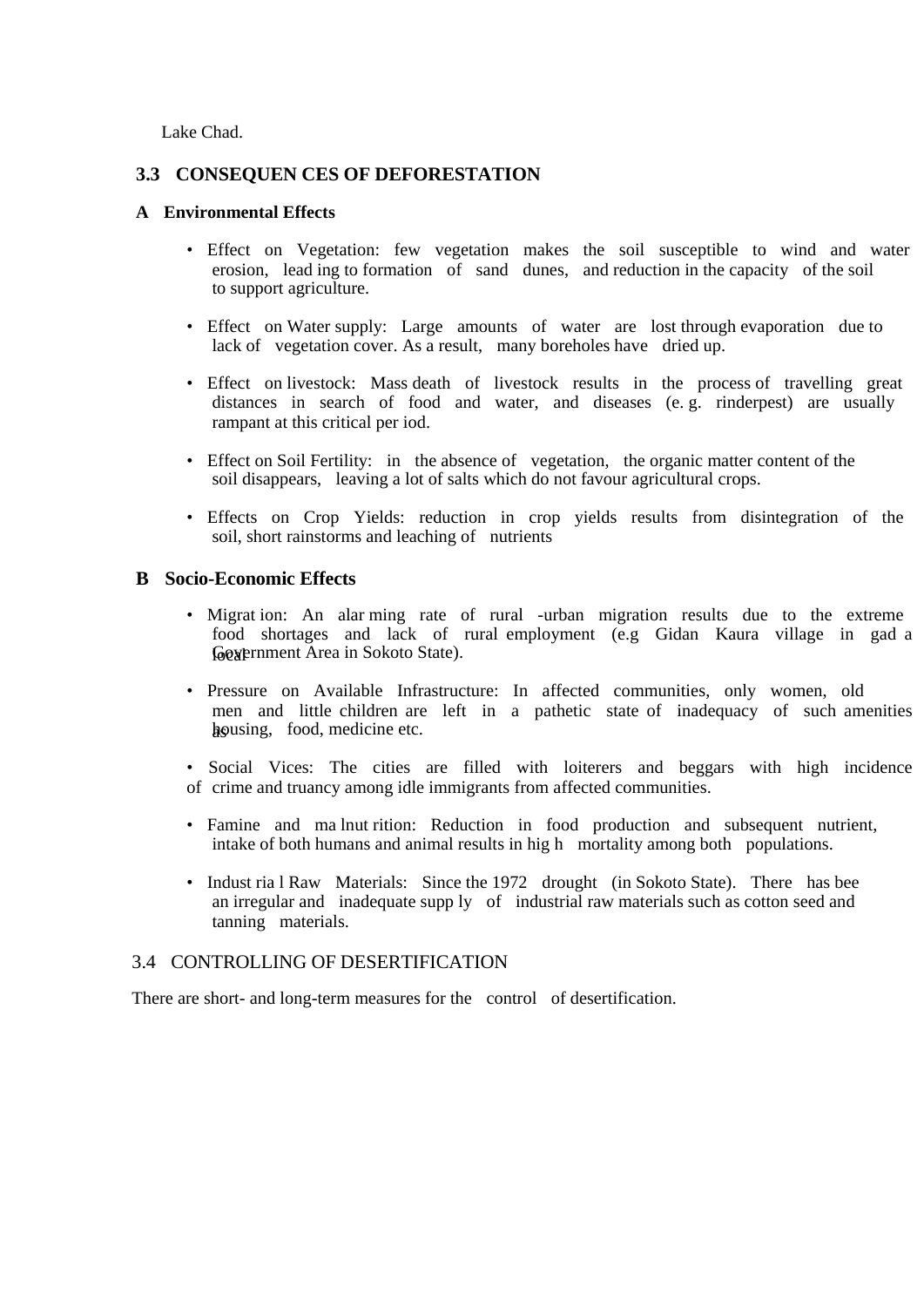Lake Chad.

### 3.3 CONSEQUEN CES OF DEFORESTATION

**A Environmental Effects**

- Effect on Vegetation: few vegetation makes the soil susceptible to wind and water erosion, lead ing to formation of sand dunes, and reduction in the capacity of the soil to support agriculture.

- Effect on Water supply: Large amounts of water are lost through evaporation due to lack of vegetation cover. As a result, many boreholes have dried up.

- Effect on livestock: Mass death of livestock results in the process of travelling great distances in search of food and water, and diseases (e. g. rinderpest) are usually rampant at this critical per iod.

- Effect on Soil Fertility: in the absence of vegetation, the organic matter content of the soil disappears, leaving a lot of salts which do not favour agricultural crops.

- Effects on Crop Yields: reduction in crop yields results from disintegration of the soil, short rainstorms and leaching of nutrients

**B Socio-Economic Effects**

- Migrat ion: An alar ming rate of rural -urban migration results due to the extreme food shortages and lack of rural employment (e.g Gidan Kaura village in gad a local Government Area in Sokoto State).

- Pressure on Available Infrastructure: In affected communities, only women, old men and little children are left in a pathetic state of inadequacy of such amenities as housing, food, medicine etc.

- Social Vices: The cities are filled with loiterers and beggars with high incidence of crime and truancy among idle immigrants from affected communities.

- Famine and ma lnut rition: Reduction in food production and subsequent nutrient, intake of both humans and animal results in hig h mortality among both populations.

- Indust ria l Raw Materials: Since the 1972 drought (in Sokoto State). There has bee an irregular and inadequate supp ly of industrial raw materials such as cotton seed and tanning materials.

### 3.4 CONTROLLING OF DESERTIFICATION

There are short- and long-term measures for the control of desertification.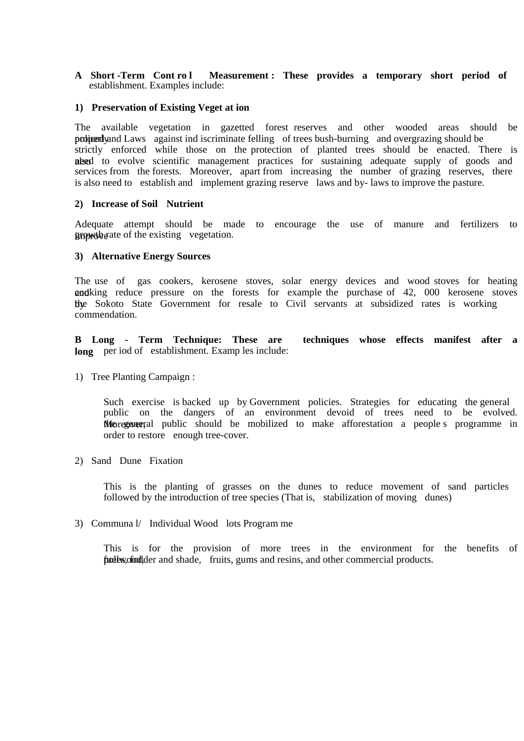**A Short-Term Control Measurement: These provides a temporary short period of establishment. Examples include:**

**1) Preservation of Existing Vegetation**

The available vegetation in gazetted forest reserves and other wooded areas should be properly policed and Laws against indiscriminate felling of trees bush-burning and overgrazing should be strictly enforced while those on the protection of planted trees should be enacted. There is also need to evolve scientific management practices for sustaining adequate supply of goods and services from the forests. Moreover, apart from increasing the number of grazing reserves, there is also need to establish and implement grazing reserve laws and by- laws to improve the pasture.

**2) Increase of Soil Nutrient**

Adequate attempt should be made to encourage the use of manure and fertilizers to improve growth rate of the existing vegetation.

**3) Alternative Energy Sources**

The use of gas cookers, kerosene stoves, solar energy devices and wood stoves for heating and cooking reduce pressure on the forests for example the purchase of 42, 000 kerosene stoves by the Sokoto State Government for resale to Civil servants at subsidized rates is working commendation.

**B Long - Term Technique: These are techniques whose effects manifest after a long** period of establishment. Examples include:

1) Tree Planting Campaign :

Such exercise is backed up by Government policies. Strategies for educating the general public on the dangers of an environment devoid of trees need to be evolved. Moreover, the general public should be mobilized to make afforestation a people s programme in order to restore enough tree-cover.

2) Sand Dune Fixation

This is the planting of grasses on the dunes to reduce movement of sand particles followed by the introduction of tree species (That is, stabilization of moving dunes)

3) Communal/ Individual Wood lots Programme

This is for the provision of more trees in the environment for the benefits of fuelwood, poles, fodder and shade, fruits, gums and resins, and other commercial products.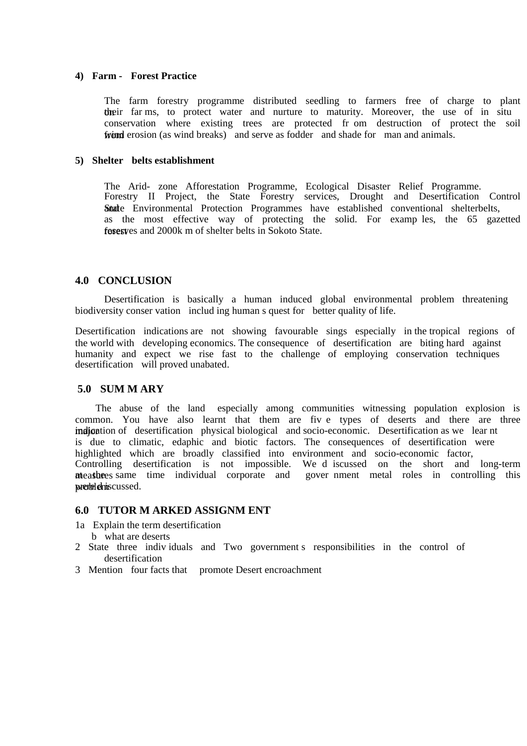4) **Farm - Forest Practice**

The farm forestry programme distributed seedling to farmers free of charge to plant on their farms, to protect water and nurture to maturity. Moreover, the use of in situ conservation where existing trees are protected from destruction of protect the soil from wind erosion (as wind breaks) and serve as fodder and shade for man and animals.

5) **Shelter belts establishment**

The Arid- zone Afforestation Programme, Ecological Disaster Relief Programme. Forestry II Project, the State Forestry services, Drought and Desertification Control and State Environmental Protection Programmes have established conventional shelterbelts, as the most effective way of protecting the solid. For examples, the 65 gazetted forest reserves and 2000km of shelter belts in Sokoto State.

## 4.0 CONCLUSION

Desertification is basically a human induced global environmental problem threatening biodiversity conservation including humans quest for better quality of life.

Desertification indications are not showing favourable sings especially in the tropical regions of the world with developing economics. The consequence of desertification are biting hard against humanity and expect we rise fast to the challenge of employing conservation techniques desertification will proved unabated.

## 5.0 SUMMARY

The abuse of the land especially among communities witnessing population explosion is common. You have also learnt that them are five types of deserts and there are three major indication of desertification physical biological and socio-economic. Desertification as we learnt is due to climatic, edaphic and biotic factors. The consequences of desertification were highlighted which are broadly classified into environment and socio-economic factor, Controlling desertification is not impossible. We discussed on the short and long-term measures at the same time individual corporate and government metal roles in controlling this problem were discussed.

## 6.0 TUTOR MARKED ASSIGNMENT

1a Explain the term desertification

b what are deserts

2 State three individuals and Two governments responsibilities in the control of desertification

3 Mention four facts that promote Desert encroachment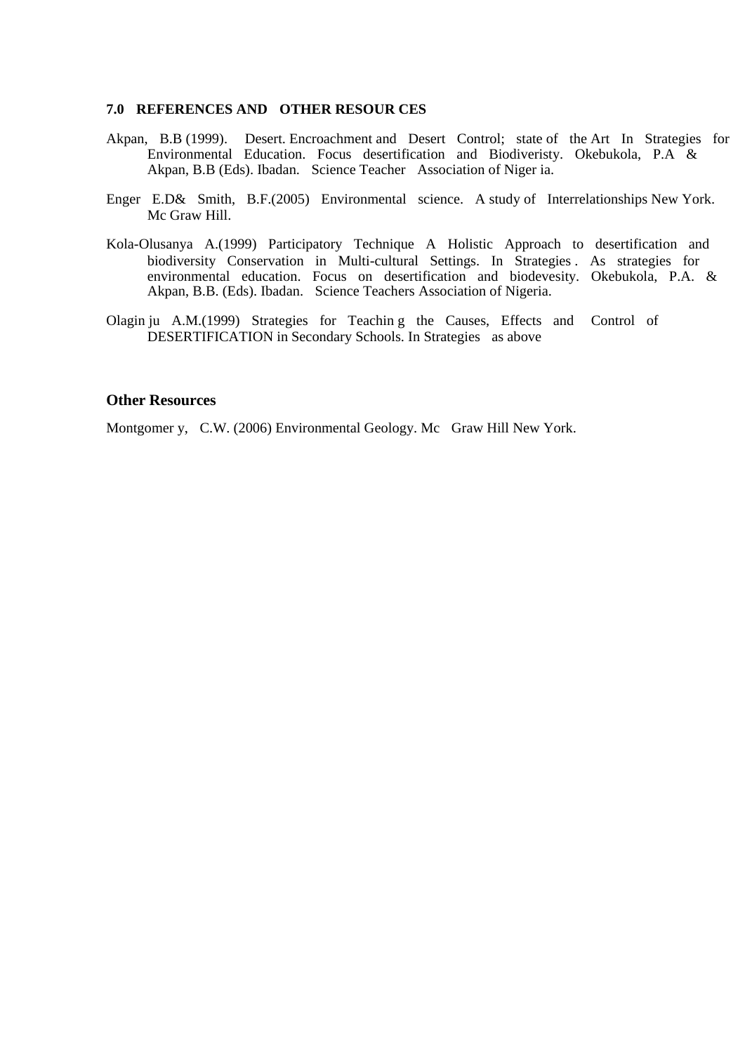## 7.0 REFERENCES AND OTHER RESOURCES

Akpan, B.B (1999). Desert. Encroachment and Desert Control; state of the Art In Strategies for Environmental Education. Focus desertification and Biodiveristy. Okebukola, P.A & Akpan, B.B (Eds). Ibadan. Science Teacher Association of Nigeria.

Enger E.D& Smith, B.F.(2005) Environmental science. A study of Interrelationships New York. Mc Graw Hill.

Kola-Olusanya A.(1999) Participatory Technique A Holistic Approach to desertification and biodiversity Conservation in Multi-cultural Settings. In Strategies. As strategies for environmental education. Focus on desertification and biodevesity. Okebukola, P.A. & Akpan, B.B. (Eds). Ibadan. Science Teachers Association of Nigeria.

Olaginju A.M.(1999) Strategies for Teaching the Causes, Effects and Control of DESERTIFICATION in Secondary Schools. In Strategies as above

### Other Resources

Montgomery, C.W. (2006) Environmental Geology. Mc Graw Hill New York.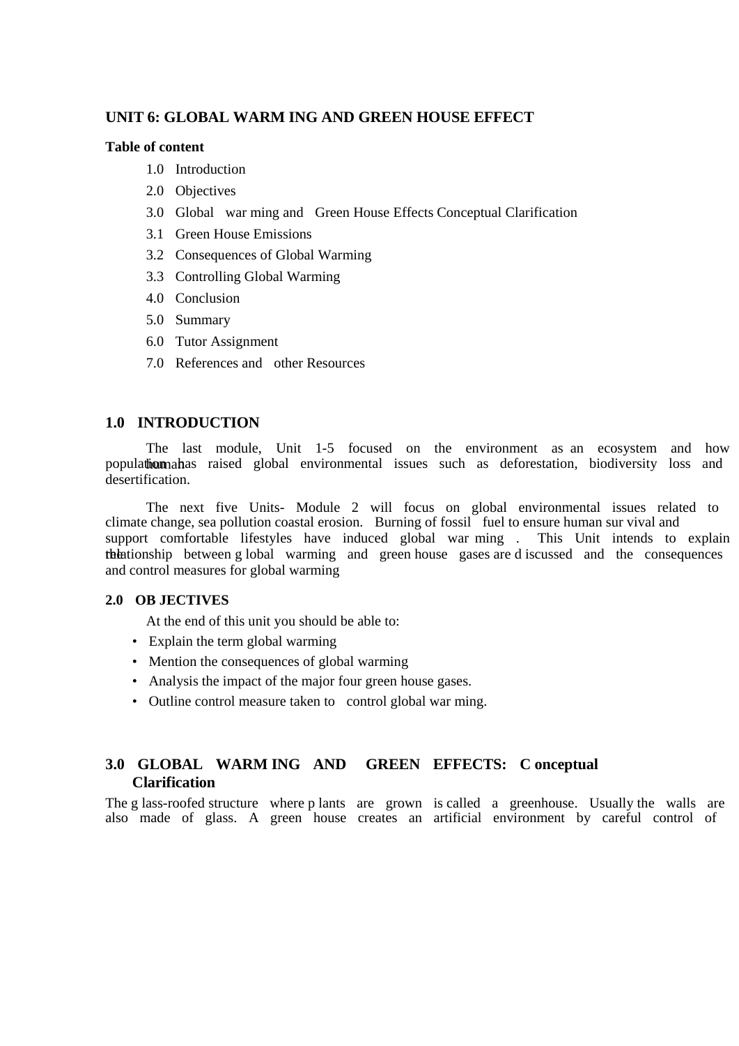# UNIT 6: GLOBAL WARM ING AND GREEN HOUSE EFFECT

**Table of content**

1.0 Introduction
2.0 Objectives
3.0 Global war ming and Green House Effects Conceptual Clarification
3.1 Green House Emissions
3.2 Consequences of Global Warming
3.3 Controlling Global Warming
4.0 Conclusion
5.0 Summary
6.0 Tutor Assignment
7.0 References and other Resources

## 1.0 INTRODUCTION

The last module, Unit 1-5 focused on the environment as an ecosystem and how human population has raised global environmental issues such as deforestation, biodiversity loss and desertification.

The next five Units- Module 2 will focus on global environmental issues related to climate change, sea pollution coastal erosion. Burning of fossil fuel to ensure human sur vival and support comfortable lifestyles have induced global war ming . This Unit intends to explain the relationship between g lobal warming and green house gases are d iscussed and the consequences and control measures for global warming

## 2.0 OB JECTIVES

At the end of this unit you should be able to:

- Explain the term global warming
- Mention the consequences of global warming
- Analysis the impact of the major four green house gases.
- Outline control measure taken to control global war ming.

## 3.0 GLOBAL WARM ING AND GREEN EFFECTS: C onceptual Clarification

The g lass-roofed structure where p lants are grown is called a greenhouse. Usually the walls are also made of glass. A green house creates an artificial environment by careful control of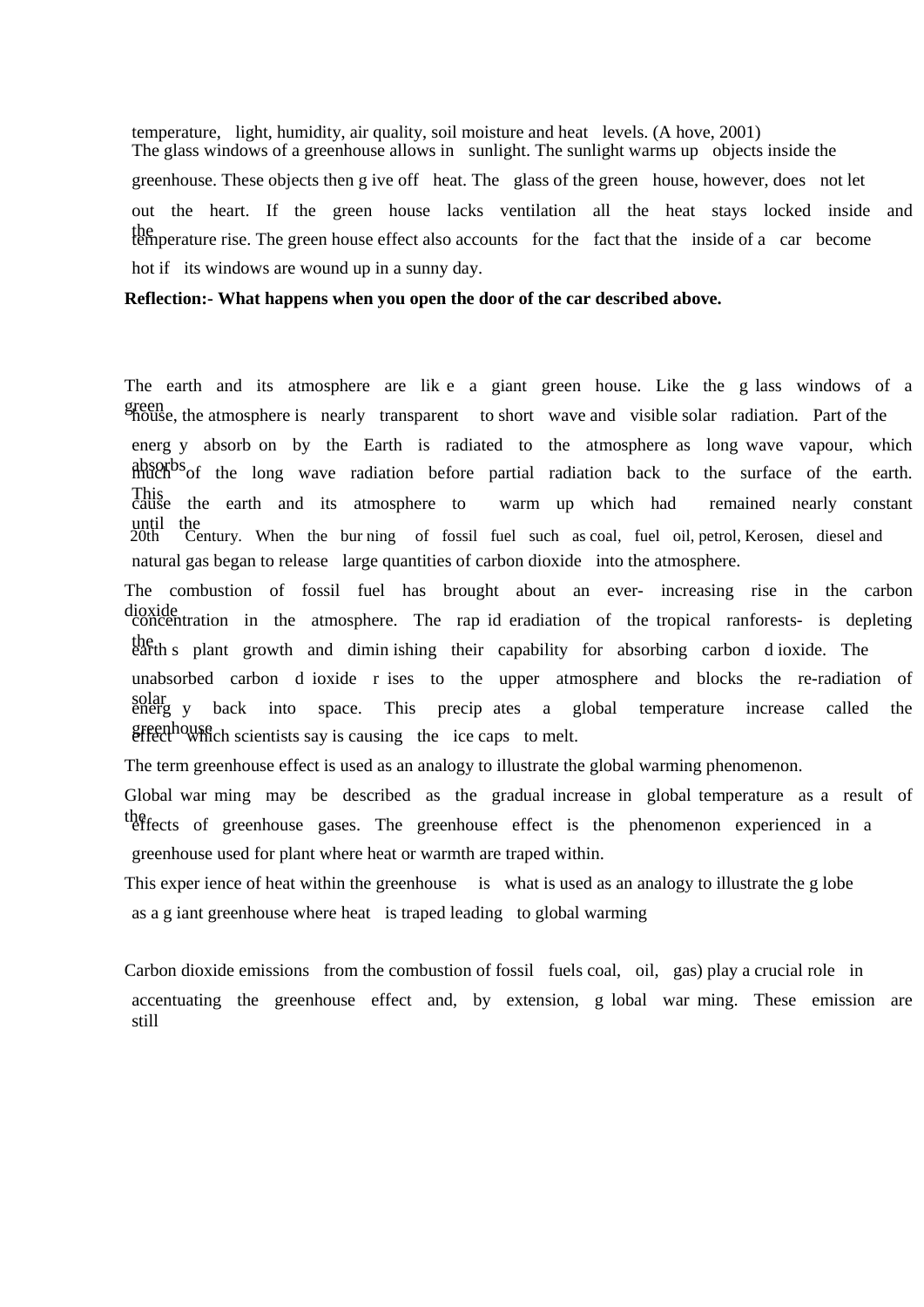temperature, light, humidity, air quality, soil moisture and heat levels. (A hove, 2001)

The glass windows of a greenhouse allows in sunlight. The sunlight warms up objects inside the greenhouse. These objects then give off heat. The glass of the green house, however, does not let out the heart. If the green house lacks ventilation all the heat stays locked inside and the temperature rise. The green house effect also accounts for the fact that the inside of a car become hot if its windows are wound up in a sunny day.

**Reflection:- What happens when you open the door of the car described above.**

The earth and its atmosphere are like a giant green house. Like the glass windows of a green house, the atmosphere is nearly transparent to short wave and visible solar radiation. Part of the energy absorb on by the Earth is radiated to the atmosphere as long wave vapour, which absorbs much of the long wave radiation before partial radiation back to the surface of the earth. This cause the earth and its atmosphere to warm up which had remained nearly constant until the 20th Century. When the burning of fossil fuel such as coal, fuel oil, petrol, Kerosen, diesel and natural gas began to release large quantities of carbon dioxide into the atmosphere.

The combustion of fossil fuel has brought about an ever- increasing rise in the carbon dioxide concentration in the atmosphere. The rapid eradiation of the tropical ranforests- is depleting the earth s plant growth and diminishing their capability for absorbing carbon dioxide. The unabsorbed carbon dioxide rises to the upper atmosphere and blocks the re-radiation of solar energy back into space. This precipates a global temperature increase called the greenhouse effect which scientists say is causing the ice caps to melt.

The term greenhouse effect is used as an analogy to illustrate the global warming phenomenon.

Global warming may be described as the gradual increase in global temperature as a result of the effects of greenhouse gases. The greenhouse effect is the phenomenon experienced in a greenhouse used for plant where heat or warmth are traped within.

This experience of heat within the greenhouse is what is used as an analogy to illustrate the globe as a giant greenhouse where heat is traped leading to global warming

Carbon dioxide emissions from the combustion of fossil fuels coal, oil, gas) play a crucial role in accentuating the greenhouse effect and, by extension, global warming. These emission are still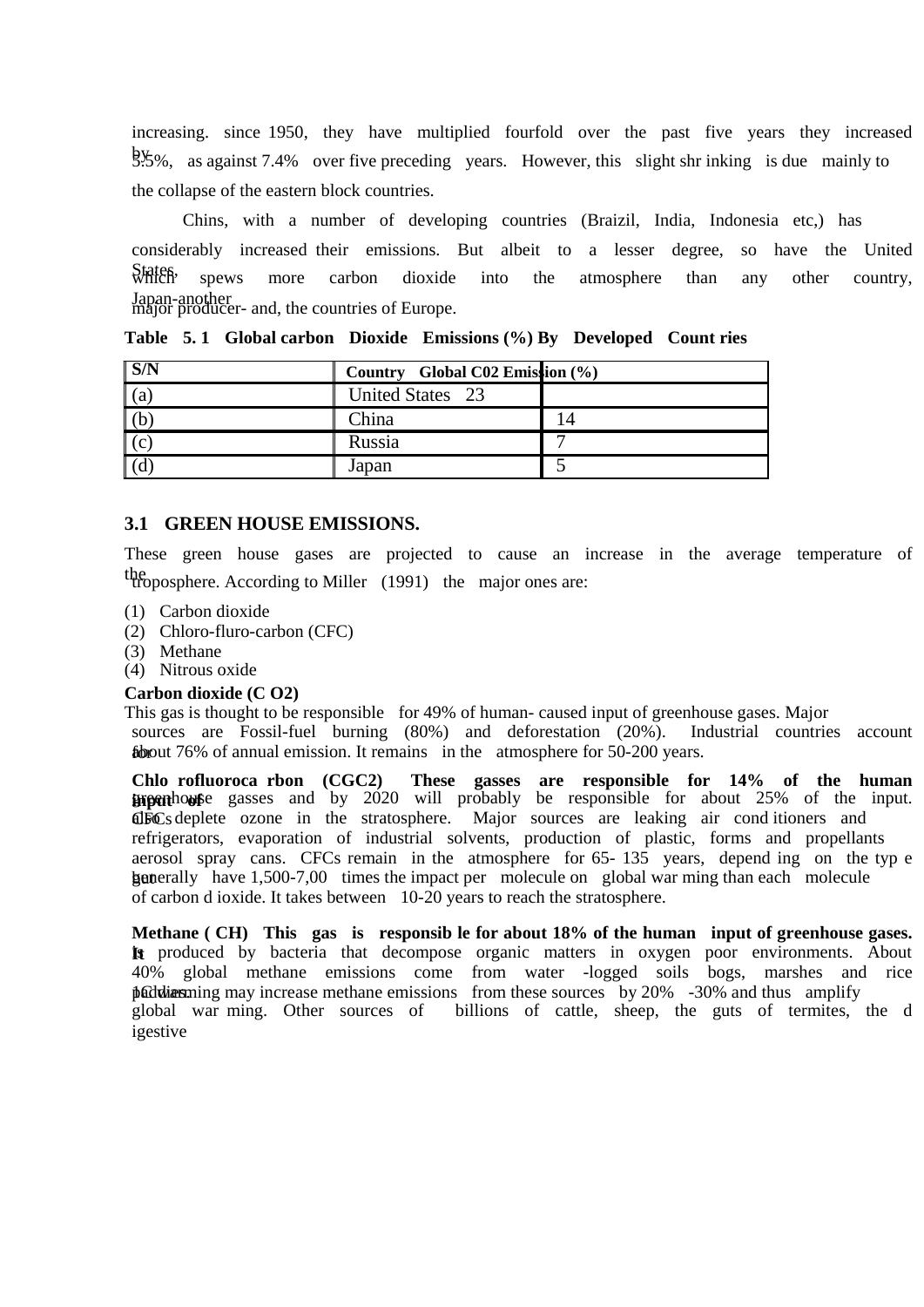increasing. since 1950, they have multiplied fourfold over the past five years they increased by 5.5%, as against 7.4% over five preceding years. However, this slight shr inking is due mainly to the collapse of the eastern block countries.

Chins, with a number of developing countries (Braizil, India, Indonesia etc,) has considerably increased their emissions. But albeit to a lesser degree, so have the United States, which spews more carbon dioxide into the atmosphere than any other country, Japan-another major producer- and, the countries of Europe.

**Table 5. 1 Global carbon Dioxide Emissions (%) By Developed Count ries**

| S/N | Country Global C02 Emission (%) | |
|---|---|---|
| (a) | United States 23 | |
| (b) | China | 14 |
| (c) | Russia | 7 |
| (d) | Japan | 5 |

## 3.1 GREEN HOUSE EMISSIONS.

These green house gases are projected to cause an increase in the average temperature of the troposphere. According to Miller (1991) the major ones are:

(1) Carbon dioxide
(2) Chloro-fluro-carbon (CFC)
(3) Methane
(4) Nitrous oxide

**Carbon dioxide (C O2)**
This gas is thought to be responsible for 49% of human- caused input of greenhouse gases. Major sources are Fossil-fuel burning (80%) and deforestation (20%). Industrial countries account for about 76% of annual emission. It remains in the atmosphere for 50-200 years.

**Chlo rofluoroca rbon (CGC2) These gasses are responsible for 14% of the human input of** greenhouse gasses and by 2020 will probably be responsible for about 25% of the input. CFCs also deplete ozone in the stratosphere. Major sources are leaking air cond itioners and refrigerators, evaporation of industrial solvents, production of plastic, forms and propellants aerosol spray cans. CFCs remain in the atmosphere for 65- 135 years, depend ing on the typ e but generally have 1,500-7,00 times the impact per molecule on global war ming than each molecule of carbon d ioxide. It takes between 10-20 years to reach the stratosphere.

**Methane ( CH) This gas is responsib le for about 18% of the human input of greenhouse gases. It** is produced by bacteria that decompose organic matters in oxygen poor environments. About 40% global methane emissions come from water -logged soils bogs, marshes and rice paddies. Warming may increase methane emissions from these sources by 20% -30% and thus amplify global war ming. Other sources of billions of cattle, sheep, the guts of termites, the d igestive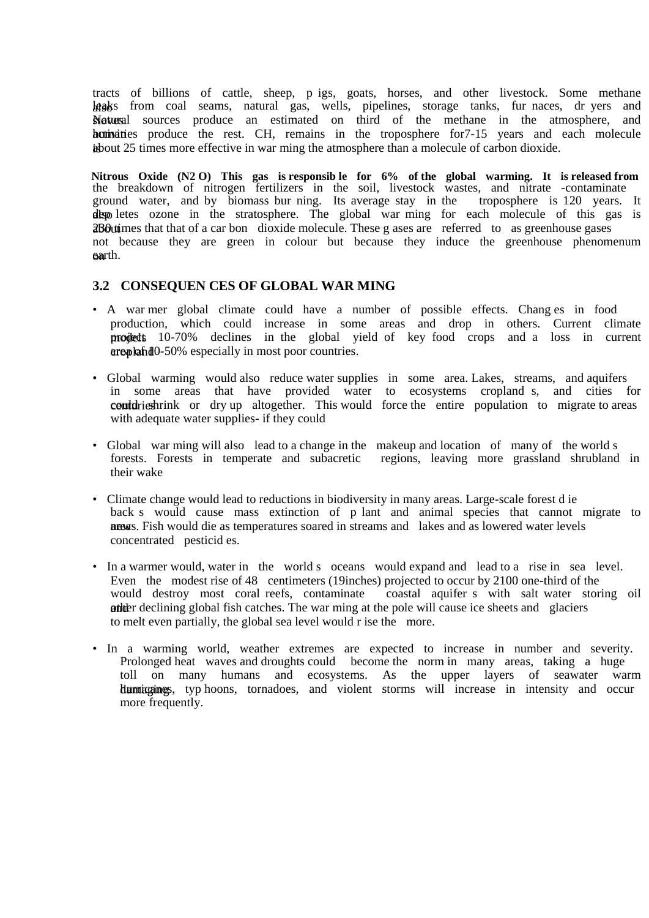tracts of billions of cattle, sheep, pigs, goats, horses, and other livestock. Some methane also leaks from coal seams, natural gas, wells, pipelines, storage tanks, furnaces, dryers and stoves. Natural sources produce an estimated on third of the methane in the atmosphere, and human activities produce the rest. CH, remains in the troposphere for7-15 years and each molecule is about 25 times more effective in warming the atmosphere than a molecule of carbon dioxide.

**Nitrous Oxide ($N_2O$) This gas is responsible for 6% of the global warming. It is released from** the breakdown of nitrogen fertilizers in the soil, livestock wastes, and nitrate -contaminate ground water, and by biomass burning. Its average stay in the troposphere is 120 years. It also depletes ozone in the stratosphere. The global warming for each molecule of this gas is about 230 times that that of a carbon dioxide molecule. These gases are referred to as greenhouse gases not because they are green in colour but because they induce the greenhouse phenomenum on earth.

## 3.2 CONSEQUENCES OF GLOBAL WARMING

- A warmer global climate could have a number of possible effects. Changes in food production, which could increase in some areas and drop in others. Current climate models projects 10-70% declines in the global yield of key food crops and a loss in current cropland area of 10-50% especially in most poor countries.

- Global warming would also reduce water supplies in some area. Lakes, streams, and aquifers in some areas that have provided water to ecosystems croplands, and cities for centuries could shrink or dry up altogether. This would force the entire population to migrate to areas with adequate water supplies- if they could

- Global warming will also lead to a change in the makeup and location of many of the world s forests. Forests in temperate and subacretic regions, leaving more grassland shrubland in their wake

- Climate change would lead to reductions in biodiversity in many areas. Large-scale forest die backs would cause mass extinction of plant and animal species that cannot migrate to new areas. Fish would die as temperatures soared in streams and lakes and as lowered water levels concentrated pesticides.

- In a warmer would, water in the world s oceans would expand and lead to a rise in sea level. Even the modest rise of 48 centimeters (19inches) projected to occur by 2100 one-third of the would destroy most coral reefs, contaminate coastal aquifers with salt water storing oil and other declining global fish catches. The warming at the pole will cause ice sheets and glaciers to melt even partially, the global sea level would rise the more.

- In a warming world, weather extremes are expected to increase in number and severity. Prolonged heat waves and droughts could become the norm in many areas, taking a huge toll on many humans and ecosystems. As the upper layers of seawater warm damaging hurricanes, typhoons, tornadoes, and violent storms will increase in intensity and occur more frequently.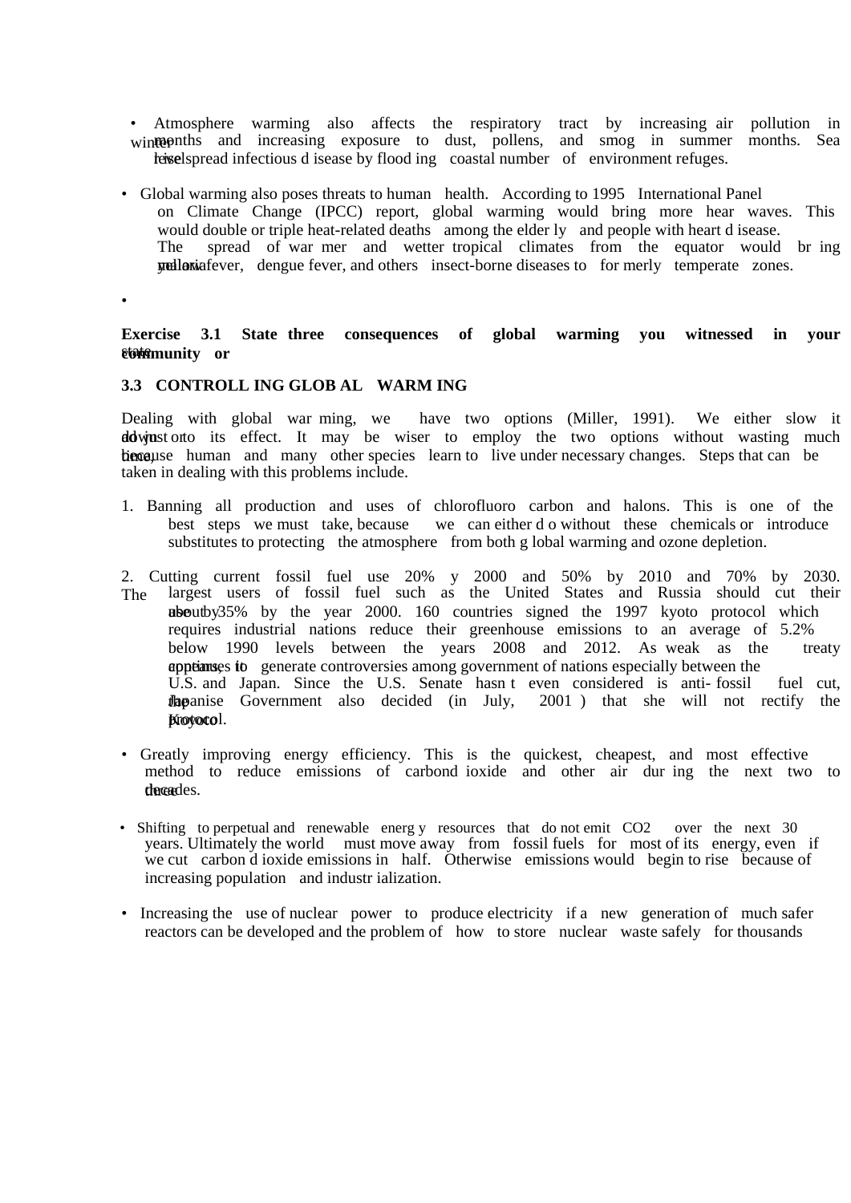- Atmosphere warming also affects the respiratory tract by increasing air pollution in winter months and increasing exposure to dust, pollens, and smog in summer months. Sea level rise spread infectious disease by flooding coastal number of environment refuges.

- Global warming also poses threats to human health. According to 1995 International Panel on Climate Change (IPCC) report, global warming would bring more hear waves. This would double or triple heat-related deaths among the elderly and people with heart disease. The spread of warmer and wetter tropical climates from the equator would bring malaria, yellow fever, dengue fever, and others insect-borne diseases to formerly temperate zones.

•

**Exercise 3.1 State three consequences of global warming you witnessed in your community or state.**

### 3.3 CONTROLLING GLOBAL WARMING

Dealing with global warming, we have two options (Miller, 1991). We either slow it down or adjust to its effect. It may be wiser to employ the two options without wasting much time, because human and many other species learn to live under necessary changes. Steps that can be taken in dealing with this problems include.

1. Banning all production and uses of chlorofluoro carbon and halons. This is one of the best steps we must take, because we can either do without these chemicals or introduce substitutes to protecting the atmosphere from both global warming and ozone depletion.

2. Cutting current fossil fuel use 20% y 2000 and 50% by 2010 and 70% by 2030. The largest users of fossil fuel such as the United States and Russia should cut their use about by 35% by the year 2000. 160 countries signed the 1997 kyoto protocol which requires industrial nations reduce their greenhouse emissions to an average of 5.2% below 1990 levels between the years 2008 and 2012. As weak as the treaty appears, it continues to generate controversies among government of nations especially between the U.S. and Japan. Since the U.S. Senate hasn t even considered is anti- fossil fuel cut, the Japanise Government also decided (in July, 2001 ) that she will not rectify the Kyoto protocol.

- Greatly improving energy efficiency. This is the quickest, cheapest, and most effective method to reduce emissions of carbondioxide and other air during the next two to three decades.

- Shifting to perpetual and renewable energy resources that do not emit $CO_2$ over the next 30 years. Ultimately the world must move away from fossil fuels for most of its energy, even if we cut carbon dioxide emissions in half. Otherwise emissions would begin to rise because of increasing population and industrialization.

- Increasing the use of nuclear power to produce electricity if a new generation of much safer reactors can be developed and the problem of how to store nuclear waste safely for thousands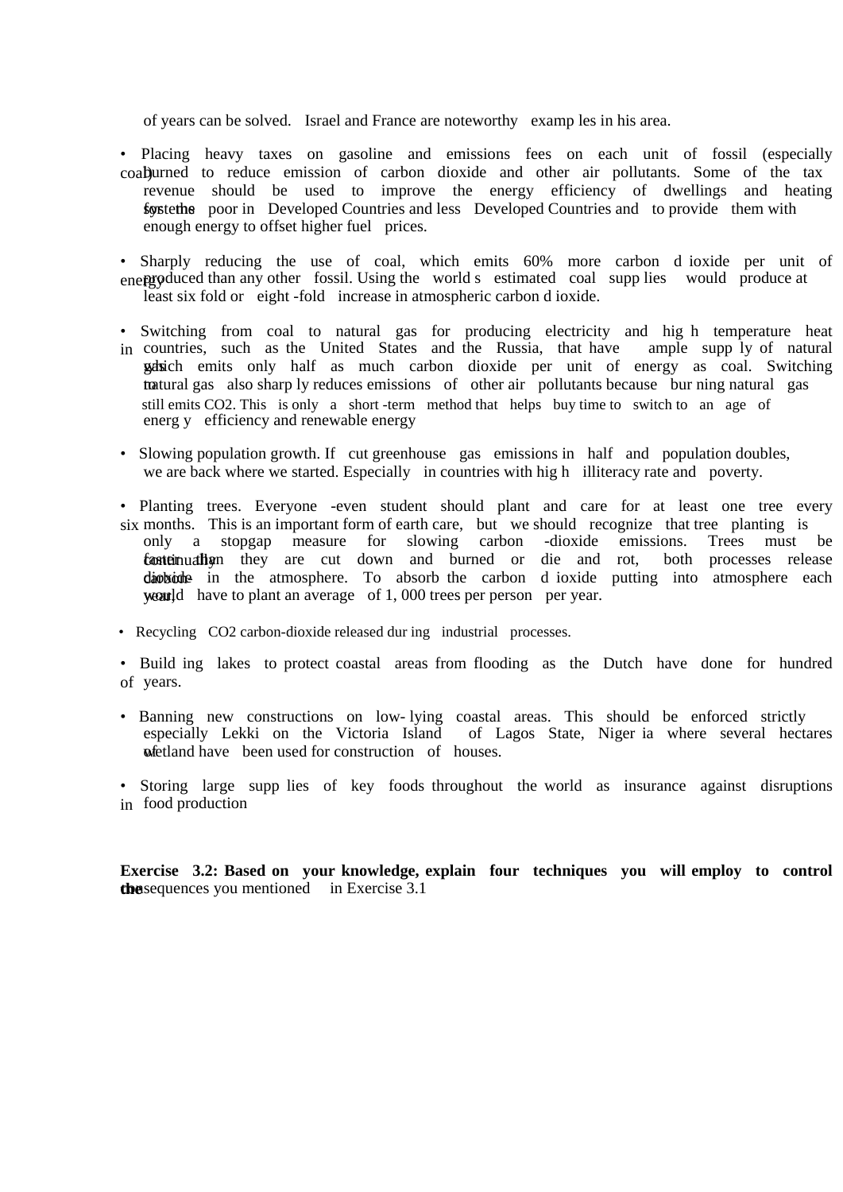of years can be solved. Israel and France are noteworthy examples in his area.

- Placing heavy taxes on gasoline and emissions fees on each unit of fossil (especially coal) burned to reduce emission of carbon dioxide and other air pollutants. Some of the tax revenue should be used to improve the energy efficiency of dwellings and heating systems for the poor in Developed Countries and less Developed Countries and to provide them with enough energy to offset higher fuel prices.

- Sharply reducing the use of coal, which emits 60% more carbon dioxide per unit of energy produced than any other fossil. Using the worlds estimated coal supplies would produce at least six fold or eight-fold increase in atmospheric carbon dioxide.

- Switching from coal to natural gas for producing electricity and high temperature heat in countries, such as the United States and the Russia, that have ample supply of natural gas which emits only half as much carbon dioxide per unit of energy as coal. Switching to natural gas also sharply reduces emissions of other air pollutants because burning natural gas still emits $CO_2$. This is only a short-term method that helps buy time to switch to an age of energy efficiency and renewable energy

- Slowing population growth. If cut greenhouse gas emissions in half and population doubles, we are back where we started. Especially in countries with high illiteracy rate and poverty.

- Planting trees. Everyone -even student should plant and care for at least one tree every six months. This is an important form of earth care, but we should recognize that tree planting is only a stopgap measure for slowing carbon-dioxide emissions. Trees must be continually faster than they are cut down and burned or die and rot, both processes release carbon dioxide in the atmosphere. To absorb the carbon dioxide putting into atmosphere each year, would have to plant an average of 1, 000 trees per person per year.

- Recycling $CO_2$ carbon-dioxide released during industrial processes.

- Building lakes to protect coastal areas from flooding as the Dutch have done for hundred of years.

- Banning new constructions on low-lying coastal areas. This should be enforced strictly especially Lekki on the Victoria Island of Lagos State, Nigeria where several hectares of wetland have been used for construction of houses.

- Storing large supplies of key foods throughout the world as insurance against disruptions in food production

**Exercise 3.2: Based on your knowledge, explain four techniques you will employ to control the** consequences you mentioned in Exercise 3.1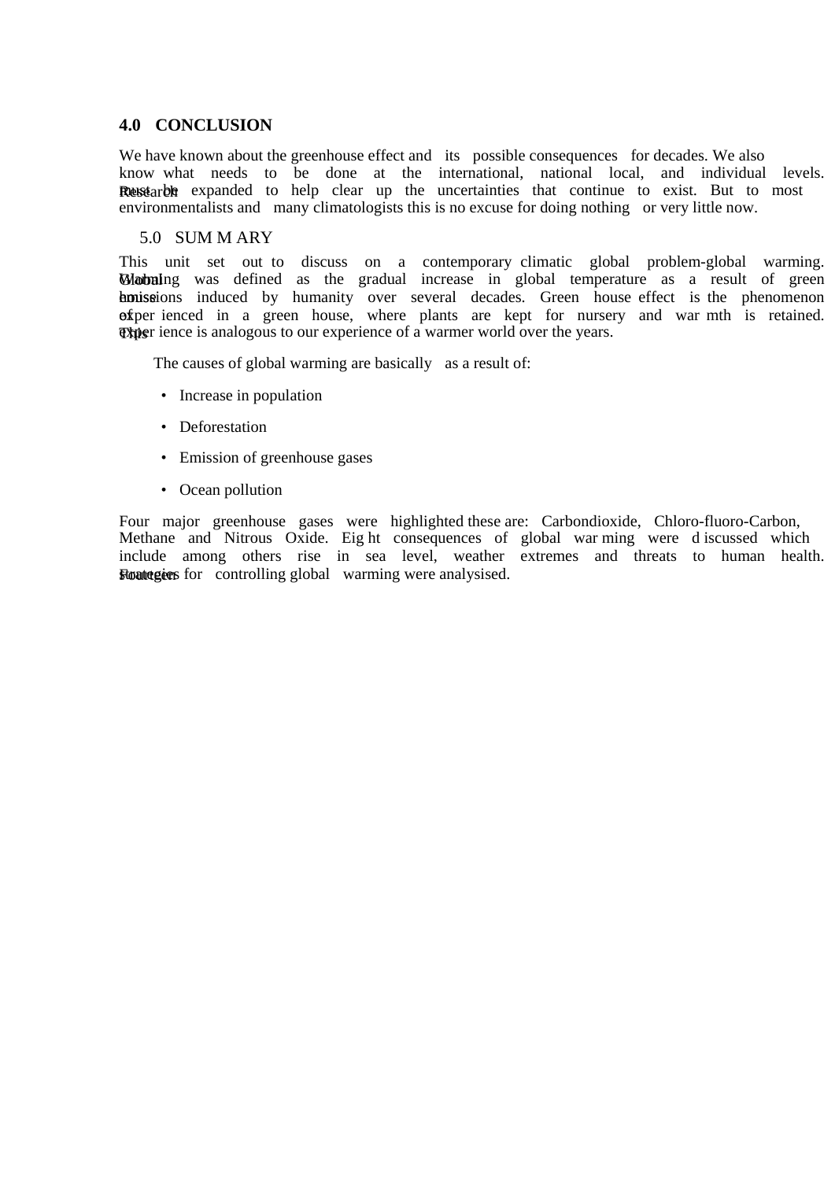## 4.0 CONCLUSION

We have known about the greenhouse effect and its possible consequences for decades. We also know what needs to be done at the international, national local, and individual levels. Research must be expanded to help clear up the uncertainties that continue to exist. But to most environmentalists and many climatologists this is no excuse for doing nothing or very little now.

## 5.0 SUMMARY

This unit set out to discuss on a contemporary climatic global problem-global warming. Global Warming was defined as the gradual increase in global temperature as a result of green house emissions induced by humanity over several decades. Green house effect is the phenomenon of experienced in a green house, where plants are kept for nursery and warmth is retained. This experience is analogous to our experience of a warmer world over the years.

The causes of global warming are basically as a result of:

- Increase in population
- Deforestation
- Emission of greenhouse gases
- Ocean pollution

Four major greenhouse gases were highlighted these are: Carbondioxide, Chloro-fluoro-Carbon, Methane and Nitrous Oxide. Eight consequences of global warming were discussed which include among others rise in sea level, weather extremes and threats to human health. Fourteen strategies for controlling global warming were analysised.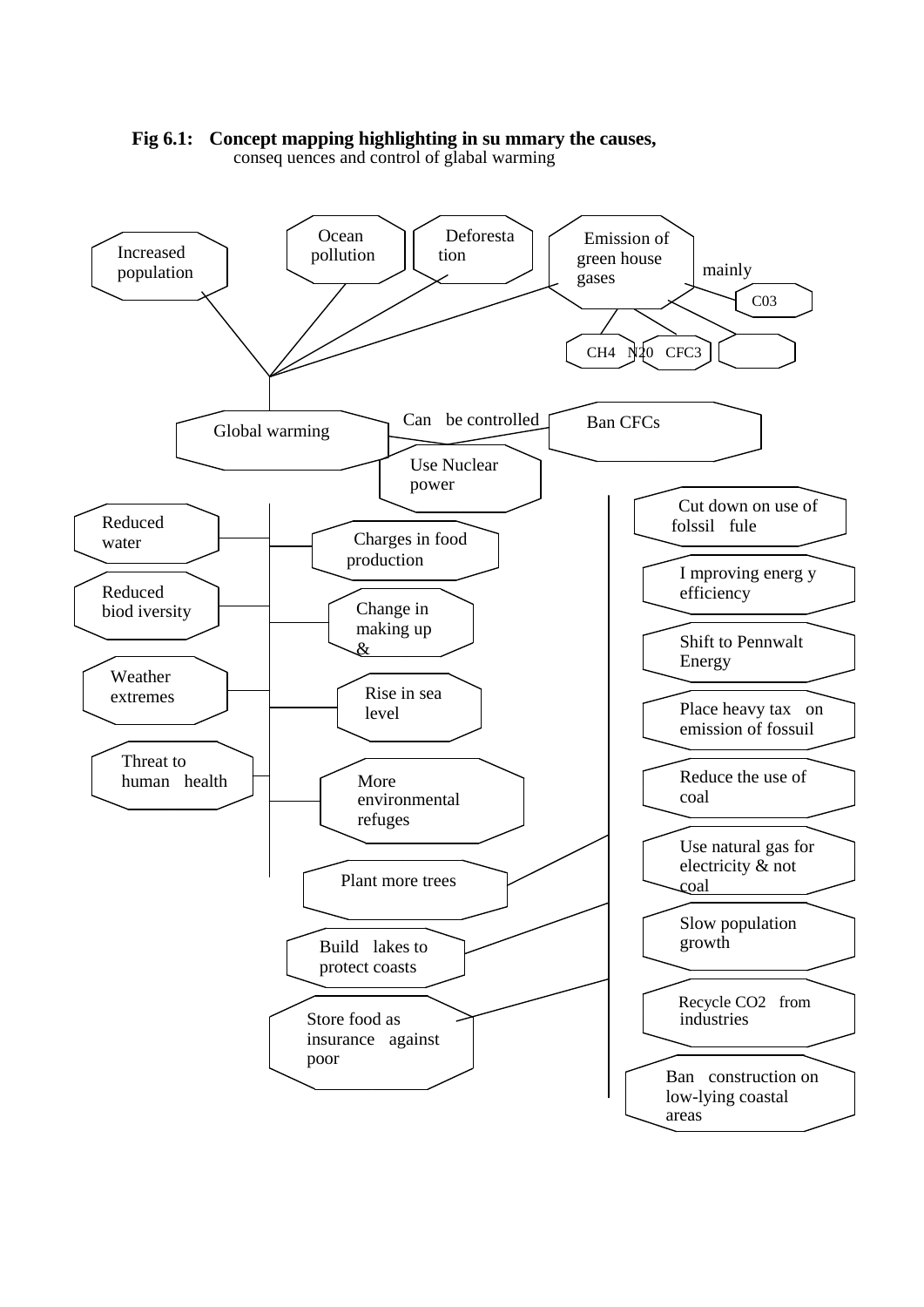**Fig 6.1: Concept mapping highlighting in su mmary the causes,** conseq uences and control of glabal warming

Increased population

Ocean pollution

Deforesta tion

Emission of green house gases

mainly

C03

CH4 N20 CFC3

Global warming

Can be controlled

Ban CFCs

Use Nuclear power

Reduced water

Charges in food production

Reduced biod iversity

Change in making up &

Weather extremes

Rise in sea level

Threat to human health

More environmental refuges

Plant more trees

Build lakes to protect coasts

Store food as insurance against poor

Cut down on use of folssil fule

I mproving energ y efficiency

Shift to Pennwalt Energy

Place heavy tax on emission of fossuil

Reduce the use of coal

Use natural gas for electricity & not coal

Slow population growth

Recycle $CO_2$ from industries

Ban construction on low-lying coastal areas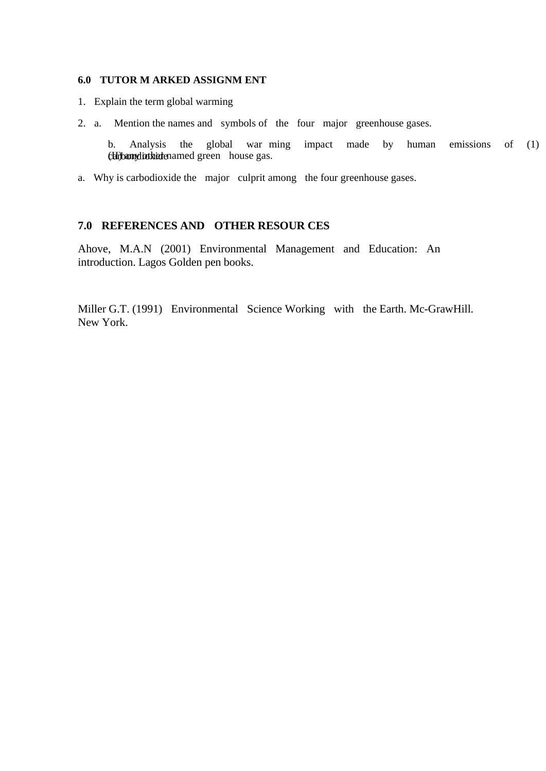## 6.0 TUTOR MARKED ASSIGNMENT

1. Explain the term global warming

2. a. Mention the names and symbols of the four major greenhouse gases.

   b. Analysis the global warming impact made by human emissions of (1) carbondioxide (ii) any other named green house gas.

a. Why is carbodioxide the major culprit among the four greenhouse gases.

## 7.0 REFERENCES AND OTHER RESOURCES

Ahove, M.A.N (2001) Environmental Management and Education: An introduction. Lagos Golden pen books.

Miller G.T. (1991) Environmental Science Working with the Earth. Mc-GrawHill. New York.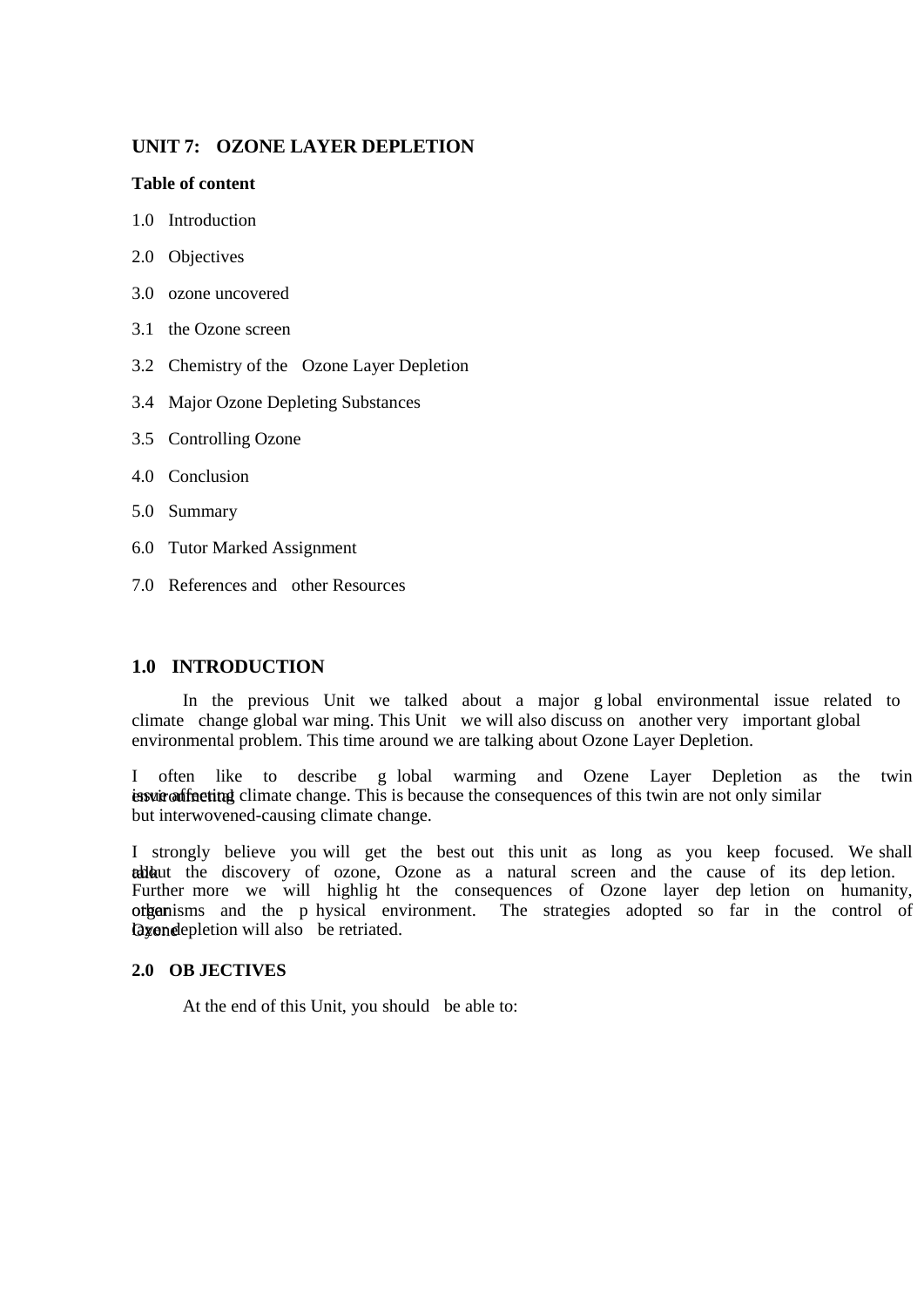# UNIT 7: OZONE LAYER DEPLETION

**Table of content**

1.0 Introduction

2.0 Objectives

3.0 ozone uncovered

3.1 the Ozone screen

3.2 Chemistry of the Ozone Layer Depletion

3.4 Major Ozone Depleting Substances

3.5 Controlling Ozone

4.0 Conclusion

5.0 Summary

6.0 Tutor Marked Assignment

7.0 References and other Resources

## 1.0 INTRODUCTION

In the previous Unit we talked about a major global environmental issue related to climate change global warming. This Unit we will also discuss on another very important global environmental problem. This time around we are talking about Ozone Layer Depletion.

I often like to describe global warming and Ozene Layer Depletion as the twin environmental issue affecting climate change. This is because the consequences of this twin are not only similar but interwovened-causing climate change.

I strongly believe you will get the best out this unit as long as you keep focused. We shall talk about the discovery of ozone, Ozone as a natural screen and the cause of its depletion. Further more we will highlight the consequences of Ozone layer depletion on humanity, other organisms and the physical environment. The strategies adopted so far in the control of Ozone layer depletion will also be retriated.

## 2.0 OBJECTIVES

At the end of this Unit, you should be able to: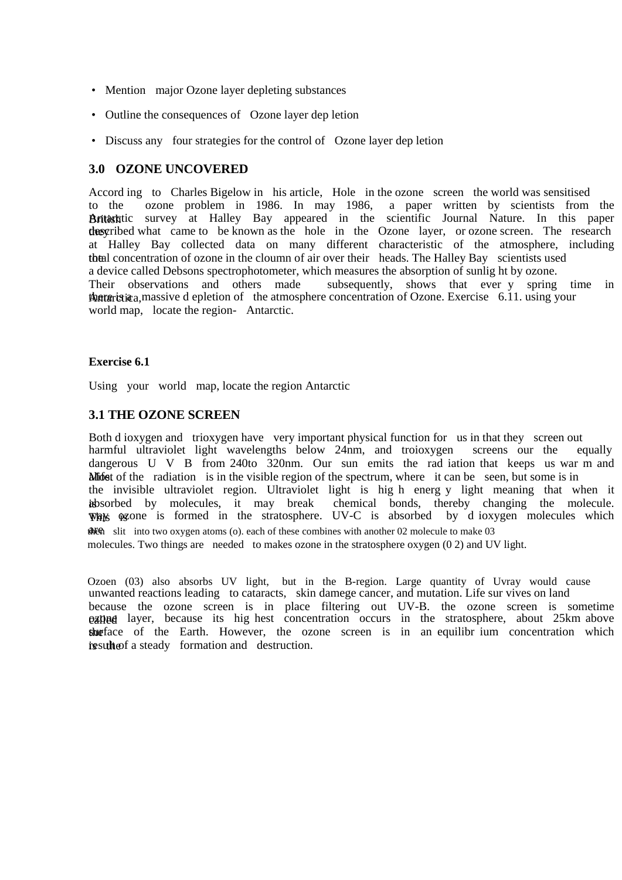- Mention major Ozone layer depleting substances
- Outline the consequences of Ozone layer depletion
- Discuss any four strategies for the control of Ozone layer depletion

## 3.0 OZONE UNCOVERED

According to Charles Bigelow in his article, Hole in the ozone screen the world was sensitised to the ozone problem in 1986. In may 1986, a paper written by scientists from the British Antarctic survey at Halley Bay appeared in the scientific Journal Nature. In this paper they described what came to be known as the hole in the Ozone layer, or ozone screen. The research at Halley Bay collected data on many different characteristic of the atmosphere, including the total concentration of ozone in the cloumn of air over their heads. The Halley Bay scientists used a device called Debsons spectrophotometer, which measures the absorption of sunlight by ozone. Their observations and others made subsequently, shows that every spring time in Antarctica, there is a massive depletion of the atmosphere concentration of Ozone. Exercise 6.11. using your world map, locate the region- Antarctic.

**Exercise 6.1**

Using your world map, locate the region Antarctic

## 3.1 THE OZONE SCREEN

Both dioxygen and trioxygen have very important physical function for us in that they screen out harmful ultraviolet light wavelengths below 24nm, and troioxygen screens our the equally dangerous U V B from 240to 320nm. Our sun emits the radiation that keeps us warm and alive. Most of the radiation is in the visible region of the spectrum, where it can be seen, but some is in the invisible ultraviolet region. Ultraviolet light is high energy light meaning that when it is absorbed by molecules, it may break chemical bonds, thereby changing the molecule. This is way ozone is formed in the stratosphere. UV-C is absorbed by dioxygen molecules which are then slit into two oxygen atoms (o). each of these combines with another 02 molecule to make 03 molecules. Two things are needed to makes ozone in the stratosphere oxygen (0 2) and UV light.

Ozoen (03) also absorbs UV light, but in the B-region. Large quantity of Uvray would cause unwanted reactions leading to cataracts, skin damege cancer, and mutation. Life survives on land because the ozone screen is in place filtering out UV-B. the ozone screen is sometime called ozone layer, because its highest concentration occurs in the stratosphere, about 25km above the surface of the Earth. However, the ozone screen is in an equilibrium concentration which is the result of a steady formation and destruction.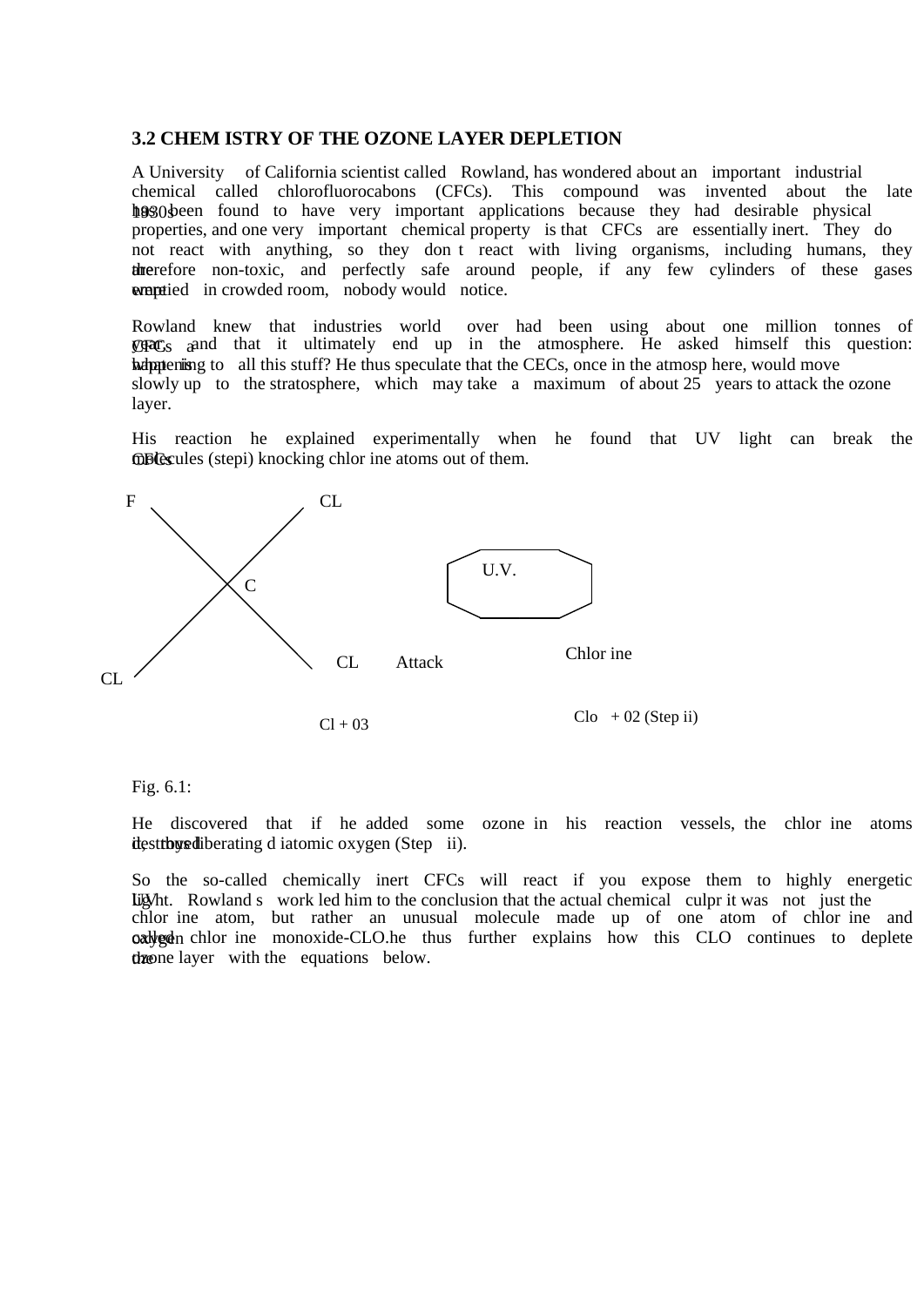### 3.2 CHEM ISTRY OF THE OZONE LAYER DEPLETION

A University of California scientist called Rowland, has wondered about an important industrial chemical called chlorofluorocabons (CFCs). This compound was invented about the late 1930s has been found to have very important applications because they had desirable physical properties, and one very important chemical property is that CFCs are essentially inert. They do not react with anything, so they don t react with living organisms, including humans, they are therefore non-toxic, and perfectly safe around people, if any few cylinders of these gases were emptied in crowded room, nobody would notice.

Rowland knew that industries world over had been using about one million tonnes of CFCs a year, and that it ultimately end up in the atmosphere. He asked himself this question: what is happening to all this stuff? He thus speculate that the CECs, once in the atmosp here, would move slowly up to the stratosphere, which may take a maximum of about 25 years to attack the ozone layer.

His reaction he explained experimentally when he found that UV light can break the CFCs molecules (stepi) knocking chlor ine atoms out of them.

F CL

C U.V.

CL CL Attack Chlor ine

$Cl + O_3$ $ClO + O_2$ (Step ii)

Fig. 6.1:

He discovered that if he added some ozone in his reaction vessels, the chlor ine atoms destroyed it, thus liberating d iatomic oxygen (Step ii).

So the so-called chemically inert CFCs will react if you expose them to highly energetic UV light. Rowland s work led him to the conclusion that the actual chemical culpr it was not just the chlor ine atom, but rather an unusual molecule made up of one atom of chlor ine and oxygen called chlor ine monoxide-CLO.he thus further explains how this CLO continues to deplete the ozone layer with the equations below.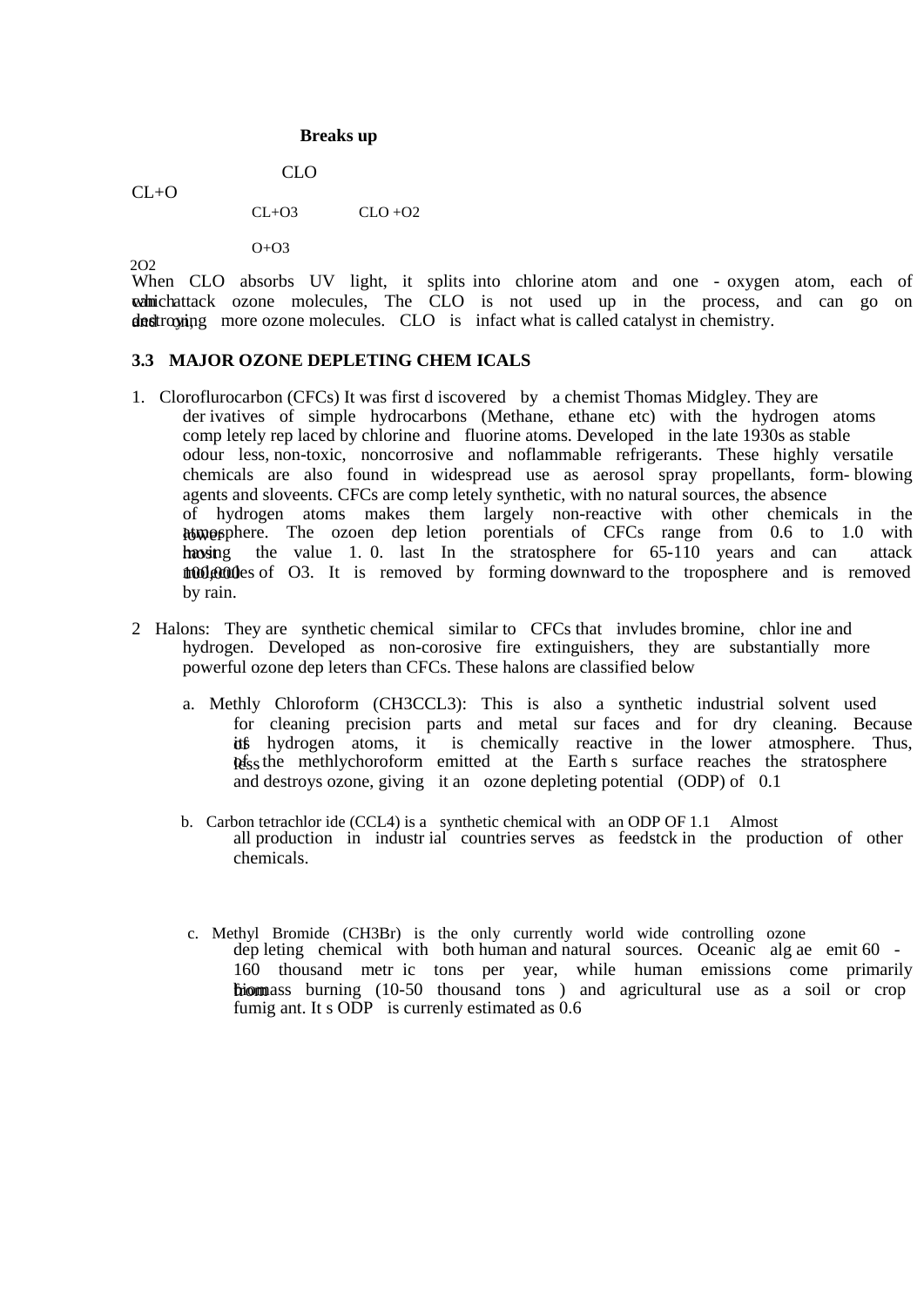**Breaks up**

CLO

CL+O

CL+O3 CLO +O2

O+O3

2O2

When CLO absorbs UV light, it splits into chlorine atom and one - oxygen atom, each of which attack ozone molecules, The CLO is not used up in the process, and can go on and on, destroying more ozone molecules. CLO is infact what is called catalyst in chemistry.

### 3.3 MAJOR OZONE DEPLETING CHEM ICALS

1. Cloroflurocarbon (CFCs) It was first d iscovered by a chemist Thomas Midgley. They are der ivatives of simple hydrocarbons (Methane, ethane etc) with the hydrogen atoms comp letely rep laced by chlorine and fluorine atoms. Developed in the late 1930s as stable odour less, non-toxic, noncorrosive and noflammable refrigerants. These highly versatile chemicals are also found in widespread use as aerosol spray propellants, form- blowing agents and sloveents. CFCs are comp letely synthetic, with no natural sources, the absence of hydrogen atoms makes them largely non-reactive with other chemicals in the lower atmosphere. The ozoen dep letion porentials of CFCs range from 0.6 to 1.0 with most having the value 1. 0. last In the stratosphere for 65-110 years and can attack 100,000 molecules of O3. It is removed by forming downward to the troposphere and is removed by rain.

2 Halons: They are synthetic chemical similar to CFCs that invludes bromine, chlor ine and hydrogen. Developed as non-corosive fire extinguishers, they are substantially more powerful ozone dep leters than CFCs. These halons are classified below

   a. Methly Chloroform (CH3CCL3): This is also a synthetic industrial solvent used for cleaning precision parts and metal sur faces and for dry cleaning. Because of its hydrogen atoms, it is chemically reactive in the lower atmosphere. Thus, less of the methlychoroform emitted at the Earth s surface reaches the stratosphere and destroys ozone, giving it an ozone depleting potential (ODP) of 0.1

   b. Carbon tetrachlor ide (CCL4) is a synthetic chemical with an ODP OF 1.1 Almost all production in industr ial countries serves as feedstck in the production of other chemicals.

   c. Methyl Bromide (CH3Br) is the only currently world wide controlling ozone dep leting chemical with both human and natural sources. Oceanic alg ae emit 60 - 160 thousand metr ic tons per year, while human emissions come primarily from biomass burning (10-50 thousand tons ) and agricultural use as a soil or crop fumig ant. It s ODP is currenly estimated as 0.6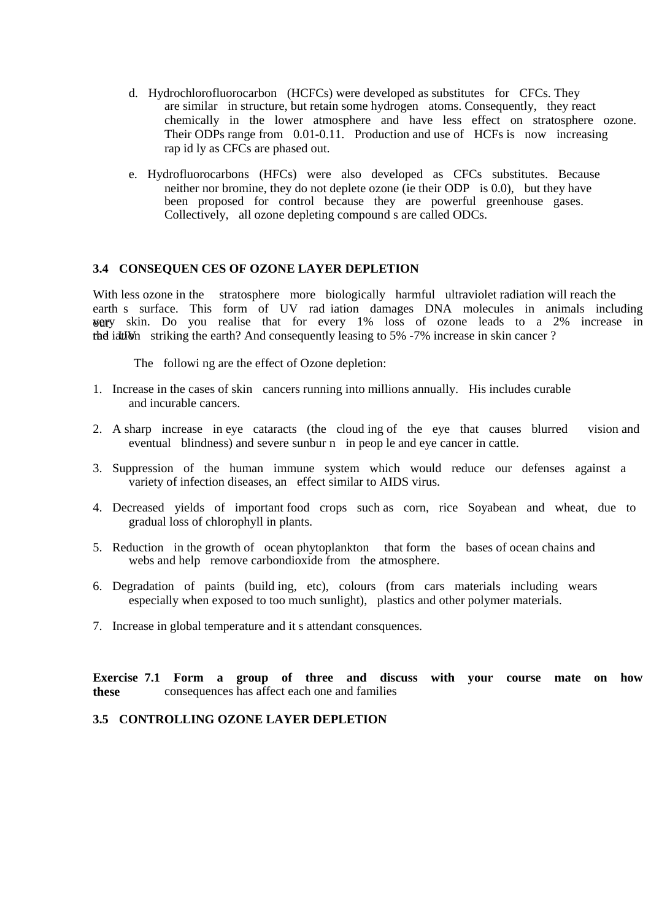d. Hydrochlorofluorocarbon (HCFCs) were developed as substitutes for CFCs. They are similar in structure, but retain some hydrogen atoms. Consequently, they react chemically in the lower atmosphere and have less effect on stratosphere ozone. Their ODPs range from 0.01-0.11. Production and use of HCFs is now increasing rap id ly as CFCs are phased out.

e. Hydrofluorocarbons (HFCs) were also developed as CFCs substitutes. Because neither nor bromine, they do not deplete ozone (ie their ODP is 0.0), but they have been proposed for control because they are powerful greenhouse gases. Collectively, all ozone depleting compound s are called ODCs.

### 3.4 CONSEQUEN CES OF OZONE LAYER DEPLETION

With less ozone in the stratosphere more biologically harmful ultraviolet radiation will reach the earth s surface. This form of UV rad iation damages DNA molecules in animals including our very skin. Do you realise that for every 1% loss of ozone leads to a 2% increase in the UV rad iation striking the earth? And consequently leasing to 5% -7% increase in skin cancer ?

The followi ng are the effect of Ozone depletion:

1. Increase in the cases of skin cancers running into millions annually. His includes curable and incurable cancers.
2. A sharp increase in eye cataracts (the cloud ing of the eye that causes blurred vision and eventual blindness) and severe sunbur n in peop le and eye cancer in cattle.
3. Suppression of the human immune system which would reduce our defenses against a variety of infection diseases, an effect similar to AIDS virus.
4. Decreased yields of important food crops such as corn, rice Soyabean and wheat, due to gradual loss of chlorophyll in plants.
5. Reduction in the growth of ocean phytoplankton that form the bases of ocean chains and webs and help remove carbondioxide from the atmosphere.
6. Degradation of paints (build ing, etc), colours (from cars materials including wears especially when exposed to too much sunlight), plastics and other polymer materials.
7. Increase in global temperature and it s attendant consquences.

**Exercise 7.1 Form a group of three and discuss with your course mate on how these** consequences has affect each one and families

### 3.5 CONTROLLING OZONE LAYER DEPLETION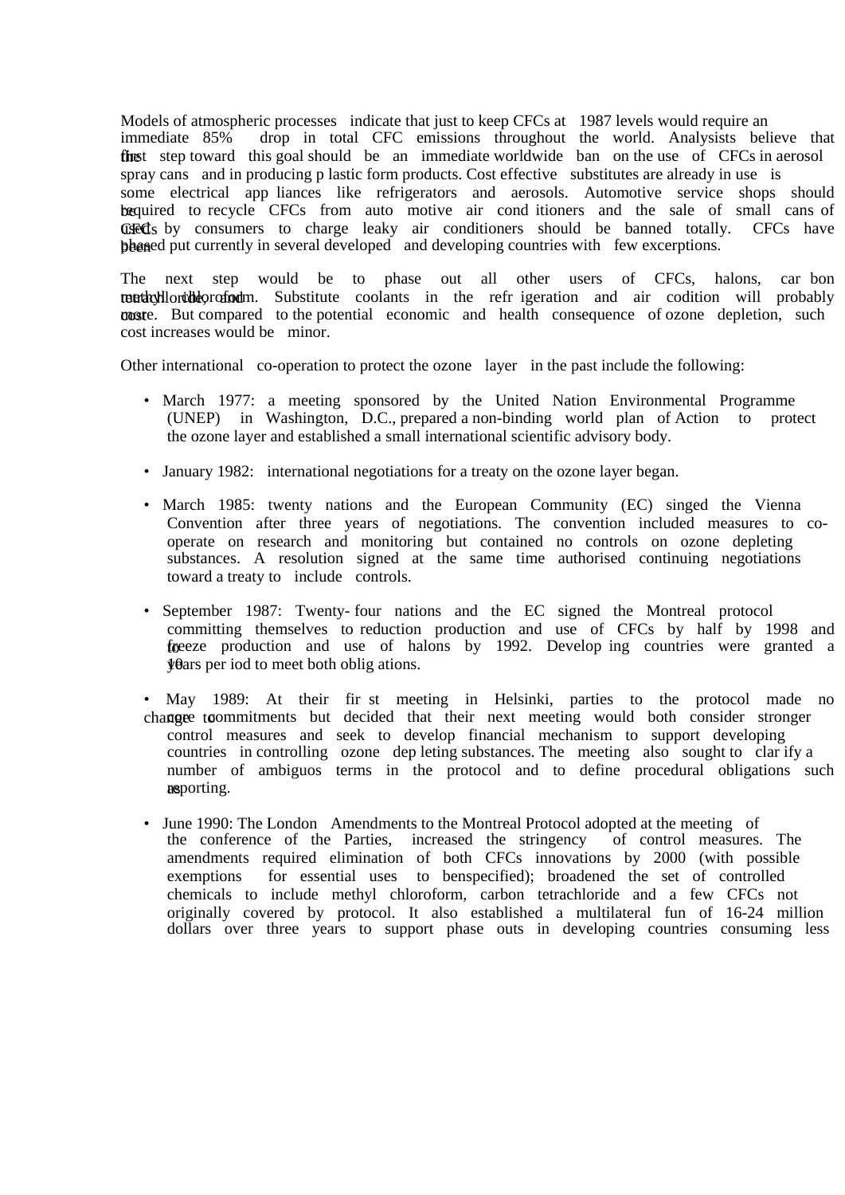Models of atmospheric processes indicate that just to keep CFCs at 1987 levels would require an immediate 85% drop in total CFC emissions throughout the world. Analysists believe that the first step toward this goal should be an immediate worldwide ban on the use of CFCs in aerosol spray cans and in producing p lastic form products. Cost effective substitutes are already in use is some electrical app liances like refrigerators and aerosols. Automotive service shops should be required to recycle CFCs from auto motive air cond itioners and the sale of small cans of CFCs used by consumers to charge leaky air conditioners should be banned totally. CFCs have been phased put currently in several developed and developing countries with few excerptions.

The next step would be to phase out all other users of CFCs, halons, car bon tetrachloride, and methyl chloroform. Substitute coolants in the refr igeration and air codition will probably cost more. But compared to the potential economic and health consequence of ozone depletion, such cost increases would be minor.

Other international co-operation to protect the ozone layer in the past include the following:

- March 1977: a meeting sponsored by the United Nation Environmental Programme (UNEP) in Washington, D.C., prepared a non-binding world plan of Action to protect the ozone layer and established a small international scientific advisory body.

- January 1982: international negotiations for a treaty on the ozone layer began.

- March 1985: twenty nations and the European Community (EC) singed the Vienna Convention after three years of negotiations. The convention included measures to co-operate on research and monitoring but contained no controls on ozone depleting substances. A resolution signed at the same time authorised continuing negotiations toward a treaty to include controls.

- September 1987: Twenty- four nations and the EC signed the Montreal protocol committing themselves to reduction production and use of CFCs by half by 1998 and to freeze production and use of halons by 1992. Develop ing countries were granted a 10 years per iod to meet both oblig ations.

- May 1989: At their fir st meeting in Helsinki, parties to the protocol made no change to core commitments but decided that their next meeting would both consider stronger control measures and seek to develop financial mechanism to support developing countries in controlling ozone dep leting substances. The meeting also sought to clar ify a number of ambiguos terms in the protocol and to define procedural obligations such as reporting.

- June 1990: The London Amendments to the Montreal Protocol adopted at the meeting of the conference of the Parties, increased the stringency of control measures. The amendments required elimination of both CFCs innovations by 2000 (with possible exemptions for essential uses to benspecified); broadened the set of controlled chemicals to include methyl chloroform, carbon tetrachloride and a few CFCs not originally covered by protocol. It also established a multilateral fun of 16-24 million dollars over three years to support phase outs in developing countries consuming less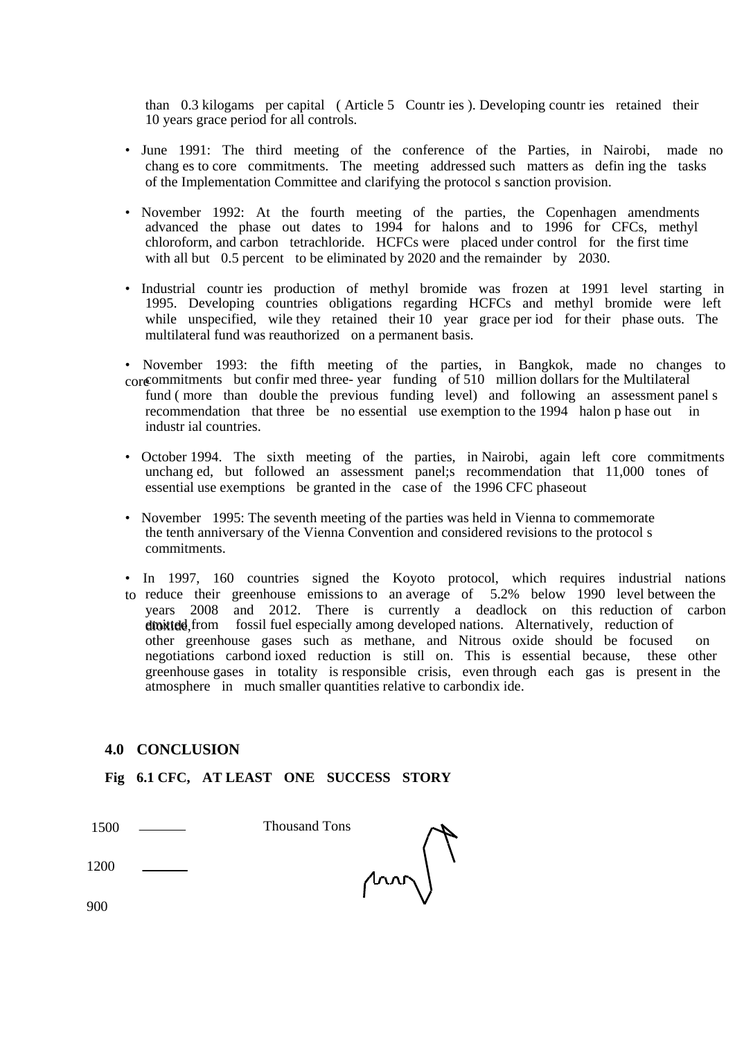than 0.3 kilogams per capital ( Article 5 Countr ies ). Developing countr ies retained their 10 years grace period for all controls.

- June 1991: The third meeting of the conference of the Parties, in Nairobi, made no chang es to core commitments. The meeting addressed such matters as defin ing the tasks of the Implementation Committee and clarifying the protocol s sanction provision.

- November 1992: At the fourth meeting of the parties, the Copenhagen amendments advanced the phase out dates to 1994 for halons and to 1996 for CFCs, methyl chloroform, and carbon tetrachloride. HCFCs were placed under control for the first time with all but 0.5 percent to be eliminated by 2020 and the remainder by 2030.

- Industrial countr ies production of methyl bromide was frozen at 1991 level starting in 1995. Developing countries obligations regarding HCFCs and methyl bromide were left while unspecified, wile they retained their 10 year grace per iod for their phase outs. The multilateral fund was reauthorized on a permanent basis.

- November 1993: the fifth meeting of the parties, in Bangkok, made no changes to core commitments but confir med three- year funding of 510 million dollars for the Multilateral fund ( more than double the previous funding level) and following an assessment panel s recommendation that three be no essential use exemption to the 1994 halon p hase out in industr ial countries.

- October 1994. The sixth meeting of the parties, in Nairobi, again left core commitments unchang ed, but followed an assessment panel;s recommendation that 11,000 tones of essential use exemptions be granted in the case of the 1996 CFC phaseout

- November 1995: The seventh meeting of the parties was held in Vienna to commemorate the tenth anniversary of the Vienna Convention and considered revisions to the protocol s commitments.

- In 1997, 160 countries signed the Koyoto protocol, which requires industrial nations to reduce their greenhouse emissions to an average of 5.2% below 1990 level between the years 2008 and 2012. There is currently a deadlock on this reduction of carbon dioxide, emitted from fossil fuel especially among developed nations. Alternatively, reduction of other greenhouse gases such as methane, and Nitrous oxide should be focused on negotiations carbond ioxed reduction is still on. This is essential because, these other greenhouse gases in totality is responsible crisis, even through each gas is present in the atmosphere in much smaller quantities relative to carbondix ide.

## 4.0 CONCLUSION

**Fig 6.1 CFC, AT LEAST ONE SUCCESS STORY**

1500

1200

900

Thousand Tons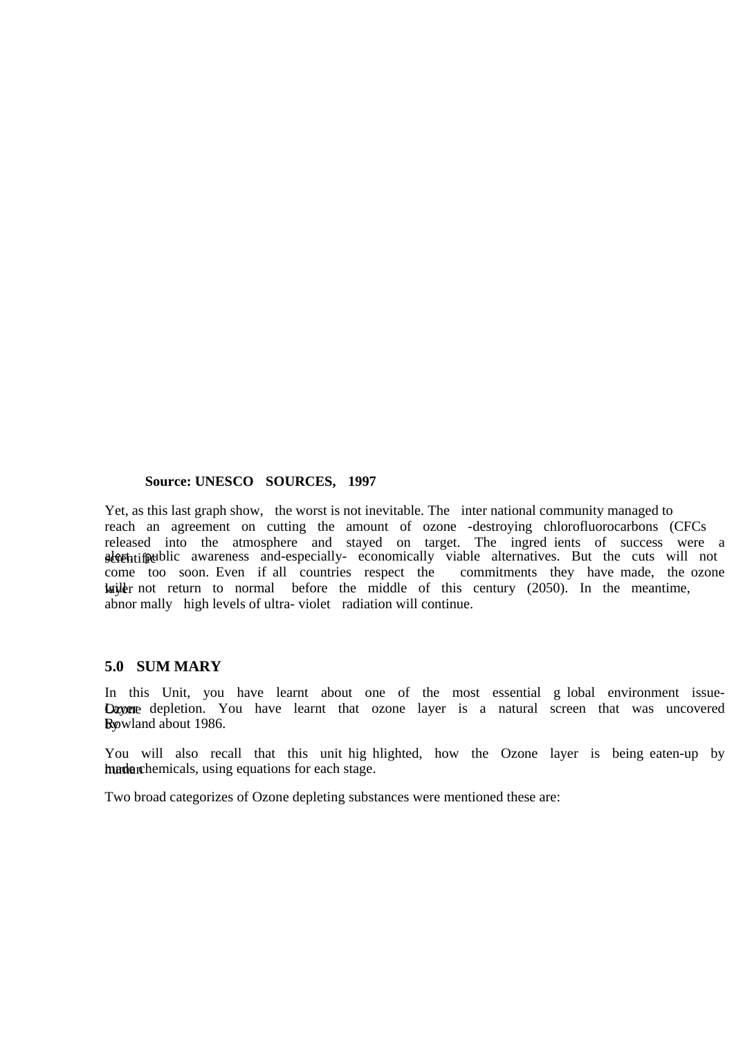**Source: UNESCO SOURCES, 1997**

Yet, as this last graph show, the worst is not inevitable. The inter national community managed to reach an agreement on cutting the amount of ozone -destroying chlorofluorocarbons (CFCs released into the atmosphere and stayed on target. The ingred ients of success were a scientific alert, public awareness and-especially- economically viable alternatives. But the cuts will not come too soon. Even if all countries respect the commitments they have made, the ozone layer will not return to normal before the middle of this century (2050). In the meantime, abnor mally high levels of ultra- violet radiation will continue.

## 5.0 SUM MARY

In this Unit, you have learnt about one of the most essential g lobal environment issue-Ozone Layer depletion. You have learnt that ozone layer is a natural screen that was uncovered by Rowland about 1986.

You will also recall that this unit hig hlighted, how the Ozone layer is being eaten-up by human made chemicals, using equations for each stage.

Two broad categorizes of Ozone depleting substances were mentioned these are: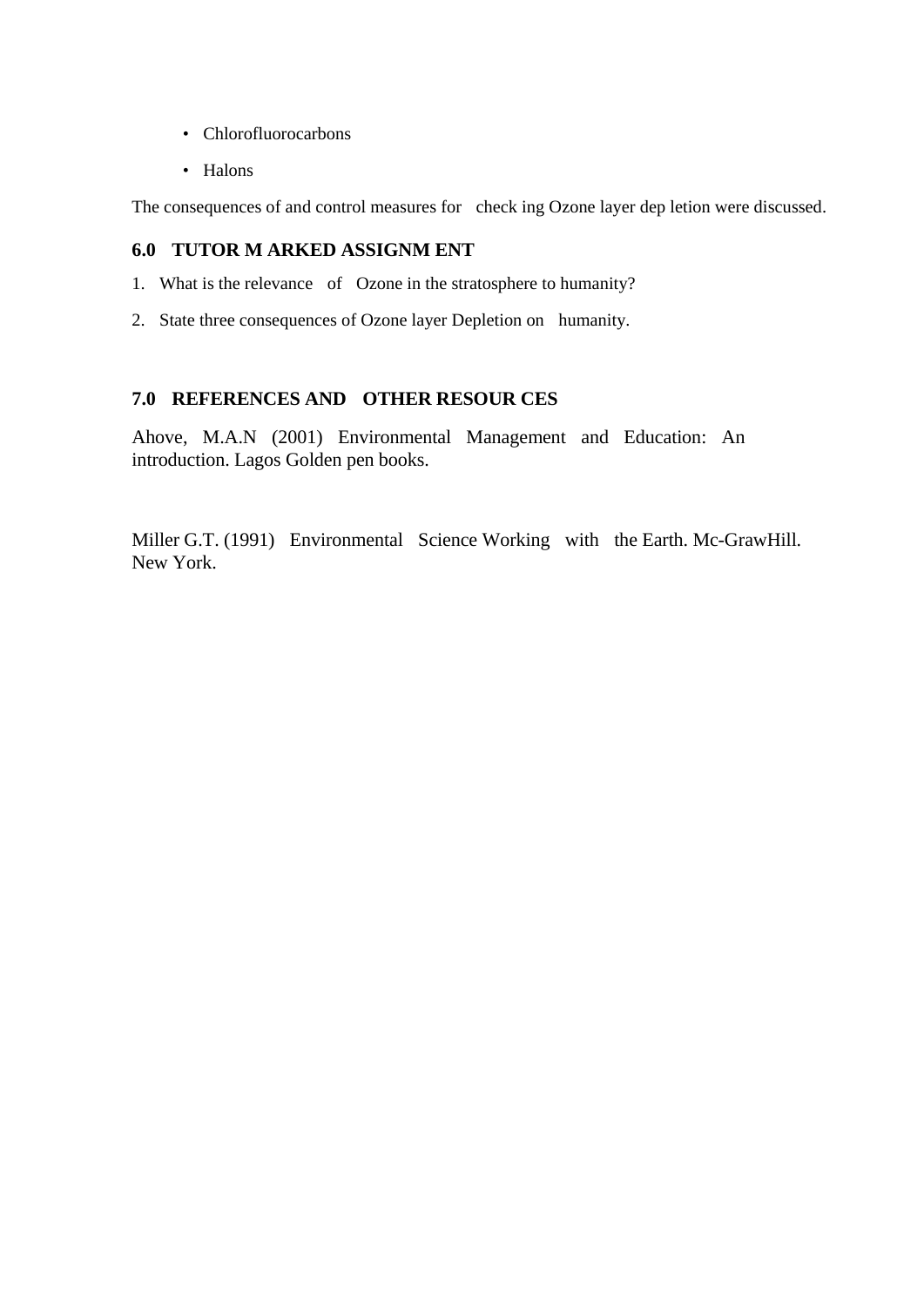- Chlorofluorocarbons
- Halons

The consequences of and control measures for check ing Ozone layer dep letion were discussed.

## 6.0 TUTOR M ARKED ASSIGNM ENT

1. What is the relevance of Ozone in the stratosphere to humanity?
2. State three consequences of Ozone layer Depletion on humanity.

## 7.0 REFERENCES AND OTHER RESOUR CES

Ahove, M.A.N (2001) Environmental Management and Education: An introduction. Lagos Golden pen books.

Miller G.T. (1991) Environmental Science Working with the Earth. Mc-GrawHill. New York.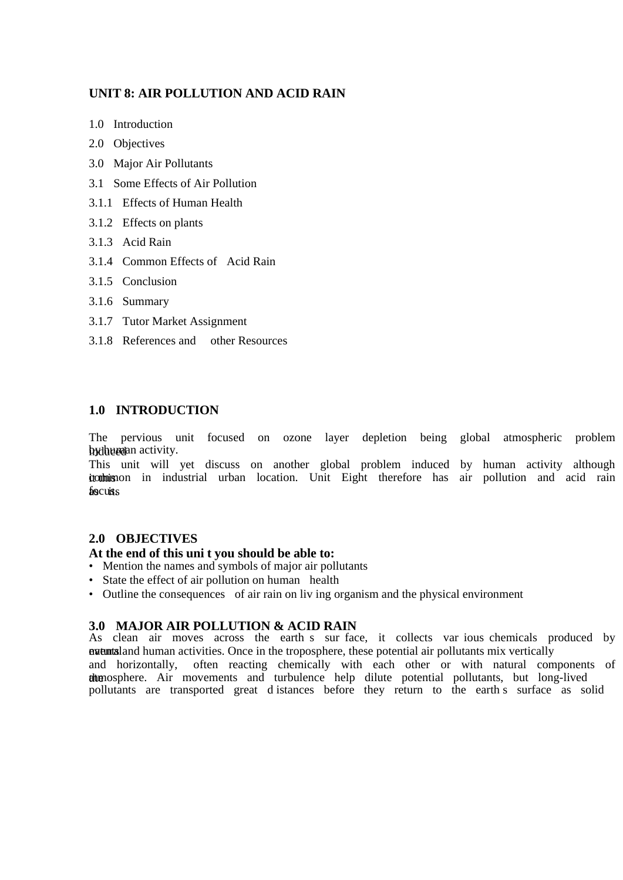# UNIT 8: AIR POLLUTION AND ACID RAIN

1.0 Introduction

2.0 Objectives

3.0 Major Air Pollutants

3.1 Some Effects of Air Pollution

3.1.1 Effects of Human Health

3.1.2 Effects on plants

3.1.3 Acid Rain

3.1.4 Common Effects of Acid Rain

3.1.5 Conclusion

3.1.6 Summary

3.1.7 Tutor Market Assignment

3.1.8 References and other Resources

## 1.0 INTRODUCTION

The pervious unit focused on ozone layer depletion being global atmospheric problem induced by human activity.

This unit will yet discuss on another global problem induced by human activity although common in industrial urban location. Unit Eight therefore has air pollution and acid rain as its focus.

## 2.0 OBJECTIVES

**At the end of this uni t you should be able to:**

- Mention the names and symbols of major air pollutants
- State the effect of air pollution on human health
- Outline the consequences of air rain on liv ing organism and the physical environment

## 3.0 MAJOR AIR POLLUTION & ACID RAIN

As clean air moves across the earth s sur face, it collects var ious chemicals produced by natural events and human activities. Once in the troposphere, these potential air pollutants mix vertically and horizontally, often reacting chemically with each other or with natural components of the atmosphere. Air movements and turbulence help dilute potential pollutants, but long-lived pollutants are transported great d istances before they return to the earth s surface as solid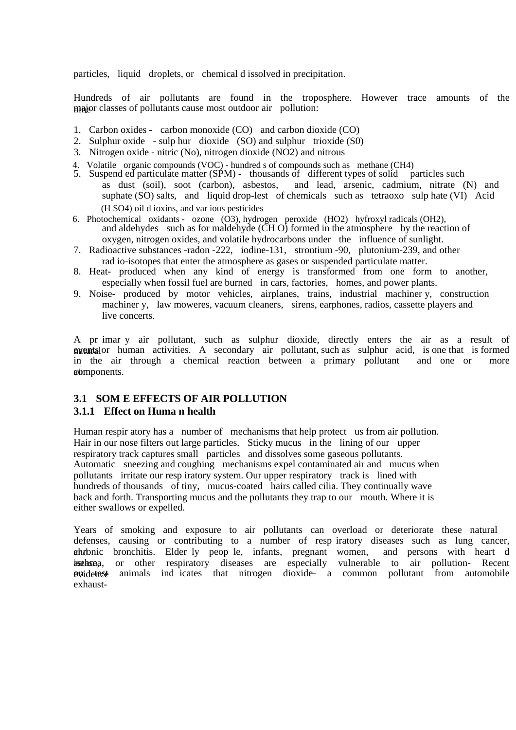particles, liquid droplets, or chemical dissolved in precipitation.

Hundreds of air pollutants are found in the troposphere. However trace amounts of the nine major classes of pollutants cause most outdoor air pollution:

1. Carbon oxides - carbon monoxide (CO) and carbon dioxide (CO)
2. Sulphur oxide - sulphur dioxide (SO) and sulphur trioxide (S0)
3. Nitrogen oxide - nitric (No), nitrogen dioxide (NO2) and nitrous
4. Volatile organic compounds (VOC) - hundreds of compounds such as methane (CH4)
5. Suspended particulate matter (SPM) - thousands of different types of solid particles such as dust (soil), soot (carbon), asbestos, and lead, arsenic, cadmium, nitrate (N) and suphate (SO) salts, and liquid drop-lest of chemicals such as tetraoxo sulphate (VI) Acid (H SO4) oil dioxins, and various pesticides
6. Photochemical oxidants - ozone (O3), hydrogen peroxide (HO2) hyfroxyl radicals (OH2), and aldehydes such as formaldehyde (CH O) formed in the atmosphere by the reaction of oxygen, nitrogen oxides, and volatile hydrocarbons under the influence of sunlight.
7. Radioactive substances -radon -222, iodine-131, strontium -90, plutonium-239, and other radio-isotopes that enter the atmosphere as gases or suspended particulate matter.
8. Heat- produced when any kind of energy is transformed from one form to another, especially when fossil fuel are burned in cars, factories, homes, and power plants.
9. Noise- produced by motor vehicles, airplanes, trains, industrial machinery, construction machinery, law moweres, vacuum cleaners, sirens, earphones, radios, cassette players and live concerts.

A primary air pollutant, such as sulphur dioxide, directly enters the air as a result of natural events or human activities. A secondary air pollutant, such as sulphur acid, is one that is formed in the air through a chemical reaction between a primary pollutant and one or more air components.

## 3.1 SOME EFFECTS OF AIR POLLUTION

### 3.1.1 Effect on Human health

Human respiratory has a number of mechanisms that help protect us from air pollution. Hair in our nose filters out large particles. Sticky mucus in the lining of our upper respiratory track captures small particles and dissolves some gaseous pollutants. Automatic sneezing and coughing mechanisms expel contaminated air and mucus when pollutants irritate our respiratory system. Our upper respiratory track is lined with hundreds of thousands of tiny, mucus-coated hairs called cilia. They continually wave back and forth. Transporting mucus and the pollutants they trap to our mouth. Where it is either swallows or expelled.

Years of smoking and exposure to air pollutants can overload or deteriorate these natural defenses, causing or contributing to a number of respiratory diseases such as lung cancer, and chronic bronchitis. Elderly people, infants, pregnant women, and persons with heart disease, asthma, or other respiratory diseases are especially vulnerable to air pollution- Recent evidence on test animals indicates that nitrogen dioxide- a common pollutant from automobile exhaust-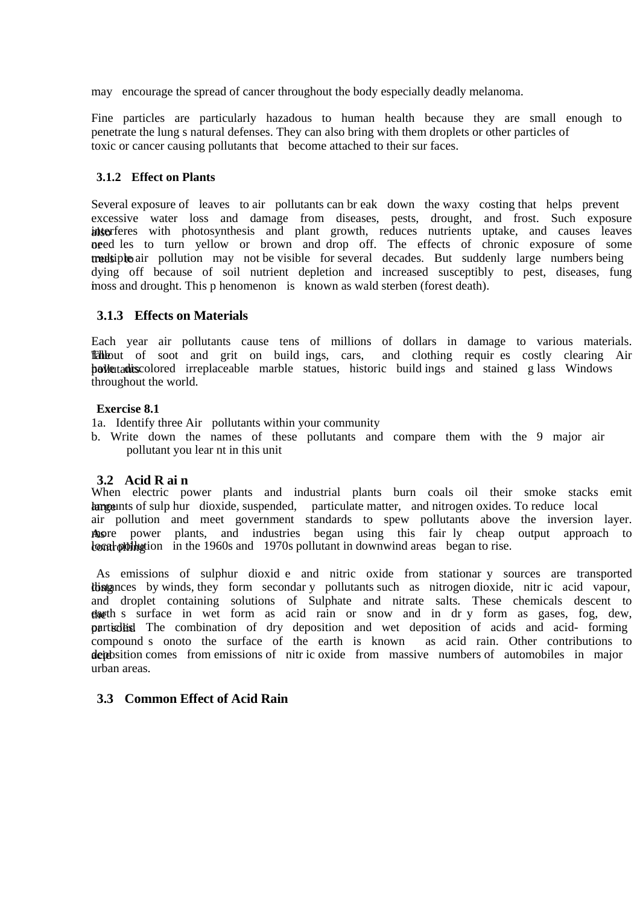may encourage the spread of cancer throughout the body especially deadly melanoma.

Fine particles are particularly hazadous to human health because they are small enough to penetrate the lung s natural defenses. They can also bring with them droplets or other particles of toxic or cancer causing pollutants that become attached to their sur faces.

### 3.1.2 Effect on Plants

Several exposure of leaves to air pollutants can br eak down the waxy costing that helps prevent excessive water loss and damage from diseases, pests, drought, and frost. Such exposure also interferes with photosynthesis and plant growth, reduces nutrients uptake, and causes leaves or need les to turn yellow or brown and drop off. The effects of chronic exposure of some trees to multiple air pollution may not be visible for several decades. But suddenly large numbers being dying off because of soil nutrient depletion and increased susceptibly to pest, diseases, fungi moss and drought. This p henomenon is known as wald sterben (forest death).

### 3.1.3 Effects on Materials

Each year air pollutants cause tens of millions of dollars in damage to various materials. The fallout of soot and grit on build ings, cars, and clothing requir es costly clearing Air pollutants hole discolored irreplaceable marble statues, historic build ings and stained g lass Windows throughout the world.

**Exercise 8.1**

1a. Identify three Air pollutants within your community

b. Write down the names of these pollutants and compare them with the 9 major air pollutant you lear nt in this unit

## 3.2 Acid R ai n

When electric power plants and industrial plants burn coals oil their smoke stacks emit large amounts of sulp hur dioxide, suspended, particulate matter, and nitrogen oxides. To reduce local air pollution and meet government standards to spew pollutants above the inversion layer. As more power plants, and industries began using this fair ly cheap output approach to controlling local pollution in the 1960s and 1970s pollutant in downwind areas began to rise.

As emissions of sulphur dioxid e and nitric oxide from stationar y sources are transported long distances by winds, they form secondar y pollutants such as nitrogen dioxide, nitr ic acid vapour, and droplet containing solutions of Sulphate and nitrate salts. These chemicals descent to the earth s surface in wet form as acid rain or snow and in dr y form as gases, fog, dew, or solid particles. The combination of dry deposition and wet deposition of acids and acid- forming compound s onoto the surface of the earth is known as acid rain. Other contributions to acid deposition comes from emissions of nitr ic oxide from massive numbers of automobiles in major urban areas.

## 3.3 Common Effect of Acid Rain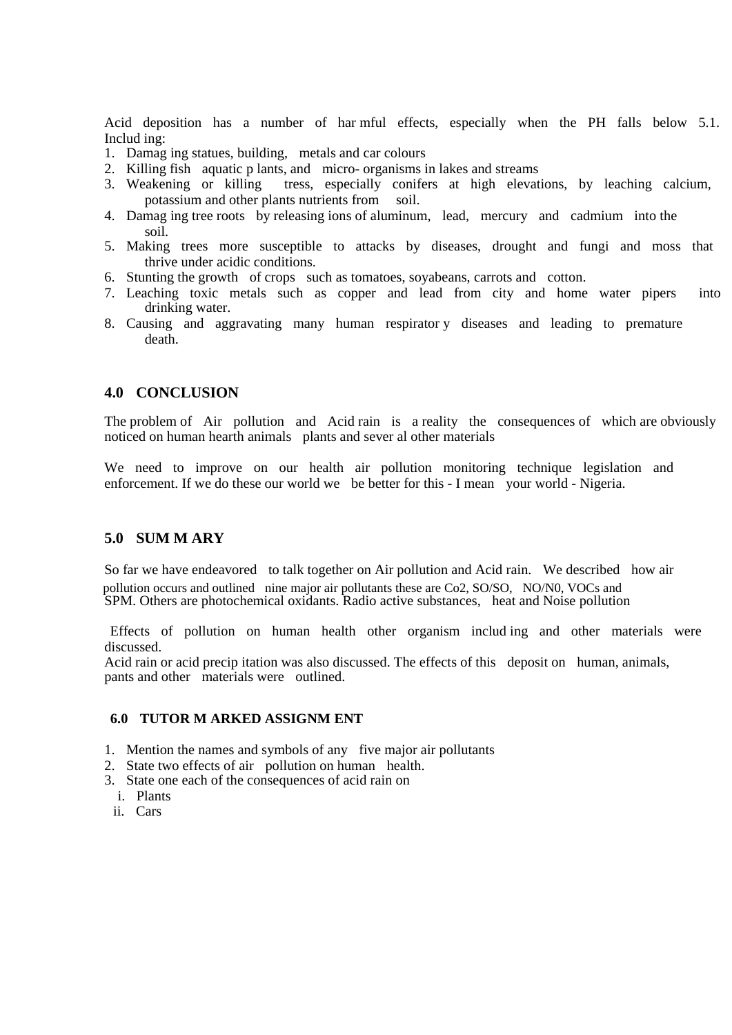Acid deposition has a number of harmful effects, especially when the PH falls below 5.1. Including:

1. Damaging statues, building, metals and car colours
2. Killing fish aquatic plants, and micro- organisms in lakes and streams
3. Weakening or killing tress, especially conifers at high elevations, by leaching calcium, potassium and other plants nutrients from soil.
4. Damaging tree roots by releasing ions of aluminum, lead, mercury and cadmium into the soil.
5. Making trees more susceptible to attacks by diseases, drought and fungi and moss that thrive under acidic conditions.
6. Stunting the growth of crops such as tomatoes, soyabeans, carrots and cotton.
7. Leaching toxic metals such as copper and lead from city and home water pipers into drinking water.
8. Causing and aggravating many human respiratory diseases and leading to premature death.

## 4.0 CONCLUSION

The problem of Air pollution and Acid rain is a reality the consequences of which are obviously noticed on human hearth animals plants and several other materials

We need to improve on our health air pollution monitoring technique legislation and enforcement. If we do these our world we be better for this - I mean your world - Nigeria.

## 5.0 SUMMARY

So far we have endeavored to talk together on Air pollution and Acid rain. We described how air pollution occurs and outlined nine major air pollutants these are Co2, SO/SO, NO/N0, VOCs and SPM. Others are photochemical oxidants. Radio active substances, heat and Noise pollution

Effects of pollution on human health other organism including and other materials were discussed.

Acid rain or acid precipitation was also discussed. The effects of this deposit on human, animals, pants and other materials were outlined.

## 6.0 TUTOR MARKED ASSIGNMENT

1. Mention the names and symbols of any five major air pollutants
2. State two effects of air pollution on human health.
3. State one each of the consequences of acid rain on
   i. Plants
   ii. Cars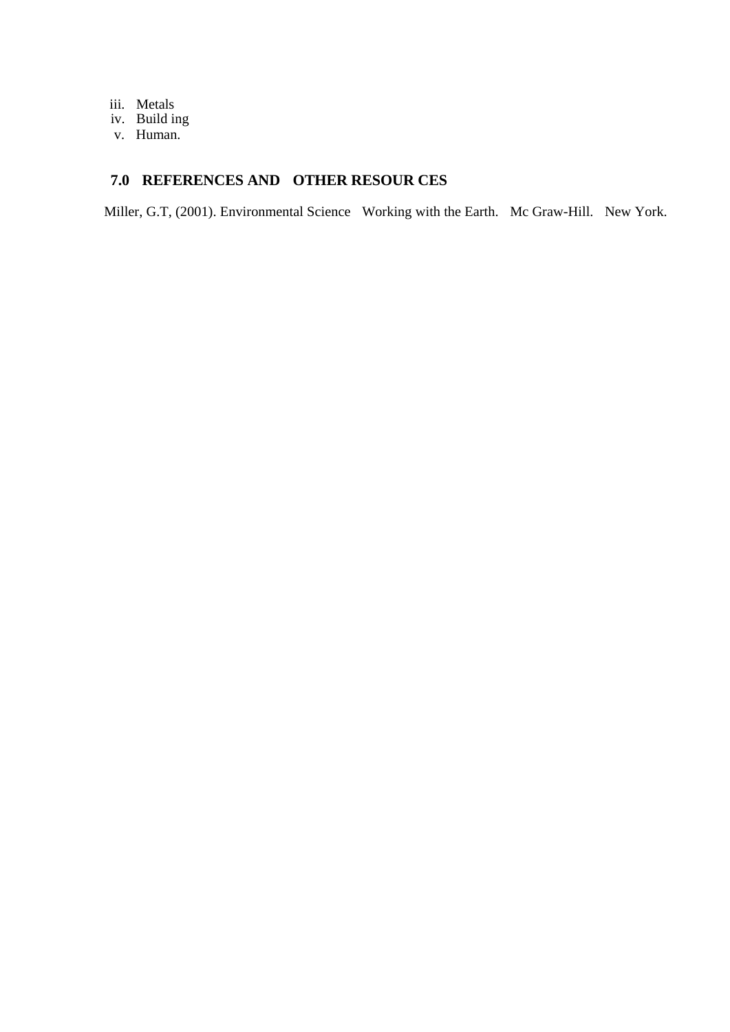iii. Metals
iv. Build ing
v. Human.

## 7.0 REFERENCES AND OTHER RESOUR CES

Miller, G.T, (2001). Environmental Science Working with the Earth. Mc Graw-Hill. New York.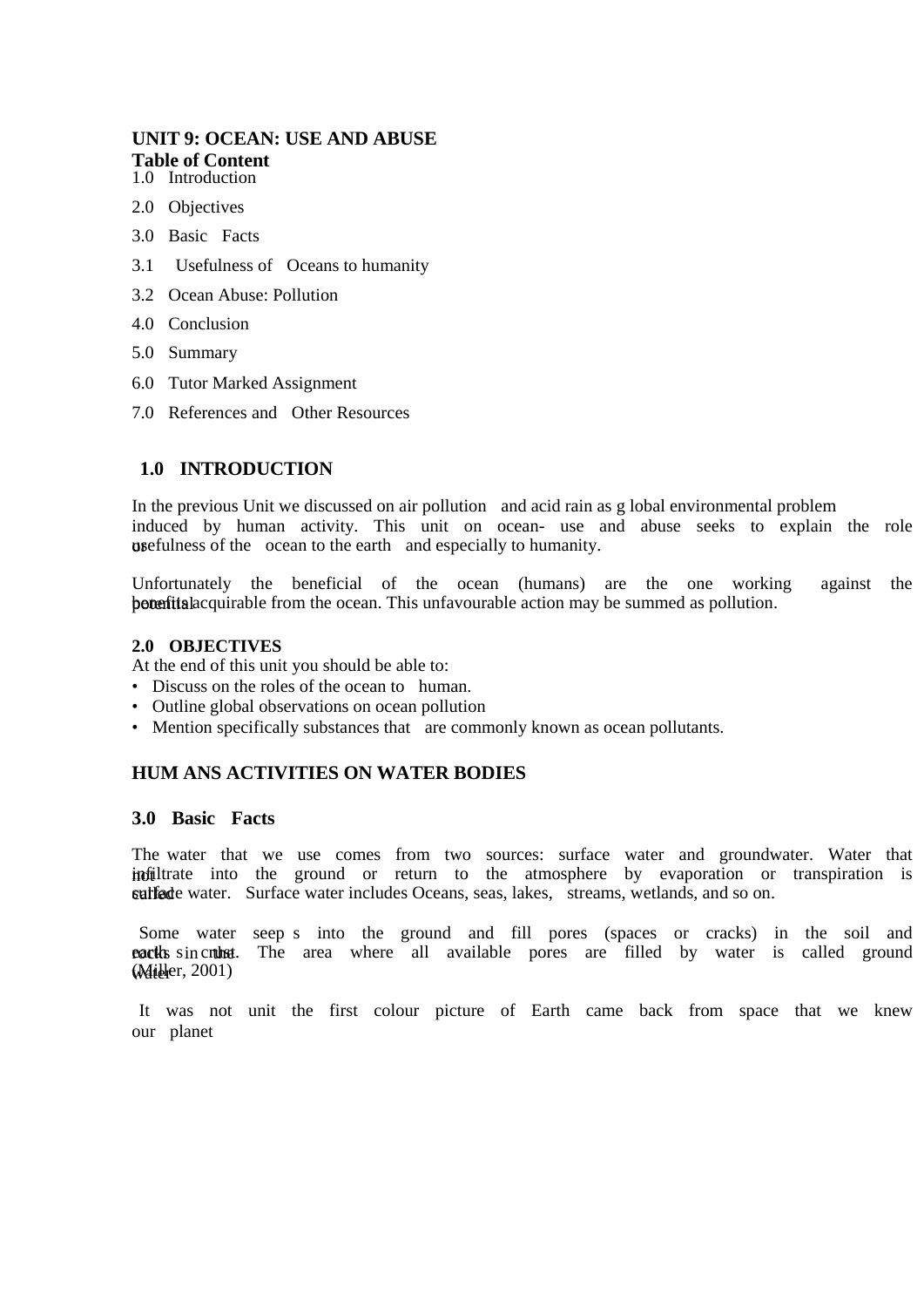**UNIT 9: OCEAN: USE AND ABUSE**

**Table of Content**

1.0 Introduction

2.0 Objectives

3.0 Basic Facts

3.1 Usefulness of Oceans to humanity

3.2 Ocean Abuse: Pollution

4.0 Conclusion

5.0 Summary

6.0 Tutor Marked Assignment

7.0 References and Other Resources

## 1.0 INTRODUCTION

In the previous Unit we discussed on air pollution and acid rain as g lobal environmental problem induced by human activity. This unit on ocean- use and abuse seeks to explain the role or usefulness of the ocean to the earth and especially to humanity.

Unfortunately the beneficial of the ocean (humans) are the one working against the potential benefits acquirable from the ocean. This unfavourable action may be summed as pollution.

## 2.0 OBJECTIVES

At the end of this unit you should be able to:

- Discuss on the roles of the ocean to human.
- Outline global observations on ocean pollution
- Mention specifically substances that are commonly known as ocean pollutants.

## HUM ANS ACTIVITIES ON WATER BODIES

## 3.0 Basic Facts

The water that we use comes from two sources: surface water and groundwater. Water that not infiltrate into the ground or return to the atmosphere by evaporation or transpiration is called surface water. Surface water includes Oceans, seas, lakes, streams, wetlands, and so on.

Some water seep s into the ground and fill pores (spaces or cracks) in the soil and rocks in the earth s crust. The area where all available pores are filled by water is called ground water (Miller, 2001)

It was not unit the first colour picture of Earth came back from space that we knew our planet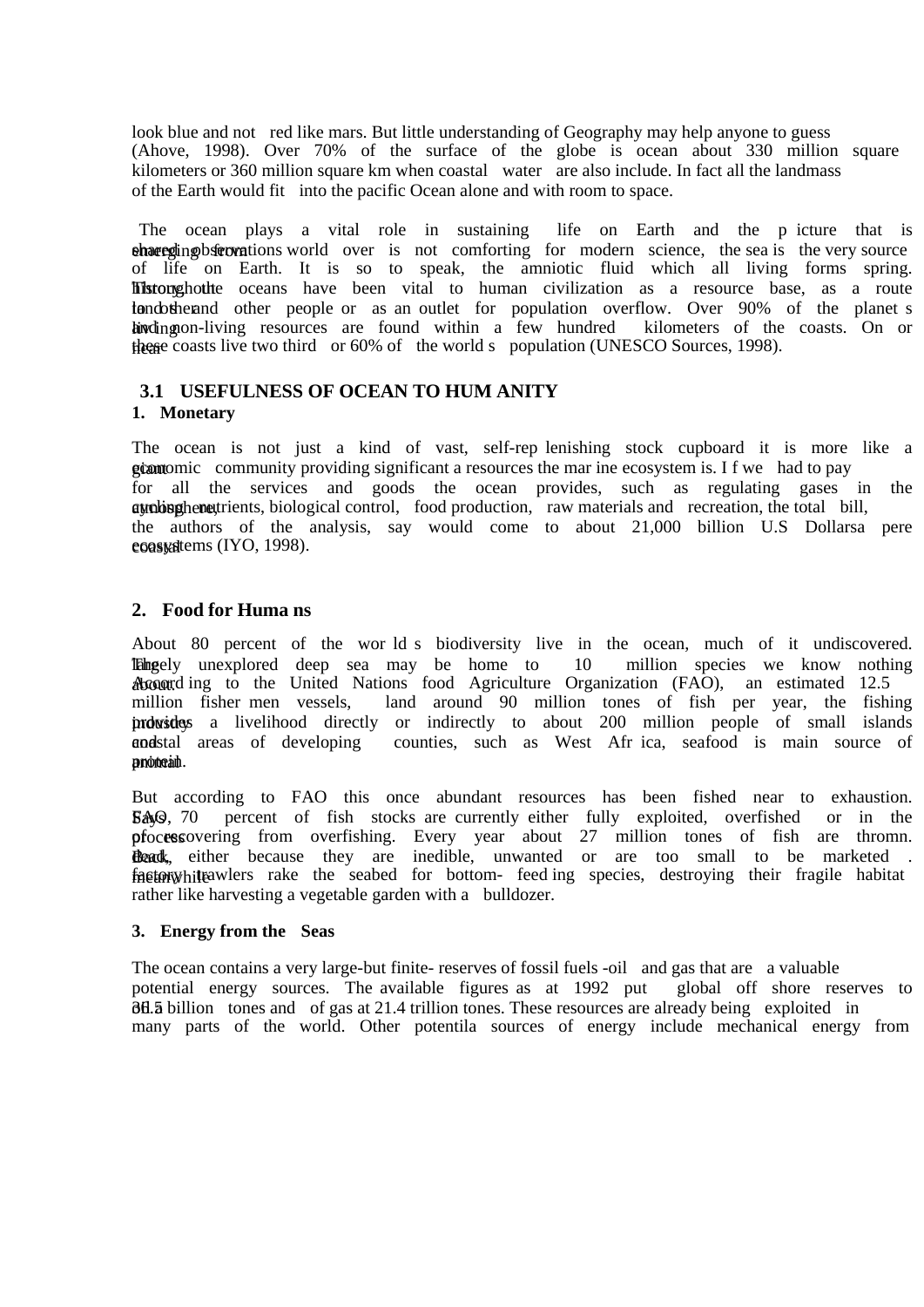look blue and not red like mars. But little understanding of Geography may help anyone to guess (Ahove, 1998). Over 70% of the surface of the globe is ocean about 330 million square kilometers or 360 million square km when coastal water are also include. In fact all the landmass of the Earth would fit into the pacific Ocean alone and with room to space.

The ocean plays a vital role in sustaining life on Earth and the picture that is emerging from shared observations world over is not comforting for modern science, the sea is the very source of life on Earth. It is so to speak, the amniotic fluid which all living forms spring. Throughout history the oceans have been vital to human civilization as a resource base, as a route to other land and other people or as an outlet for population overflow. Over 90% of the planet s living and non-living resources are found within a few hundred kilometers of the coasts. On or near these coasts live two third or 60% of the world s population (UNESCO Sources, 1998).

## 3.1 USEFULNESS OF OCEAN TO HUMANITY

### 1. Monetary

The ocean is not just a kind of vast, self-replenishing stock cupboard it is more like a giant economic community providing significant a resources the marine ecosystem is. If we had to pay for all the services and goods the ocean provides, such as regulating gases in the atmosphere, cycling nutrients, biological control, food production, raw materials and recreation, the total bill, the authors of the analysis, say would come to about 21,000 billion U.S Dollarsa pere coastal ecosystems (IYO, 1998).

### 2. Food for Humans

About 80 percent of the world s biodiversity live in the ocean, much of it undiscovered. The largely unexplored deep sea may be home to 10 million species we know nothing about. According to the United Nations food Agriculture Organization (FAO), an estimated 12.5 million fishermen vessels, land around 90 million tones of fish per year, the fishing industry provides a livelihood directly or indirectly to about 200 million people of small islands and coastal areas of developing counties, such as West Africa, seafood is main source of animal protein.

But according to FAO this once abundant resources has been fished near to exhaustion. FAO says, 70 percent of fish stocks are currently either fully exploited, overfished or in the process of recovering from overfishing. Every year about 27 million tones of fish are thromn. Back dead, either because they are inedible, unwanted or are too small to be marketed . meanwhile factory trawlers rake the seabed for bottom- feeding species, destroying their fragile habitat rather like harvesting a vegetable garden with a bulldozer.

### 3. Energy from the Seas

The ocean contains a very large-but finite- reserves of fossil fuels -oil and gas that are a valuable potential energy sources. The available figures as at 1992 put global off shore reserves to oil 36.5 billion tones and of gas at 21.4 trillion tones. These resources are already being exploited in many parts of the world. Other potentila sources of energy include mechanical energy from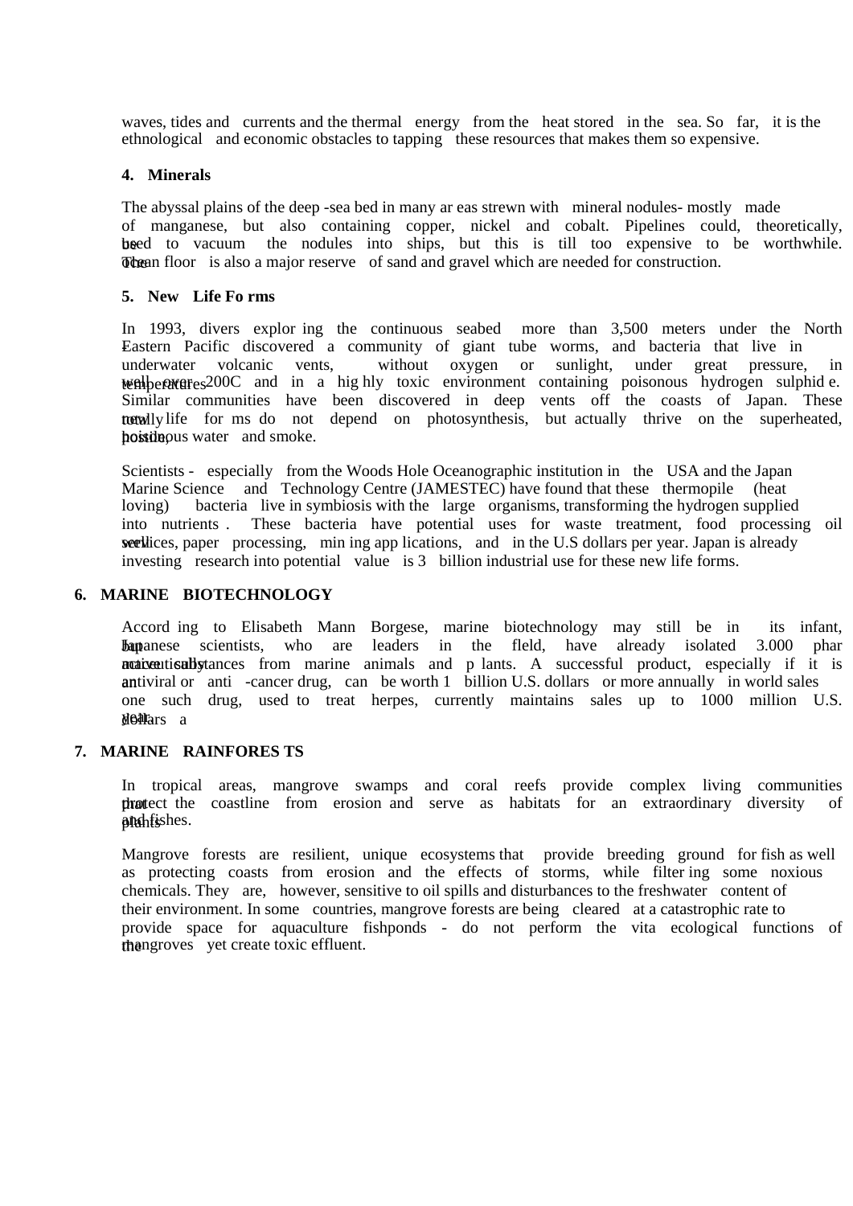waves, tides and currents and the thermal energy from the heat stored in the sea. So far, it is the ethnological and economic obstacles to tapping these resources that makes them so expensive.

**4. Minerals**

The abyssal plains of the deep -sea bed in many ar eas strewn with mineral nodules- mostly made of manganese, but also containing copper, nickel and cobalt. Pipelines could, theoretically, be used to vacuum the nodules into ships, but this is till too expensive to be worthwhile. The ocean floor is also a major reserve of sand and gravel which are needed for construction.

**5. New Life Fo rms**

In 1993, divers explor ing the continuous seabed more than 3,500 meters under the North -Eastern Pacific discovered a community of giant tube worms, and bacteria that live in underwater volcanic vents, without oxygen or sunlight, under great pressure, in temperatures well over 200C and in a hig hly toxic environment containing poisonous hydrogen sulphid e. Similar communities have been discovered in deep vents off the coasts of Japan. These new life for ms do not depend on photosynthesis, but actually thrive on the superheated, totally hostile, poisonous water and smoke.

Scientists - especially from the Woods Hole Oceanographic institution in the USA and the Japan Marine Science and Technology Centre (JAMESTEC) have found that these thermopile (heat loving) bacteria live in symbiosis with the large organisms, transforming the hydrogen supplied into nutrients . These bacteria have potential uses for waste treatment, food processing oil well services, paper processing, min ing app lications, and in the U.S dollars per year. Japan is already investing research into potential value is 3 billion industrial use for these new life forms.

## 6. MARINE BIOTECHNOLOGY

Accord ing to Elisabeth Mann Borgese, marine biotechnology may still be in its infant, but Japanese scientists, who are leaders in the fleld, have already isolated 3.000 phar maceutically active substances from marine animals and p lants. A successful product, especially if it is an antiviral or anti -cancer drug, can be worth 1 billion U.S. dollars or more annually in world sales one such drug, used to treat herpes, currently maintains sales up to 1000 million U.S. dollars a year.

## 7. MARINE RAINFORES TS

In tropical areas, mangrove swamps and coral reefs provide complex living communities that protect the coastline from erosion and serve as habitats for an extraordinary diversity of plants and fishes.

Mangrove forests are resilient, unique ecosystems that provide breeding ground for fish as well as protecting coasts from erosion and the effects of storms, while filter ing some noxious chemicals. They are, however, sensitive to oil spills and disturbances to the freshwater content of their environment. In some countries, mangrove forests are being cleared at a catastrophic rate to provide space for aquaculture fishponds - do not perform the vita ecological functions of the mangroves yet create toxic effluent.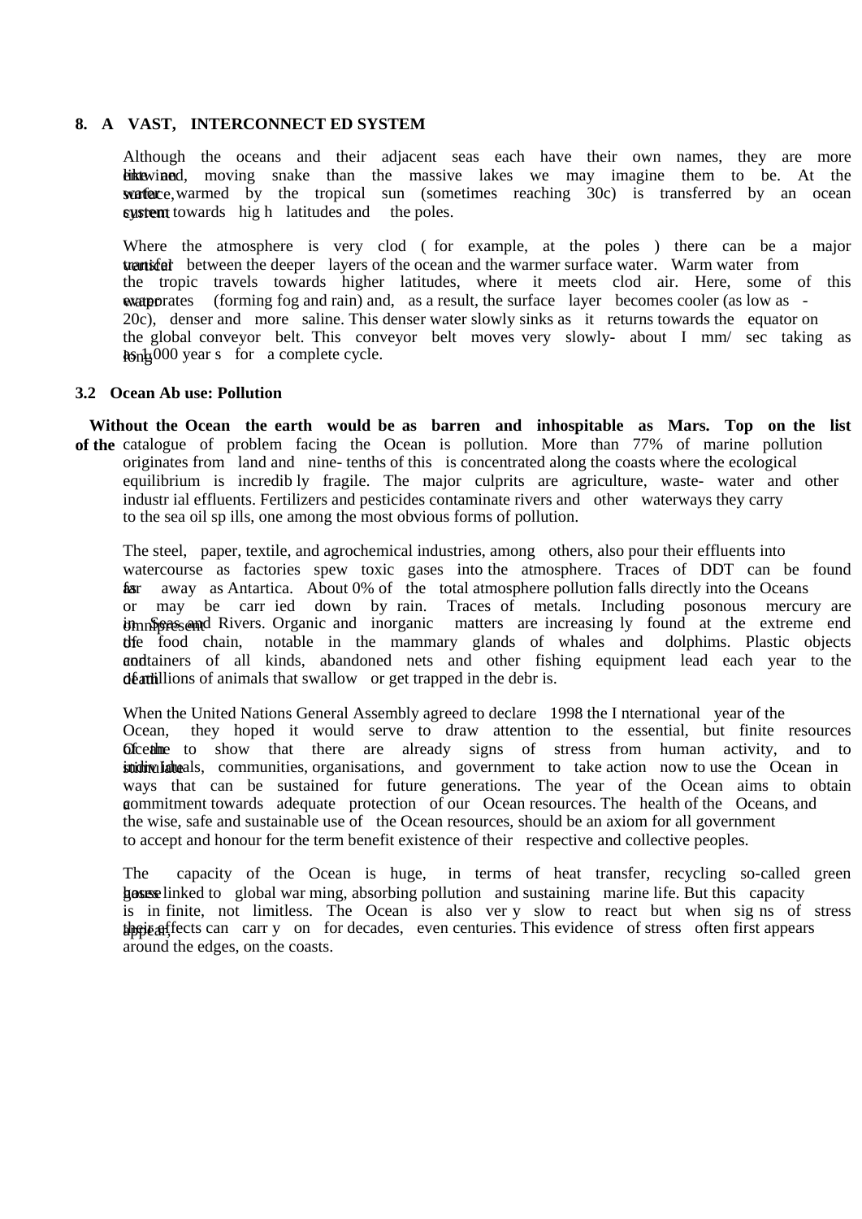**8. A VAST, INTERCONNECTED SYSTEM**

Although the oceans and their adjacent seas each have their own names, they are more like one vast, intertwined, moving snake than the massive lakes we may imagine them to be. At the surface, water warmed by the tropical sun (sometimes reaching 30c) is transferred by an ocean current system towards high latitudes and the poles.

Where the atmosphere is very clod (for example, at the poles) there can be a major vertical transfer between the deeper layers of the ocean and the warmer surface water. Warm water from the tropic travels towards higher latitudes, where it meets clod air. Here, some of this water evaporates (forming fog and rain) and, as a result, the surface layer becomes cooler (as low as -20c), denser and more saline. This denser water slowly sinks as it returns towards the equator on the global conveyor belt. This conveyor belt moves very slowly- about I mm/ sec taking as long as 1,000 years for a complete cycle.

**3.2 Ocean Abuse: Pollution**

**Without the Ocean the earth would be as barren and inhospitable as Mars. Top on the list of the** catalogue of problem facing the Ocean is pollution. More than 77% of marine pollution originates from land and nine-tenths of this is concentrated along the coasts where the ecological equilibrium is incredibly fragile. The major culprits are agriculture, waste- water and other industrial effluents. Fertilizers and pesticides contaminate rivers and other waterways they carry to the sea oil spills, one among the most obvious forms of pollution.

The steel, paper, textile, and agrochemical industries, among others, also pour their effluents into watercourse as factories spew toxic gases into the atmosphere. Traces of DDT can be found as far away as Antartica. About 0% of the total atmosphere pollution falls directly into the Oceans or may be carried down by rain. Traces of metals. Including posonous mercury are omnipresent in Seas and Rivers. Organic and inorganic matters are increasingly found at the extreme end of the food chain, notable in the mammary glands of whales and dolphims. Plastic objects and containers of all kinds, abandoned nets and other fishing equipment lead each year to the death of millions of animals that swallow or get trapped in the debris.

When the United Nations General Assembly agreed to declare 1998 the International year of the Ocean, they hoped it would serve to draw attention to the essential, but finite resources of the Ocean to show that there are already signs of stress from human activity, and to stimulate individuals, communities, organisations, and government to take action now to use the Ocean in ways that can be sustained for future generations. The year of the Ocean aims to obtain a commitment towards adequate protection of our Ocean resources. The health of the Oceans, and the wise, safe and sustainable use of the Ocean resources, should be an axiom for all government to accept and honour for the term benefit existence of their respective and collective peoples.

The capacity of the Ocean is huge, in terms of heat transfer, recycling so-called green house gases linked to global warming, absorbing pollution and sustaining marine life. But this capacity is in finite, not limitless. The Ocean is also very slow to react but when signs of stress appear, their effects can carry on for decades, even centuries. This evidence of stress often first appears around the edges, on the coasts.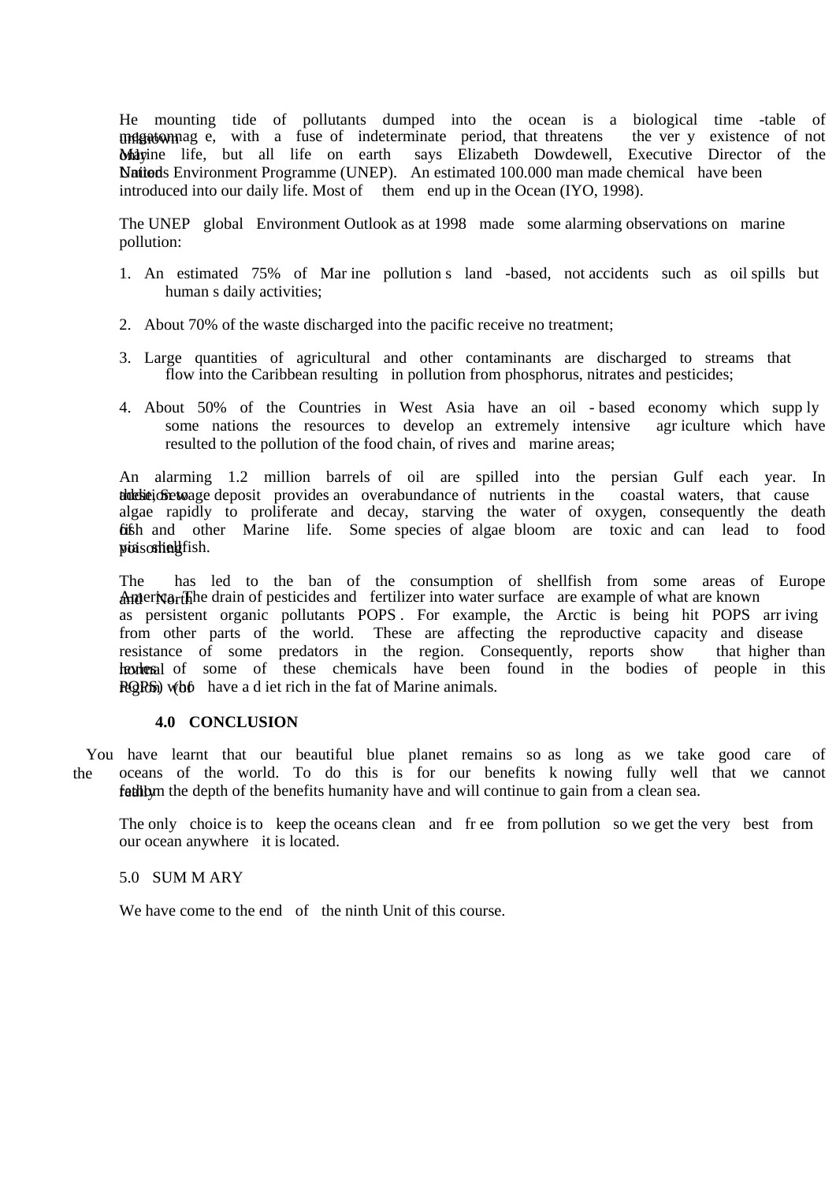He mounting tide of pollutants dumped into the ocean is a biological time -table of unknown megatonnag e, with a fuse of indeterminate period, that threatens the ver y existence of not only Marine life, but all life on earth says Elizabeth Dowdewell, Executive Director of the United Nations Environment Programme (UNEP). An estimated 100.000 man made chemical have been introduced into our daily life. Most of them end up in the Ocean (IYO, 1998).

The UNEP global Environment Outlook as at 1998 made some alarming observations on marine pollution:

1. An estimated 75% of Mar ine pollution s land -based, not accidents such as oil spills but human s daily activities;
2. About 70% of the waste discharged into the pacific receive no treatment;
3. Large quantities of agricultural and other contaminants are discharged to streams that flow into the Caribbean resulting in pollution from phosphorus, nitrates and pesticides;
4. About 50% of the Countries in West Asia have an oil - based economy which supp ly some nations the resources to develop an extremely intensive agr iculture which have resulted to the pollution of the food chain, of rives and marine areas;

An alarming 1.2 million barrels of oil are spilled into the persian Gulf each year. In addition, Sewage deposit provides an overabundance of nutrients in the coastal waters, that cause toxic algae rapidly to proliferate and decay, starving the water of oxygen, consequently the death of fish and other Marine life. Some species of algae bloom are toxic and can lead to food poisoning via shellfish.

The has led to the ban of the consumption of shellfish from some areas of Europe and North America. The drain of pesticides and fertilizer into water surface are example of what are known as persistent organic pollutants POPS . For example, the Arctic is being hit POPS arr iving from other parts of the world. These are affecting the reproductive capacity and disease resistance of some predators in the region. Consequently, reports show that higher than normal levels of some of these chemicals have been found in the bodies of people in this region who have a d iet rich in the fat of Marine animals. POPS) (of

#### 4.0 CONCLUSION

You have learnt that our beautiful blue planet remains so as long as we take good care of the oceans of the world. To do this is for our benefits k nowing fully well that we cannot really fathom the depth of the benefits humanity have and will continue to gain from a clean sea.

The only choice is to keep the oceans clean and fr ee from pollution so we get the very best from our ocean anywhere it is located.

#### 5.0 SUM M ARY

We have come to the end of the ninth Unit of this course.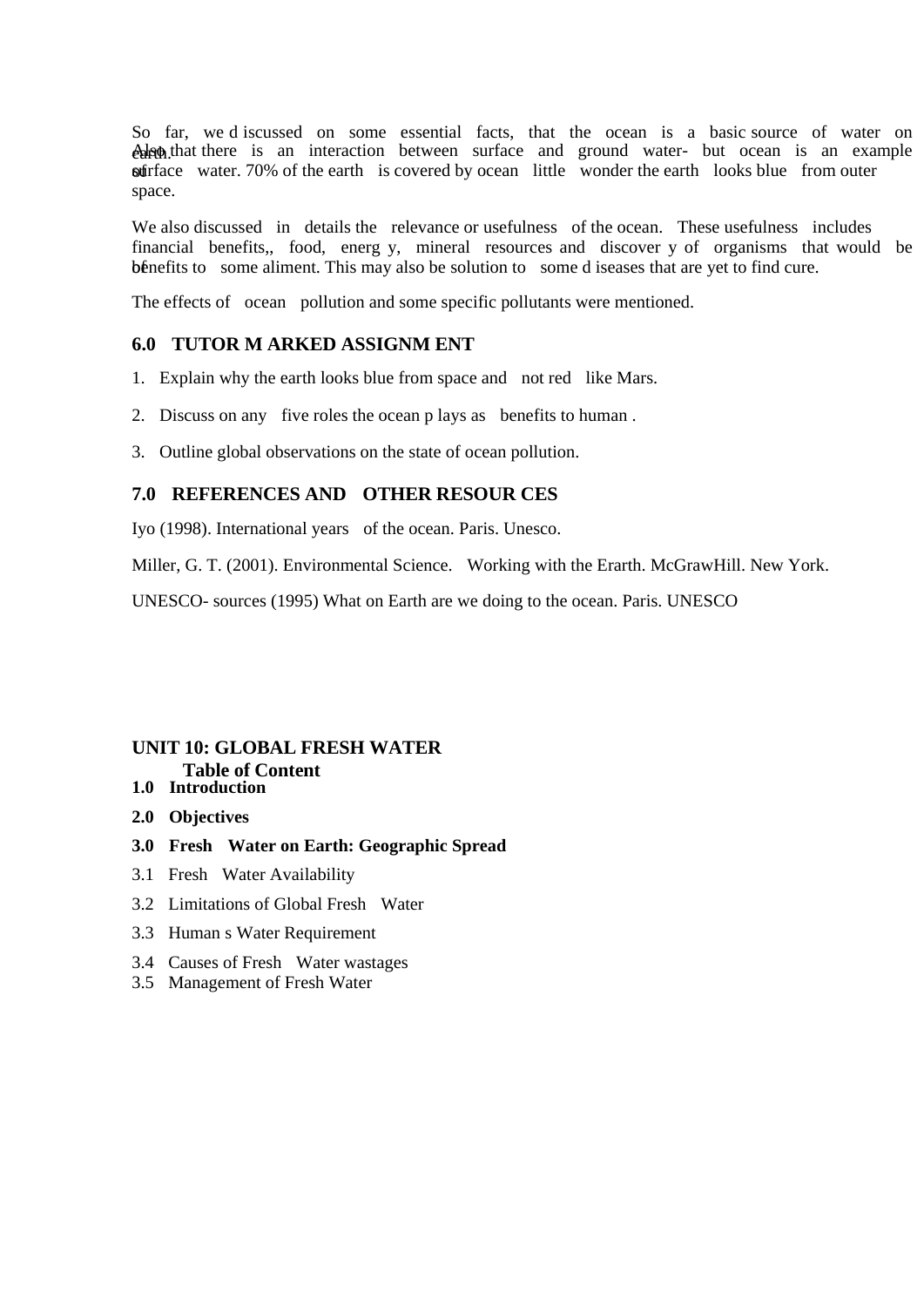So far, we discussed on some essential facts, that the ocean is a basic source of water on earth. Also that there is an interaction between surface and ground water- but ocean is an example of surface water. 70% of the earth is covered by ocean little wonder the earth looks blue from outer space.

We also discussed in details the relevance or usefulness of the ocean. These usefulness includes financial benefits,, food, energy, mineral resources and discovery of organisms that would be of benefits to some aliment. This may also be solution to some diseases that are yet to find cure.

The effects of ocean pollution and some specific pollutants were mentioned.

## 6.0 TUTOR MARKED ASSIGNMENT

1. Explain why the earth looks blue from space and not red like Mars.
2. Discuss on any five roles the ocean plays as benefits to human .
3. Outline global observations on the state of ocean pollution.

## 7.0 REFERENCES AND OTHER RESOURCES

Iyo (1998). International years of the ocean. Paris. Unesco.

Miller, G. T. (2001). Environmental Science. Working with the Erarth. McGrawHill. New York.

UNESCO- sources (1995) What on Earth are we doing to the ocean. Paris. UNESCO

# UNIT 10: GLOBAL FRESH WATER

**Table of Content**

**1.0 Introduction**

**2.0 Objectives**

**3.0 Fresh Water on Earth: Geographic Spread**

3.1 Fresh Water Availability

3.2 Limitations of Global Fresh Water

3.3 Human s Water Requirement

3.4 Causes of Fresh Water wastages

3.5 Management of Fresh Water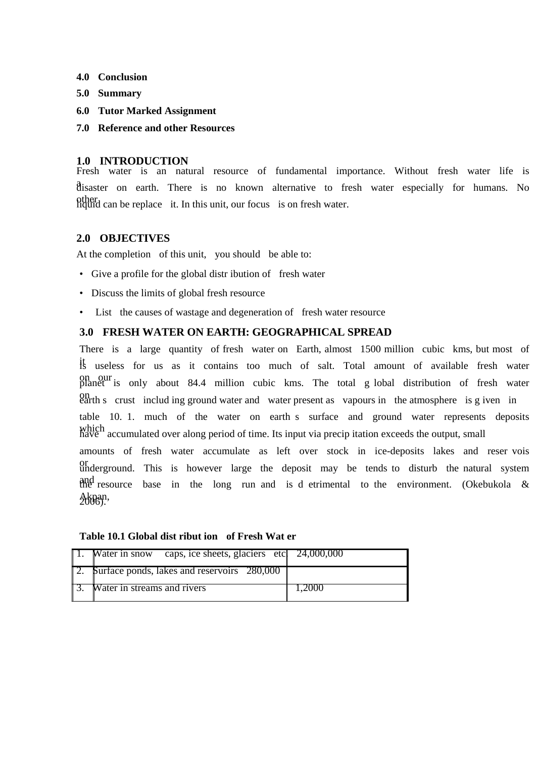**4.0 Conclusion**

**5.0 Summary**

**6.0 Tutor Marked Assignment**

**7.0 Reference and other Resources**

## 1.0 INTRODUCTION

Fresh water is an natural resource of fundamental importance. Without fresh water life is a disaster on earth. There is no known alternative to fresh water especially for humans. No other liquid can be replace it. In this unit, our focus is on fresh water.

## 2.0 OBJECTIVES

At the completion of this unit, you should be able to:

- Give a profile for the global distribution of fresh water
- Discuss the limits of global fresh resource
- List the causes of wastage and degeneration of fresh water resource

## 3.0 FRESH WATER ON EARTH: GEOGRAPHICAL SPREAD

There is a large quantity of fresh water on Earth, almost 1500 million cubic kms, but most of it is useless for us as it contains too much of salt. Total amount of available fresh water on our planet is only about 84.4 million cubic kms. The total global distribution of fresh water on earth s crust including ground water and water present as vapours in the atmosphere is given in table 10. 1. much of the water on earth s surface and ground water represents deposits which have accumulated over along period of time. Its input via precipitation exceeds the output, small amounts of fresh water accumulate as left over stock in ice-deposits lakes and reservois or underground. This is however large the deposit may be tends to disturb the natural system and the resource base in the long run and is detrimental to the environment. (Okebukola & Akpan, 2006).

**Table 10.1 Global distribution of Fresh Water**

| | | |
|---|---|---|
| 1. | Water in snow caps, ice sheets, glaciers etc | 24,000,000 |
| 2. | Surface ponds, lakes and reservoirs 280,000 | |
| 3. | Water in streams and rivers | 1,2000 |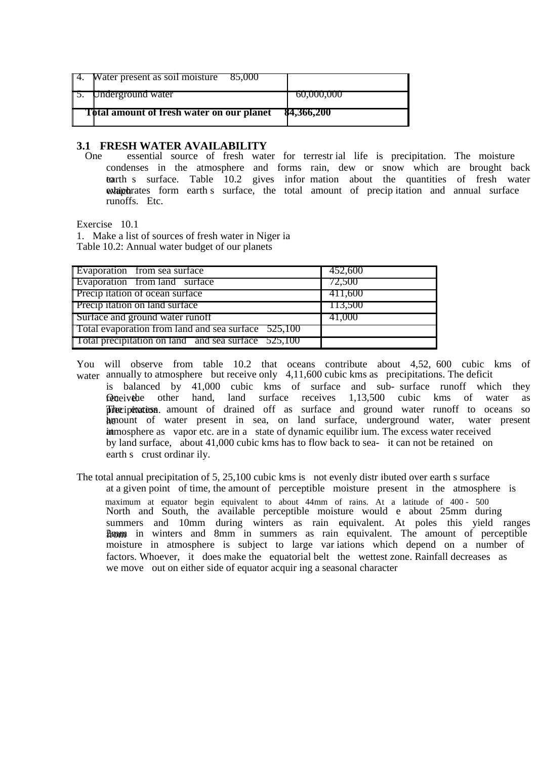| | | |
|---|---|---|
| 4. | Water present as soil moisture 85,000 | |
| 5. | Underground water | 60,000,000 |
| **Total amount of fresh water on our planet** | | **84,366,200** |

## 3.1 FRESH WATER AVAILABILITY

One essential source of fresh water for terrestrial life is precipitation. The moisture condenses in the atmosphere and forms rain, dew or snow which are brought back to earth s surface. Table 10.2 gives information about the quantities of fresh water which evaporates form earth s surface, the total amount of precipitation and annual surface runoffs. Etc.

Exercise 10.1

1. Make a list of sources of fresh water in Nigeria

Table 10.2: Annual water budget of our planets

| | |
|---|---|
| Evaporation from sea surface | 452,600 |
| Evaporation from land surface | 72,500 |
| Precipitation of ocean surface | 411,600 |
| Precipitation on land surface | 113,500 |
| Surface and ground water runoff | 41,000 |
| Total evaporation from land and sea surface 525,100 | |
| Total precipitation on land and sea surface 525,100 | |

You will observe from table 10.2 that oceans contribute about 4,52, 600 cubic kms of water annually to atmosphere but receive only 4,11,600 cubic kms as precipitations. The deficit is balanced by 41,000 cubic kms of surface and sub-surface runoff which they receive. On the other hand, land surface receives 1,13,500 cubic kms of water as precipitation. The excess amount of drained off as surface and ground water runoff to oceans so the amount of water present in sea, on land surface, underground water, water present in atmosphere as vapor etc. are in a state of dynamic equilibrium. The excess water received by land surface, about 41,000 cubic kms has to flow back to sea- it can not be retained on earth s crust ordinarily.

The total annual precipitation of 5, 25,100 cubic kms is not evenly distributed over earth s surface at a given point of time, the amount of perceptible moisture present in the atmosphere is maximum at equator begin equivalent to about 44mm of rains. At a latitude of 400 - 500 North and South, the available perceptible moisture would e about 25mm during summers and 10mm during winters as rain equivalent. At poles this yield ranges from 2mm in winters and 8mm in summers as rain equivalent. The amount of perceptible moisture in atmosphere is subject to large variations which depend on a number of factors. Whoever, it does make the equatorial belt the wettest zone. Rainfall decreases as we move out on either side of equator acquiring a seasonal character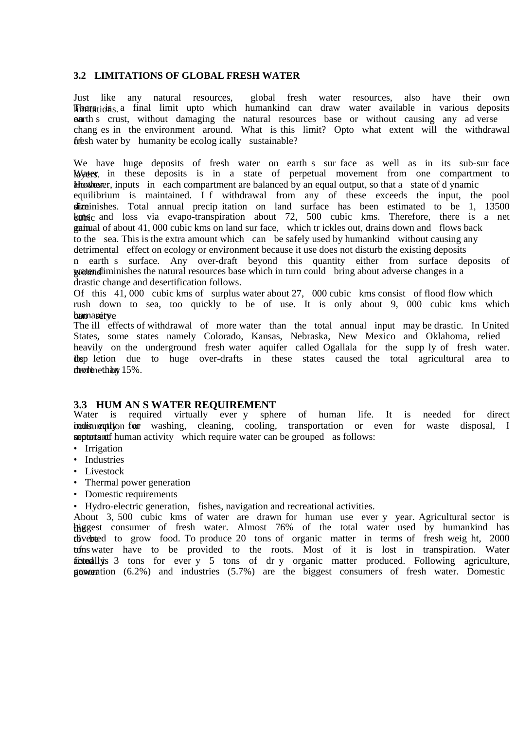### 3.2 LIMITATIONS OF GLOBAL FRESH WATER

Just like any natural resources, global fresh water resources, also have their own limitations. There is a final limit upto which humankind can draw water available in various deposits on earth s crust, without damaging the natural resources base or without causing any adverse changes in the environment around. What is this limit? Opto what extent will the withdrawal of fresh water by humanity be ecologically sustainable?

We have huge deposits of fresh water on earth s surface as well as in its sub-surface layers. Water in these deposits is in a state of perpetual movement from one compartment to another. However, inputs in each compartment are balanced by an equal output, so that a state of dynamic equilibrium is maintained. If withdrawal from any of these exceeds the input, the pool size diminishes. Total annual precipitation on land surface has been estimated to be 1, 13500 cubic kms and loss via evapo-transpiration about 72, 500 cubic kms. Therefore, there is a net annual gain of about 41, 000 cubic kms on land surface, which trickles out, drains down and flows back to the sea. This is the extra amount which can be safely used by humankind without causing any detrimental effect on ecology or environment because it use does not disturb the existing deposits on earth s surface. Any over-draft beyond this quantity either from surface deposits of ground water diminishes the natural resources base which in turn could bring about adverse changes in a drastic change and desertification follows.

Of this 41, 000 cubic kms of surplus water about 27, 000 cubic kms consist of flood flow which rush down to sea, too quickly to be of use. It is only about 9, 000 cubic kms which can serve humanity.

The ill effects of withdrawal of more water than the total annual input may be drastic. In United States, some states namely Colorado, Kansas, Nebraska, New Mexico and Oklahoma, relied heavily on the underground fresh water aquifer called Ogallala for the supply of fresh water. Its depletion due to huge over-drafts in these states caused the total agricultural area to decline by more than 15%.

### 3.3 HUMAN S WATER REQUIREMENT

Water is required virtually every sphere of human life. It is needed for direct consumption or indirectly for washing, cleaning, cooling, transportation or even for waste disposal, Important sectors of human activity which require water can be grouped as follows:

- Irrigation
- Industries
- Livestock
- Thermal power generation
- Domestic requirements
- Hydro-electric generation, fishes, navigation and recreational activities.

About 3, 500 cubic kms of water are drawn for human use every year. Agricultural sector is the biggest consumer of fresh water. Almost 76% of the total water used by humankind has to be diverted to grow food. To produce 20 tons of organic matter in terms of fresh weight, 2000 tons of water have to be provided to the roots. Most of it is lost in transpiration. Water actually fixed is 3 tons for every 5 tons of dry organic matter produced. Following agriculture, power generation (6.2%) and industries (5.7%) are the biggest consumers of fresh water. Domestic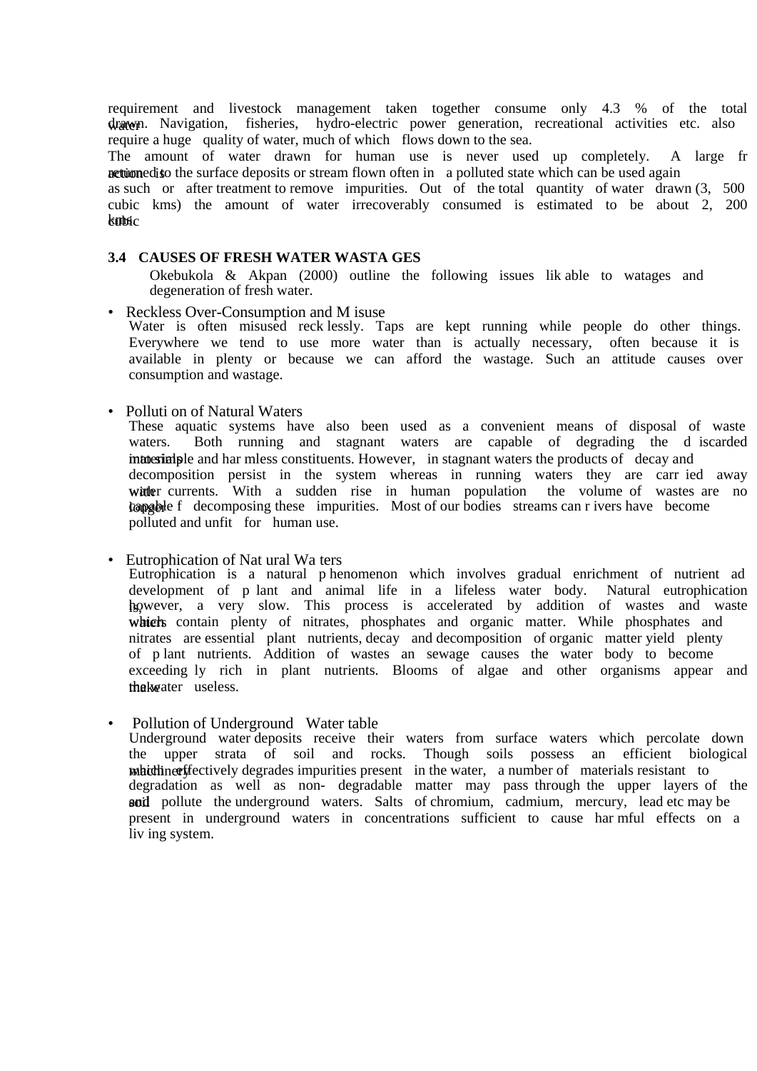requirement and livestock management taken together consume only 4.3 % of the total water drawn. Navigation, fisheries, hydro-electric power generation, recreational activities etc. also require a huge quality of water, much of which flows down to the sea.

The amount of water drawn for human use is never used up completely. A large fraction is returned to the surface deposits or stream flown often in a polluted state which can be used again as such or after treatment to remove impurities. Out of the total quantity of water drawn (3, 500 cubic kms) the amount of water irrecoverably consumed is estimated to be about 2, 200 cubic kms.

### 3.4 CAUSES OF FRESH WATER WASTA GES

Okebukola & Akpan (2000) outline the following issues lik able to watages and degeneration of fresh water.

- Reckless Over-Consumption and M isuse

  Water is often misused reck lessly. Taps are kept running while people do other things. Everywhere we tend to use more water than is actually necessary, often because it is available in plenty or because we can afford the wastage. Such an attitude causes over consumption and wastage.

- Polluti on of Natural Waters

  These aquatic systems have also been used as a convenient means of disposal of waste waters. Both running and stagnant waters are capable of degrading the d iscarded materials into simple and har mless constituents. However, in stagnant waters the products of decay and decomposition persist in the system whereas in running waters they are carr ied away with water currents. With a sudden rise in human population the volume of wastes are no longer capable f decomposing these impurities. Most of our bodies streams can r ivers have become polluted and unfit for human use.

- Eutrophication of Nat ural Wa ters

  Eutrophication is a natural p henomenon which involves gradual enrichment of nutrient ad development of p lant and animal life in a lifeless water body. Natural eutrophication is, however, a very slow. This process is accelerated by addition of wastes and waste waters which contain plenty of nitrates, phosphates and organic matter. While phosphates and nitrates are essential plant nutrients, decay and decomposition of organic matter yield plenty of p lant nutrients. Addition of wastes an sewage causes the water body to become exceeding ly rich in plant nutrients. Blooms of algae and other organisms appear and make the water useless.

- Pollution of Underground Water table

  Underground water deposits receive their waters from surface waters which percolate down the upper strata of soil and rocks. Though soils possess an efficient biological machinery which effectively degrades impurities present in the water, a number of materials resistant to degradation as well as non- degradable matter may pass through the upper layers of the soil and pollute the underground waters. Salts of chromium, cadmium, mercury, lead etc may be present in underground waters in concentrations sufficient to cause har mful effects on a liv ing system.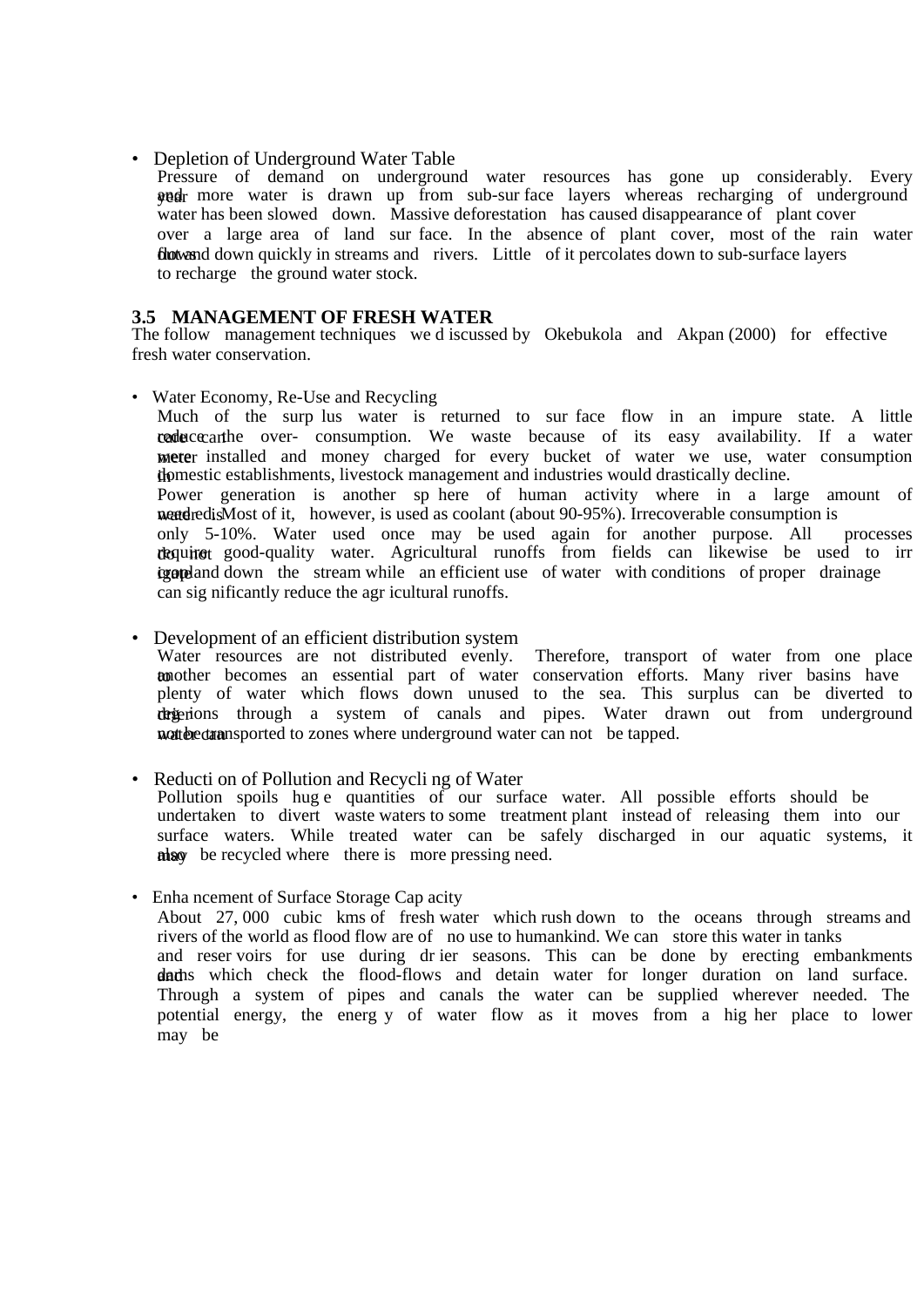- Depletion of Underground Water Table

  Pressure of demand on underground water resources has gone up considerably. Every year more and more water is drawn up from sub-surface layers whereas recharging of underground water has been slowed down. Massive deforestation has caused disappearance of plant cover over a large area of land surface. In the absence of plant cover, most of the rain water flows out and down quickly in streams and rivers. Little of it percolates down to sub-surface layers to recharge the ground water stock.

### 3.5 MANAGEMENT OF FRESH WATER

The follow management techniques we discussed by Okebukola and Akpan (2000) for effective fresh water conservation.

- Water Economy, Re-Use and Recycling

  Much of the surplus water is returned to surface flow in an impure state. A little care can reduce the over- consumption. We waste because of its easy availability. If a water meter were installed and money charged for every bucket of water we use, water consumption in domestic establishments, livestock management and industries would drastically decline.

  Power generation is another sphere of human activity where in a large amount of water is needed. Most of it, however, is used as coolant (about 90-95%). Irrecoverable consumption is only 5-10%. Water used once may be used again for another purpose. All processes do not require good-quality water. Agricultural runoffs from fields can likewise be used to irrigate crop land down the stream while an efficient use of water with conditions of proper drainage can significantly reduce the agricultural runoffs.

- Development of an efficient distribution system

  Water resources are not distributed evenly. Therefore, transport of water from one place to another becomes an essential part of water conservation efforts. Many river basins have plenty of water which flows down unused to the sea. This surplus can be diverted to drier regions through a system of canals and pipes. Water drawn out from underground water can not be transported to zones where underground water can not be tapped.

- Reduction of Pollution and Recycling of Water

  Pollution spoils huge quantities of our surface water. All possible efforts should be undertaken to divert waste waters to some treatment plant instead of releasing them into our surface waters. While treated water can be safely discharged in our aquatic systems, it may also be recycled where there is more pressing need.

- Enhancement of Surface Storage Capacity

  About 27, 000 cubic kms of fresh water which rush down to the oceans through streams and rivers of the world as flood flow are of no use to humankind. We can store this water in tanks and reservoirs for use during drier seasons. This can be done by erecting embankments and dams which check the flood-flows and detain water for longer duration on land surface. Through a system of pipes and canals the water can be supplied wherever needed. The potential energy, the energy of water flow as it moves from a higher place to lower may be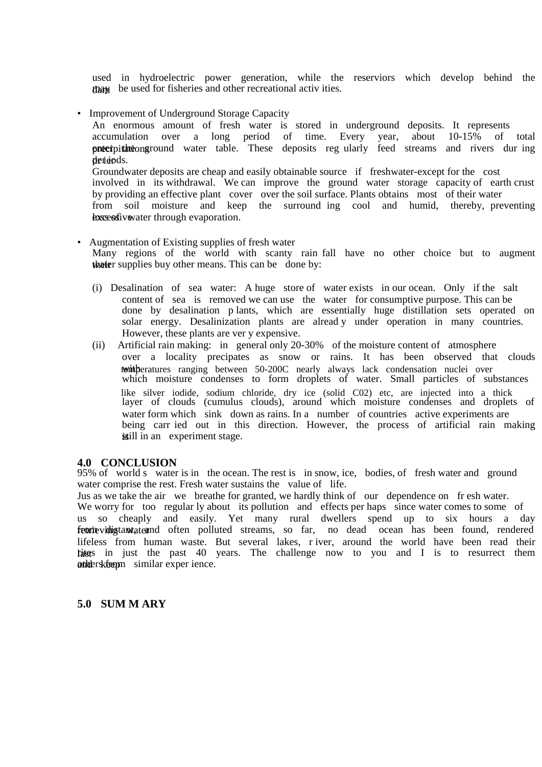used in hydroelectric power generation, while the reserviors which develop behind the dam may be used for fisheries and other recreational activ ities.

- Improvement of Underground Storage Capacity

An enormous amount of fresh water is stored in underground deposits. It represents accumulation over a long period of time. Every year, about 10-15% of total precipitations enter the ground water table. These deposits reg ularly feed streams and rivers dur ing drier periods.

Groundwater deposits are cheap and easily obtainable source if freshwater-except for the cost involved in its withdrawal. We can improve the ground water storage capacity of earth crust by providing an effective plant cover over the soil surface. Plants obtains most of their water from soil moisture and keep the surround ing cool and humid, thereby, preventing excessive loss of water through evaporation.

- Augmentation of Existing supplies of fresh water

Many regions of the world with scanty rain fall have no other choice but to augment their water supplies buy other means. This can be done by:

(i) Desalination of sea water: A huge store of water exists in our ocean. Only if the salt content of sea is removed we can use the water for consumptive purpose. This can be done by desalination p lants, which are essentially huge distillation sets operated on solar energy. Desalinization plants are alread y under operation in many countries. However, these plants are ver y expensive.

(ii) Artificial rain making: in general only 20-30% of the moisture content of atmosphere over a locality precipates as snow or rains. It has been observed that clouds with temperatures ranging between 50-200C nearly always lack condensation nuclei over which moisture condenses to form droplets of water. Small particles of substances like silver iodide, sodium chloride, dry ice (solid C02) etc, are injected into a thick layer of clouds (cumulus clouds), around which moisture condenses and droplets of water form which sink down as rains. In a number of countries active experiments are being carr ied out in this direction. However, the process of artificial rain making is still in an experiment stage.

## 4.0 CONCLUSION

95% of world s water is in the ocean. The rest is in snow, ice, bodies, of fresh water and ground water comprise the rest. Fresh water sustains the value of life.

Jus as we take the air we breathe for granted, we hardly think of our dependence on fr esh water. We worry for too regular ly about its pollution and effects per haps since water comes to some of us so cheaply and easily. Yet many rural dwellers spend up to six hours a day fetching water, from distant, and often polluted streams, so far, no dead ocean has been found, rendered lifeless from human waste. But several lakes, r iver, around the world have been read their last rites in just the past 40 years. The challenge now to you and I is to resurrect them and keep others from similar exper ience.

## 5.0 SUM M ARY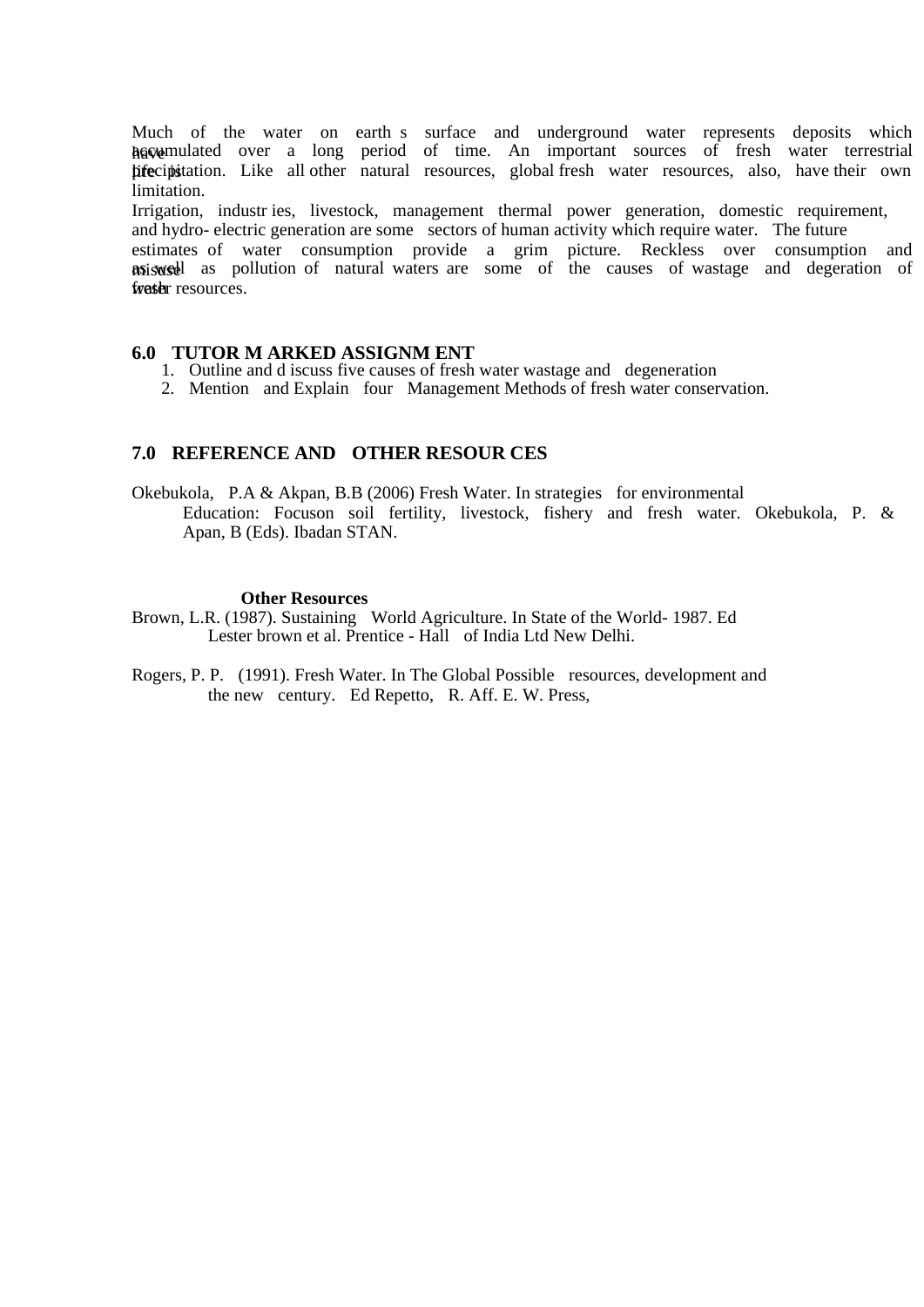Much of the water on earth s surface and underground water represents deposits which have accumulated over a long period of time. An important sources of fresh water terrestrial life is precipitation. Like all other natural resources, global fresh water resources, also, have their own limitation.

Irrigation, industr ies, livestock, management thermal power generation, domestic requirement, and hydro- electric generation are some sectors of human activity which require water. The future estimates of water consumption provide a grim picture. Reckless over consumption and misuse as well as pollution of natural waters are some of the causes of wastage and degeration of fresh water resources.

## 6.0 TUTOR M ARKED ASSIGNM ENT

1. Outline and d iscuss five causes of fresh water wastage and degeneration
2. Mention and Explain four Management Methods of fresh water conservation.

## 7.0 REFERENCE AND OTHER RESOUR CES

Okebukola, P.A & Akpan, B.B (2006) Fresh Water. In strategies for environmental Education: Focuson soil fertility, livestock, fishery and fresh water. Okebukola, P. & Apan, B (Eds). Ibadan STAN.

**Other Resources**

Brown, L.R. (1987). Sustaining World Agriculture. In State of the World- 1987. Ed Lester brown et al. Prentice - Hall of India Ltd New Delhi.

Rogers, P. P. (1991). Fresh Water. In The Global Possible resources, development and the new century. Ed Repetto, R. Aff. E. W. Press,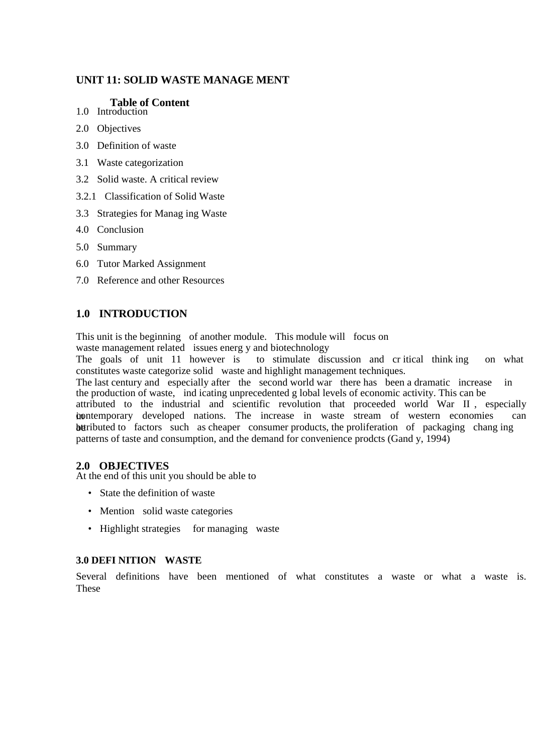## UNIT 11: SOLID WASTE MANAGE MENT

**Table of Content**

1.0 Introduction

2.0 Objectives

3.0 Definition of waste

3.1 Waste categorization

3.2 Solid waste. A critical review

3.2.1 Classification of Solid Waste

3.3 Strategies for Manag ing Waste

4.0 Conclusion

5.0 Summary

6.0 Tutor Marked Assignment

7.0 Reference and other Resources

### 1.0 INTRODUCTION

This unit is the beginning of another module. This module will focus on waste management related issues energ y and biotechnology

The goals of unit 11 however is to stimulate discussion and cr itical think ing on what constitutes waste categorize solid waste and highlight management techniques.

The last century and especially after the second world war there has been a dramatic increase in the production of waste, ind icating unprecedented g lobal levels of economic activity. This can be attributed to the industrial and scientific revolution that proceeded world War II , especially in contemporary developed nations. The increase in waste stream of western economies can be attributed to factors such as cheaper consumer products, the proliferation of packaging chang ing patterns of taste and consumption, and the demand for convenience prodcts (Gand y, 1994)

### 2.0 OBJECTIVES

At the end of this unit you should be able to

- State the definition of waste
- Mention solid waste categories
- Highlight strategies for managing waste

### 3.0 DEFI NITION WASTE

Several definitions have been mentioned of what constitutes a waste or what a waste is. These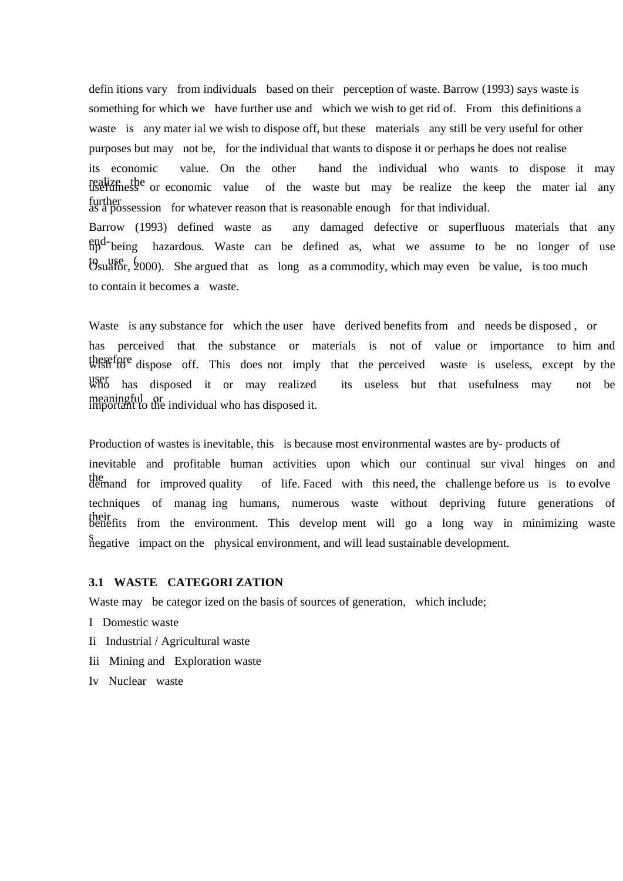defin itions vary from individuals based on their perception of waste. Barrow (1993) says waste is something for which we have further use and which we wish to get rid of. From this definitions a waste is any mater ial we wish to dispose off, but these materials any still be very useful for other purposes but may not be, for the individual that wants to dispose it or perhaps he does not realise its economic value. On the other hand the individual who wants to dispose it may realize the usefulness or economic value of the waste but may be realize the keep the mater ial any further as a possession for whatever reason that is reasonable enough for that individual.

Barrow (1993) defined waste as any damaged defective or superfluous materials that any end-up being hazardous. Waste can be defined as, what we assume to be no longer of use to use ( Osuafor, 2000). She argued that as long as a commodity, which may even be value, is too much to contain it becomes a waste.

Waste is any substance for which the user have derived benefits from and needs be disposed , or has perceived that the substance or materials is not of value or importance to him and therefore wish to dispose off. This does not imply that the perceived waste is useless, except by the user who has disposed it or may realized its useless but that usefulness may not be meaningful or important to the individual who has disposed it.

Production of wastes is inevitable, this is because most environmental wastes are by- products of inevitable and profitable human activities upon which our continual sur vival hinges on and the demand for improved quality of life. Faced with this need, the challenge before us is to evolve techniques of manag ing humans, numerous waste without depriving future generations of their benefits from the environment. This develop ment will go a long way in minimizing wastes negative impact on the physical environment, and will lead sustainable development.

### 3.1 WASTE CATEGORI ZATION

Waste may be categor ized on the basis of sources of generation, which include;

I Domestic waste

Ii Industrial / Agricultural waste

Iii Mining and Exploration waste

Iv Nuclear waste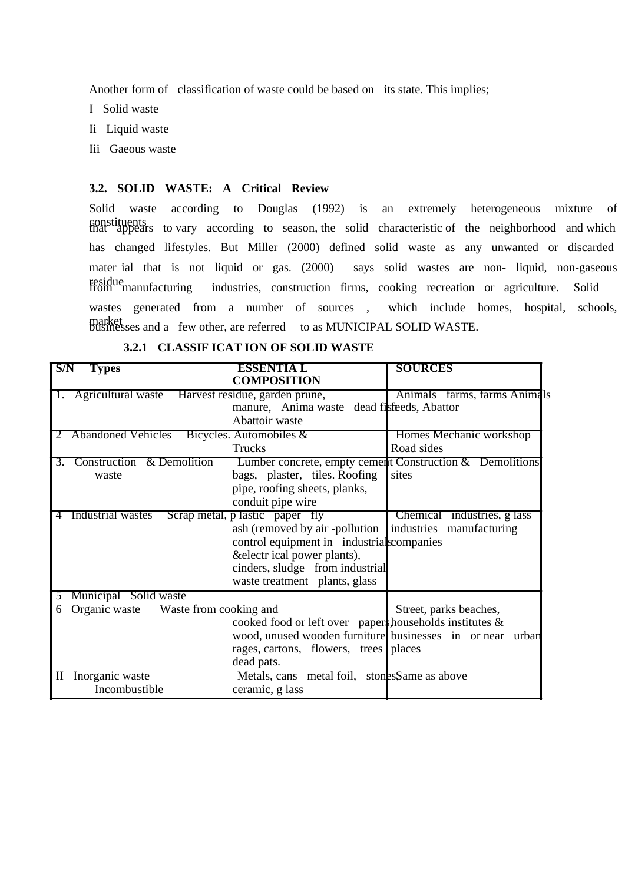Another form of classification of waste could be based on its state. This implies;

I Solid waste

Ii Liquid waste

Iii Gaeous waste

### 3.2. SOLID WASTE: A Critical Review

Solid waste according to Douglas (1992) is an extremely heterogeneous mixture of constituents that appears to vary according to season, the solid characteristic of the neighborhood and which has changed lifestyles. But Miller (2000) defined solid waste as any unwanted or discarded mater ial that is not liquid or gas. (2000) says solid wastes are non- liquid, non-gaseous residue from manufacturing industries, construction firms, cooking recreation or agriculture. Solid wastes generated from a number of sources , which include homes, hospital, schools, market businesses and a few other, are referred to as MUNICIPAL SOLID WASTE.

#### 3.2.1 CLASSIF ICAT ION OF SOLID WASTE

| S/N | Types | ESSENTIA L COMPOSITION | SOURCES |
|---|---|---|---|
| 1. | Agricultural waste | Harvest residue, garden prune, manure, Anima waste dead fish Abattoir waste | Animals farms, farms Animals feeds, Abattor |
| 2 | Abandoned Vehicles | Bicycles. Automobiles & Trucks | Homes Mechanic workshop Road sides |
| 3. | Construction & Demolition waste | Lumber concrete, empty cement bags, plaster, tiles. Roofing pipe, roofing sheets, planks, conduit pipe wire | Construction & Demolitions sites |
| 4 | Industrial wastes | Scrap metal, p lastic paper fly ash (removed by air -pollution control equipment in industrials &electr ical power plants), cinders, sludge from industrial waste treatment plants, glass | Chemical industries, g lass industries manufacturing companies |
| 5 | Municipal Solid waste | | |
| 6 | Organic waste | Waste from cooking and cooked food or left over papers, wood, unused wooden furniture rages, cartons, flowers, trees dead pats. | Street, parks beaches, households institutes & businesses in or near urban places |
| II | Inorganic waste Incombustible | Metals, cans metal foil, stones, ceramic, g lass | Same as above |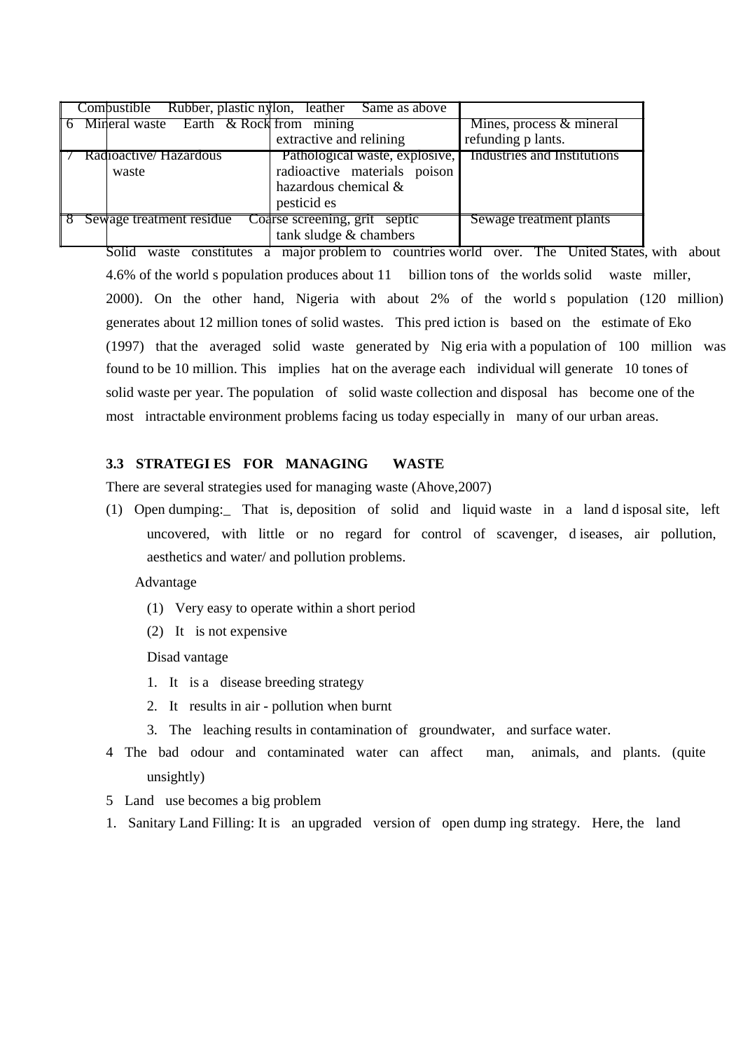| | | | |
|---|---|---|---|
| | Combustible | Rubber, plastic nylon, leather | Same as above |
| 6 | Mineral waste | Earth & Rock from mining extractive and relining | Mines, process & mineral refunding p lants. |
| 7 | Radioactive/ Hazardous waste | Pathological waste, explosive, radioactive materials poison hazardous chemical & pesticid es | Industries and Institutions |
| 8 | Sewage treatment residue | Coarse screening, grit septic tank sludge & chambers | Sewage treatment plants |

Solid waste constitutes a major problem to countries world over. The United States, with about 4.6% of the world s population produces about 11 billion tons of the worlds solid waste miller, 2000). On the other hand, Nigeria with about 2% of the world s population (120 million) generates about 12 million tones of solid wastes. This pred iction is based on the estimate of Eko (1997) that the averaged solid waste generated by Nig eria with a population of 100 million was found to be 10 million. This implies hat on the average each individual will generate 10 tones of solid waste per year. The population of solid waste collection and disposal has become one of the most intractable environment problems facing us today especially in many of our urban areas.

### 3.3 STRATEGI ES FOR MANAGING WASTE

There are several strategies used for managing waste (Ahove,2007)

(1) Open dumping:_ That is, deposition of solid and liquid waste in a land d isposal site, left uncovered, with little or no regard for control of scavenger, d iseases, air pollution, aesthetics and water/ and pollution problems.

Advantage

(1) Very easy to operate within a short period

(2) It is not expensive

Disad vantage

1. It is a disease breeding strategy
2. It results in air - pollution when burnt
3. The leaching results in contamination of groundwater, and surface water.

4 The bad odour and contaminated water can affect man, animals, and plants. (quite unsightly)

5 Land use becomes a big problem

1. Sanitary Land Filling: It is an upgraded version of open dump ing strategy. Here, the land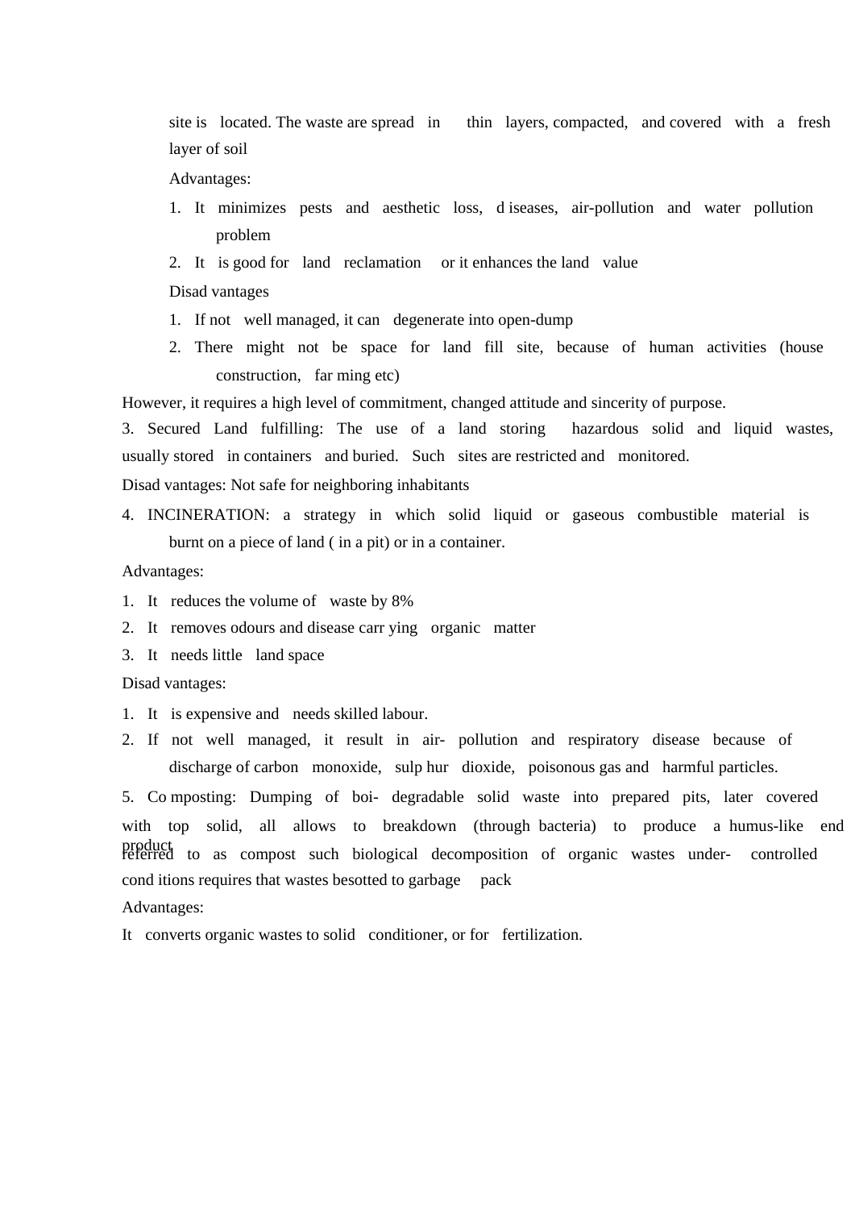site is located. The waste are spread in thin layers, compacted, and covered with a fresh layer of soil

Advantages:

1. It minimizes pests and aesthetic loss, d iseases, air-pollution and water pollution problem
2. It is good for land reclamation or it enhances the land value

Disad vantages

1. If not well managed, it can degenerate into open-dump
2. There might not be space for land fill site, because of human activities (house construction, far ming etc)

However, it requires a high level of commitment, changed attitude and sincerity of purpose.

3. Secured Land fulfilling: The use of a land storing hazardous solid and liquid wastes, usually stored in containers and buried. Such sites are restricted and monitored.

Disad vantages: Not safe for neighboring inhabitants

4. INCINERATION: a strategy in which solid liquid or gaseous combustible material is burnt on a piece of land ( in a pit) or in a container.

Advantages:

1. It reduces the volume of waste by 8%
2. It removes odours and disease carr ying organic matter
3. It needs little land space

Disad vantages:

1. It is expensive and needs skilled labour.
2. If not well managed, it result in air- pollution and respiratory disease because of discharge of carbon monoxide, sulp hur dioxide, poisonous gas and harmful particles.

5. Co mposting: Dumping of boi- degradable solid waste into prepared pits, later covered with top solid, all allows to breakdown (through bacteria) to produce a humus-like end product referred to as compost such biological decomposition of organic wastes under- controlled cond itions requires that wastes besotted to garbage pack

Advantages:

It converts organic wastes to solid conditioner, or for fertilization.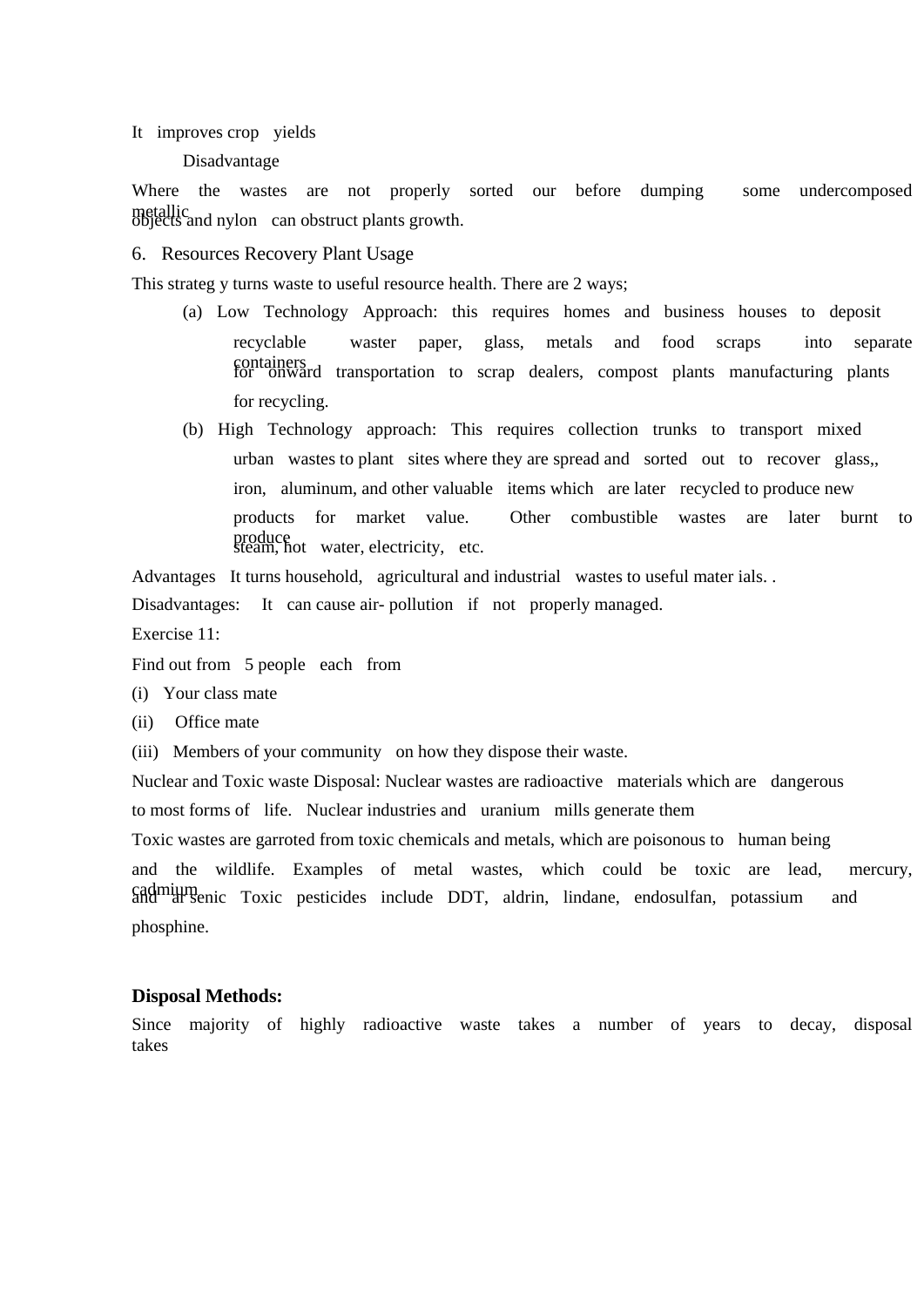It improves crop yields

Disadvantage

Where the wastes are not properly sorted our before dumping some undercomposed metallic objects and nylon can obstruct plants growth.

6. Resources Recovery Plant Usage

This strateg y turns waste to useful resource health. There are 2 ways;

(a) Low Technology Approach: this requires homes and business houses to deposit recyclable waster paper, glass, metals and food scraps into separate containers for onward transportation to scrap dealers, compost plants manufacturing plants for recycling.

(b) High Technology approach: This requires collection trunks to transport mixed urban wastes to plant sites where they are spread and sorted out to recover glass,, iron, aluminum, and other valuable items which are later recycled to produce new products for market value. Other combustible wastes are later burnt to produce steam, hot water, electricity, etc.

Advantages It turns household, agricultural and industrial wastes to useful mater ials. .

Disadvantages: It can cause air- pollution if not properly managed.

Exercise 11:

Find out from 5 people each from

(i) Your class mate

(ii) Office mate

(iii) Members of your community on how they dispose their waste.

Nuclear and Toxic waste Disposal: Nuclear wastes are radioactive materials which are dangerous to most forms of life. Nuclear industries and uranium mills generate them

Toxic wastes are garroted from toxic chemicals and metals, which are poisonous to human being and the wildlife. Examples of metal wastes, which could be toxic are lead, mercury, cadmium and ar senic Toxic pesticides include DDT, aldrin, lindane, endosulfan, potassium and phosphine.

**Disposal Methods:**

Since majority of highly radioactive waste takes a number of years to decay, disposal takes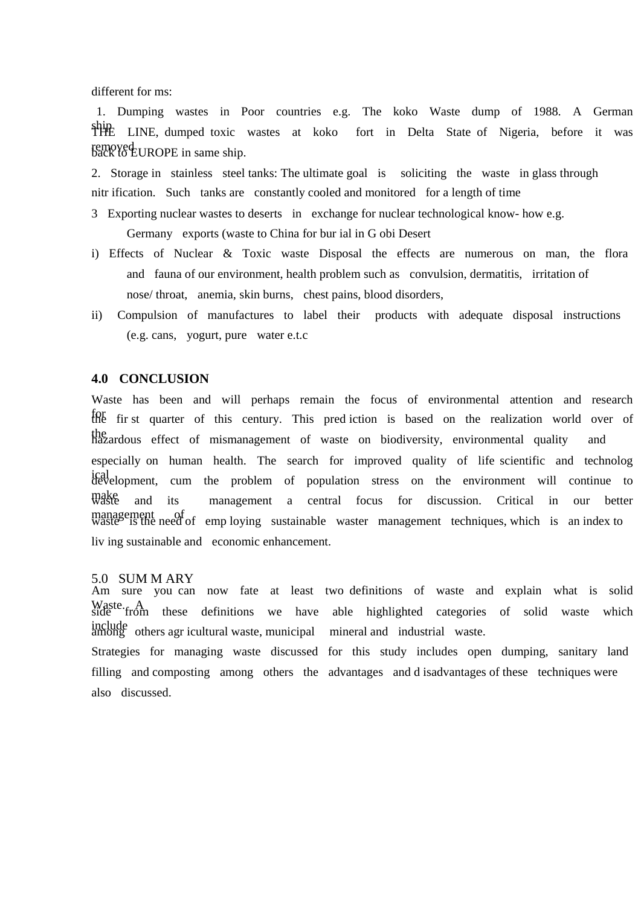different for ms:

1. Dumping wastes in Poor countries e.g. The koko Waste dump of 1988. A German ship THE LINE, dumped toxic wastes at koko fort in Delta State of Nigeria, before it was removed back to EUROPE in same ship.

2. Storage in stainless steel tanks: The ultimate goal is soliciting the waste in glass through nitr ification. Such tanks are constantly cooled and monitored for a length of time

3 Exporting nuclear wastes to deserts in exchange for nuclear technological know- how e.g. Germany exports (waste to China for bur ial in G obi Desert

i) Effects of Nuclear & Toxic waste Disposal the effects are numerous on man, the flora and fauna of our environment, health problem such as convulsion, dermatitis, irritation of nose/ throat, anemia, skin burns, chest pains, blood disorders,

ii) Compulsion of manufactures to label their products with adequate disposal instructions (e.g. cans, yogurt, pure water e.t.c

## 4.0 CONCLUSION

Waste has been and will perhaps remain the focus of environmental attention and research for the fir st quarter of this century. This pred iction is based on the realization world over of the hazardous effect of mismanagement of waste on biodiversity, environmental quality and especially on human health. The search for improved quality of life scientific and technolog ical development, cum the problem of population stress on the environment will continue to make waste and its management a central focus for discussion. Critical in our better management of waste is the need of emp loying sustainable waster management techniques, which is an index to liv ing sustainable and economic enhancement.

## 5.0 SUM M ARY

Am sure you can now fate at least two definitions of waste and explain what is solid Waste. A side from these definitions we have able highlighted categories of solid waste which include among others agr icultural waste, municipal mineral and industrial waste.

Strategies for managing waste discussed for this study includes open dumping, sanitary land filling and composting among others the advantages and d isadvantages of these techniques were also discussed.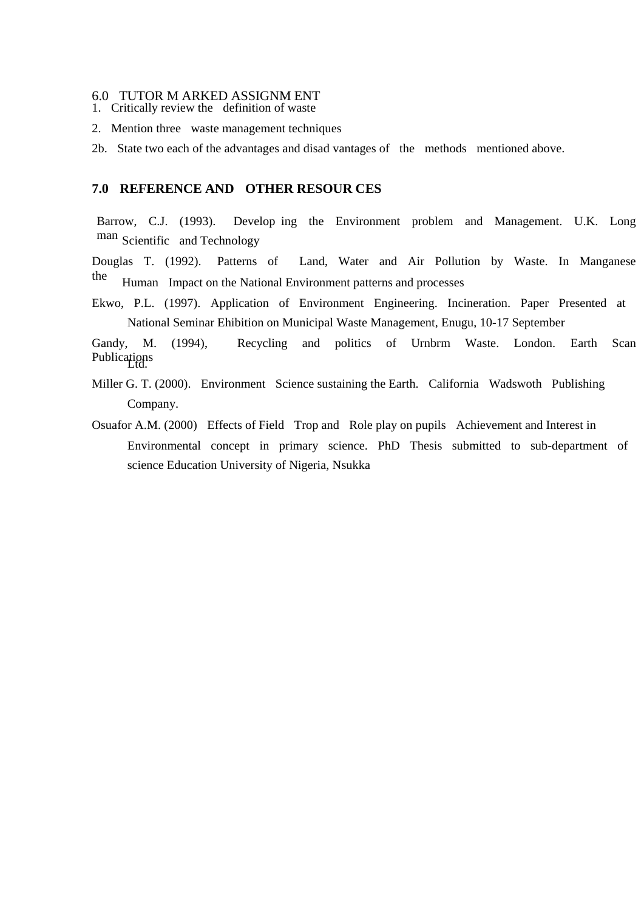## 6.0 TUTOR MARKED ASSIGNMENT

1. Critically review the definition of waste
2. Mention three waste management techniques

2b. State two each of the advantages and disadvantages of the methods mentioned above.

## 7.0 REFERENCE AND OTHER RESOURCES

Barrow, C.J. (1993). Developing the Environment problem and Management. U.K. Longman Scientific and Technology

Douglas T. (1992). Patterns of Land, Water and Air Pollution by Waste. In Manganese the Human Impact on the National Environment patterns and processes

Ekwo, P.L. (1997). Application of Environment Engineering. Incineration. Paper Presented at National Seminar Ehibition on Municipal Waste Management, Enugu, 10-17 September

Gandy, M. (1994), Recycling and politics of Urnbrm Waste. London. Earth Scan Publications Ltd.

Miller G. T. (2000). Environment Science sustaining the Earth. California Wadswoth Publishing Company.

Osuafor A.M. (2000) Effects of Field Trop and Role play on pupils Achievement and Interest in Environmental concept in primary science. PhD Thesis submitted to sub-department of science Education University of Nigeria, Nsukka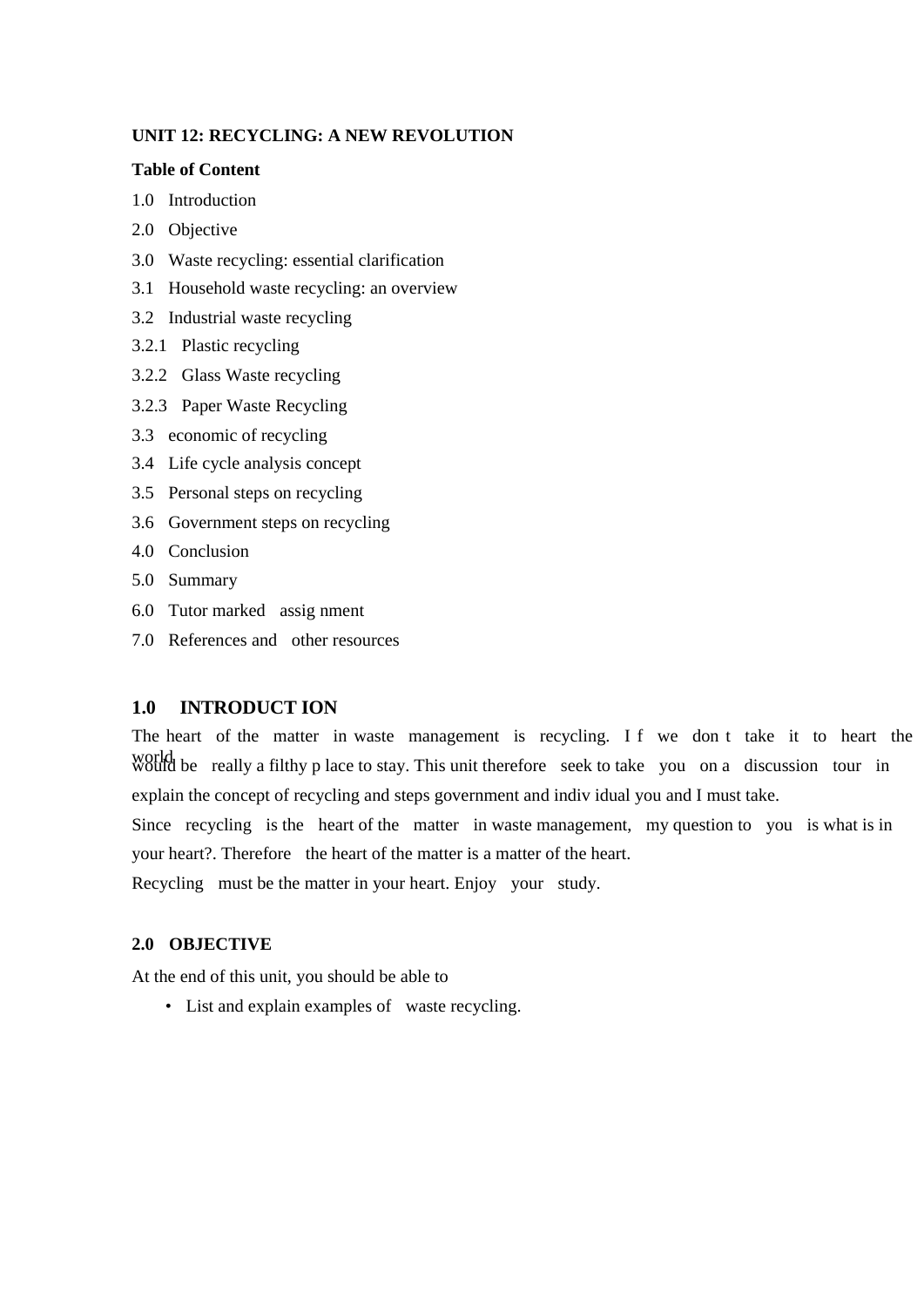**UNIT 12: RECYCLING: A NEW REVOLUTION**

**Table of Content**

1.0 Introduction

2.0 Objective

3.0 Waste recycling: essential clarification

3.1 Household waste recycling: an overview

3.2 Industrial waste recycling

3.2.1 Plastic recycling

3.2.2 Glass Waste recycling

3.2.3 Paper Waste Recycling

3.3 economic of recycling

3.4 Life cycle analysis concept

3.5 Personal steps on recycling

3.6 Government steps on recycling

4.0 Conclusion

5.0 Summary

6.0 Tutor marked assig nment

7.0 References and other resources

## 1.0 INTRODUCT ION

The heart of the matter in waste management is recycling. I f we don t take it to heart the world would be really a filthy p lace to stay. This unit therefore seek to take you on a discussion tour in explain the concept of recycling and steps government and indiv idual you and I must take.

Since recycling is the heart of the matter in waste management, my question to you is what is in your heart?. Therefore the heart of the matter is a matter of the heart.

Recycling must be the matter in your heart. Enjoy your study.

## 2.0 OBJECTIVE

At the end of this unit, you should be able to

- List and explain examples of waste recycling.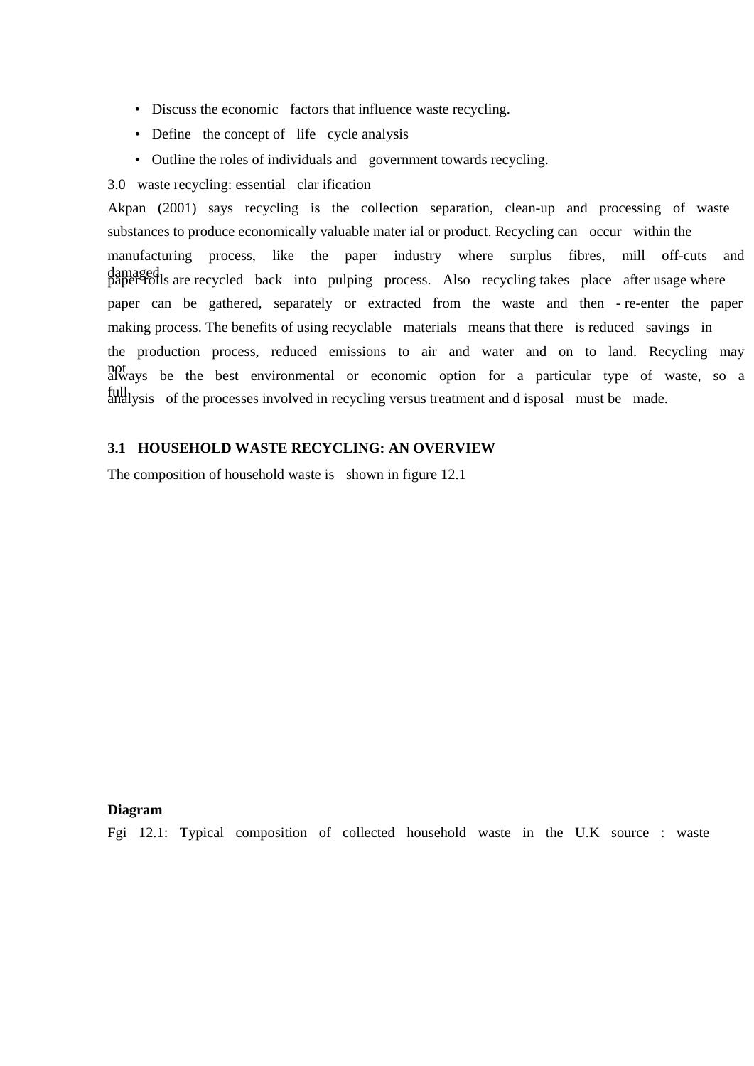- Discuss the economic factors that influence waste recycling.
- Define the concept of life cycle analysis
- Outline the roles of individuals and government towards recycling.

3.0 waste recycling: essential clar ification

Akpan (2001) says recycling is the collection separation, clean-up and processing of waste substances to produce economically valuable mater ial or product. Recycling can occur within the manufacturing process, like the paper industry where surplus fibres, mill off-cuts and damaged paper rolls are recycled back into pulping process. Also recycling takes place after usage where paper can be gathered, separately or extracted from the waste and then - re-enter the paper making process. The benefits of using recyclable materials means that there is reduced savings in the production process, reduced emissions to air and water and on to land. Recycling may not always be the best environmental or economic option for a particular type of waste, so a full analysis of the processes involved in recycling versus treatment and d isposal must be made.

**3.1 HOUSEHOLD WASTE RECYCLING: AN OVERVIEW**

The composition of household waste is shown in figure 12.1

**Diagram**

Fgi 12.1: Typical composition of collected household waste in the U.K source : waste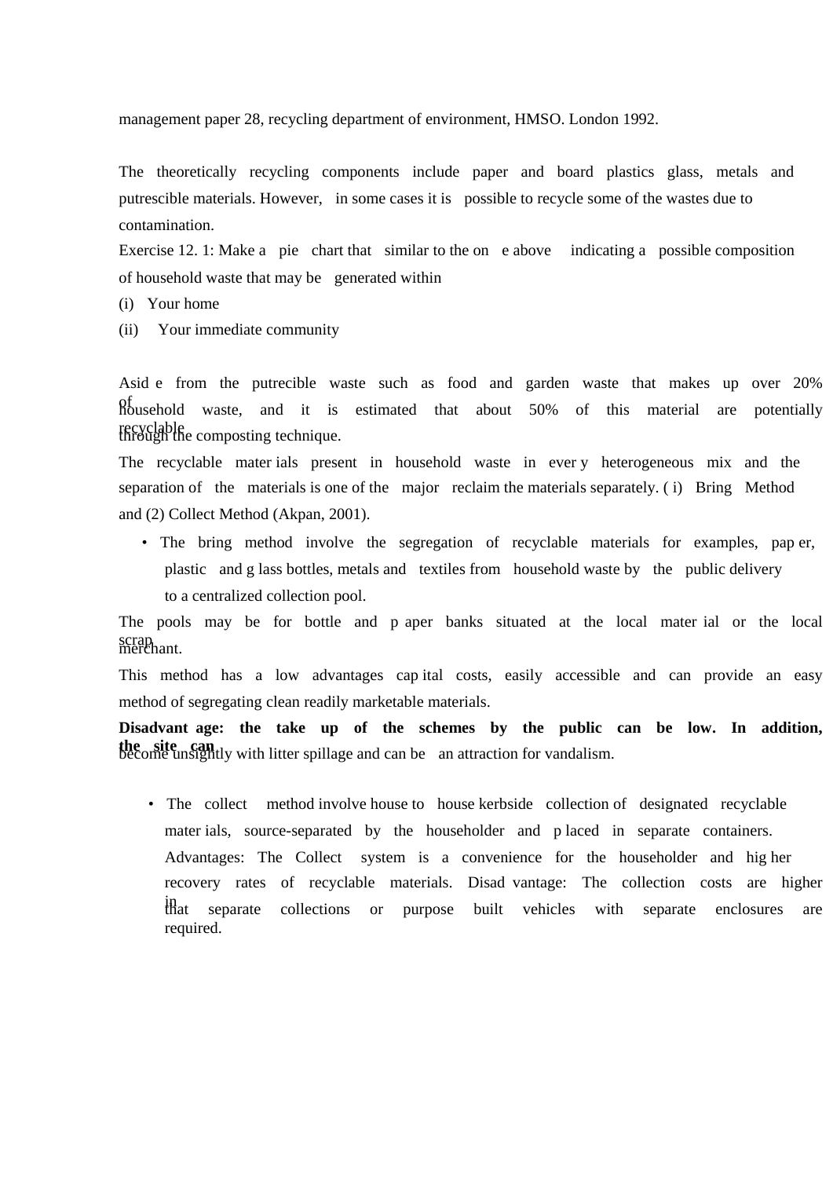management paper 28, recycling department of environment, HMSO. London 1992.

The theoretically recycling components include paper and board plastics glass, metals and putrescible materials. However, in some cases it is possible to recycle some of the wastes due to contamination.

Exercise 12. 1: Make a pie chart that similar to the on e above indicating a possible composition of household waste that may be generated within

(i) Your home

(ii) Your immediate community

Asid e from the putrecible waste such as food and garden waste that makes up over 20% of household waste, and it is estimated that about 50% of this material are potentially recyclable through the composting technique.

The recyclable mater ials present in household waste in ever y heterogeneous mix and the separation of the materials is one of the major reclaim the materials separately. ( i) Bring Method and (2) Collect Method (Akpan, 2001).

- The bring method involve the segregation of recyclable materials for examples, pap er, plastic and g lass bottles, metals and textiles from household waste by the public delivery to a centralized collection pool.

The pools may be for bottle and p aper banks situated at the local mater ial or the local scrap merchant.

This method has a low advantages cap ital costs, easily accessible and can provide an easy method of segregating clean readily marketable materials.

**Disadvant age: the take up of the schemes by the public can be low. In addition, the site can** become unsightly with litter spillage and can be an attraction for vandalism.

- The collect method involve house to house kerbside collection of designated recyclable mater ials, source-separated by the householder and p laced in separate containers. Advantages: The Collect system is a convenience for the householder and hig her recovery rates of recyclable materials. Disad vantage: The collection costs are higher in that separate collections or purpose built vehicles with separate enclosures are required.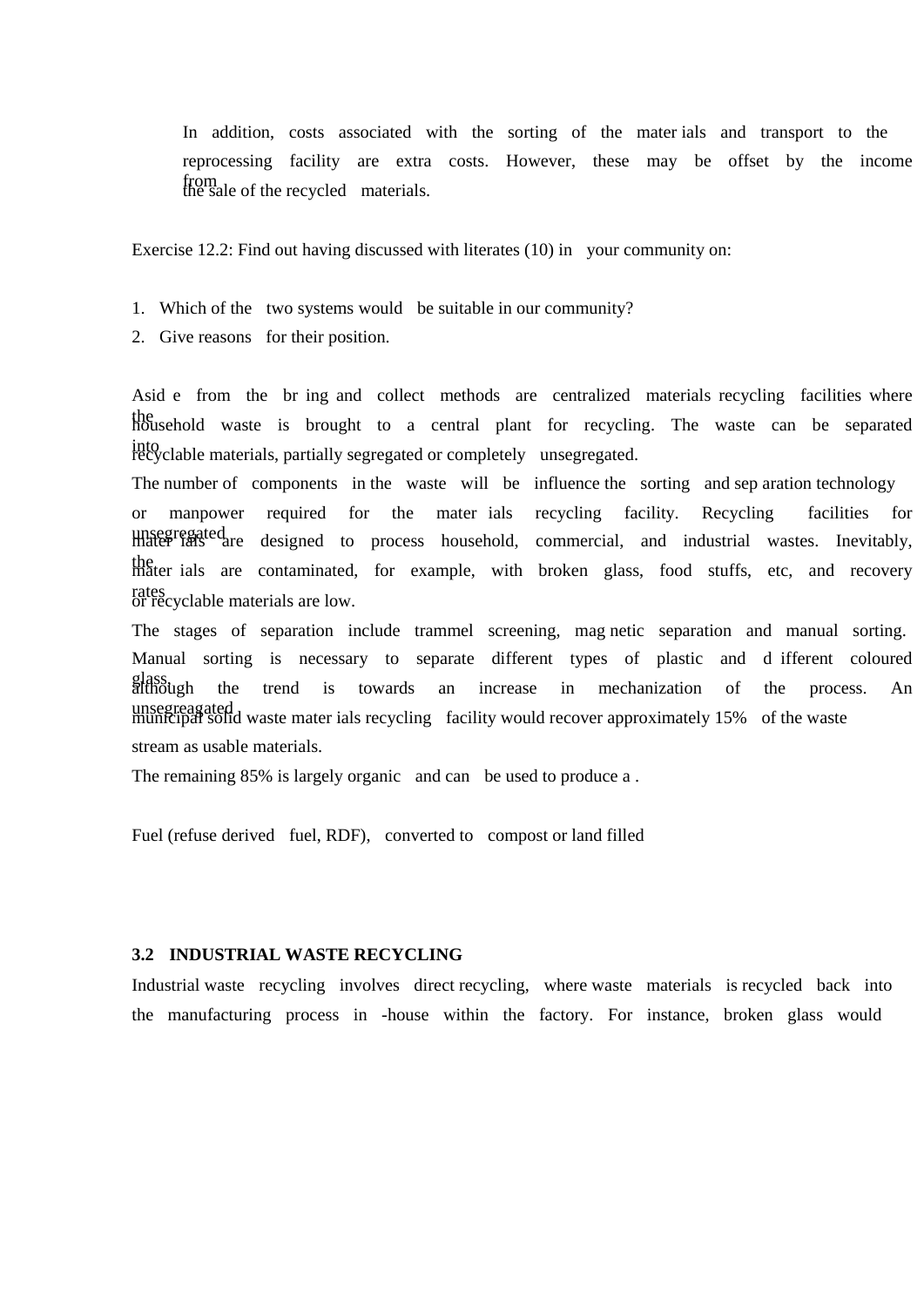In addition, costs associated with the sorting of the mater ials and transport to the reprocessing facility are extra costs. However, these may be offset by the income from the sale of the recycled materials.

Exercise 12.2: Find out having discussed with literates (10) in your community on:

1. Which of the two systems would be suitable in our community?
2. Give reasons for their position.

Asid e from the br ing and collect methods are centralized materials recycling facilities where the household waste is brought to a central plant for recycling. The waste can be separated into recyclable materials, partially segregated or completely unsegregated.

The number of components in the waste will be influence the sorting and sep aration technology or manpower required for the mater ials recycling facility. Recycling facilities for unsegregated mater ials are designed to process household, commercial, and industrial wastes. Inevitably, the mater ials are contaminated, for example, with broken glass, food stuffs, etc, and recovery rates or recyclable materials are low.

The stages of separation include trammel screening, mag netic separation and manual sorting. Manual sorting is necessary to separate different types of plastic and d ifferent coloured glass, although the trend is towards an increase in mechanization of the process. An unsegreagated municipal solid waste mater ials recycling facility would recover approximately 15% of the waste stream as usable materials.

The remaining 85% is largely organic and can be used to produce a .

Fuel (refuse derived fuel, RDF), converted to compost or land filled

### 3.2 INDUSTRIAL WASTE RECYCLING

Industrial waste recycling involves direct recycling, where waste materials is recycled back into the manufacturing process in -house within the factory. For instance, broken glass would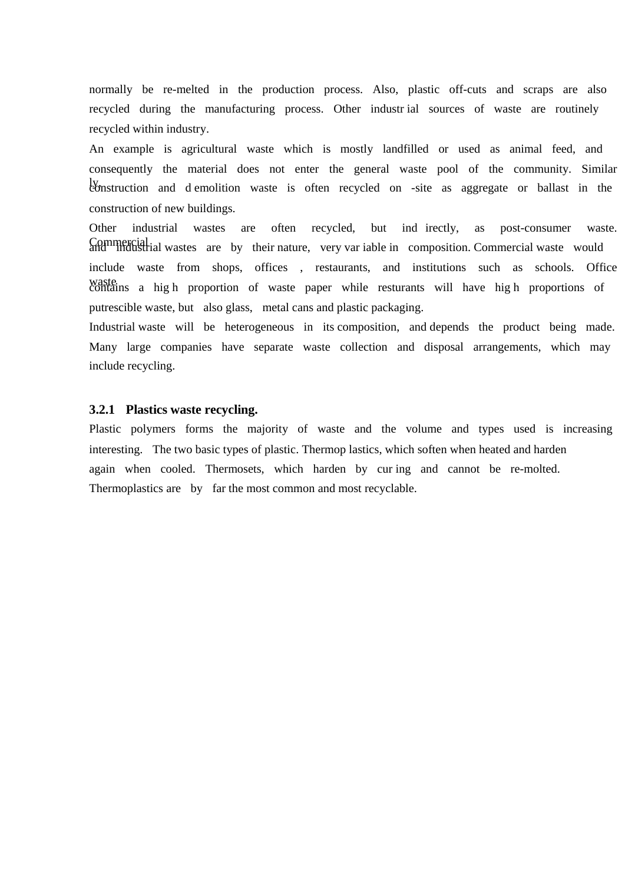normally be re-melted in the production process. Also, plastic off-cuts and scraps are also recycled during the manufacturing process. Other industrial sources of waste are routinely recycled within industry.

An example is agricultural waste which is mostly landfilled or used as animal feed, and consequently the material does not enter the general waste pool of the community. Similarly, construction and demolition waste is often recycled on-site as aggregate or ballast in the construction of new buildings.

Other industrial wastes are often recycled, but indirectly, as post-consumer waste. Commercial and industrial wastes are by their nature, very variable in composition. Commercial waste would include waste from shops, offices , restaurants, and institutions such as schools. Office waste contains a high proportion of waste paper while resturants will have high proportions of putrescible waste, but also glass, metal cans and plastic packaging.

Industrial waste will be heterogeneous in its composition, and depends the product being made. Many large companies have separate waste collection and disposal arrangements, which may include recycling.

### 3.2.1 Plastics waste recycling.

Plastic polymers forms the majority of waste and the volume and types used is increasing interesting. The two basic types of plastic. Thermoplastics, which soften when heated and harden again when cooled. Thermosets, which harden by curing and cannot be re-molted. Thermoplastics are by far the most common and most recyclable.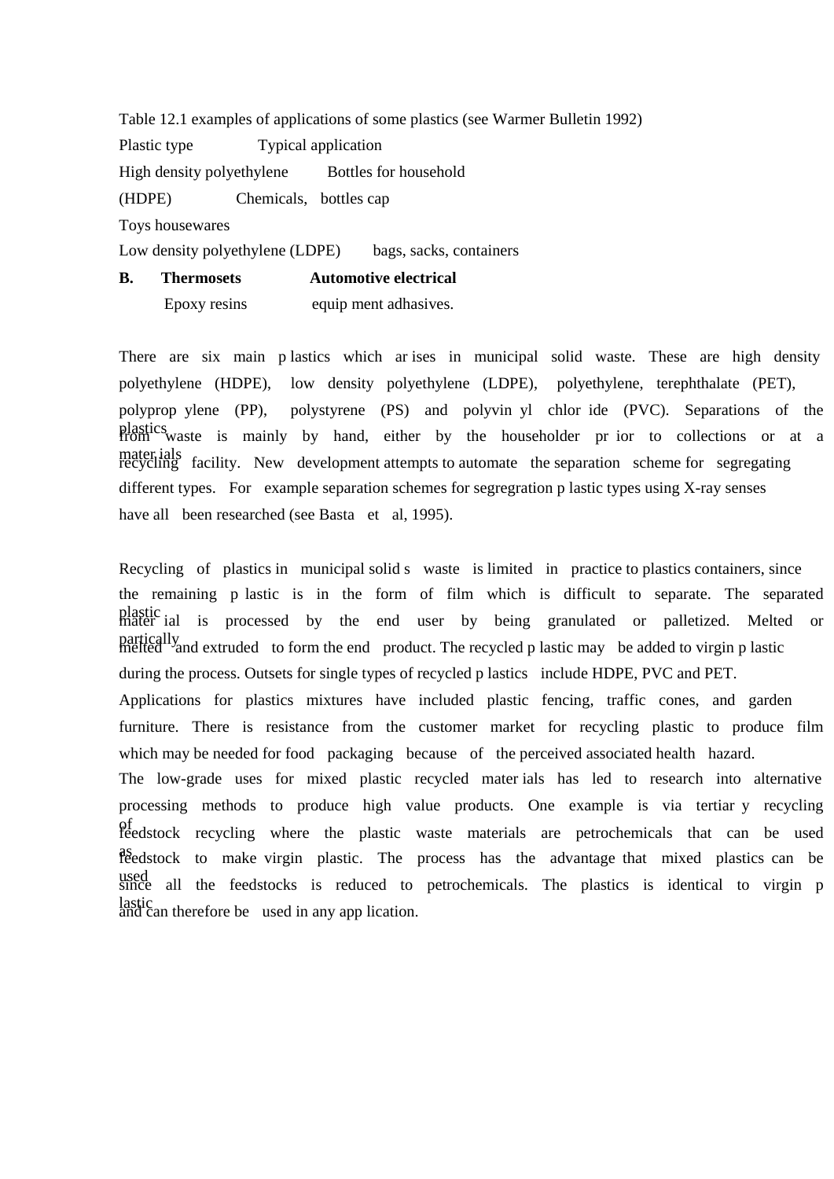Table 12.1 examples of applications of some plastics (see Warmer Bulletin 1992)

| Plastic type | Typical application |
|---|---|
| High density polyethylene (HDPE) | Bottles for household Chemicals, bottles cap Toys housewares |
| Low density polyethylene (LDPE) | bags, sacks, containers |
| **B. Thermosets** Epoxy resins | **Automotive electrical** equip ment adhasives. |

There are six main p lastics which ar ises in municipal solid waste. These are high density polyethylene (HDPE), low density polyethylene (LDPE), polyethylene, terephthalate (PET), polyprop ylene (PP), polystyrene (PS) and polyvin yl chlor ide (PVC). Separations of the plastics from waste is mainly by hand, either by the householder pr ior to collections or at a mater ials recycling facility. New development attempts to automate the separation scheme for segregating different types. For example separation schemes for segregration p lastic types using X-ray senses have all been researched (see Basta et al, 1995).

Recycling of plastics in municipal solid s waste is limited in practice to plastics containers, since the remaining p lastic is in the form of film which is difficult to separate. The separated plastic mater ial is processed by the end user by being granulated or palletized. Melted or partically melted and extruded to form the end product. The recycled p lastic may be added to virgin p lastic during the process. Outsets for single types of recycled p lastics include HDPE, PVC and PET. Applications for plastics mixtures have included plastic fencing, traffic cones, and garden furniture. There is resistance from the customer market for recycling plastic to produce film which may be needed for food packaging because of the perceived associated health hazard. The low-grade uses for mixed plastic recycled mater ials has led to research into alternative processing methods to produce high value products. One example is via tertiar y recycling of feedstock recycling where the plastic waste materials are petrochemicals that can be used as feedstock to make virgin plastic. The process has the advantage that mixed plastics can be used since all the feedstocks is reduced to petrochemicals. The plastics is identical to virgin p lastic and can therefore be used in any app lication.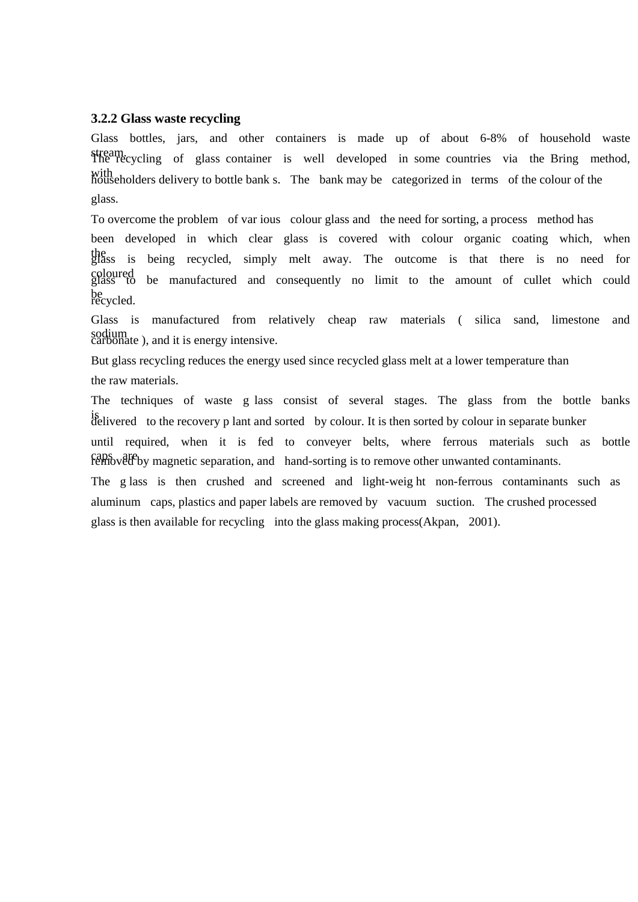### 3.2.2 Glass waste recycling

Glass bottles, jars, and other containers is made up of about 6-8% of household waste stream. The recycling of glass container is well developed in some countries via the Bring method, with householders delivery to bottle bank s. The bank may be categorized in terms of the colour of the glass.

To overcome the problem of var ious colour glass and the need for sorting, a process method has been developed in which clear glass is covered with colour organic coating which, when the glass is being recycled, simply melt away. The outcome is that there is no need for coloured glass to be manufactured and consequently no limit to the amount of cullet which could be recycled.

Glass is manufactured from relatively cheap raw materials ( silica sand, limestone and sodium carbonate ), and it is energy intensive.

But glass recycling reduces the energy used since recycled glass melt at a lower temperature than the raw materials.

The techniques of waste g lass consist of several stages. The glass from the bottle banks is delivered to the recovery p lant and sorted by colour. It is then sorted by colour in separate bunker until required, when it is fed to conveyer belts, where ferrous materials such as bottle caps are removed by magnetic separation, and hand-sorting is to remove other unwanted contaminants.

The g lass is then crushed and screened and light-weig ht non-ferrous contaminants such as aluminum caps, plastics and paper labels are removed by vacuum suction. The crushed processed glass is then available for recycling into the glass making process(Akpan, 2001).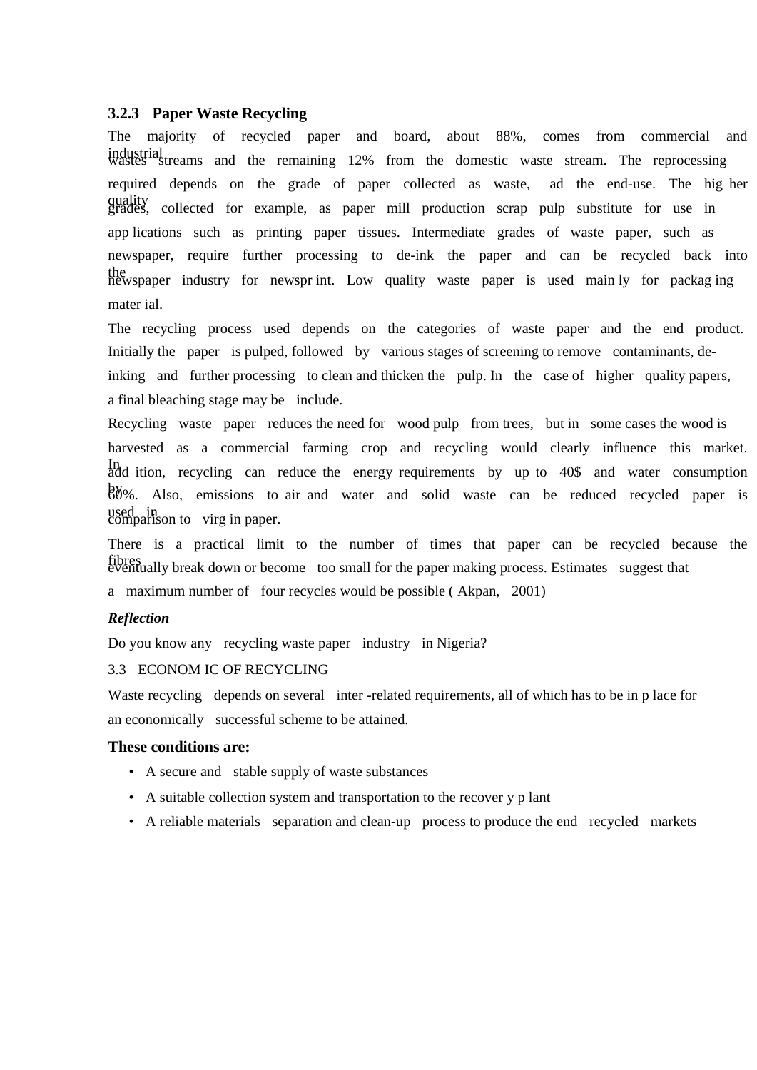### 3.2.3 Paper Waste Recycling

The majority of recycled paper and board, about 88%, comes from commercial and industrial wastes streams and the remaining 12% from the domestic waste stream. The reprocessing required depends on the grade of paper collected as waste, ad the end-use. The hig her quality grades, collected for example, as paper mill production scrap pulp substitute for use in app lications such as printing paper tissues. Intermediate grades of waste paper, such as newspaper, require further processing to de-ink the paper and can be recycled back into the newspaper industry for newspr int. Low quality waste paper is used main ly for packag ing mater ial.

The recycling process used depends on the categories of waste paper and the end product. Initially the paper is pulped, followed by various stages of screening to remove contaminants, de-inking and further processing to clean and thicken the pulp. In the case of higher quality papers, a final bleaching stage may be include.

Recycling waste paper reduces the need for wood pulp from trees, but in some cases the wood is harvested as a commercial farming crop and recycling would clearly influence this market. In add ition, recycling can reduce the energy requirements by up to 40$ and water consumption by 60%. Also, emissions to air and water and solid waste can be reduced recycled paper is used in comparison to virg in paper.

There is a practical limit to the number of times that paper can be recycled because the fibres eventually break down or become too small for the paper making process. Estimates suggest that a maximum number of four recycles would be possible ( Akpan, 2001)

***Reflection***

Do you know any recycling waste paper industry in Nigeria?

3.3 ECONOM IC OF RECYCLING

Waste recycling depends on several inter -related requirements, all of which has to be in p lace for an economically successful scheme to be attained.

**These conditions are:**

- A secure and stable supply of waste substances
- A suitable collection system and transportation to the recover y p lant
- A reliable materials separation and clean-up process to produce the end recycled markets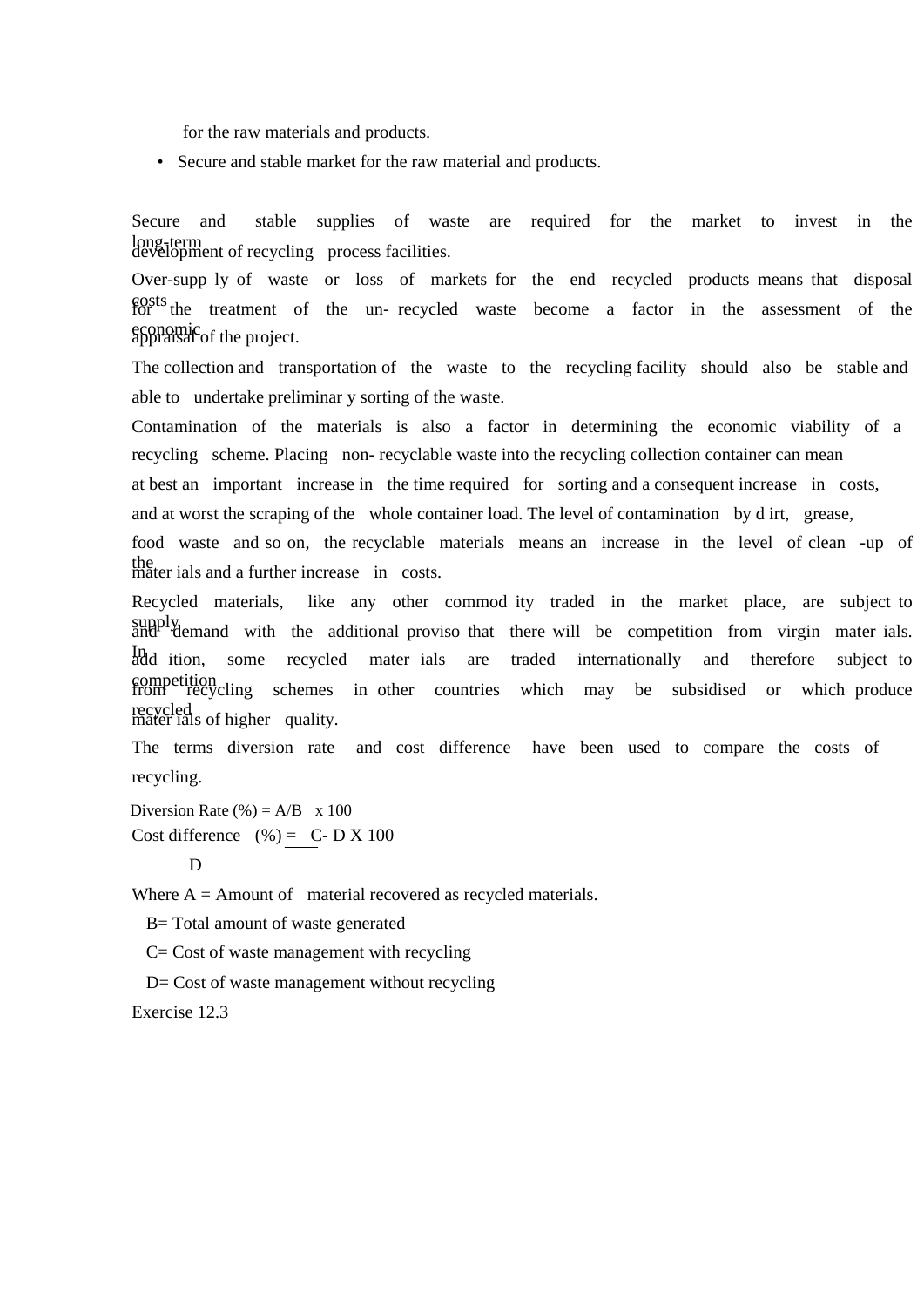for the raw materials and products.

- Secure and stable market for the raw material and products.

Secure and stable supplies of waste are required for the market to invest in the long-term development of recycling process facilities.

Over-supp ly of waste or loss of markets for the end recycled products means that disposal costs for the treatment of the un- recycled waste become a factor in the assessment of the economic appraisal of the project.

The collection and transportation of the waste to the recycling facility should also be stable and able to undertake preliminar y sorting of the waste.

Contamination of the materials is also a factor in determining the economic viability of a recycling scheme. Placing non- recyclable waste into the recycling collection container can mean at best an important increase in the time required for sorting and a consequent increase in costs, and at worst the scraping of the whole container load. The level of contamination by d irt, grease, food waste and so on, the recyclable materials means an increase in the level of clean -up of the mater ials and a further increase in costs.

Recycled materials, like any other commod ity traded in the market place, are subject to supply and demand with the additional proviso that there will be competition from virgin mater ials. In add ition, some recycled mater ials are traded internationally and therefore subject to competition from recycling schemes in other countries which may be subsidised or which produce recycled mater ials of higher quality.

The terms diversion rate and cost difference have been used to compare the costs of recycling.

$$\text{Diversion Rate (\%)} = A/B \times 100$$

$$\text{Cost difference (\%)} = \frac{C - D}{D} \times 100$$

Where A = Amount of material recovered as recycled materials.

B= Total amount of waste generated

C= Cost of waste management with recycling

D= Cost of waste management without recycling

Exercise 12.3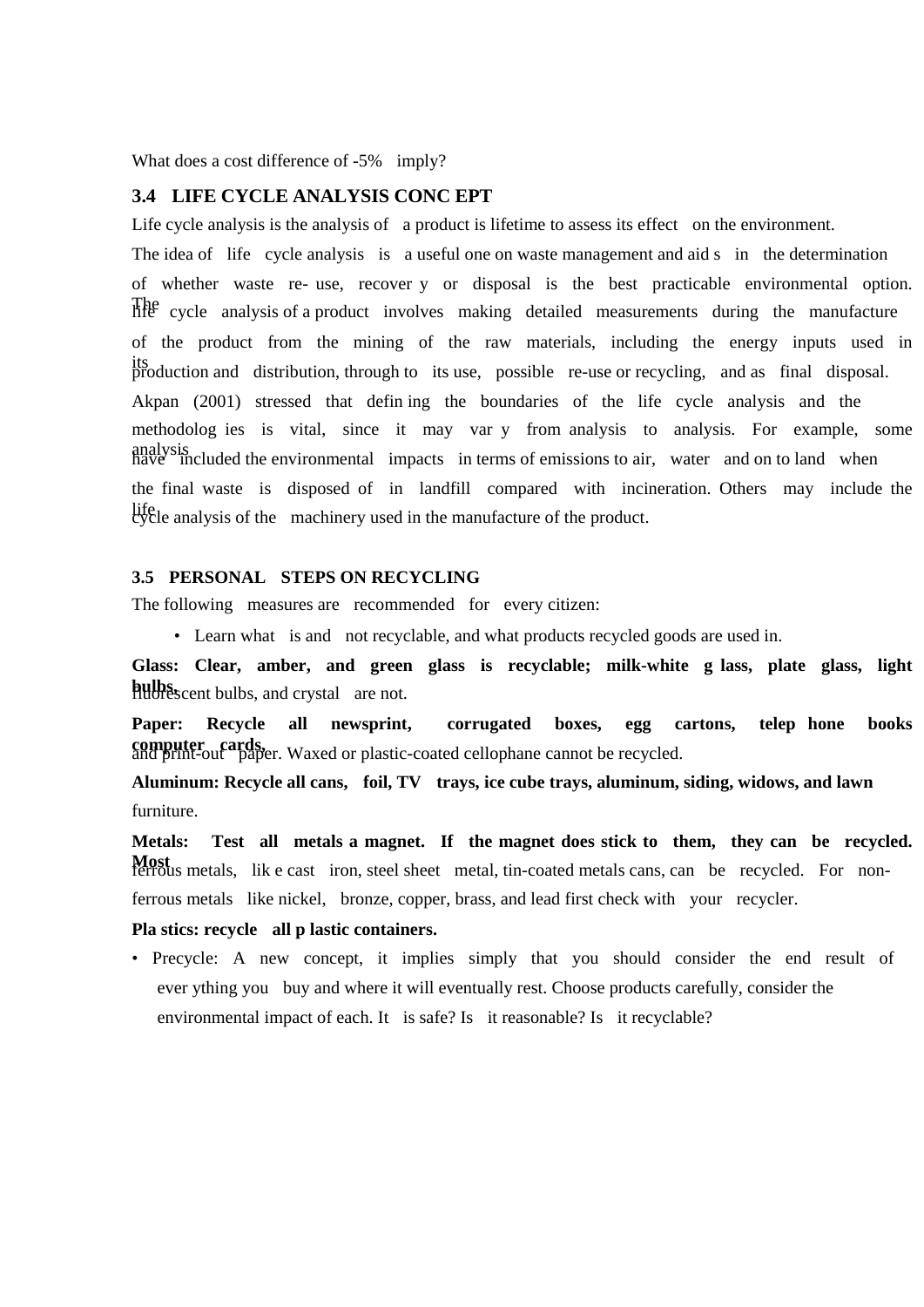What does a cost difference of -5% imply?

### 3.4 LIFE CYCLE ANALYSIS CONCEPT

Life cycle analysis is the analysis of a product is lifetime to assess its effect on the environment.

The idea of life cycle analysis is a useful one on waste management and aids in the determination of whether waste re- use, recovery or disposal is the best practicable environmental option. The life cycle analysis of a product involves making detailed measurements during the manufacture of the product from the mining of the raw materials, including the energy inputs used in its production and distribution, through to its use, possible re-use or recycling, and as final disposal.

Akpan (2001) stressed that defining the boundaries of the life cycle analysis and the methodologies is vital, since it may vary from analysis to analysis. For example, some analysis have included the environmental impacts in terms of emissions to air, water and on to land when the final waste is disposed of in landfill compared with incineration. Others may include the life cycle analysis of the machinery used in the manufacture of the product.

### 3.5 PERSONAL STEPS ON RECYCLING

The following measures are recommended for every citizen:

- Learn what is and not recyclable, and what products recycled goods are used in.

**Glass: Clear, amber, and green glass is recyclable; milk-white glass, plate glass, light bulbs,** fluorescent bulbs, and crystal are not.

**Paper: Recycle all newsprint, corrugated boxes, egg cartons, telephone books computer cards,** and print-out paper. Waxed or plastic-coated cellophane cannot be recycled.

**Aluminum: Recycle all cans, foil, TV trays, ice cube trays, aluminum, siding, widows, and lawn** furniture.

**Metals: Test all metals a magnet. If the magnet does stick to them, they can be recycled. Most** ferrous metals, like cast iron, steel sheet metal, tin-coated metals cans, can be recycled. For non-ferrous metals like nickel, bronze, copper, brass, and lead first check with your recycler.

**Plastics: recycle all plastic containers.**

- Precycle: A new concept, it implies simply that you should consider the end result of everything you buy and where it will eventually rest. Choose products carefully, consider the environmental impact of each. It is safe? Is it reasonable? Is it recyclable?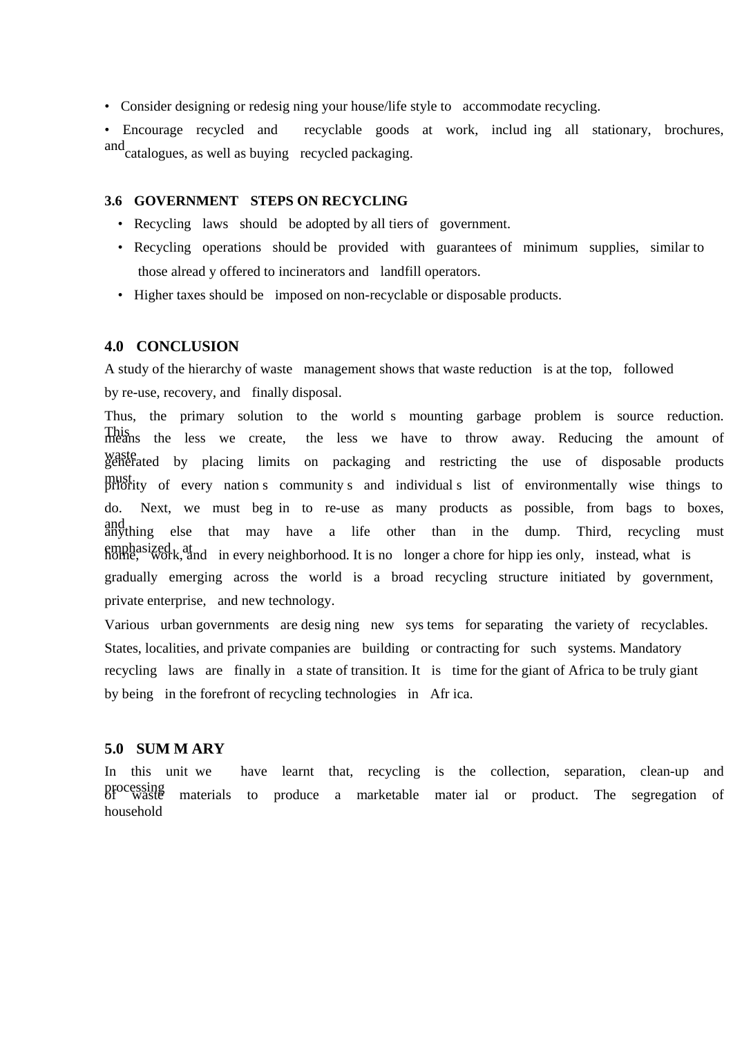- Consider designing or redesigning your house/life style to accommodate recycling.
- Encourage recycled and recyclable goods at work, including all stationary, brochures, and catalogues, as well as buying recycled packaging.

### 3.6 GOVERNMENT STEPS ON RECYCLING

- Recycling laws should be adopted by all tiers of government.
- Recycling operations should be provided with guarantees of minimum supplies, similar to those already offered to incinerators and landfill operators.
- Higher taxes should be imposed on non-recyclable or disposable products.

## 4.0 CONCLUSION

A study of the hierarchy of waste management shows that waste reduction is at the top, followed by re-use, recovery, and finally disposal.

Thus, the primary solution to the world s mounting garbage problem is source reduction. This means the less we create, the less we have to throw away. Reducing the amount of waste generated by placing limits on packaging and restricting the use of disposable products must priority of every nation s community s and individual s list of environmentally wise things to do. Next, we must beg in to re-use as many products as possible, from bags to boxes, and anything else that may have a life other than in the dump. Third, recycling must emphasized , at home, work, and in every neighborhood. It is no longer a chore for hipp ies only, instead, what is gradually emerging across the world is a broad recycling structure initiated by government, private enterprise, and new technology.

Various urban governments are designing new systems for separating the variety of recyclables. States, localities, and private companies are building or contracting for such systems. Mandatory recycling laws are finally in a state of transition. It is time for the giant of Africa to be truly giant by being in the forefront of recycling technologies in Africa.

## 5.0 SUMMARY

In this unit we have learnt that, recycling is the collection, separation, clean-up and processing of waste materials to produce a marketable material or product. The segregation of household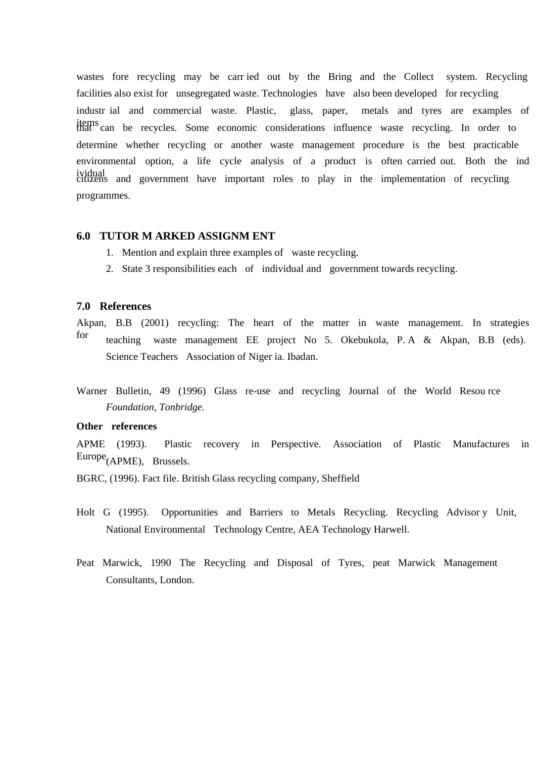wastes fore recycling may be carried out by the Bring and the Collect system. Recycling facilities also exist for unsegregated waste. Technologies have also been developed for recycling industrial and commercial waste. Plastic, glass, paper, metals and tyres are examples of items that can be recycles. Some economic considerations influence waste recycling. In order to determine whether recycling or another waste management procedure is the best practicable environmental option, a life cycle analysis of a product is often carried out. Both the individual citizens and government have important roles to play in the implementation of recycling programmes.

## 6.0 TUTOR MARKED ASSIGNMENT

1. Mention and explain three examples of waste recycling.
2. State 3 responsibilities each of individual and government towards recycling.

## 7.0 References

Akpan, B.B (2001) recycling: The heart of the matter in waste management. In strategies for teaching waste management EE project No 5. Okebukola, P.A & Akpan, B.B (eds). Science Teachers Association of Nigeria. Ibadan.

Warner Bulletin, 49 (1996) Glass re-use and recycling Journal of the World Resource *Foundation, Tonbridge.*

**Other references**

APME (1993). Plastic recovery in Perspective. Association of Plastic Manufactures in Europe(APME), Brussels.

BGRC, (1996). Fact file. British Glass recycling company, Sheffield

Holt G (1995). Opportunities and Barriers to Metals Recycling. Recycling Advisory Unit, National Environmental Technology Centre, AEA Technology Harwell.

Peat Marwick, 1990 The Recycling and Disposal of Tyres, peat Marwick Management Consultants, London.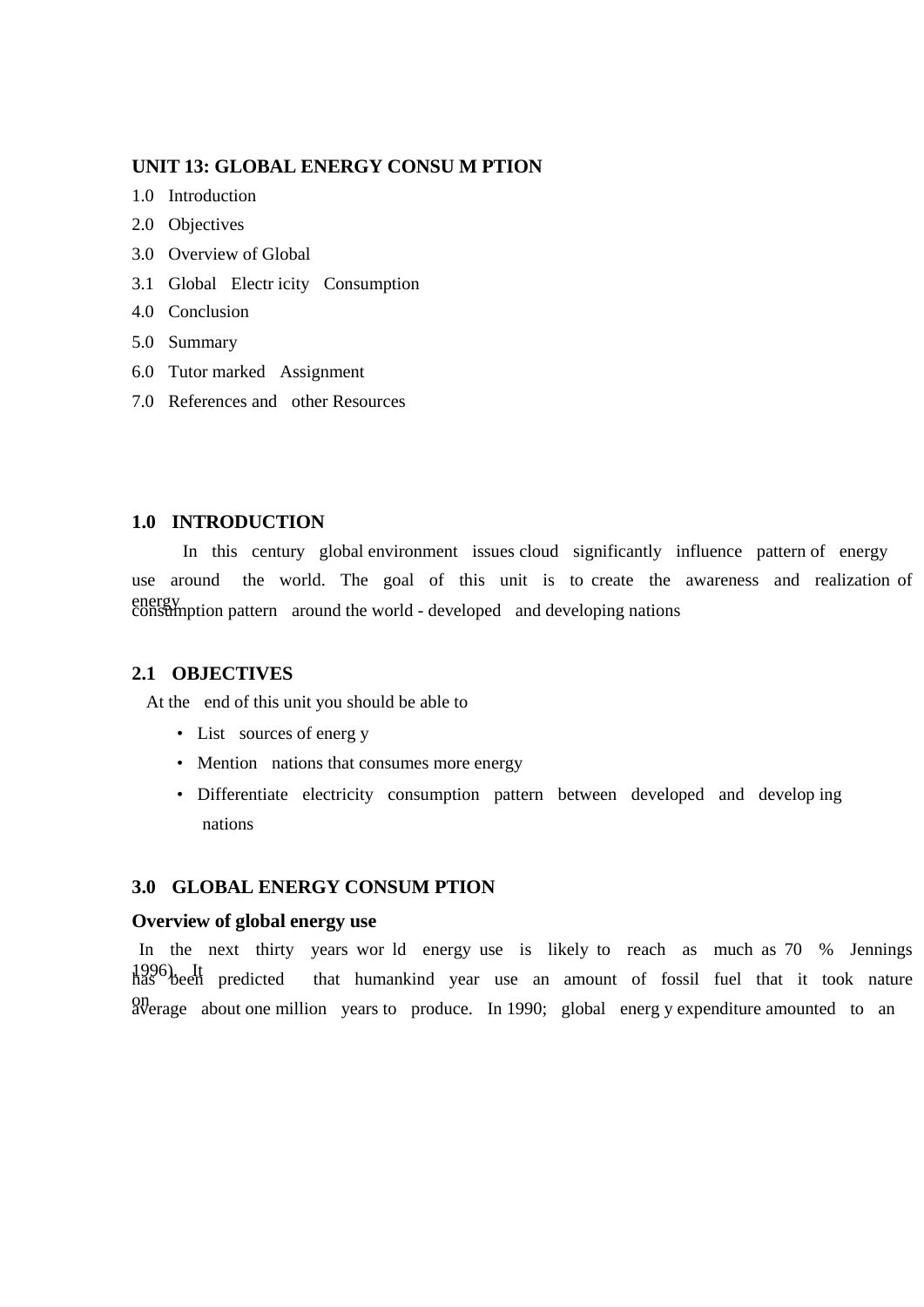## UNIT 13: GLOBAL ENERGY CONSUMPTION

1.0 Introduction

2.0 Objectives

3.0 Overview of Global

3.1 Global Electricity Consumption

4.0 Conclusion

5.0 Summary

6.0 Tutor marked Assignment

7.0 References and other Resources

### 1.0 INTRODUCTION

In this century global environment issues cloud significantly influence pattern of energy use around the world. The goal of this unit is to create the awareness and realization of energy consumption pattern around the world - developed and developing nations

### 2.1 OBJECTIVES

At the end of this unit you should be able to

- List sources of energy
- Mention nations that consumes more energy
- Differentiate electricity consumption pattern between developed and developing nations

### 3.0 GLOBAL ENERGY CONSUMPTION

**Overview of global energy use**

In the next thirty years world energy use is likely to reach as much as 70 % Jennings 1996). It has been predicted that humankind year use an amount of fossil fuel that it took nature on average about one million years to produce. In 1990; global energy expenditure amounted to an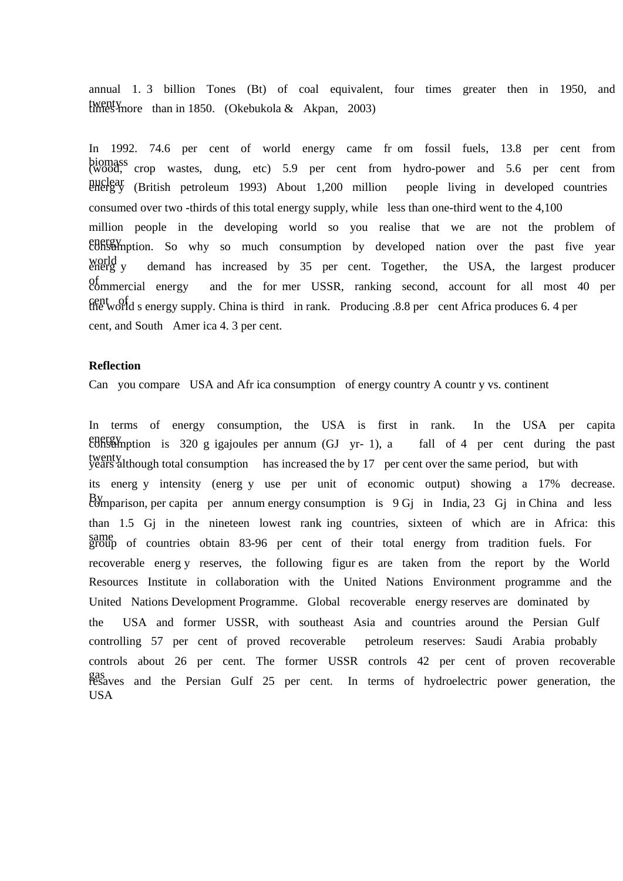annual 1. 3 billion Tones (Bt) of coal equivalent, four times greater then in 1950, and twenty times more than in 1850. (Okebukola & Akpan, 2003)

In 1992. 74.6 per cent of world energy came fr om fossil fuels, 13.8 per cent from biomass (wood, crop wastes, dung, etc) 5.9 per cent from hydro-power and 5.6 per cent from nuclear energ y (British petroleum 1993) About 1,200 million people living in developed countries consumed over two -thirds of this total energy supply, while less than one-third went to the 4,100 million people in the developing world so you realise that we are not the problem of energy consumption. So why so much consumption by developed nation over the past five year world energ y demand has increased by 35 per cent. Together, the USA, the largest producer of commercial energy and the for mer USSR, ranking second, account for all most 40 per cent of the world s energy supply. China is third in rank. Producing .8.8 per cent Africa produces 6. 4 per cent, and South Amer ica 4. 3 per cent.

**Reflection**

Can you compare USA and Afr ica consumption of energy country A countr y vs. continent

In terms of energy consumption, the USA is first in rank. In the USA per capita energy consumption is 320 g igajoules per annum (GJ yr- 1), a fall of 4 per cent during the past twenty years although total consumption has increased the by 17 per cent over the same period, but with its energ y intensity (energ y use per unit of economic output) showing a 17% decrease. By comparison, per capita per annum energy consumption is 9 Gj in India, 23 Gj in China and less than 1.5 Gj in the nineteen lowest rank ing countries, sixteen of which are in Africa: this same group of countries obtain 83-96 per cent of their total energy from tradition fuels. For recoverable energ y reserves, the following figur es are taken from the report by the World Resources Institute in collaboration with the United Nations Environment programme and the United Nations Development Programme. Global recoverable energy reserves are dominated by the USA and former USSR, with southeast Asia and countries around the Persian Gulf controlling 57 per cent of proved recoverable petroleum reserves: Saudi Arabia probably controls about 26 per cent. The former USSR controls 42 per cent of proven recoverable gas resaves and the Persian Gulf 25 per cent. In terms of hydroelectric power generation, the USA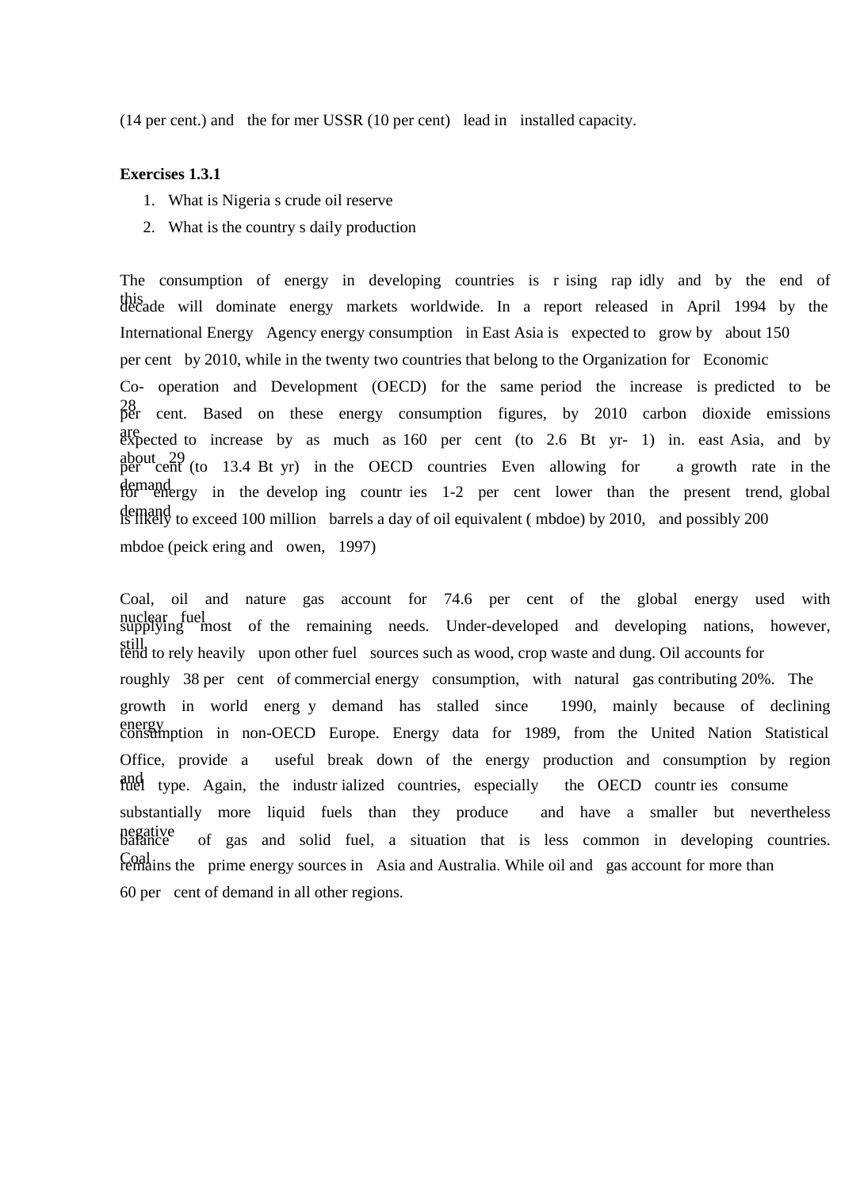(14 per cent.) and the for mer USSR (10 per cent) lead in installed capacity.

**Exercises 1.3.1**

1. What is Nigeria s crude oil reserve
2. What is the country s daily production

The consumption of energy in developing countries is r ising rap idly and by the end of this decade will dominate energy markets worldwide. In a report released in April 1994 by the International Energy Agency energy consumption in East Asia is expected to grow by about 150 per cent by 2010, while in the twenty two countries that belong to the Organization for Economic Co- operation and Development (OECD) for the same period the increase is predicted to be 28 per cent. Based on these energy consumption figures, by 2010 carbon dioxide emissions are expected to increase by as much as 160 per cent (to 2.6 Bt yr- 1) in. east Asia, and by about 29 per cent (to 13.4 Bt yr) in the OECD countries Even allowing for a growth rate in the demand for energy in the develop ing countr ies 1-2 per cent lower than the present trend, global demand is likely to exceed 100 million barrels a day of oil equivalent ( mbdoe) by 2010, and possibly 200 mbdoe (peick ering and owen, 1997)

Coal, oil and nature gas account for 74.6 per cent of the global energy used with nuclear fuel supplying most of the remaining needs. Under-developed and developing nations, however, still tend to rely heavily upon other fuel sources such as wood, crop waste and dung. Oil accounts for roughly 38 per cent of commercial energy consumption, with natural gas contributing 20%. The growth in world energ y demand has stalled since 1990, mainly because of declining energy consumption in non-OECD Europe. Energy data for 1989, from the United Nation Statistical Office, provide a useful break down of the energy production and consumption by region and fuel type. Again, the industr ialized countries, especially the OECD countr ies consume substantially more liquid fuels than they produce and have a smaller but nevertheless negative balance of gas and solid fuel, a situation that is less common in developing countries. Coal remains the prime energy sources in Asia and Australia. While oil and gas account for more than 60 per cent of demand in all other regions.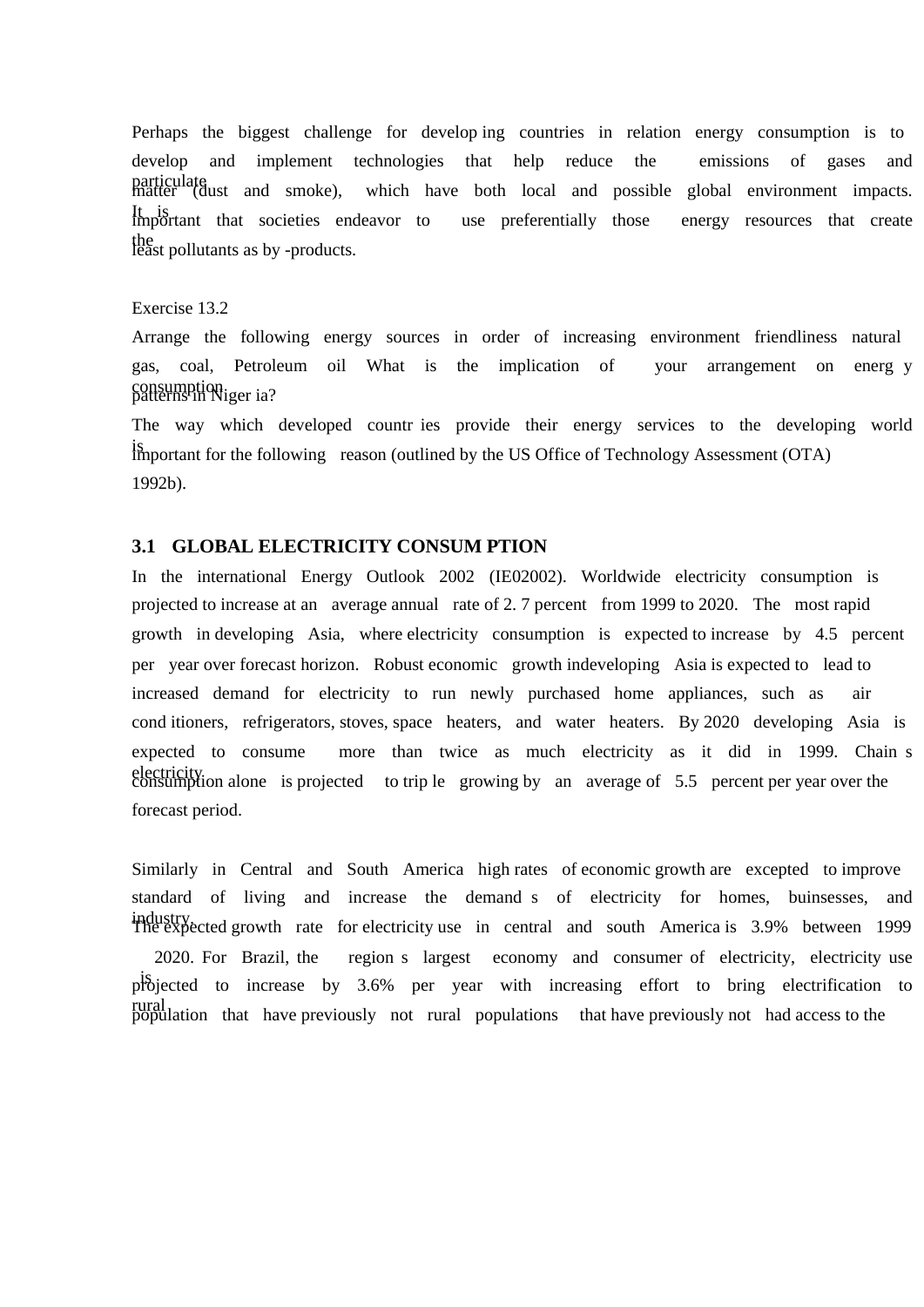Perhaps the biggest challenge for develop ing countries in relation energy consumption is to develop and implement technologies that help reduce the emissions of gases and particulate matter (dust and smoke), which have both local and possible global environment impacts. It is important that societies endeavor to use preferentially those energy resources that create the least pollutants as by -products.

Exercise 13.2

Arrange the following energy sources in order of increasing environment friendliness natural gas, coal, Petroleum oil What is the implication of your arrangement on energ y consumption patterns in Niger ia?

The way which developed countr ies provide their energy services to the developing world is important for the following reason (outlined by the US Office of Technology Assessment (OTA) 1992b).

## 3.1 GLOBAL ELECTRICITY CONSUM PTION

In the international Energy Outlook 2002 (IE02002). Worldwide electricity consumption is projected to increase at an average annual rate of 2. 7 percent from 1999 to 2020. The most rapid growth in developing Asia, where electricity consumption is expected to increase by 4.5 percent per year over forecast horizon. Robust economic growth indeveloping Asia is expected to lead to increased demand for electricity to run newly purchased home appliances, such as air cond itioners, refrigerators, stoves, space heaters, and water heaters. By 2020 developing Asia is expected to consume more than twice as much electricity as it did in 1999. Chain s electricity consumption alone is projected to trip le growing by an average of 5.5 percent per year over the forecast period.

Similarly in Central and South America high rates of economic growth are excepted to improve standard of living and increase the demand s of electricity for homes, buinsesses, and industry. The expected growth rate for electricity use in central and south America is 3.9% between 1999 2020. For Brazil, the region s largest economy and consumer of electricity, electricity use is projected to increase by 3.6% per year with increasing effort to bring electrification to rural population that have previously not rural populations that have previously not had access to the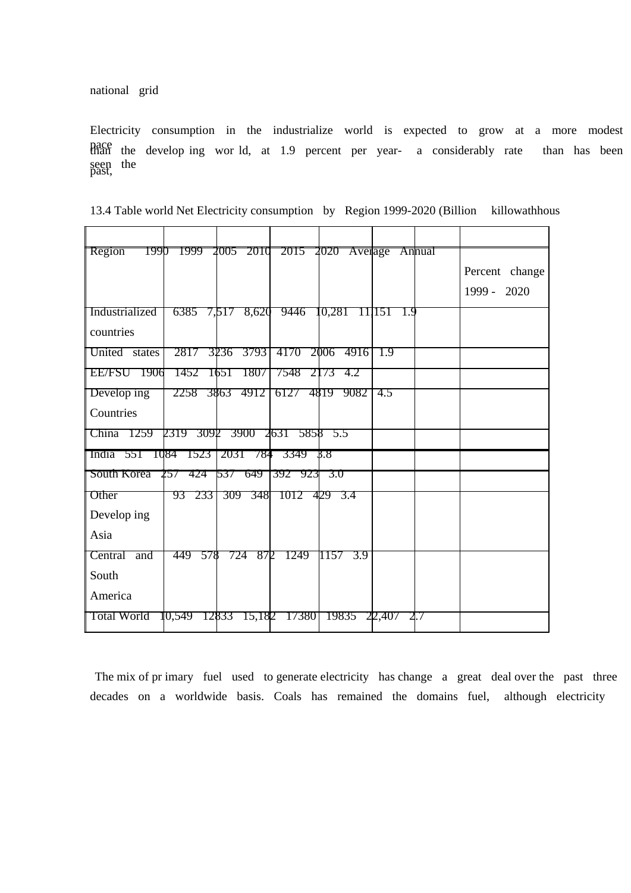national grid

Electricity consumption in the industrialize world is expected to grow at a more modest pace than the develop ing wor ld, at 1.9 percent per year- a considerably rate than has been seen the past,

13.4 Table world Net Electricity consumption by Region 1999-2020 (Billion killowathhous

| Region | 1990 | 1999 | 2005 | 2010 | 2015 | 2020 | Average Annual Percent change 1999 - 2020 |
|---|---|---|---|---|---|---|---|
| Industrialized countries | 6385 | 7,517 | 8,620 | 9446 | 10,281 | 11,151 | 1.9 |
| United states | 2817 | 3236 | 3793 | 4170 | 2006 | 4916 | 1.9 |
| EE/FSU | 1906 | 1452 | 1651 | 1807 | 7548 | 2173 | 4.2 |
| Develop ing Countries | 2258 | 3863 | 4912 | 6127 | 4819 | 9082 | 4.5 |
| China | 1259 | 2319 | 3092 | 3900 | 2631 | 5858 | 5.5 |
| India | 551 | 1084 | 1523 | 2031 | 784 | 3349 | 3.8 |
| South Korea | 257 | 424 | 537 | 649 | 392 | 923 | 3.0 |
| Other Develop ing Asia | 93 | 233 | 309 | 348 | 1012 | 429 | 3.4 |
| Central and South America | 449 | 578 | 724 | 872 | 1249 | 1157 | 3.9 |
| Total World | 10,549 | 12833 | 15,182 | 17380 | 19835 | 22,407 | 2.7 |

The mix of pr imary fuel used to generate electricity has change a great deal over the past three decades on a worldwide basis. Coals has remained the domains fuel, although electricity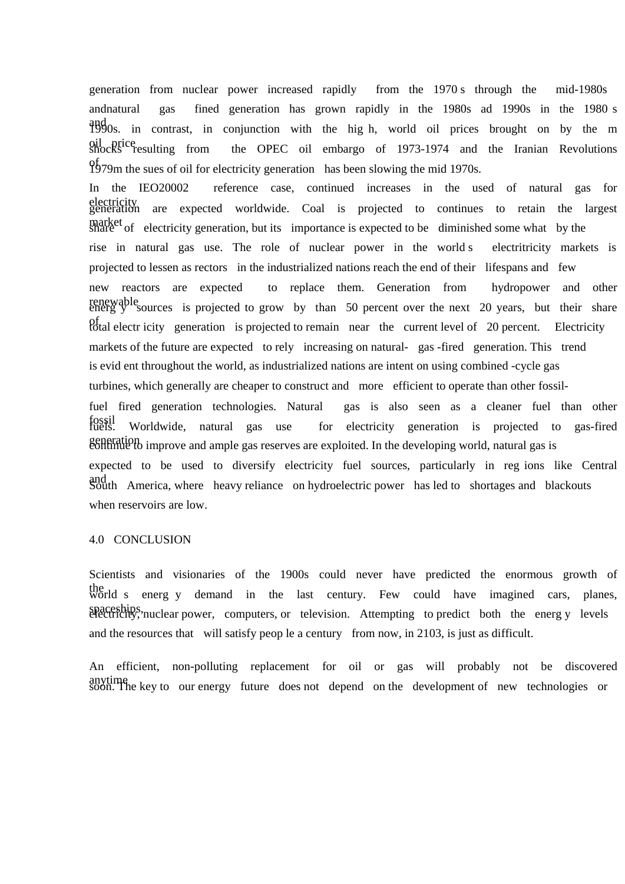generation from nuclear power increased rapidly from the 1970 s through the mid-1980s andnatural gas fined generation has grown rapidly in the 1980s ad 1990s in the 1980 s and 1990s. in contrast, in conjunction with the hig h, world oil prices brought on by the m oil price shocks resulting from the OPEC oil embargo of 1973-1974 and the Iranian Revolutions of 1979m the sues of oil for electricity generation has been slowing the mid 1970s.

In the IEO20002 reference case, continued increases in the used of natural gas for electricity generation are expected worldwide. Coal is projected to continues to retain the largest market share of electricity generation, but its importance is expected to be diminished some what by the rise in natural gas use. The role of nuclear power in the world s electritricity markets is projected to lessen as rectors in the industrialized nations reach the end of their lifespans and few new reactors are expected to replace them. Generation from hydropower and other renewable energ y sources is projected to grow by than 50 percent over the next 20 years, but their share of total electr icity generation is projected to remain near the current level of 20 percent. Electricity markets of the future are expected to rely increasing on natural- gas -fired generation. This trend is evid ent throughout the world, as industrialized nations are intent on using combined -cycle gas turbines, which generally are cheaper to construct and more efficient to operate than other fossil-fuel fired generation technologies. Natural gas is also seen as a cleaner fuel than other fossil fuels. Worldwide, natural gas use for electricity generation is projected to gas-fired generation continue to improve and ample gas reserves are exploited. In the developing world, natural gas is expected to be used to diversify electricity fuel sources, particularly in reg ions like Central and South America, where heavy reliance on hydroelectric power has led to shortages and blackouts when reservoirs are low.

## 4.0 CONCLUSION

Scientists and visionaries of the 1900s could never have predicted the enormous growth of the world s energ y demand in the last century. Few could have imagined cars, planes, spaceships, electricity, nuclear power, computers, or television. Attempting to predict both the energ y levels and the resources that will satisfy peop le a century from now, in 2103, is just as difficult.

An efficient, non-polluting replacement for oil or gas will probably not be discovered anytime soon. The key to our energy future does not depend on the development of new technologies or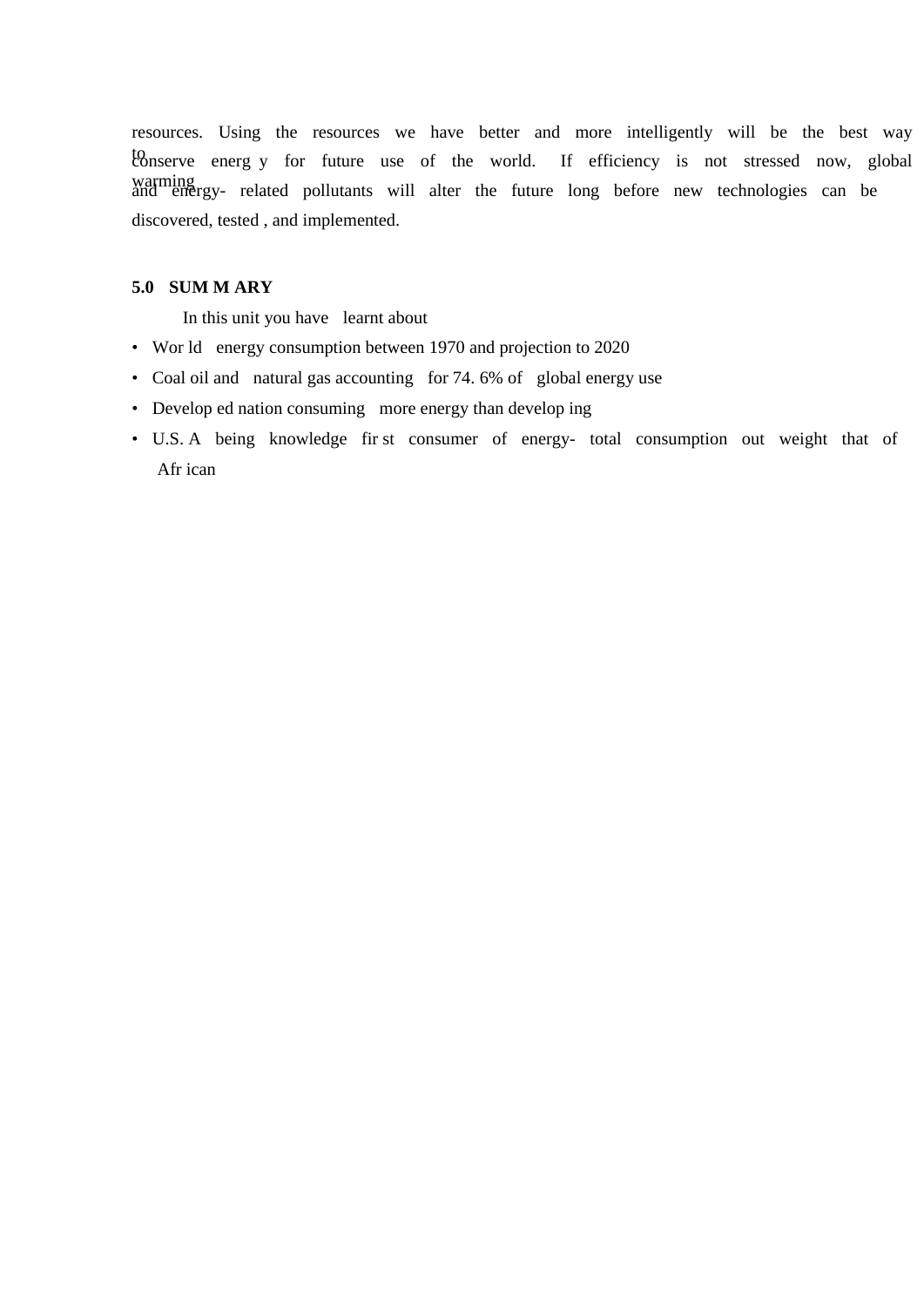resources. Using the resources we have better and more intelligently will be the best way to conserve energ y for future use of the world. If efficiency is not stressed now, global warming and energy- related pollutants will alter the future long before new technologies can be discovered, tested , and implemented.

## 5.0 SUM M ARY

In this unit you have learnt about

- Wor ld energy consumption between 1970 and projection to 2020
- Coal oil and natural gas accounting for 74. 6% of global energy use
- Develop ed nation consuming more energy than develop ing
- U.S. A being knowledge fir st consumer of energy- total consumption out weight that of Afr ican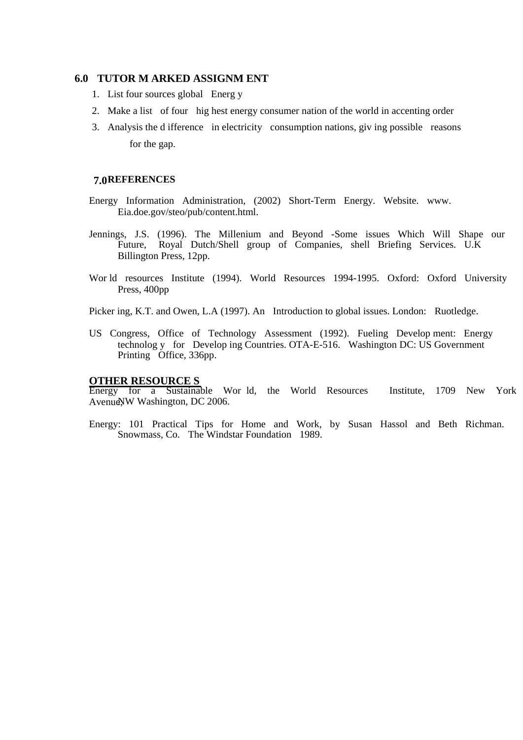## 6.0 TUTOR MARKED ASSIGNMENT

1. List four sources global Energy
2. Make a list of four highest energy consumer nation of the world in accenting order
3. Analysis the difference in electricity consumption nations, giving possible reasons for the gap.

## 7.0 REFERENCES

Energy Information Administration, (2002) Short-Term Energy. Website. www. Eia.doe.gov/steo/pub/content.html.

Jennings, J.S. (1996). The Millenium and Beyond -Some issues Which Will Shape our Future, Royal Dutch/Shell group of Companies, shell Briefing Services. U.K Billington Press, 12pp.

World resources Institute (1994). World Resources 1994-1995. Oxford: Oxford University Press, 400pp

Pickering, K.T. and Owen, L.A (1997). An Introduction to global issues. London: Ruotledge.

US Congress, Office of Technology Assessment (1992). Fueling Development: Energy technology for Developing Countries. OTA-E-516. Washington DC: US Government Printing Office, 336pp.

**OTHER RESOURCES**

Energy for a Sustainable World, the World Resources Institute, 1709 New York Avenue, NW Washington, DC 2006.

Energy: 101 Practical Tips for Home and Work, by Susan Hassol and Beth Richman. Snowmass, Co. The Windstar Foundation 1989.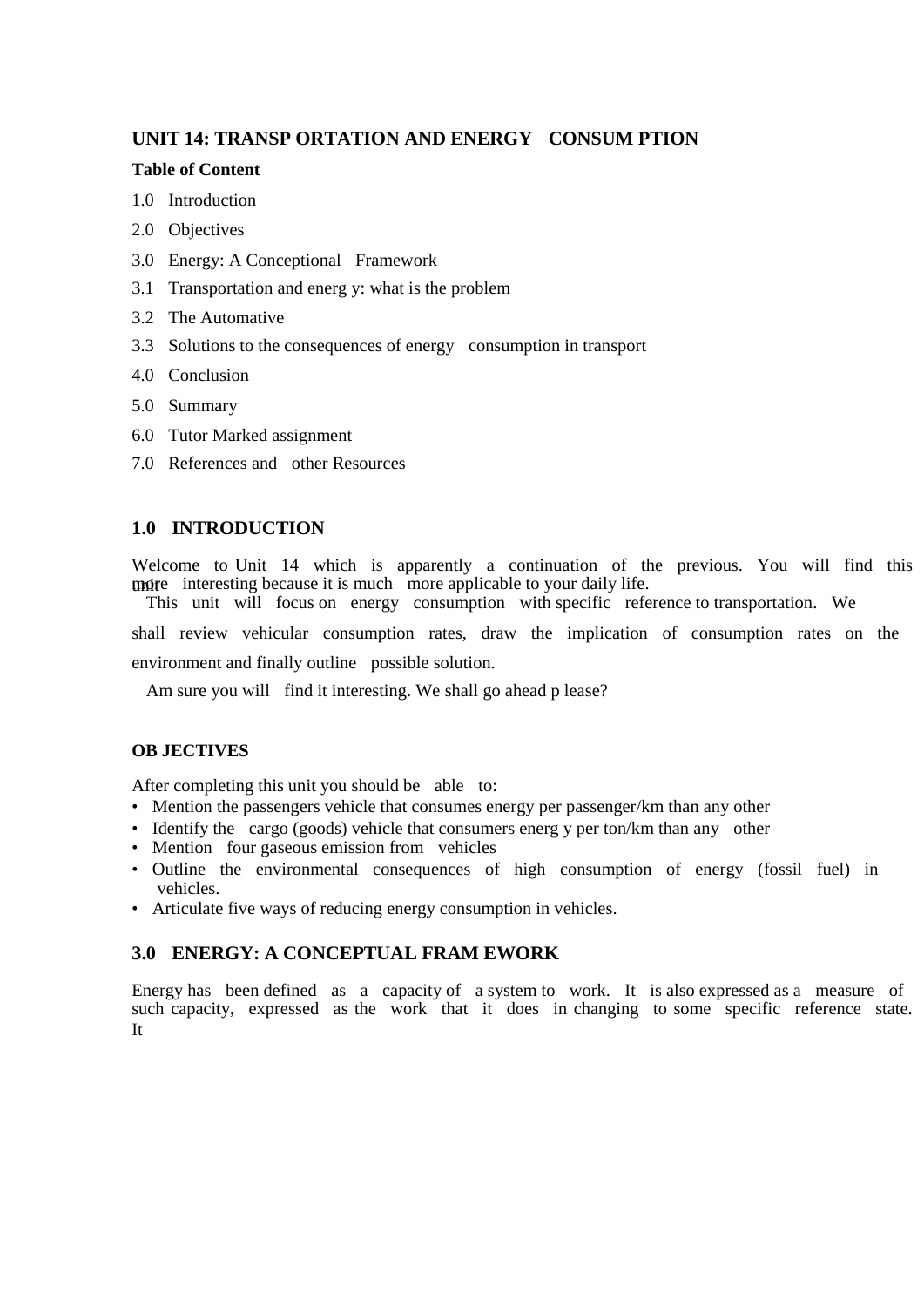## UNIT 14: TRANSPORTATION AND ENERGY CONSUMPTION

**Table of Content**

1.0 Introduction

2.0 Objectives

3.0 Energy: A Conceptional Framework

3.1 Transportation and energy: what is the problem

3.2 The Automative

3.3 Solutions to the consequences of energy consumption in transport

4.0 Conclusion

5.0 Summary

6.0 Tutor Marked assignment

7.0 References and other Resources

### 1.0 INTRODUCTION

Welcome to Unit 14 which is apparently a continuation of the previous. You will find this unit more interesting because it is much more applicable to your daily life.

This unit will focus on energy consumption with specific reference to transportation. We shall review vehicular consumption rates, draw the implication of consumption rates on the environment and finally outline possible solution.

Am sure you will find it interesting. We shall go ahead please?

**OBJECTIVES**

After completing this unit you should be able to:

- Mention the passengers vehicle that consumes energy per passenger/km than any other
- Identify the cargo (goods) vehicle that consumers energy per ton/km than any other
- Mention four gaseous emission from vehicles
- Outline the environmental consequences of high consumption of energy (fossil fuel) in vehicles.
- Articulate five ways of reducing energy consumption in vehicles.

### 3.0 ENERGY: A CONCEPTUAL FRAMEWORK

Energy has been defined as a capacity of a system to work. It is also expressed as a measure of such capacity, expressed as the work that it does in changing to some specific reference state. It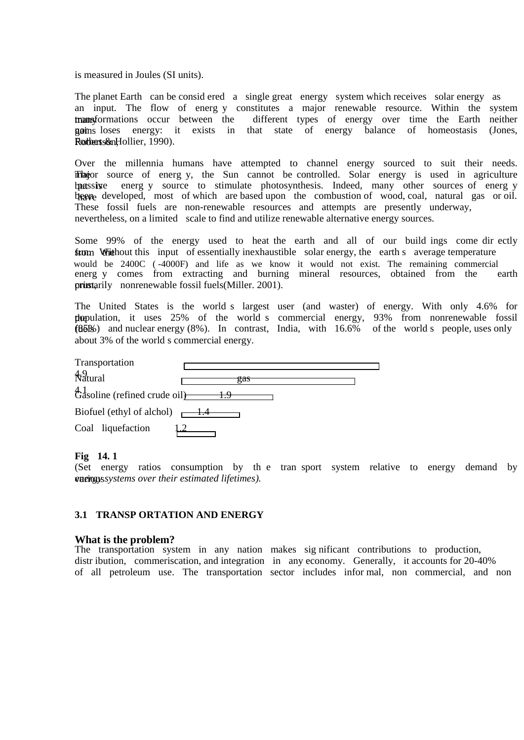is measured in Joules (SI units).

The planet Earth can be considered a single great energy system which receives solar energy as an input. The flow of energy constitutes a major renewable resource. Within the system many transformations occur between the different types of energy over time the Earth neither gains nor loses energy: it exists in that state of energy balance of homeostasis (Jones, Robertson, Forbes & Hollier, 1990).

Over the millennia humans have attempted to channel energy sourced to suit their needs. The major source of energy, the Sun cannot be controlled. Solar energy is used in agriculture but is a passive energy source to stimulate photosynthesis. Indeed, many other sources of energy have been developed, most of which are based upon the combustion of wood, coal, natural gas or oil. These fossil fuels are non-renewable resources and attempts are presently underway, nevertheless, on a limited scale to find and utilize renewable alternative energy sources.

Some 99% of the energy used to heat the earth and all of our buildings come directly from the sun. Without this input of essentially inexhaustible solar energy, the earth s average temperature would be 2400C (-4000F) and life as we know it would not exist. The remaining commercial energy comes from extracting and burning mineral resources, obtained from the earth crust, primarily nonrenewable fossil fuels(Miller. 2001).

The United States is the world s largest user (and waster) of energy. With only 4.6% for the population, it uses 25% of the world s commercial energy, 93% from nonrenewable fossil fuels (85%) and nuclear energy (8%). In contrast, India, with 16.6% of the world s people, uses only about 3% of the world s commercial energy.

| Energy system | Ratio |
|---|---|
| Transportation | 4.9 |
| Natural gas | 4.1 |
| Gasoline (refined crude oil) | 1.9 |
| Biofuel (ethyl of alchol) | 1.4 |
| Coal liquefaction | 1.2 |

**Fig 14. 1**
(Set energy ratios consumption by the transport system relative to energy demand by various *energy systems over their estimated lifetimes).*

### 3.1 TRANSPORTATION AND ENERGY

**What is the problem?**

The transportation system in any nation makes significant contributions to production, distribution, commeriscation, and integration in any economy. Generally, it accounts for 20-40% of all petroleum use. The transportation sector includes informal, non commercial, and non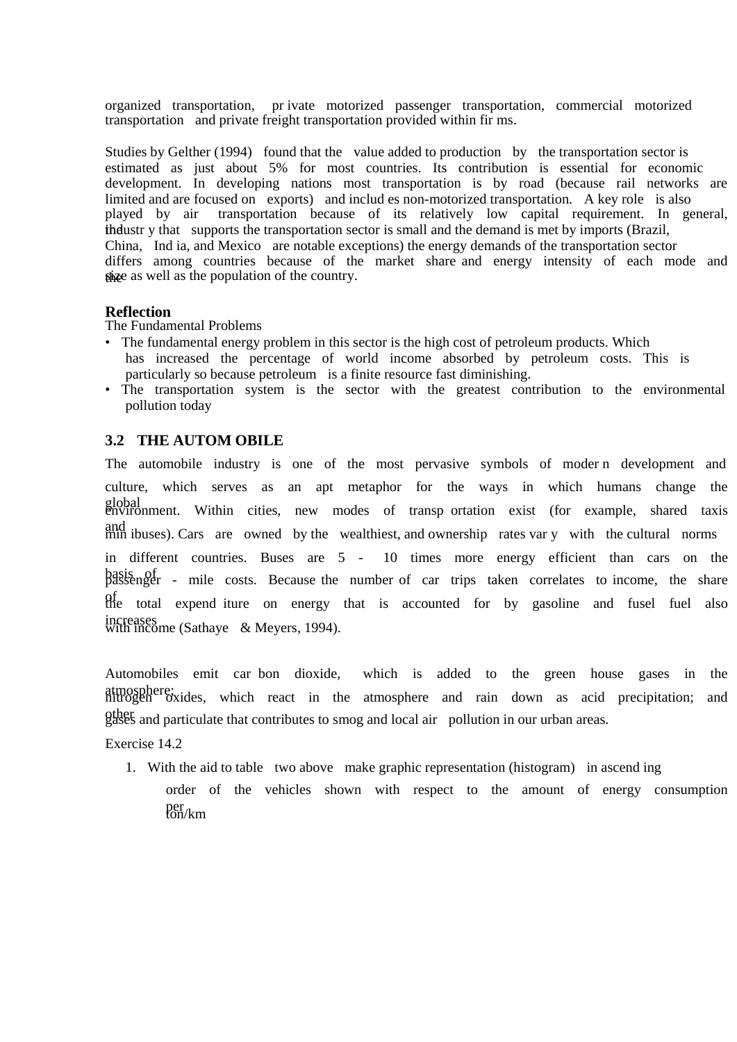organized transportation, private motorized passenger transportation, commercial motorized transportation and private freight transportation provided within firms.

Studies by Gelther (1994) found that the value added to production by the transportation sector is estimated as just about 5% for most countries. Its contribution is essential for economic development. In developing nations most transportation is by road (because rail networks are limited and are focused on exports) and includes non-motorized transportation. A key role is also played by air transportation because of its relatively low capital requirement. In general, the industry that supports the transportation sector is small and the demand is met by imports (Brazil, China, India, and Mexico are notable exceptions) the energy demands of the transportation sector differs among countries because of the market share and energy intensity of each mode and the size as well as the population of the country.

**Reflection**

The Fundamental Problems

- The fundamental energy problem in this sector is the high cost of petroleum products. Which has increased the percentage of world income absorbed by petroleum costs. This is particularly so because petroleum is a finite resource fast diminishing.
- The transportation system is the sector with the greatest contribution to the environmental pollution today

### 3.2 THE AUTOMOBILE

The automobile industry is one of the most pervasive symbols of modern development and culture, which serves as an apt metaphor for the ways in which humans change the global environment. Within cities, new modes of transportation exist (for example, shared taxis and minibuses). Cars are owned by the wealthiest, and ownership rates vary with the cultural norms in different countries. Buses are 5 - 10 times more energy efficient than cars on the basis of passenger - mile costs. Because the number of car trips taken correlates to income, the share of the total expenditure on energy that is accounted for by gasoline and fusel fuel also increases with income (Sathaye & Meyers, 1994).

Automobiles emit carbon dioxide, which is added to the green house gases in the atmosphere; nitrogen oxides, which react in the atmosphere and rain down as acid precipitation; and other gases and particulate that contributes to smog and local air pollution in our urban areas.

Exercise 14.2

1. With the aid to table two above make graphic representation (histogram) in ascending order of the vehicles shown with respect to the amount of energy consumption per ton/km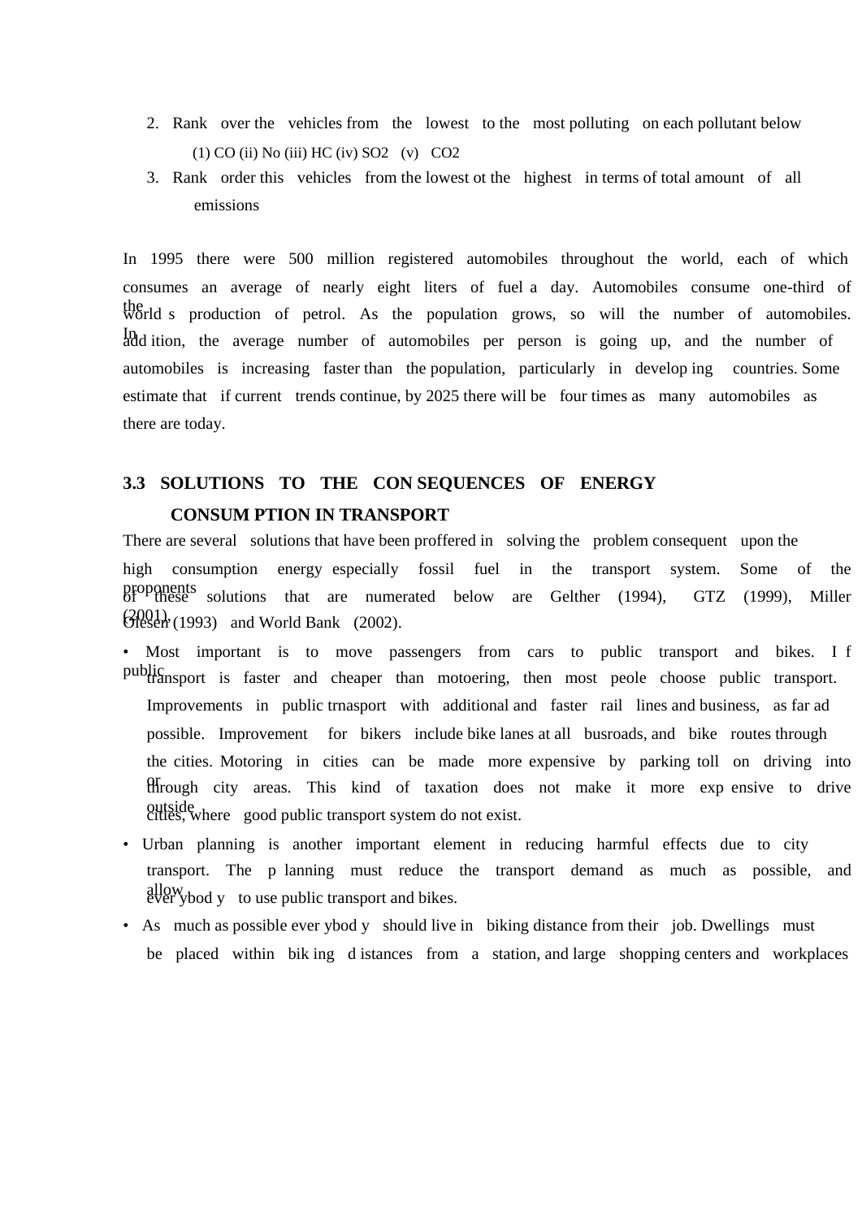2. Rank over the vehicles from the lowest to the most polluting on each pollutant below

   (1) CO (ii) No (iii) HC (iv) SO2 (v) CO2

3. Rank order this vehicles from the lowest ot the highest in terms of total amount of all emissions

In 1995 there were 500 million registered automobiles throughout the world, each of which consumes an average of nearly eight liters of fuel a day. Automobiles consume one-third of the world s production of petrol. As the population grows, so will the number of automobiles. In add ition, the average number of automobiles per person is going up, and the number of automobiles is increasing faster than the population, particularly in develop ing countries. Some estimate that if current trends continue, by 2025 there will be four times as many automobiles as there are today.

## 3.3 SOLUTIONS TO THE CON SEQUENCES OF ENERGY CONSUM PTION IN TRANSPORT

There are several solutions that have been proffered in solving the problem consequent upon the high consumption energy especially fossil fuel in the transport system. Some of the proponents of these solutions that are numerated below are Gelther (1994), GTZ (1999), Miller (2001), Giesen (1993) and World Bank (2002).

- Most important is to move passengers from cars to public transport and bikes. I f public transport is faster and cheaper than motoering, then most peole choose public transport. Improvements in public trnasport with additional and faster rail lines and business, as far ad possible. Improvement for bikers include bike lanes at all busroads, and bike routes through the cities. Motoring in cities can be made more expensive by parking toll on driving into or through city areas. This kind of taxation does not make it more exp ensive to drive outside cities, where good public transport system do not exist.
- Urban planning is another important element in reducing harmful effects due to city transport. The p lanning must reduce the transport demand as much as possible, and allow ever ybod y to use public transport and bikes.
- As much as possible ever ybod y should live in biking distance from their job. Dwellings must be placed within bik ing d istances from a station, and large shopping centers and workplaces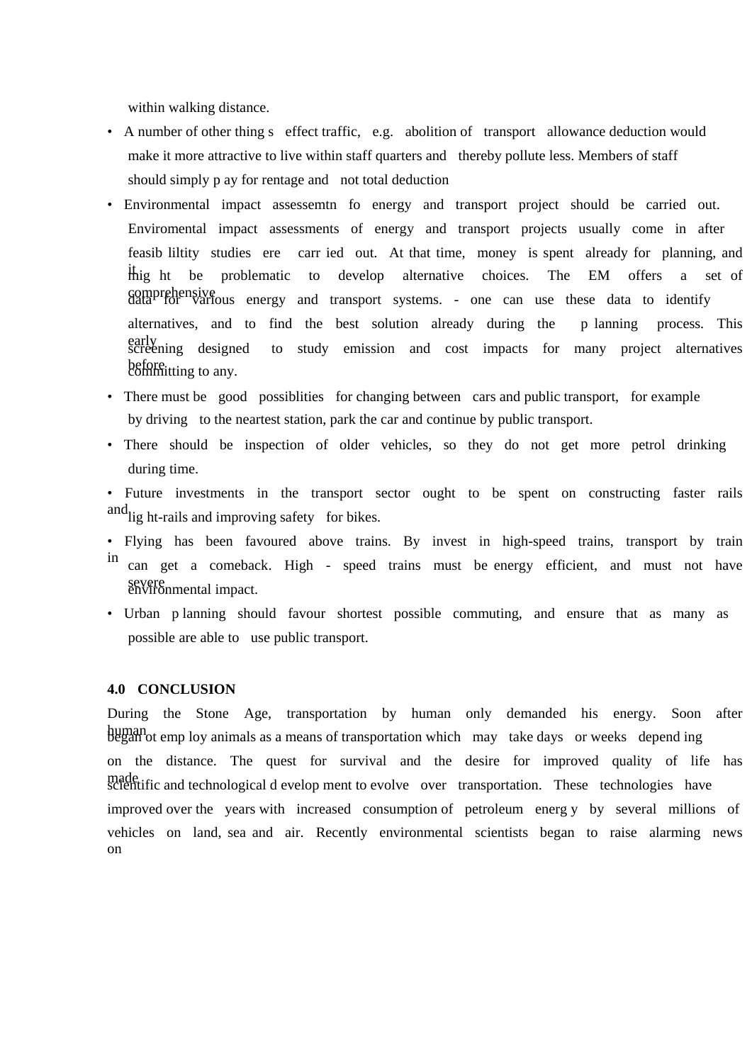within walking distance.

- A number of other thing s effect traffic, e.g. abolition of transport allowance deduction would make it more attractive to live within staff quarters and thereby pollute less. Members of staff should simply p ay for rentage and not total deduction
- Environmental impact assessemtn fo energy and transport project should be carried out. Enviromental impact assessments of energy and transport projects usually come in after feasib liltity studies ere carr ied out. At that time, money is spent already for planning, and it mig ht be problematic to develop alternative choices. The EM offers a set of comprehensive data for various energy and transport systems. - one can use these data to identify alternatives, and to find the best solution already during the p lanning process. This early screening designed to study emission and cost impacts for many project alternatives before committing to any.
- There must be good possiblities for changing between cars and public transport, for example by driving to the neartest station, park the car and continue by public transport.
- There should be inspection of older vehicles, so they do not get more petrol drinking during time.
- Future investments in the transport sector ought to be spent on constructing faster rails and lig ht-rails and improving safety for bikes.
- Flying has been favoured above trains. By invest in high-speed trains, transport by train in can get a comeback. High - speed trains must be energy efficient, and must not have severe environmental impact.
- Urban p lanning should favour shortest possible commuting, and ensure that as many as possible are able to use public transport.

## 4.0 CONCLUSION

During the Stone Age, transportation by human only demanded his energy. Soon after human began ot emp loy animals as a means of transportation which may take days or weeks depend ing on the distance. The quest for survival and the desire for improved quality of life has made scientific and technological d evelop ment to evolve over transportation. These technologies have improved over the years with increased consumption of petroleum energ y by several millions of vehicles on land, sea and air. Recently environmental scientists began to raise alarming news on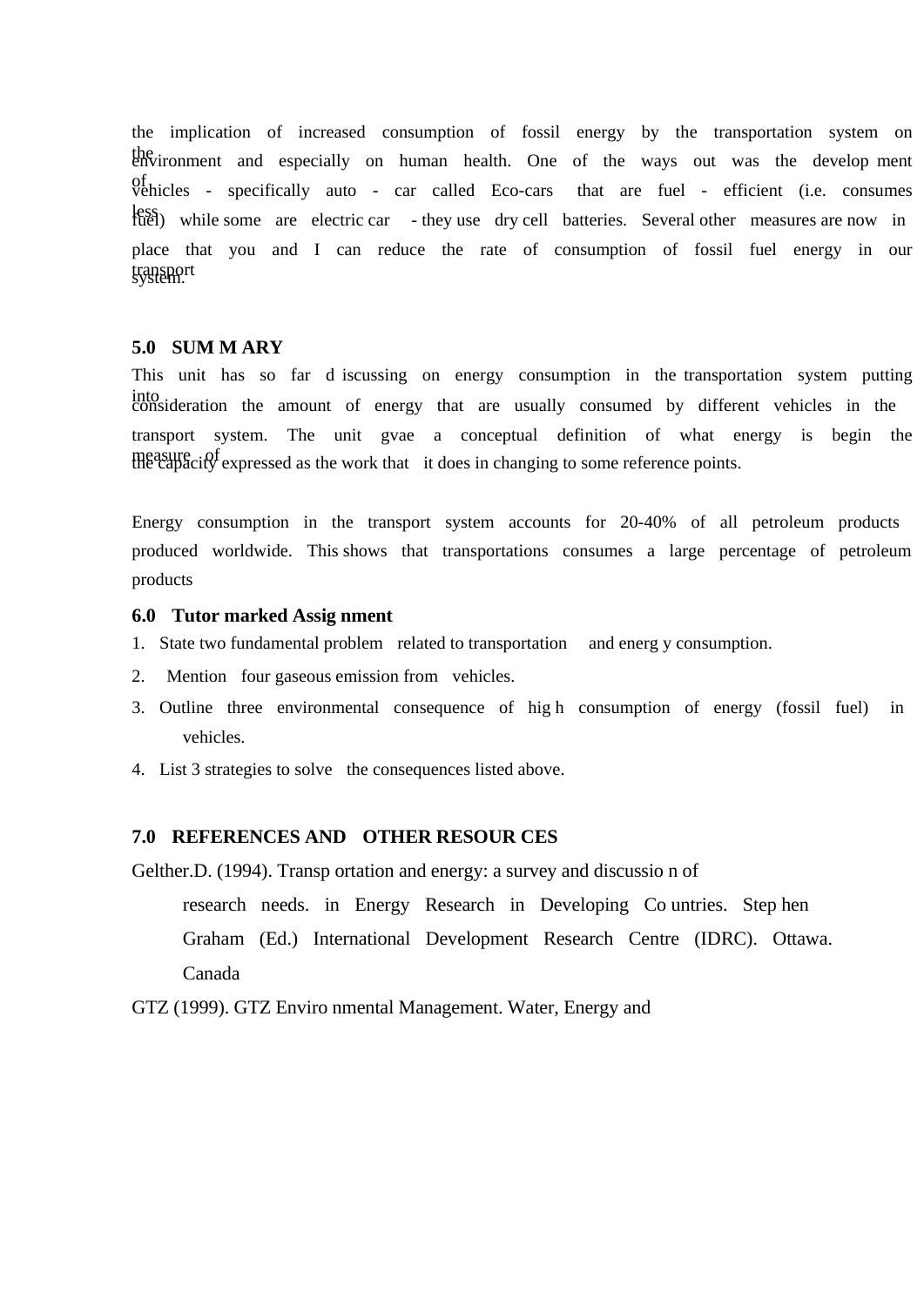the implication of increased consumption of fossil energy by the transportation system on the environment and especially on human health. One of the ways out was the development of vehicles - specifically auto - car called Eco-cars that are fuel - efficient (i.e. consumes less fuel) while some are electric car - they use dry cell batteries. Several other measures are now in place that you and I can reduce the rate of consumption of fossil fuel energy in our transport system.

## 5.0 SUMMARY

This unit has so far discussing on energy consumption in the transportation system putting into consideration the amount of energy that are usually consumed by different vehicles in the transport system. The unit gvae a conceptual definition of what energy is begin the measure of the capacity expressed as the work that it does in changing to some reference points.

Energy consumption in the transport system accounts for 20-40% of all petroleum products produced worldwide. This shows that transportations consumes a large percentage of petroleum products

## 6.0 Tutor marked Assignment

1. State two fundamental problem related to transportation and energy consumption.
2. Mention four gaseous emission from vehicles.
3. Outline three environmental consequence of high consumption of energy (fossil fuel) in vehicles.
4. List 3 strategies to solve the consequences listed above.

## 7.0 REFERENCES AND OTHER RESOURCES

Gelther.D. (1994). Transportation and energy: a survey and discussion of research needs. in Energy Research in Developing Countries. Stephen Graham (Ed.) International Development Research Centre (IDRC). Ottawa. Canada

GTZ (1999). GTZ Environmental Management. Water, Energy and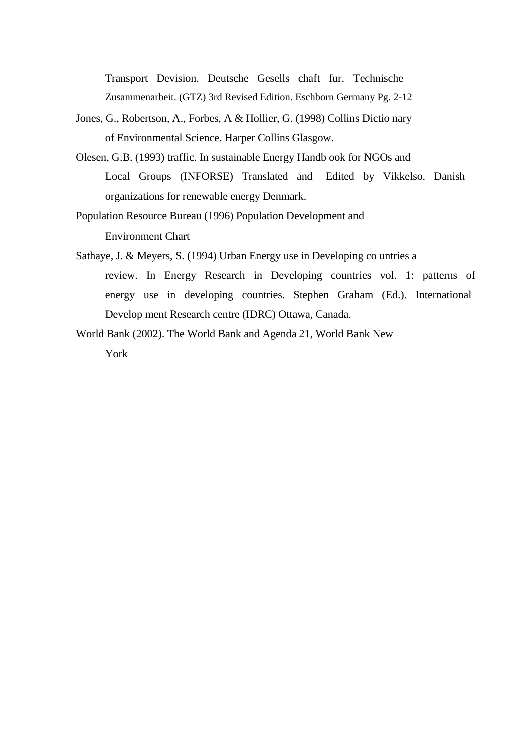Transport Devision. Deutsche Gesells chaft fur. Technische Zusammenarbeit. (GTZ) 3rd Revised Edition. Eschborn Germany Pg. 2-12

Jones, G., Robertson, A., Forbes, A & Hollier, G. (1998) Collins Dictio nary of Environmental Science. Harper Collins Glasgow.

Olesen, G.B. (1993) traffic. In sustainable Energy Handb ook for NGOs and Local Groups (INFORSE) Translated and Edited by Vikkelso. Danish organizations for renewable energy Denmark.

Population Resource Bureau (1996) Population Development and Environment Chart

Sathaye, J. & Meyers, S. (1994) Urban Energy use in Developing co untries a review. In Energy Research in Developing countries vol. 1: patterns of energy use in developing countries. Stephen Graham (Ed.). International Develop ment Research centre (IDRC) Ottawa, Canada.

World Bank (2002). The World Bank and Agenda 21, World Bank New York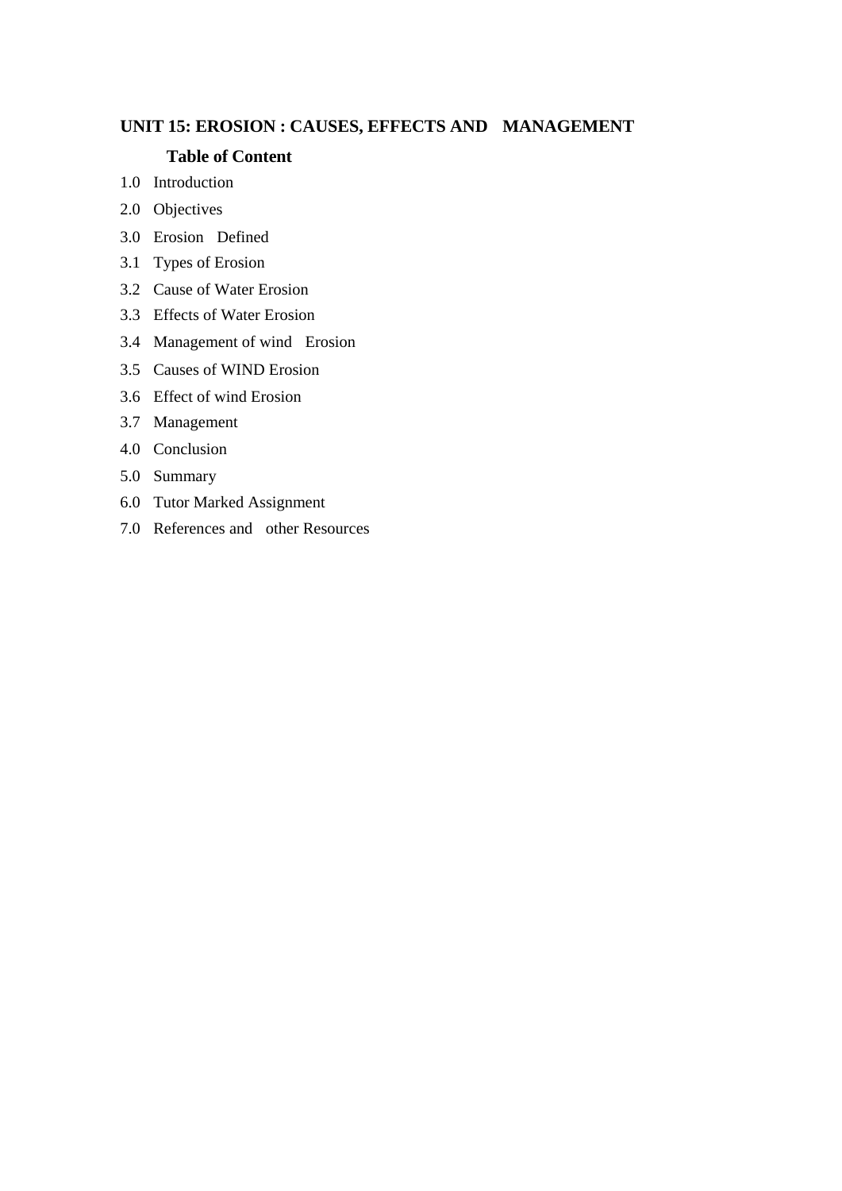## UNIT 15: EROSION : CAUSES, EFFECTS AND MANAGEMENT

### Table of Content

1.0 Introduction

2.0 Objectives

3.0 Erosion Defined

3.1 Types of Erosion

3.2 Cause of Water Erosion

3.3 Effects of Water Erosion

3.4 Management of wind Erosion

3.5 Causes of WIND Erosion

3.6 Effect of wind Erosion

3.7 Management

4.0 Conclusion

5.0 Summary

6.0 Tutor Marked Assignment

7.0 References and other Resources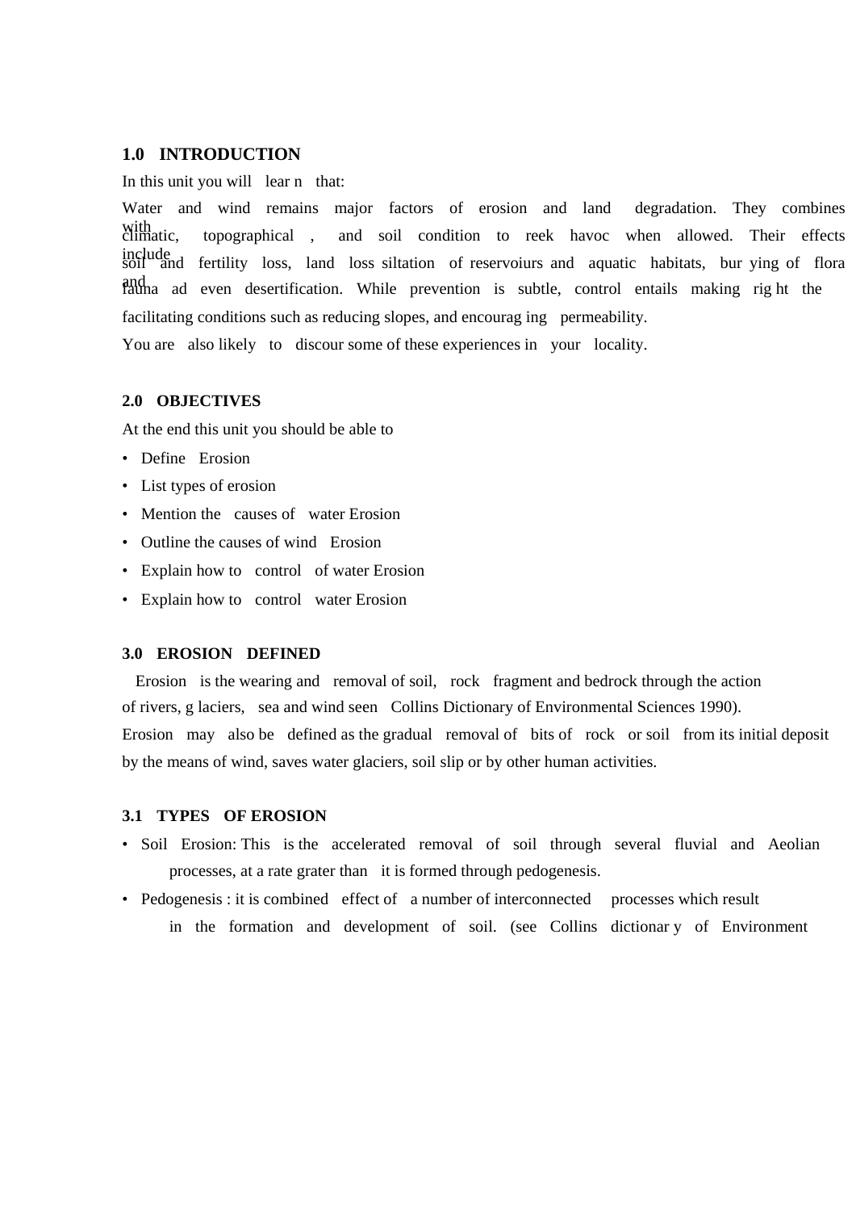## 1.0 INTRODUCTION

In this unit you will learn that:

Water and wind remains major factors of erosion and land degradation. They combines with climatic, topographical , and soil condition to reek havoc when allowed. Their effects include soil and fertility loss, land loss siltation of reservoiurs and aquatic habitats, burying of flora and fauna ad even desertification. While prevention is subtle, control entails making right the facilitating conditions such as reducing slopes, and encouraging permeability.

You are also likely to discour some of these experiences in your locality.

## 2.0 OBJECTIVES

At the end this unit you should be able to

- Define Erosion
- List types of erosion
- Mention the causes of water Erosion
- Outline the causes of wind Erosion
- Explain how to control of water Erosion
- Explain how to control water Erosion

## 3.0 EROSION DEFINED

Erosion is the wearing and removal of soil, rock fragment and bedrock through the action of rivers, glaciers, sea and wind seen Collins Dictionary of Environmental Sciences 1990).

Erosion may also be defined as the gradual removal of bits of rock or soil from its initial deposit by the means of wind, saves water glaciers, soil slip or by other human activities.

### 3.1 TYPES OF EROSION

- Soil Erosion: This is the accelerated removal of soil through several fluvial and Aeolian processes, at a rate grater than it is formed through pedogenesis.
- Pedogenesis : it is combined effect of a number of interconnected processes which result in the formation and development of soil. (see Collins dictionary of Environment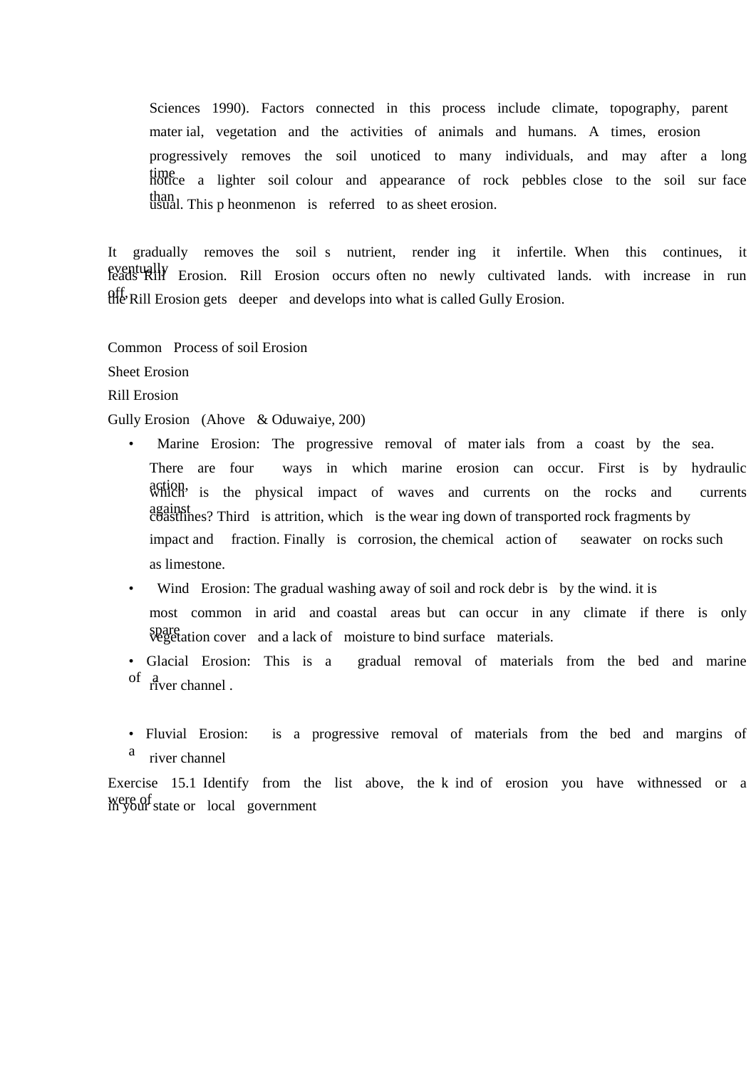Sciences 1990). Factors connected in this process include climate, topography, parent mater ial, vegetation and the activities of animals and humans. A times, erosion progressively removes the soil unoticed to many individuals, and may after a long time notice a lighter soil colour and appearance of rock pebbles close to the soil sur face than usual. This p heonmenon is referred to as sheet erosion.

It gradually removes the soil s nutrient, render ing it infertile. When this continues, it eventually leads Rill Erosion. Rill Erosion occurs often no newly cultivated lands. with increase in run off, the Rill Erosion gets deeper and develops into what is called Gully Erosion.

Common Process of soil Erosion

Sheet Erosion

Rill Erosion

Gully Erosion (Ahove & Oduwaiye, 200)

- Marine Erosion: The progressive removal of mater ials from a coast by the sea. There are four ways in which marine erosion can occur. First is by hydraulic action, which is the physical impact of waves and currents on the rocks and currents against coastlines? Third is attrition, which is the wear ing down of transported rock fragments by impact and fraction. Finally is corrosion, the chemical action of seawater on rocks such as limestone.
- Wind Erosion: The gradual washing away of soil and rock debr is by the wind. it is most common in arid and coastal areas but can occur in any climate if there is only spare vegetation cover and a lack of moisture to bind surface materials.
- Glacial Erosion: This is a gradual removal of materials from the bed and marine of a river channel .

- Fluvial Erosion: is a progressive removal of materials from the bed and margins of a river channel

Exercise 15.1 Identify from the list above, the k ind of erosion you have withnessed or a were of in your state or local government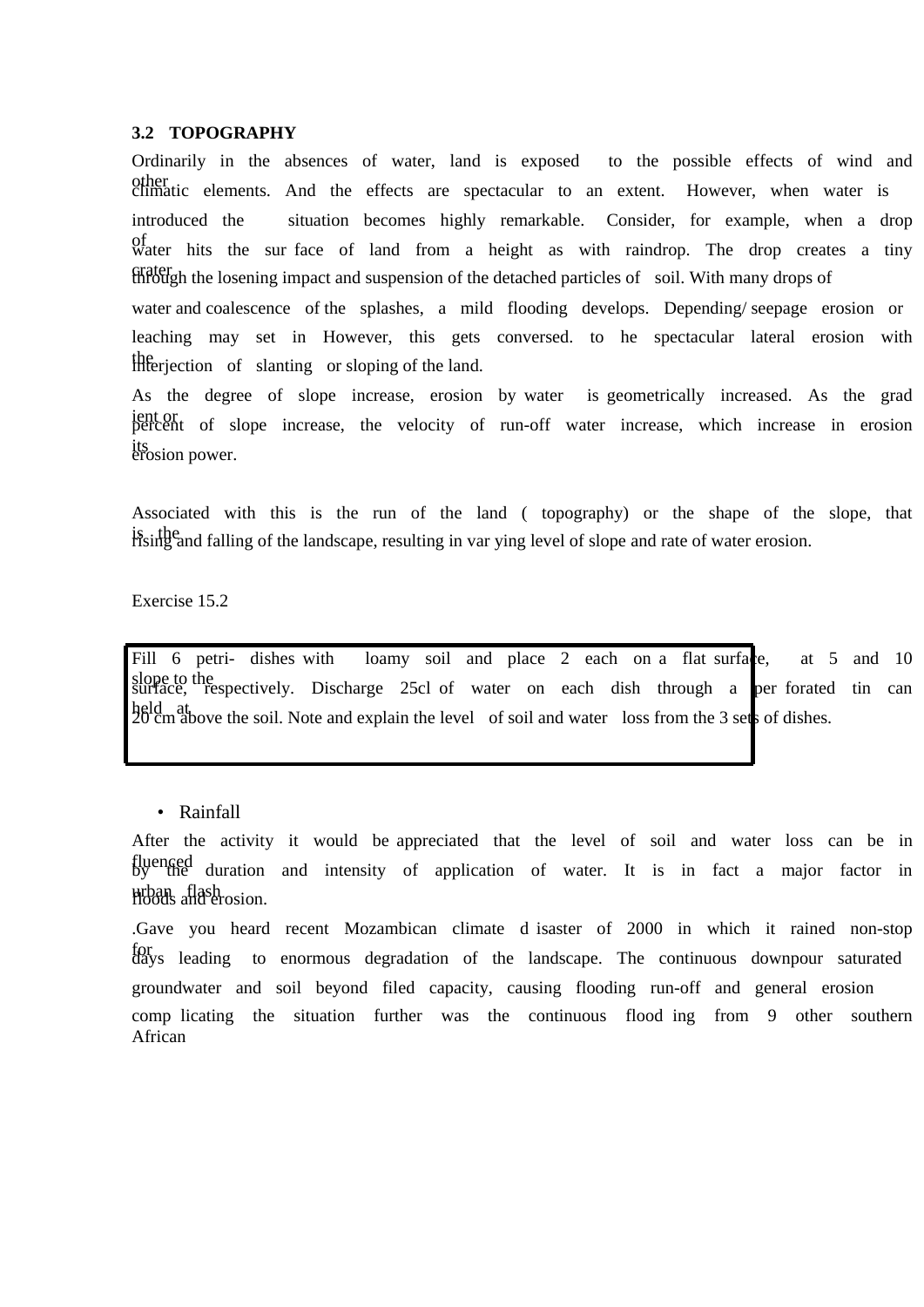### 3.2 TOPOGRAPHY

Ordinarily in the absences of water, land is exposed to the possible effects of wind and other climatic elements. And the effects are spectacular to an extent. However, when water is introduced the situation becomes highly remarkable. Consider, for example, when a drop of water hits the sur face of land from a height as with raindrop. The drop creates a tiny crater through the losening impact and suspension of the detached particles of soil. With many drops of water and coalescence of the splashes, a mild flooding develops. Depending/ seepage erosion or leaching may set in However, this gets conversed. to he spectacular lateral erosion with the interjection of slanting or sloping of the land.

As the degree of slope increase, erosion by water is geometrically increased. As the grad ient or percent of slope increase, the velocity of run-off water increase, which increase in erosion its erosion power.

Associated with this is the run of the land ( topography) or the shape of the slope, that is the rising and falling of the landscape, resulting in var ying level of slope and rate of water erosion.

Exercise 15.2

Fill 6 petri- dishes with loamy soil and place 2 each on a flat surface, at 5 and 10 slope to the surface, respectively. Discharge 25cl of water on each dish through a per forated tin can held at 20 cm above the soil. Note and explain the level of soil and water loss from the 3 sets of dishes.

- Rainfall

After the activity it would be appreciated that the level of soil and water loss can be in fluenced by the duration and intensity of application of water. It is in fact a major factor in urban flash floods and erosion.

.Gave you heard recent Mozambican climate d isaster of 2000 in which it rained non-stop for days leading to enormous degradation of the landscape. The continuous downpour saturated groundwater and soil beyond filed capacity, causing flooding run-off and general erosion comp licating the situation further was the continuous flood ing from 9 other southern African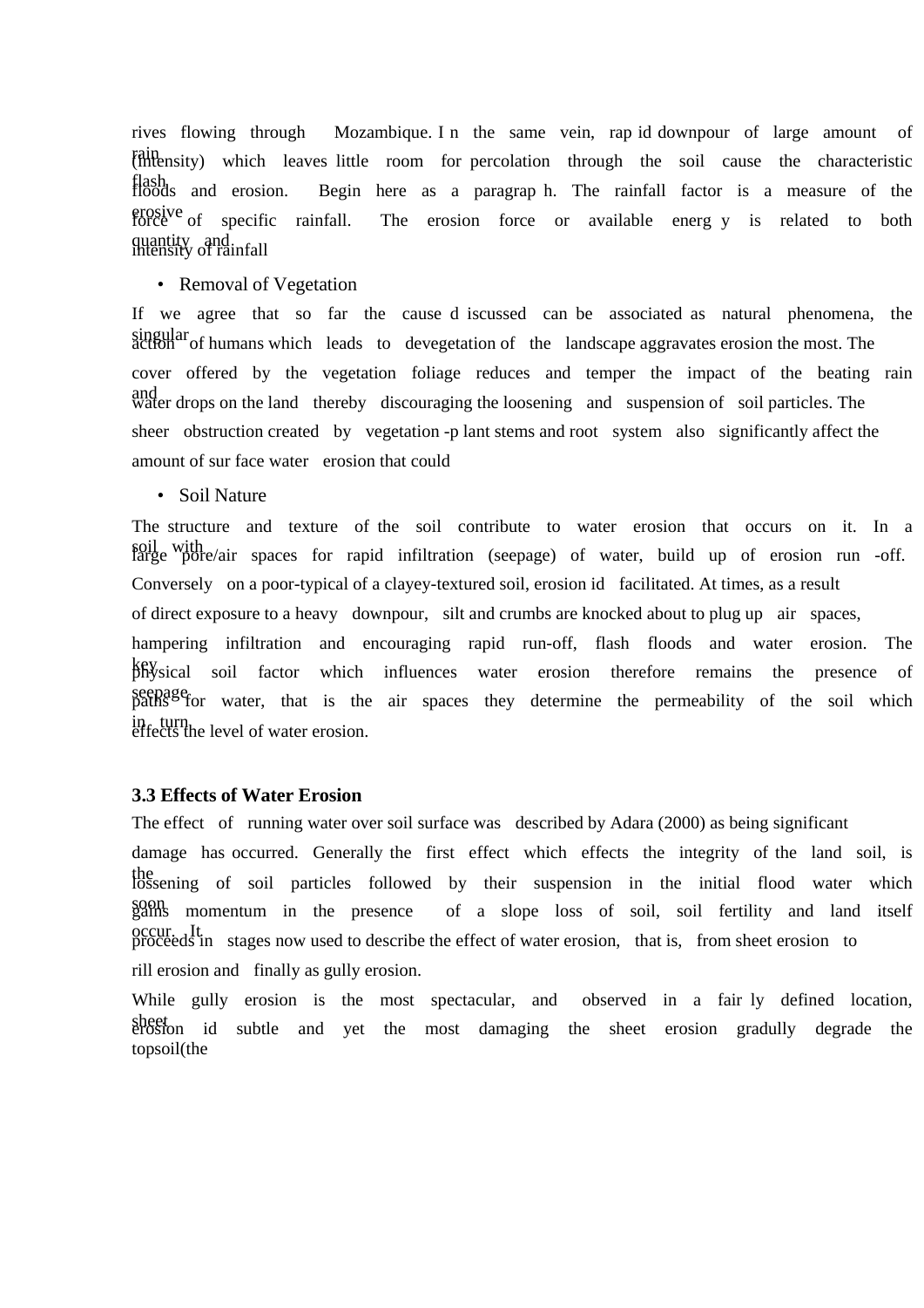rives flowing through Mozambique. I n the same vein, rap id downpour of large amount of rain (intensity) which leaves little room for percolation through the soil cause the characteristic flash floods and erosion. Begin here as a paragrap h. The rainfall factor is a measure of the erosive force of specific rainfall. The erosion force or available energ y is related to both quantity and intensity of rainfall

- Removal of Vegetation

If we agree that so far the cause d iscussed can be associated as natural phenomena, the singular action of humans which leads to devegetation of the landscape aggravates erosion the most. The cover offered by the vegetation foliage reduces and temper the impact of the beating rain and water drops on the land thereby discouraging the loosening and suspension of soil particles. The sheer obstruction created by vegetation -p lant stems and root system also significantly affect the amount of sur face water erosion that could

- Soil Nature

The structure and texture of the soil contribute to water erosion that occurs on it. In a soil with large pore/air spaces for rapid infiltration (seepage) of water, build up of erosion run -off. Conversely on a poor-typical of a clayey-textured soil, erosion id facilitated. At times, as a result of direct exposure to a heavy downpour, silt and crumbs are knocked about to plug up air spaces, hampering infiltration and encouraging rapid run-off, flash floods and water erosion. The key physical soil factor which influences water erosion therefore remains the presence of seepage paths for water, that is the air spaces they determine the permeability of the soil which in turn effects the level of water erosion.

### 3.3 Effects of Water Erosion

The effect of running water over soil surface was described by Adara (2000) as being significant damage has occurred. Generally the first effect which effects the integrity of the land soil, is the lossening of soil particles followed by their suspension in the initial flood water which soon gains momentum in the presence of a slope loss of soil, soil fertility and land itself occur. It proceeds in stages now used to describe the effect of water erosion, that is, from sheet erosion to rill erosion and finally as gully erosion.

While gully erosion is the most spectacular, and observed in a fair ly defined location, sheet erosion id subtle and yet the most damaging the sheet erosion gradully degrade the topsoil(the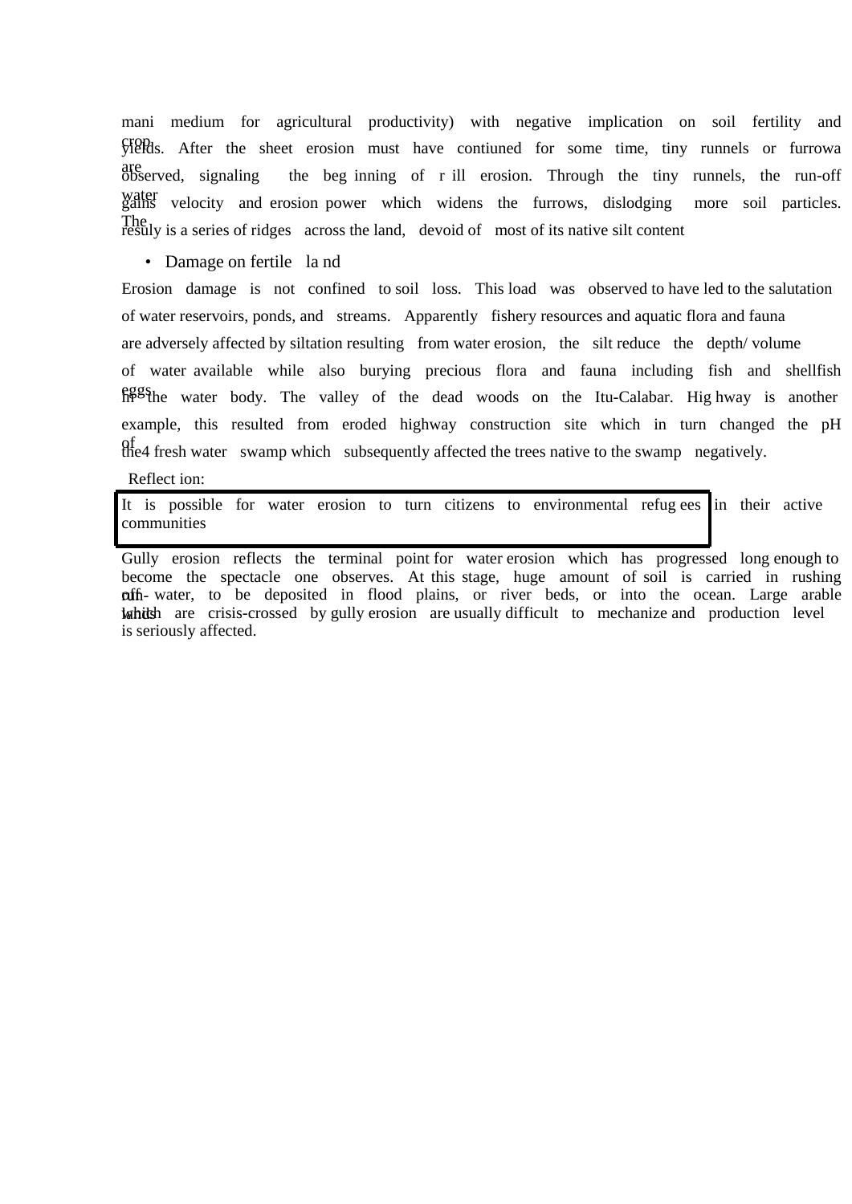mani medium for agricultural productivity) with negative implication on soil fertility and crop yields. After the sheet erosion must have contiuned for some time, tiny runnels or furrowa are observed, signaling the beg inning of r ill erosion. Through the tiny runnels, the run-off water gains velocity and erosion power which widens the furrows, dislodging more soil particles. The resuly is a series of ridges across the land, devoid of most of its native silt content

- Damage on fertile la nd

Erosion damage is not confined to soil loss. This load was observed to have led to the salutation of water reservoirs, ponds, and streams. Apparently fishery resources and aquatic flora and fauna are adversely affected by siltation resulting from water erosion, the silt reduce the depth/ volume of water available while also burying precious flora and fauna including fish and shellfish eggs in the water body. The valley of the dead woods on the Itu-Calabar. Hig hway is another example, this resulted from eroded highway construction site which in turn changed the pH of the4 fresh water swamp which subsequently affected the trees native to the swamp negatively.

Reflect ion:

It is possible for water erosion to turn citizens to environmental refug ees in their active communities

Gully erosion reflects the terminal point for water erosion which has progressed long enough to become the spectacle one observes. At this stage, huge amount of soil is carried in rushing run- water, to be deposited in flood plains, or river beds, or into the ocean. Large arable lands which are crisis-crossed by gully erosion are usually difficult to mechanize and production level is seriously affected.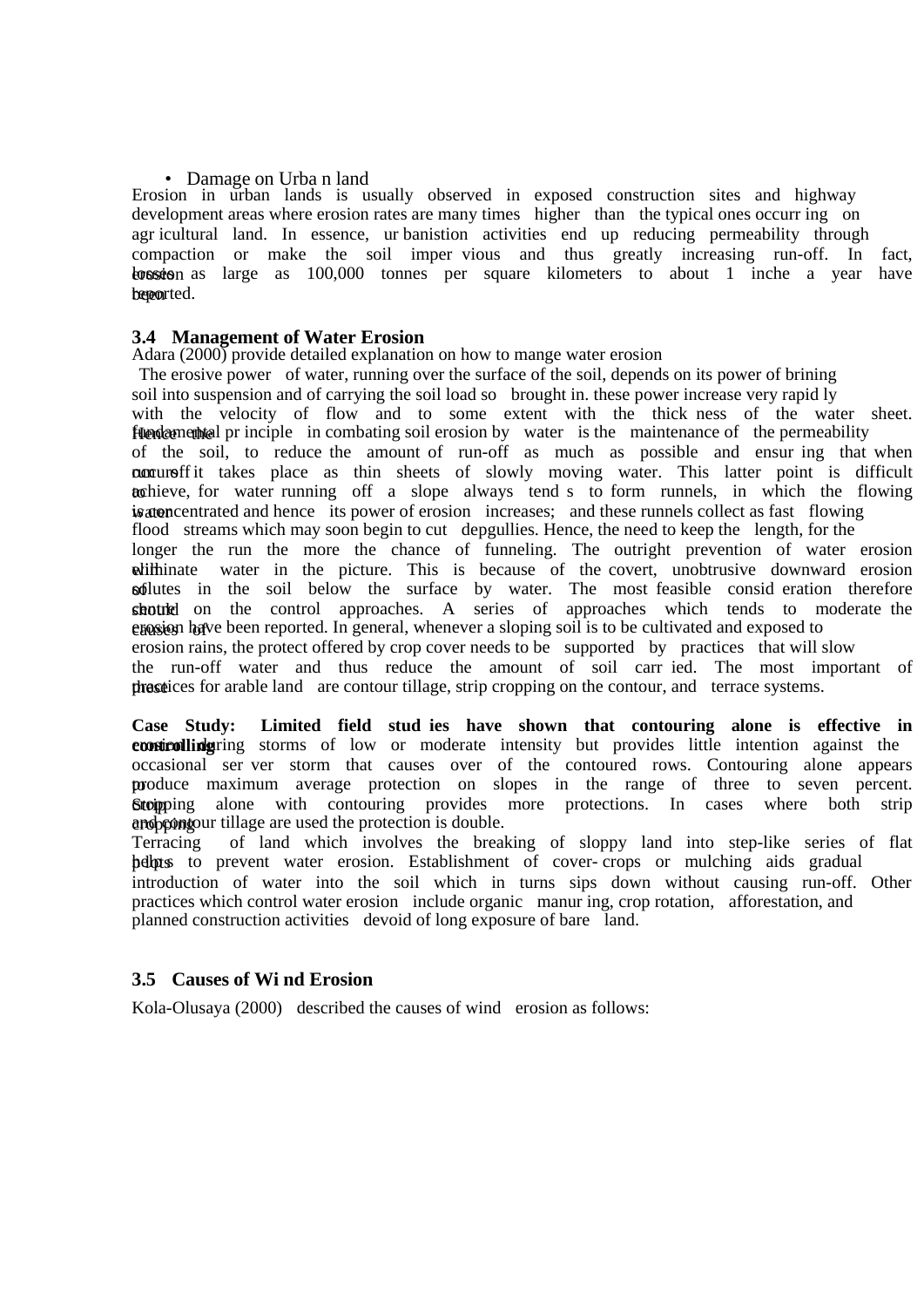- Damage on Urban land

Erosion in urban lands is usually observed in exposed construction sites and highway development areas where erosion rates are many times higher than the typical ones occurring on agricultural land. In essence, urbanistion activities end up reducing permeability through compaction or make the soil impervious and thus greatly increasing run-off. In fact, erosion losses as large as 100,000 tonnes per square kilometers to about 1 inche a year have been reported.

### 3.4 Management of Water Erosion

Adara (2000) provide detailed explanation on how to mange water erosion

The erosive power of water, running over the surface of the soil, depends on its power of brining soil into suspension and of carrying the soil load so brought in. these power increase very rapidly with the velocity of flow and to some extent with the thickness of the water sheet. Hence the fundamental principle in combating soil erosion by water is the maintenance of the permeability of the soil, to reduce the amount of run-off as much as possible and ensuring that when run-off occurs it takes place as thin sheets of slowly moving water. This latter point is difficult to achieve, for water running off a slope always tends to form runnels, in which the flowing water is concentrated and hence its power of erosion increases; and these runnels collect as fast flowing flood streams which may soon begin to cut depgullies. Hence, the need to keep the length, for the longer the run the more the chance of funneling. The outright prevention of water erosion will eliminate water in the picture. This is because of the covert, unobtrusive downward erosion of solutes in the soil below the surface by water. The most feasible consideration therefore should center on the control approaches. A series of approaches which tends to moderate the causes of erosion have been reported. In general, whenever a sloping soil is to be cultivated and exposed to erosion rains, the protect offered by crop cover needs to be supported by practices that will slow the run-off water and thus reduce the amount of soil carried. The most important of these practices for arable land are contour tillage, strip cropping on the contour, and terrace systems.

**Case Study: Limited field studies have shown that contouring alone is effective in controlling** erosion during storms of low or moderate intensity but provides little intention against the occasional server storm that causes over of the contoured rows. Contouring alone appears to produce maximum average protection on slopes in the range of three to seven percent. Strip cropping alone with contouring provides more protections. In cases where both strip and contour tillage are used the protection is double.

Terracing of land which involves the breaking of sloppy land into step-like series of flat plots helps to prevent water erosion. Establishment of cover-crops or mulching aids gradual introduction of water into the soil which in turns sips down without causing run-off. Other practices which control water erosion include organic manuring, crop rotation, afforestation, and planned construction activities devoid of long exposure of bare land.

### 3.5 Causes of Wind Erosion

Kola-Olusaya (2000) described the causes of wind erosion as follows: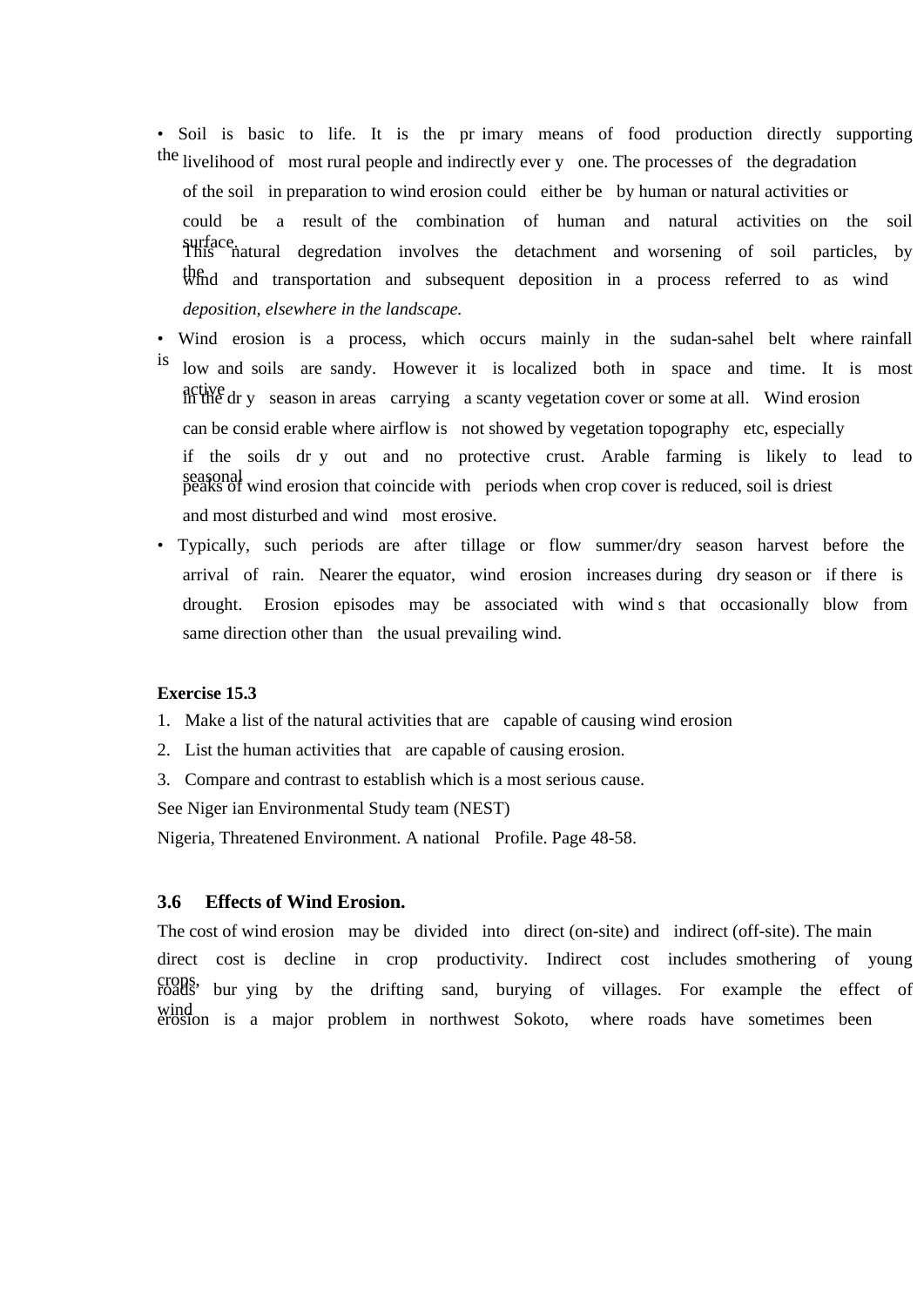- Soil is basic to life. It is the pr imary means of food production directly supporting the livelihood of most rural people and indirectly ever y one. The processes of the degradation of the soil in preparation to wind erosion could either be by human or natural activities or could be a result of the combination of human and natural activities on the soil surface. This natural degredation involves the detachment and worsening of soil particles, by the wind and transportation and subsequent deposition in a process referred to as wind *deposition, elsewhere in the landscape.*
- Wind erosion is a process, which occurs mainly in the sudan-sahel belt where rainfall is low and soils are sandy. However it is localized both in space and time. It is most active in the dr y season in areas carrying a scanty vegetation cover or some at all. Wind erosion can be consid erable where airflow is not showed by vegetation topography etc, especially if the soils dr y out and no protective crust. Arable farming is likely to lead to seasonal peaks of wind erosion that coincide with periods when crop cover is reduced, soil is driest and most disturbed and wind most erosive.
- Typically, such periods are after tillage or flow summer/dry season harvest before the arrival of rain. Nearer the equator, wind erosion increases during dry season or if there is drought. Erosion episodes may be associated with wind s that occasionally blow from same direction other than the usual prevailing wind.

**Exercise 15.3**

1. Make a list of the natural activities that are capable of causing wind erosion
2. List the human activities that are capable of causing erosion.
3. Compare and contrast to establish which is a most serious cause.

See Niger ian Environmental Study team (NEST)

Nigeria, Threatened Environment. A national Profile. Page 48-58.

### 3.6 Effects of Wind Erosion.

The cost of wind erosion may be divided into direct (on-site) and indirect (off-site). The main direct cost is decline in crop productivity. Indirect cost includes smothering of young crops, roads bur ying by the drifting sand, burying of villages. For example the effect of wind erosion is a major problem in northwest Sokoto, where roads have sometimes been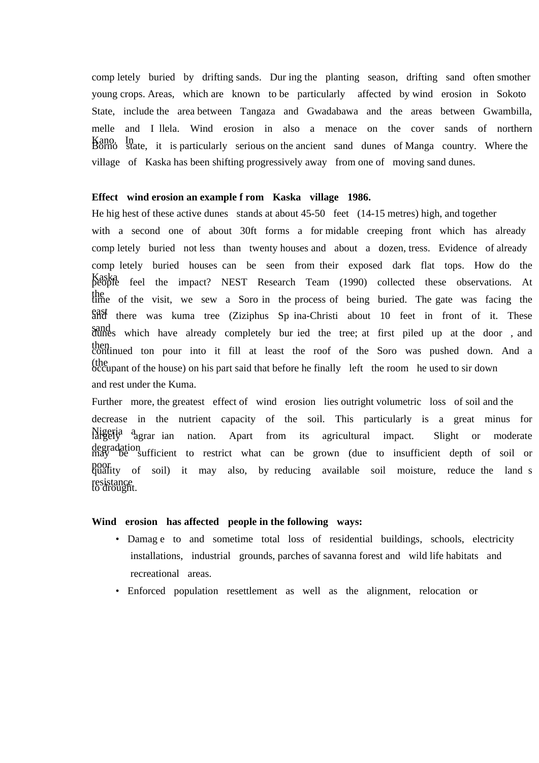completely buried by drifting sands. During the planting season, drifting sand often smother young crops. Areas, which are known to be particularly affected by wind erosion in Sokoto State, include the area between Tangaza and Gwadabawa and the areas between Gwambilla, melle and I llela. Wind erosion in also a menace on the cover sands of northern Kano. In Borno state, it is particularly serious on the ancient sand dunes of Manga country. Where the village of Kaska has been shifting progressively away from one of moving sand dunes.

**Effect wind erosion an example from Kaska village 1986.**

He highest of these active dunes stands at about 45-50 feet (14-15 metres) high, and together with a second one of about 30ft forms a formidable creeping front which has already completely buried not less than twenty houses and about a dozen, tress. Evidence of already completely buried houses can be seen from their exposed dark flat tops. How do the Kaska people feel the impact? NEST Research Team (1990) collected these observations. At the time of the visit, we sew a Soro in the process of being buried. The gate was facing the east and there was kuma tree (Ziziphus Spina-Christi about 10 feet in front of it. These sand dunes which have already completely buried the tree; at first piled up at the door, and then continued ton pour into it fill at least the roof of the Soro was pushed down. And a (the occupant of the house) on his part said that before he finally left the room he used to sir down and rest under the Kuma.

Further more, the greatest effect of wind erosion lies outright volumetric loss of soil and the decrease in the nutrient capacity of the soil. This particularly is a great minus for Nigeria a largely agrarian nation. Apart from its agricultural impact. Slight or moderate degradation may be sufficient to restrict what can be grown (due to insufficient depth of soil or poor quality of soil) it may also, by reducing available soil moisture, reduce the land s resistance to drought.

**Wind erosion has affected people in the following ways:**

- Damage to and sometime total loss of residential buildings, schools, electricity installations, industrial grounds, parches of savanna forest and wild life habitats and recreational areas.
- Enforced population resettlement as well as the alignment, relocation or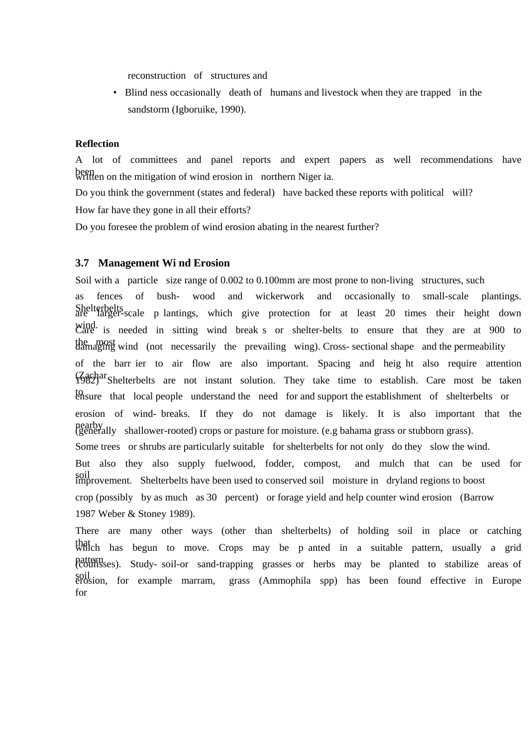reconstruction of structures and

- Blind ness occasionally death of humans and livestock when they are trapped in the sandstorm (Igboruike, 1990).

**Reflection**

A lot of committees and panel reports and expert papers as well recommendations have been written on the mitigation of wind erosion in northern Niger ia.

Do you think the government (states and federal) have backed these reports with political will?

How far have they gone in all their efforts?

Do you foresee the problem of wind erosion abating in the nearest further?

### 3.7 Management Wi nd Erosion

Soil with a particle size range of 0.002 to 0.100mm are most prone to non-living structures, such as fences of bush- wood and wickerwork and occasionally to small-scale plantings. Shelterbelts are larger-scale p lantings, which give protection for at least 20 times their height down wind. Care is needed in sitting wind break s or shelter-belts to ensure that they are at 900 to the most damaging wind (not necessarily the prevailing wing). Cross- sectional shape and the permeability of the barr ier to air flow are also important. Spacing and heig ht also require attention (Zachar 1982) Shelterbelts are not instant solution. They take time to establish. Care most be taken to ensure that local people understand the need for and support the establishment of shelterbelts or erosion of wind- breaks. If they do not damage is likely. It is also important that the nearby (generally shallower-rooted) crops or pasture for moisture. (e.g bahama grass or stubborn grass). Some trees or shrubs are particularly suitable for shelterbelts for not only do they slow the wind. But also they also supply fuelwood, fodder, compost, and mulch that can be used for soil improvement. Shelterbelts have been used to conserved soil moisture in dryland regions to boost crop (possibly by as much as 30 percent) or forage yield and help counter wind erosion (Barrow 1987 Weber & Stoney 1989).

There are many other ways (other than shelterbelts) of holding soil in place or catching that which has begun to move. Crops may be p anted in a suitable pattern, usually a grid pattern (coulisses). Study- soil-or sand-trapping grasses or herbs may be planted to stabilize areas of soil erosion, for example marram, grass (Ammophila spp) has been found effective in Europe for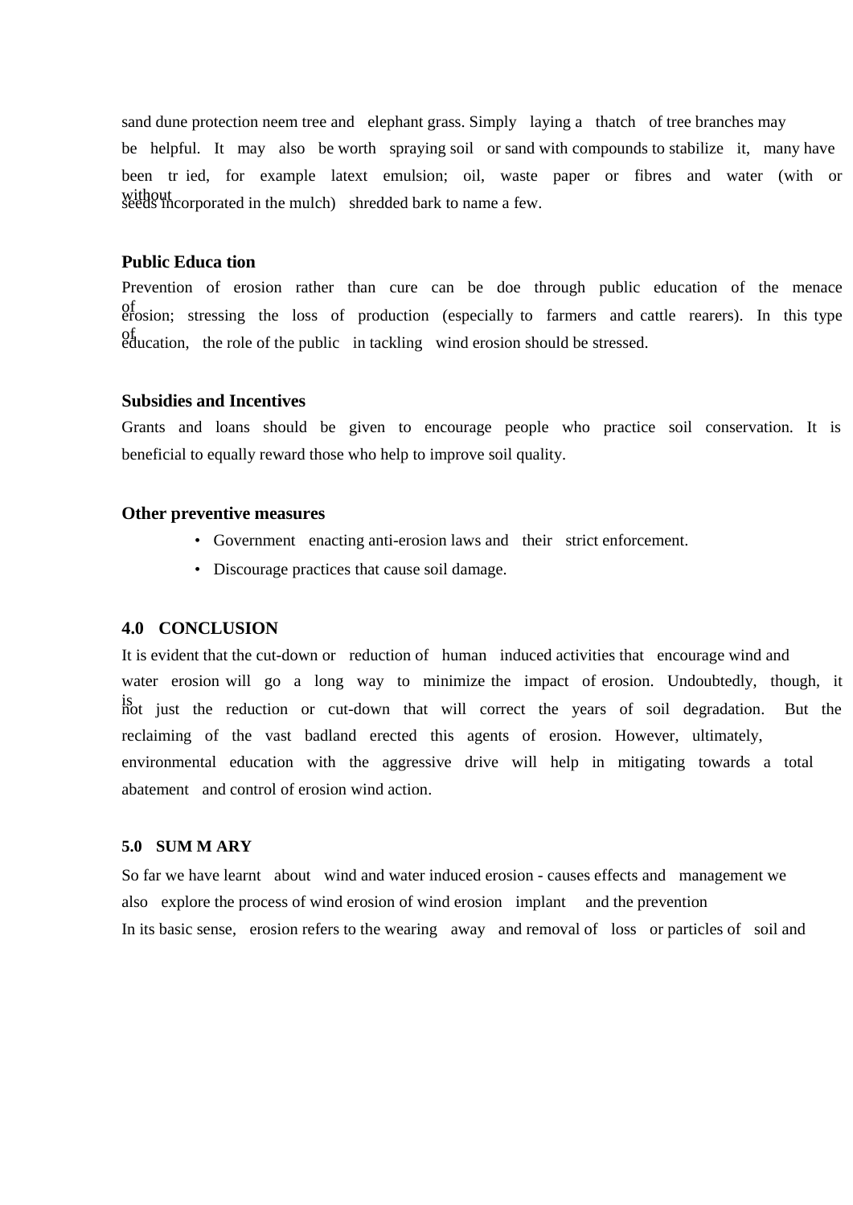sand dune protection neem tree and elephant grass. Simply laying a thatch of tree branches may be helpful. It may also be worth spraying soil or sand with compounds to stabilize it, many have been tr ied, for example latext emulsion; oil, waste paper or fibres and water (with or without seeds incorporated in the mulch) shredded bark to name a few.

**Public Educa tion**

Prevention of erosion rather than cure can be doe through public education of the menace of erosion; stressing the loss of production (especially to farmers and cattle rearers). In this type of education, the role of the public in tackling wind erosion should be stressed.

**Subsidies and Incentives**

Grants and loans should be given to encourage people who practice soil conservation. It is beneficial to equally reward those who help to improve soil quality.

**Other preventive measures**

- Government enacting anti-erosion laws and their strict enforcement.
- Discourage practices that cause soil damage.

## 4.0 CONCLUSION

It is evident that the cut-down or reduction of human induced activities that encourage wind and water erosion will go a long way to minimize the impact of erosion. Undoubtedly, though, it is not just the reduction or cut-down that will correct the years of soil degradation. But the reclaiming of the vast badland erected this agents of erosion. However, ultimately, environmental education with the aggressive drive will help in mitigating towards a total abatement and control of erosion wind action.

## 5.0 SUM M ARY

So far we have learnt about wind and water induced erosion - causes effects and management we also explore the process of wind erosion of wind erosion implant and the prevention

In its basic sense, erosion refers to the wearing away and removal of loss or particles of soil and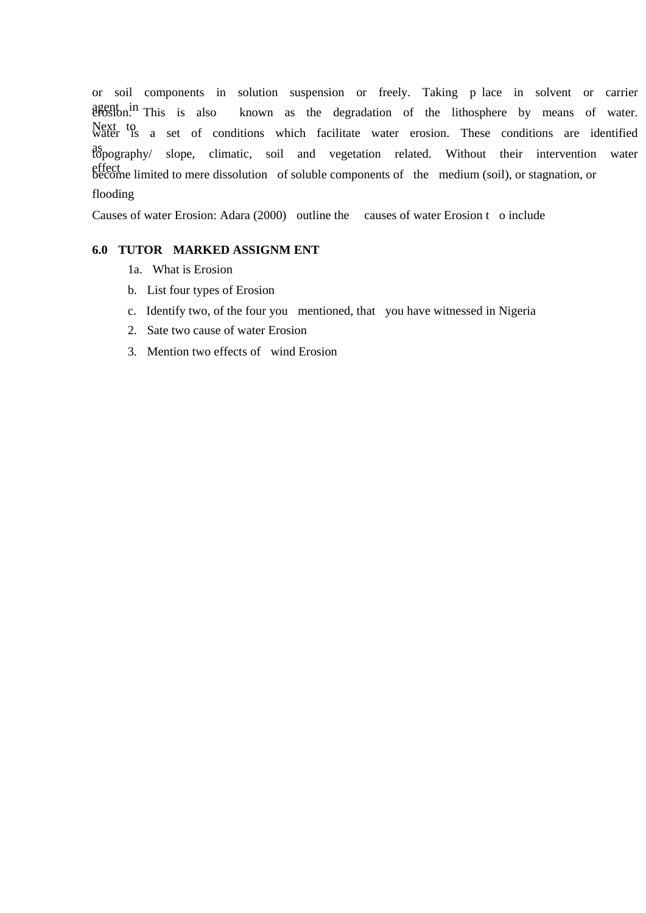or soil components in solution suspension or freely. Taking p lace in solvent or carrier agent in erosion. This is also known as the degradation of the lithosphere by means of water. Next to water is a set of conditions which facilitate water erosion. These conditions are identified as topography/ slope, climatic, soil and vegetation related. Without their intervention water effect become limited to mere dissolution of soluble components of the medium (soil), or stagnation, or flooding

Causes of water Erosion: Adara (2000) outline the causes of water Erosion t o include

## 6.0 TUTOR MARKED ASSIGNM ENT

1a. What is Erosion

b. List four types of Erosion

c. Identify two, of the four you mentioned, that you have witnessed in Nigeria

2. Sate two cause of water Erosion

3. Mention two effects of wind Erosion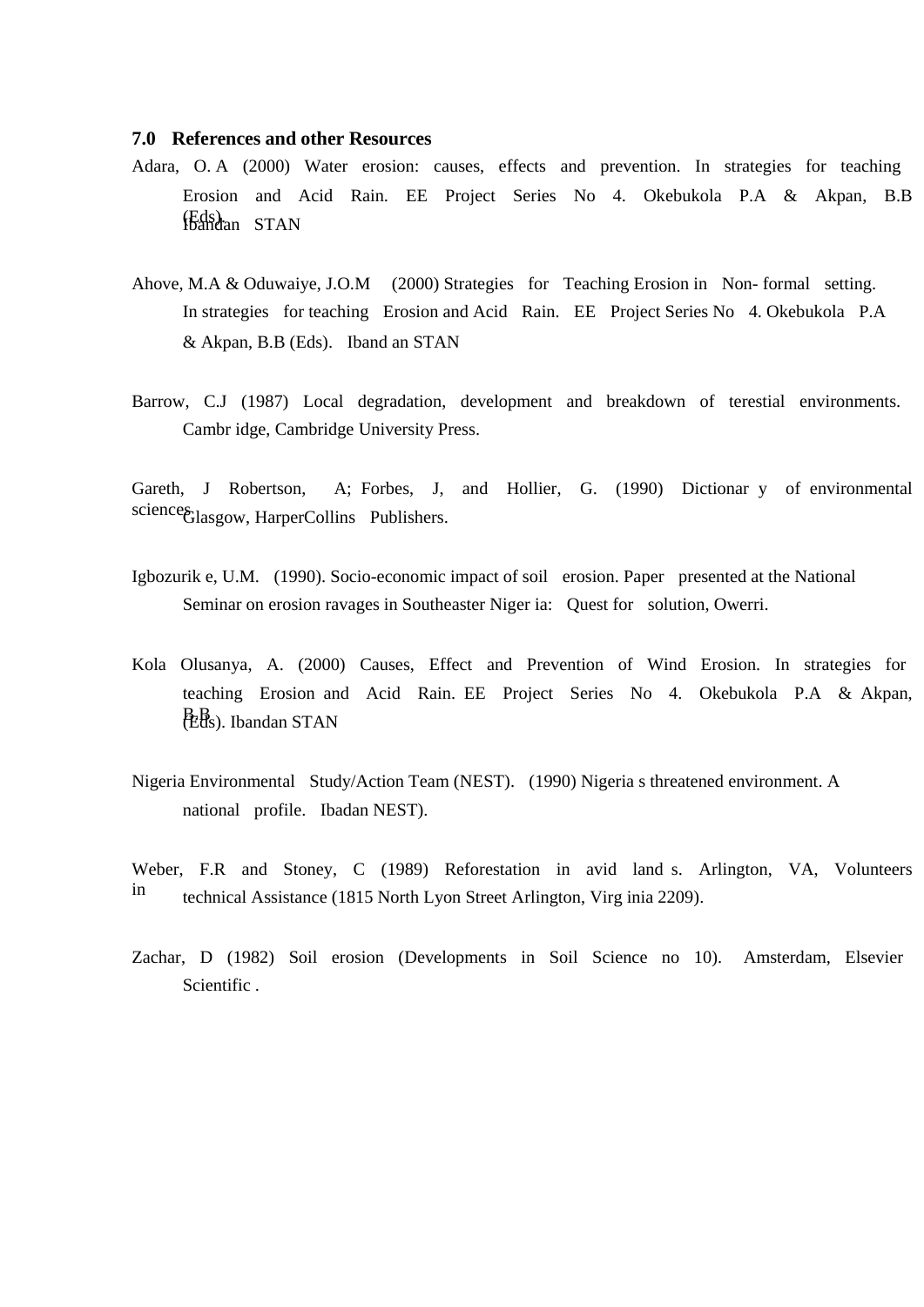## 7.0 References and other Resources

Adara, O. A (2000) Water erosion: causes, effects and prevention. In strategies for teaching Erosion and Acid Rain. EE Project Series No 4. Okebukola P.A & Akpan, B.B (Eds). Ibandan STAN

Ahove, M.A & Oduwaiye, J.O.M (2000) Strategies for Teaching Erosion in Non- formal setting. In strategies for teaching Erosion and Acid Rain. EE Project Series No 4. Okebukola P.A & Akpan, B.B (Eds). Iband an STAN

Barrow, C.J (1987) Local degradation, development and breakdown of terestial environments. Cambr idge, Cambridge University Press.

Gareth, J Robertson, A; Forbes, J, and Hollier, G. (1990) Dictionar y of environmental sciences. Glasgow, HarperCollins Publishers.

Igbozurik e, U.M. (1990). Socio-economic impact of soil erosion. Paper presented at the National Seminar on erosion ravages in Southeaster Niger ia: Quest for solution, Owerri.

Kola Olusanya, A. (2000) Causes, Effect and Prevention of Wind Erosion. In strategies for teaching Erosion and Acid Rain. EE Project Series No 4. Okebukola P.A & Akpan, B.B (Eds). Ibandan STAN

Nigeria Environmental Study/Action Team (NEST). (1990) Nigeria s threatened environment. A national profile. Ibadan NEST).

Weber, F.R and Stoney, C (1989) Reforestation in avid land s. Arlington, VA, Volunteers in technical Assistance (1815 North Lyon Street Arlington, Virg inia 2209).

Zachar, D (1982) Soil erosion (Developments in Soil Science no 10). Amsterdam, Elsevier Scientific .